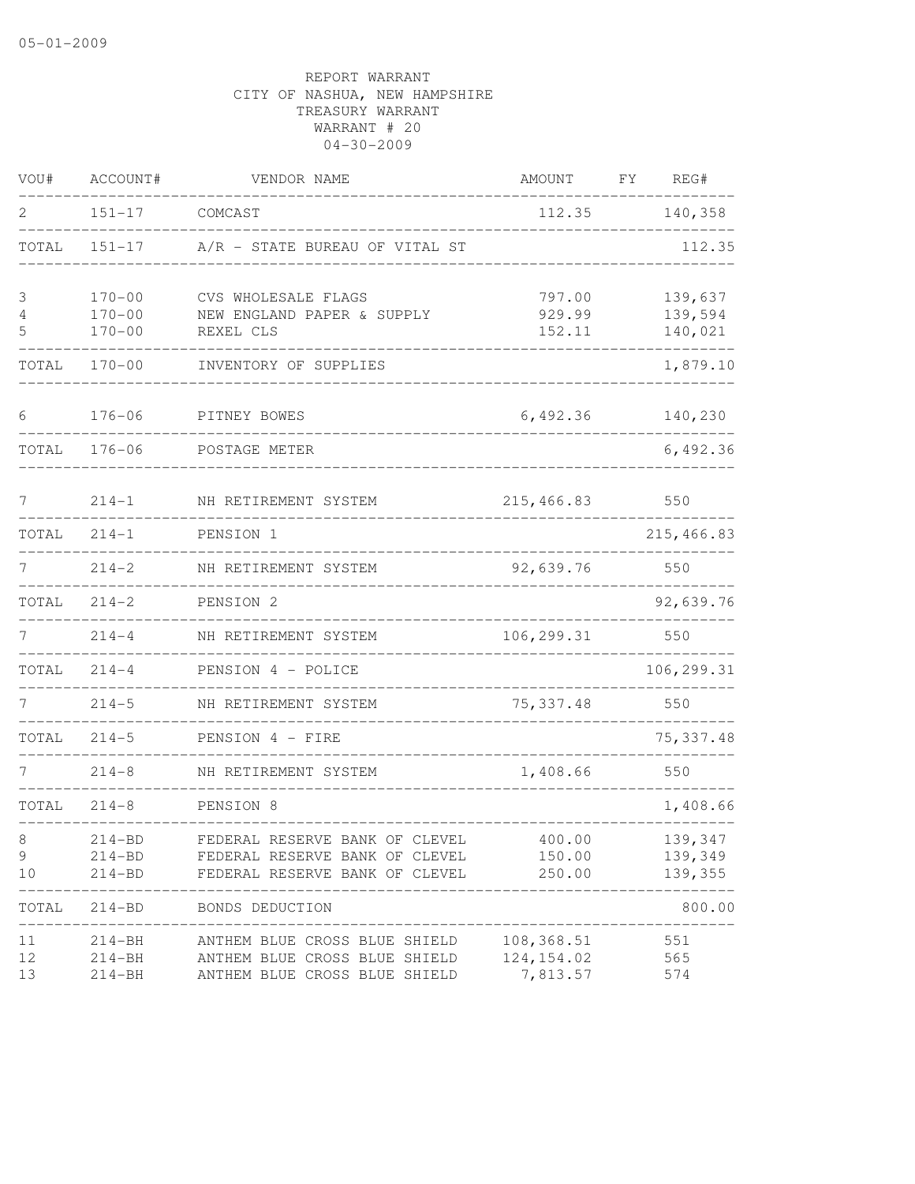05-01-2009

REPORT WARRANT
CITY OF NASHUA, NEW HAMPSHIRE
TREASURY WARRANT
WARRANT # 20
04-30-2009

| VOU# | ACCOUNT# | VENDOR NAME | AMOUNT | FY | REG# |
|---|---|---|---|---|---|
| 2 | 151-17 | COMCAST | 112.35 | | 140,358 |
| TOTAL | 151-17 | A/R - STATE BUREAU OF VITAL ST | | | 112.35 |
| 3 | 170-00 | CVS WHOLESALE FLAGS | 797.00 | | 139,637 |
| 4 | 170-00 | NEW ENGLAND PAPER & SUPPLY | 929.99 | | 139,594 |
| 5 | 170-00 | REXEL CLS | 152.11 | | 140,021 |
| TOTAL | 170-00 | INVENTORY OF SUPPLIES | | | 1,879.10 |
| 6 | 176-06 | PITNEY BOWES | 6,492.36 | | 140,230 |
| TOTAL | 176-06 | POSTAGE METER | | | 6,492.36 |
| 7 | 214-1 | NH RETIREMENT SYSTEM | 215,466.83 | | 550 |
| TOTAL | 214-1 | PENSION 1 | | | 215,466.83 |
| 7 | 214-2 | NH RETIREMENT SYSTEM | 92,639.76 | | 550 |
| TOTAL | 214-2 | PENSION 2 | | | 92,639.76 |
| 7 | 214-4 | NH RETIREMENT SYSTEM | 106,299.31 | | 550 |
| TOTAL | 214-4 | PENSION 4 - POLICE | | | 106,299.31 |
| 7 | 214-5 | NH RETIREMENT SYSTEM | 75,337.48 | | 550 |
| TOTAL | 214-5 | PENSION 4 - FIRE | | | 75,337.48 |
| 7 | 214-8 | NH RETIREMENT SYSTEM | 1,408.66 | | 550 |
| TOTAL | 214-8 | PENSION 8 | | | 1,408.66 |
| 8 | 214-BD | FEDERAL RESERVE BANK OF CLEVEL | 400.00 | | 139,347 |
| 9 | 214-BD | FEDERAL RESERVE BANK OF CLEVEL | 150.00 | | 139,349 |
| 10 | 214-BD | FEDERAL RESERVE BANK OF CLEVEL | 250.00 | | 139,355 |
| TOTAL | 214-BD | BONDS DEDUCTION | | | 800.00 |
| 11 | 214-BH | ANTHEM BLUE CROSS BLUE SHIELD | 108,368.51 | | 551 |
| 12 | 214-BH | ANTHEM BLUE CROSS BLUE SHIELD | 124,154.02 | | 565 |
| 13 | 214-BH | ANTHEM BLUE CROSS BLUE SHIELD | 7,813.57 | | 574 |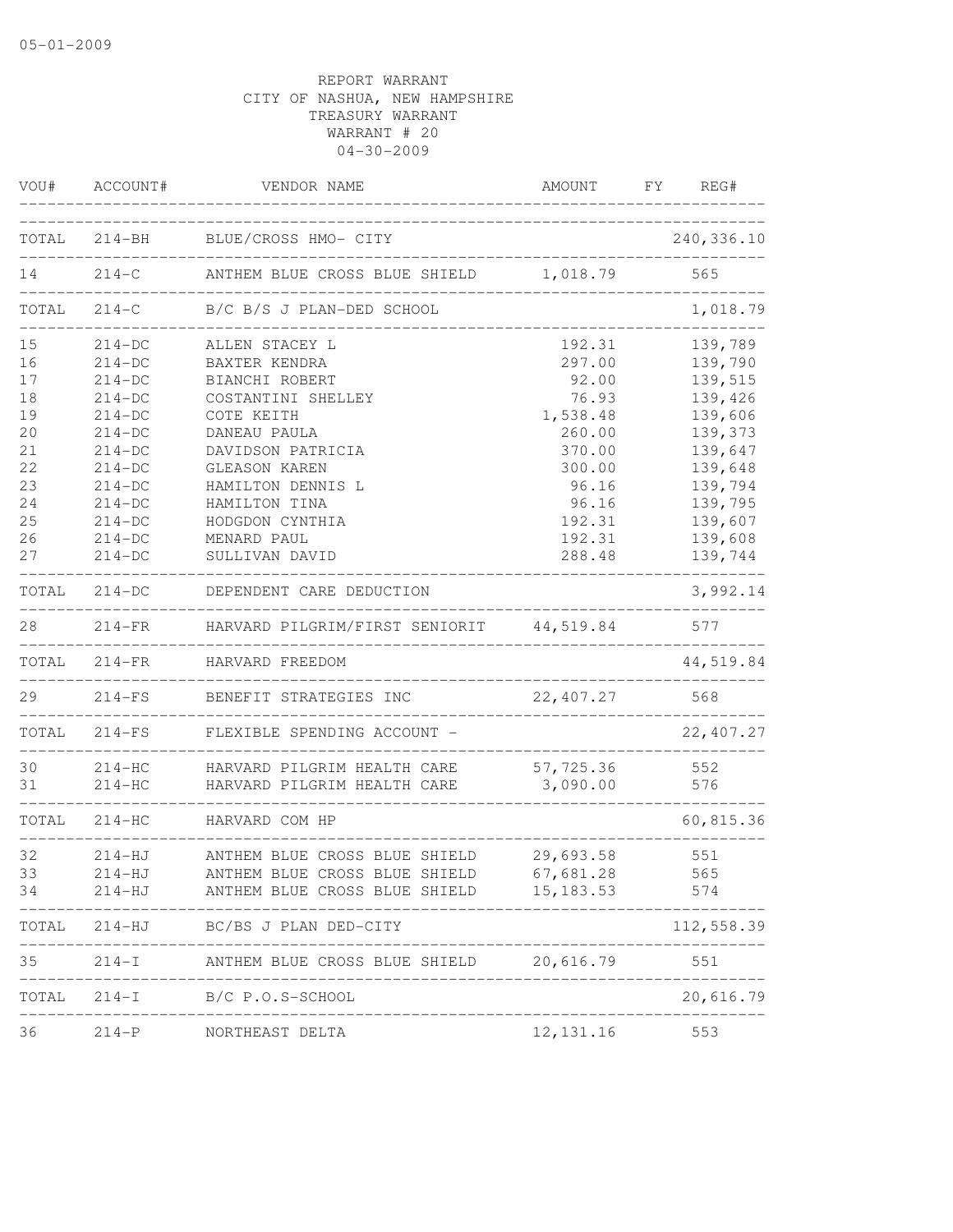05-01-2009

REPORT WARRANT
CITY OF NASHUA, NEW HAMPSHIRE
TREASURY WARRANT
WARRANT # 20
04-30-2009

| VOU# | ACCOUNT# | VENDOR NAME | AMOUNT | FY | REG# |
|---|---|---|---|---|---|
| TOTAL | 214-BH | BLUE/CROSS HMO- CITY | | | 240,336.10 |
| 14 | 214-C | ANTHEM BLUE CROSS BLUE SHIELD | 1,018.79 | | 565 |
| TOTAL | 214-C | B/C B/S J PLAN-DED SCHOOL | | | 1,018.79 |
| 15 | 214-DC | ALLEN STACEY L | 192.31 | | 139,789 |
| 16 | 214-DC | BAXTER KENDRA | 297.00 | | 139,790 |
| 17 | 214-DC | BIANCHI ROBERT | 92.00 | | 139,515 |
| 18 | 214-DC | COSTANTINI SHELLEY | 76.93 | | 139,426 |
| 19 | 214-DC | COTE KEITH | 1,538.48 | | 139,606 |
| 20 | 214-DC | DANEAU PAULA | 260.00 | | 139,373 |
| 21 | 214-DC | DAVIDSON PATRICIA | 370.00 | | 139,647 |
| 22 | 214-DC | GLEASON KAREN | 300.00 | | 139,648 |
| 23 | 214-DC | HAMILTON DENNIS L | 96.16 | | 139,794 |
| 24 | 214-DC | HAMILTON TINA | 96.16 | | 139,795 |
| 25 | 214-DC | HODGDON CYNTHIA | 192.31 | | 139,607 |
| 26 | 214-DC | MENARD PAUL | 192.31 | | 139,608 |
| 27 | 214-DC | SULLIVAN DAVID | 288.48 | | 139,744 |
| TOTAL | 214-DC | DEPENDENT CARE DEDUCTION | | | 3,992.14 |
| 28 | 214-FR | HARVARD PILGRIM/FIRST SENIORIT | 44,519.84 | | 577 |
| TOTAL | 214-FR | HARVARD FREEDOM | | | 44,519.84 |
| 29 | 214-FS | BENEFIT STRATEGIES INC | 22,407.27 | | 568 |
| TOTAL | 214-FS | FLEXIBLE SPENDING ACCOUNT - | | | 22,407.27 |
| 30 | 214-HC | HARVARD PILGRIM HEALTH CARE | 57,725.36 | | 552 |
| 31 | 214-HC | HARVARD PILGRIM HEALTH CARE | 3,090.00 | | 576 |
| TOTAL | 214-HC | HARVARD COM HP | | | 60,815.36 |
| 32 | 214-HJ | ANTHEM BLUE CROSS BLUE SHIELD | 29,693.58 | | 551 |
| 33 | 214-HJ | ANTHEM BLUE CROSS BLUE SHIELD | 67,681.28 | | 565 |
| 34 | 214-HJ | ANTHEM BLUE CROSS BLUE SHIELD | 15,183.53 | | 574 |
| TOTAL | 214-HJ | BC/BS J PLAN DED-CITY | | | 112,558.39 |
| 35 | 214-I | ANTHEM BLUE CROSS BLUE SHIELD | 20,616.79 | | 551 |
| TOTAL | 214-I | B/C P.O.S-SCHOOL | | | 20,616.79 |
| 36 | 214-P | NORTHEAST DELTA | 12,131.16 | | 553 |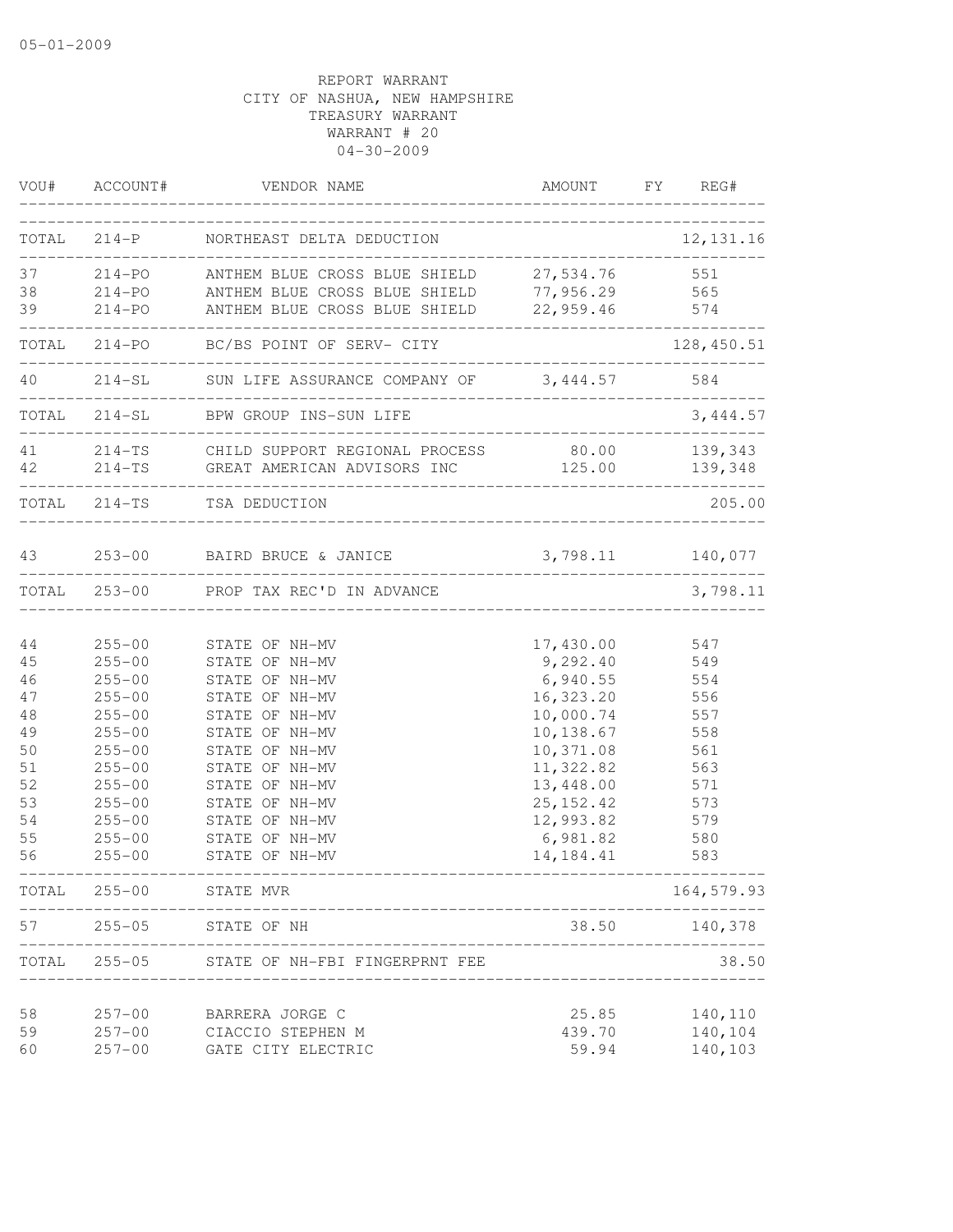05-01-2009

REPORT WARRANT
CITY OF NASHUA, NEW HAMPSHIRE
TREASURY WARRANT
WARRANT # 20
04-30-2009

| VOU# | ACCOUNT# | VENDOR NAME | AMOUNT | FY | REG# |
|---|---|---|---|---|---|
| TOTAL | 214-P | NORTHEAST DELTA DEDUCTION | | | 12,131.16 |
| 37 | 214-PO | ANTHEM BLUE CROSS BLUE SHIELD | 27,534.76 | | 551 |
| 38 | 214-PO | ANTHEM BLUE CROSS BLUE SHIELD | 77,956.29 | | 565 |
| 39 | 214-PO | ANTHEM BLUE CROSS BLUE SHIELD | 22,959.46 | | 574 |
| TOTAL | 214-PO | BC/BS POINT OF SERV- CITY | | | 128,450.51 |
| 40 | 214-SL | SUN LIFE ASSURANCE COMPANY OF | 3,444.57 | | 584 |
| TOTAL | 214-SL | BPW GROUP INS-SUN LIFE | | | 3,444.57 |
| 41 | 214-TS | CHILD SUPPORT REGIONAL PROCESS | 80.00 | | 139,343 |
| 42 | 214-TS | GREAT AMERICAN ADVISORS INC | 125.00 | | 139,348 |
| TOTAL | 214-TS | TSA DEDUCTION | | | 205.00 |
| 43 | 253-00 | BAIRD BRUCE & JANICE | 3,798.11 | | 140,077 |
| TOTAL | 253-00 | PROP TAX REC'D IN ADVANCE | | | 3,798.11 |
| 44 | 255-00 | STATE OF NH-MV | 17,430.00 | | 547 |
| 45 | 255-00 | STATE OF NH-MV | 9,292.40 | | 549 |
| 46 | 255-00 | STATE OF NH-MV | 6,940.55 | | 554 |
| 47 | 255-00 | STATE OF NH-MV | 16,323.20 | | 556 |
| 48 | 255-00 | STATE OF NH-MV | 10,000.74 | | 557 |
| 49 | 255-00 | STATE OF NH-MV | 10,138.67 | | 558 |
| 50 | 255-00 | STATE OF NH-MV | 10,371.08 | | 561 |
| 51 | 255-00 | STATE OF NH-MV | 11,322.82 | | 563 |
| 52 | 255-00 | STATE OF NH-MV | 13,448.00 | | 571 |
| 53 | 255-00 | STATE OF NH-MV | 25,152.42 | | 573 |
| 54 | 255-00 | STATE OF NH-MV | 12,993.82 | | 579 |
| 55 | 255-00 | STATE OF NH-MV | 6,981.82 | | 580 |
| 56 | 255-00 | STATE OF NH-MV | 14,184.41 | | 583 |
| TOTAL | 255-00 | STATE MVR | | | 164,579.93 |
| 57 | 255-05 | STATE OF NH | 38.50 | | 140,378 |
| TOTAL | 255-05 | STATE OF NH-FBI FINGERPRNT FEE | | | 38.50 |
| 58 | 257-00 | BARRERA JORGE C | 25.85 | | 140,110 |
| 59 | 257-00 | CIACCIO STEPHEN M | 439.70 | | 140,104 |
| 60 | 257-00 | GATE CITY ELECTRIC | 59.94 | | 140,103 |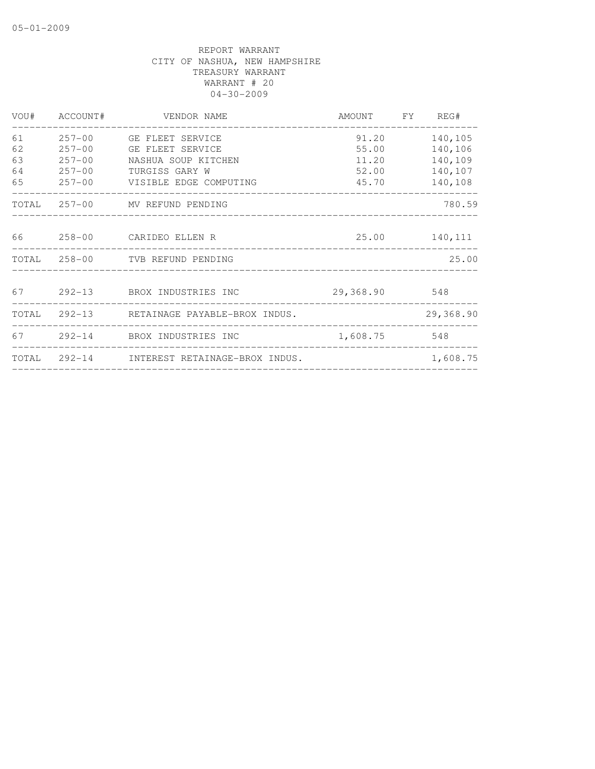REPORT WARRANT
CITY OF NASHUA, NEW HAMPSHIRE
TREASURY WARRANT
WARRANT # 20
04-30-2009

| VOU# | ACCOUNT# | VENDOR NAME | AMOUNT | FY | REG# |
|---|---|---|---|---|---|
| 61 | 257-00 | GE FLEET SERVICE | 91.20 | | 140,105 |
| 62 | 257-00 | GE FLEET SERVICE | 55.00 | | 140,106 |
| 63 | 257-00 | NASHUA SOUP KITCHEN | 11.20 | | 140,109 |
| 64 | 257-00 | TURGISS GARY W | 52.00 | | 140,107 |
| 65 | 257-00 | VISIBLE EDGE COMPUTING | 45.70 | | 140,108 |
| TOTAL | 257-00 | MV REFUND PENDING | | | 780.59 |
| 66 | 258-00 | CARIDEO ELLEN R | 25.00 | | 140,111 |
| TOTAL | 258-00 | TVB REFUND PENDING | | | 25.00 |
| 67 | 292-13 | BROX INDUSTRIES INC | 29,368.90 | | 548 |
| TOTAL | 292-13 | RETAINAGE PAYABLE-BROX INDUS. | | | 29,368.90 |
| 67 | 292-14 | BROX INDUSTRIES INC | 1,608.75 | | 548 |
| TOTAL | 292-14 | INTEREST RETAINAGE-BROX INDUS. | | | 1,608.75 |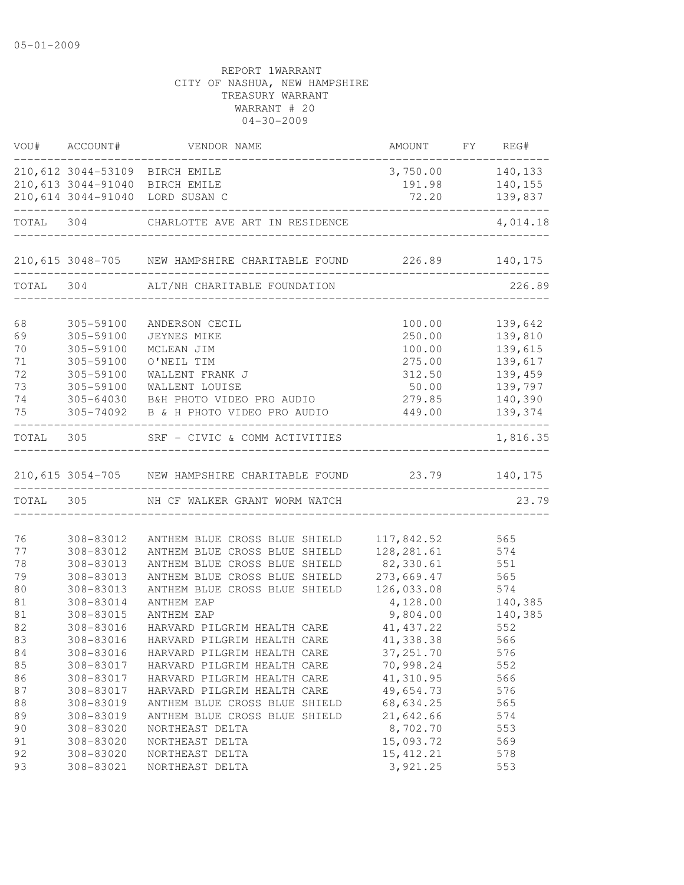05-01-2009

REPORT 1WARRANT
CITY OF NASHUA, NEW HAMPSHIRE
TREASURY WARRANT
WARRANT # 20
04-30-2009

| VOU# | ACCOUNT# | VENDOR NAME | AMOUNT | FY | REG# |
|---|---|---|---|---|---|
| 210,612 | 3044-53109 | BIRCH EMILE | 3,750.00 | | 140,133 |
| 210,613 | 3044-91040 | BIRCH EMILE | 191.98 | | 140,155 |
| 210,614 | 3044-91040 | LORD SUSAN C | 72.20 | | 139,837 |
| TOTAL | 304 | CHARLOTTE AVE ART IN RESIDENCE | | | 4,014.18 |
| 210,615 | 3048-705 | NEW HAMPSHIRE CHARITABLE FOUND | 226.89 | | 140,175 |
| TOTAL | 304 | ALT/NH CHARITABLE FOUNDATION | | | 226.89 |
| 68 | 305-59100 | ANDERSON CECIL | 100.00 | | 139,642 |
| 69 | 305-59100 | JEYNES MIKE | 250.00 | | 139,810 |
| 70 | 305-59100 | MCLEAN JIM | 100.00 | | 139,615 |
| 71 | 305-59100 | O'NEIL TIM | 275.00 | | 139,617 |
| 72 | 305-59100 | WALLENT FRANK J | 312.50 | | 139,459 |
| 73 | 305-59100 | WALLENT LOUISE | 50.00 | | 139,797 |
| 74 | 305-64030 | B&H PHOTO VIDEO PRO AUDIO | 279.85 | | 140,390 |
| 75 | 305-74092 | B & H PHOTO VIDEO PRO AUDIO | 449.00 | | 139,374 |
| TOTAL | 305 | SRF - CIVIC & COMM ACTIVITIES | | | 1,816.35 |
| 210,615 | 3054-705 | NEW HAMPSHIRE CHARITABLE FOUND | 23.79 | | 140,175 |
| TOTAL | 305 | NH CF WALKER GRANT WORM WATCH | | | 23.79 |
| 76 | 308-83012 | ANTHEM BLUE CROSS BLUE SHIELD | 117,842.52 | | 565 |
| 77 | 308-83012 | ANTHEM BLUE CROSS BLUE SHIELD | 128,281.61 | | 574 |
| 78 | 308-83013 | ANTHEM BLUE CROSS BLUE SHIELD | 82,330.61 | | 551 |
| 79 | 308-83013 | ANTHEM BLUE CROSS BLUE SHIELD | 273,669.47 | | 565 |
| 80 | 308-83013 | ANTHEM BLUE CROSS BLUE SHIELD | 126,033.08 | | 574 |
| 81 | 308-83014 | ANTHEM EAP | 4,128.00 | | 140,385 |
| 81 | 308-83015 | ANTHEM EAP | 9,804.00 | | 140,385 |
| 82 | 308-83016 | HARVARD PILGRIM HEALTH CARE | 41,437.22 | | 552 |
| 83 | 308-83016 | HARVARD PILGRIM HEALTH CARE | 41,338.38 | | 566 |
| 84 | 308-83016 | HARVARD PILGRIM HEALTH CARE | 37,251.70 | | 576 |
| 85 | 308-83017 | HARVARD PILGRIM HEALTH CARE | 70,998.24 | | 552 |
| 86 | 308-83017 | HARVARD PILGRIM HEALTH CARE | 41,310.95 | | 566 |
| 87 | 308-83017 | HARVARD PILGRIM HEALTH CARE | 49,654.73 | | 576 |
| 88 | 308-83019 | ANTHEM BLUE CROSS BLUE SHIELD | 68,634.25 | | 565 |
| 89 | 308-83019 | ANTHEM BLUE CROSS BLUE SHIELD | 21,642.66 | | 574 |
| 90 | 308-83020 | NORTHEAST DELTA | 8,702.70 | | 553 |
| 91 | 308-83020 | NORTHEAST DELTA | 15,093.72 | | 569 |
| 92 | 308-83020 | NORTHEAST DELTA | 15,412.21 | | 578 |
| 93 | 308-83021 | NORTHEAST DELTA | 3,921.25 | | 553 |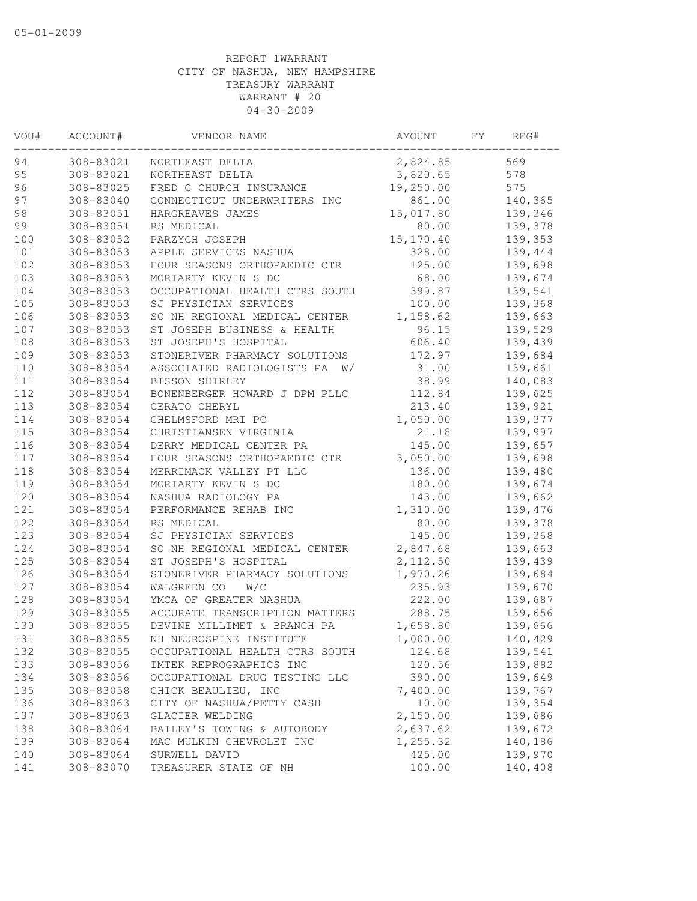05-01-2009

REPORT 1WARRANT
CITY OF NASHUA, NEW HAMPSHIRE
TREASURY WARRANT
WARRANT # 20
04-30-2009

| VOU# | ACCOUNT# | VENDOR NAME | AMOUNT | FY | REG# |
|---|---|---|---|---|---|
| 94 | 308-83021 | NORTHEAST DELTA | 2,824.85 | | 569 |
| 95 | 308-83021 | NORTHEAST DELTA | 3,820.65 | | 578 |
| 96 | 308-83025 | FRED C CHURCH INSURANCE | 19,250.00 | | 575 |
| 97 | 308-83040 | CONNECTICUT UNDERWRITERS INC | 861.00 | | 140,365 |
| 98 | 308-83051 | HARGREAVES JAMES | 15,017.80 | | 139,346 |
| 99 | 308-83051 | RS MEDICAL | 80.00 | | 139,378 |
| 100 | 308-83052 | PARZYCH JOSEPH | 15,170.40 | | 139,353 |
| 101 | 308-83053 | APPLE SERVICES NASHUA | 328.00 | | 139,444 |
| 102 | 308-83053 | FOUR SEASONS ORTHOPAEDIC CTR | 125.00 | | 139,698 |
| 103 | 308-83053 | MORIARTY KEVIN S DC | 68.00 | | 139,674 |
| 104 | 308-83053 | OCCUPATIONAL HEALTH CTRS SOUTH | 399.87 | | 139,541 |
| 105 | 308-83053 | SJ PHYSICIAN SERVICES | 100.00 | | 139,368 |
| 106 | 308-83053 | SO NH REGIONAL MEDICAL CENTER | 1,158.62 | | 139,663 |
| 107 | 308-83053 | ST JOSEPH BUSINESS & HEALTH | 96.15 | | 139,529 |
| 108 | 308-83053 | ST JOSEPH'S HOSPITAL | 606.40 | | 139,439 |
| 109 | 308-83053 | STONERIVER PHARMACY SOLUTIONS | 172.97 | | 139,684 |
| 110 | 308-83054 | ASSOCIATED RADIOLOGISTS PA W/ | 31.00 | | 139,661 |
| 111 | 308-83054 | BISSON SHIRLEY | 38.99 | | 140,083 |
| 112 | 308-83054 | BONENBERGER HOWARD J DPM PLLC | 112.84 | | 139,625 |
| 113 | 308-83054 | CERATO CHERYL | 213.40 | | 139,921 |
| 114 | 308-83054 | CHELMSFORD MRI PC | 1,050.00 | | 139,377 |
| 115 | 308-83054 | CHRISTIANSEN VIRGINIA | 21.18 | | 139,997 |
| 116 | 308-83054 | DERRY MEDICAL CENTER PA | 145.00 | | 139,657 |
| 117 | 308-83054 | FOUR SEASONS ORTHOPAEDIC CTR | 3,050.00 | | 139,698 |
| 118 | 308-83054 | MERRIMACK VALLEY PT LLC | 136.00 | | 139,480 |
| 119 | 308-83054 | MORIARTY KEVIN S DC | 180.00 | | 139,674 |
| 120 | 308-83054 | NASHUA RADIOLOGY PA | 143.00 | | 139,662 |
| 121 | 308-83054 | PERFORMANCE REHAB INC | 1,310.00 | | 139,476 |
| 122 | 308-83054 | RS MEDICAL | 80.00 | | 139,378 |
| 123 | 308-83054 | SJ PHYSICIAN SERVICES | 145.00 | | 139,368 |
| 124 | 308-83054 | SO NH REGIONAL MEDICAL CENTER | 2,847.68 | | 139,663 |
| 125 | 308-83054 | ST JOSEPH'S HOSPITAL | 2,112.50 | | 139,439 |
| 126 | 308-83054 | STONERIVER PHARMACY SOLUTIONS | 1,970.26 | | 139,684 |
| 127 | 308-83054 | WALGREEN CO W/C | 235.93 | | 139,670 |
| 128 | 308-83054 | YMCA OF GREATER NASHUA | 222.00 | | 139,687 |
| 129 | 308-83055 | ACCURATE TRANSCRIPTION MATTERS | 288.75 | | 139,656 |
| 130 | 308-83055 | DEVINE MILLIMET & BRANCH PA | 1,658.80 | | 139,666 |
| 131 | 308-83055 | NH NEUROSPINE INSTITUTE | 1,000.00 | | 140,429 |
| 132 | 308-83055 | OCCUPATIONAL HEALTH CTRS SOUTH | 124.68 | | 139,541 |
| 133 | 308-83056 | IMTEK REPROGRAPHICS INC | 120.56 | | 139,882 |
| 134 | 308-83056 | OCCUPATIONAL DRUG TESTING LLC | 390.00 | | 139,649 |
| 135 | 308-83058 | CHICK BEAULIEU, INC | 7,400.00 | | 139,767 |
| 136 | 308-83063 | CITY OF NASHUA/PETTY CASH | 10.00 | | 139,354 |
| 137 | 308-83063 | GLACIER WELDING | 2,150.00 | | 139,686 |
| 138 | 308-83064 | BAILEY'S TOWING & AUTOBODY | 2,637.62 | | 139,672 |
| 139 | 308-83064 | MAC MULKIN CHEVROLET INC | 1,255.32 | | 140,186 |
| 140 | 308-83064 | SURWELL DAVID | 425.00 | | 139,970 |
| 141 | 308-83070 | TREASURER STATE OF NH | 100.00 | | 140,408 |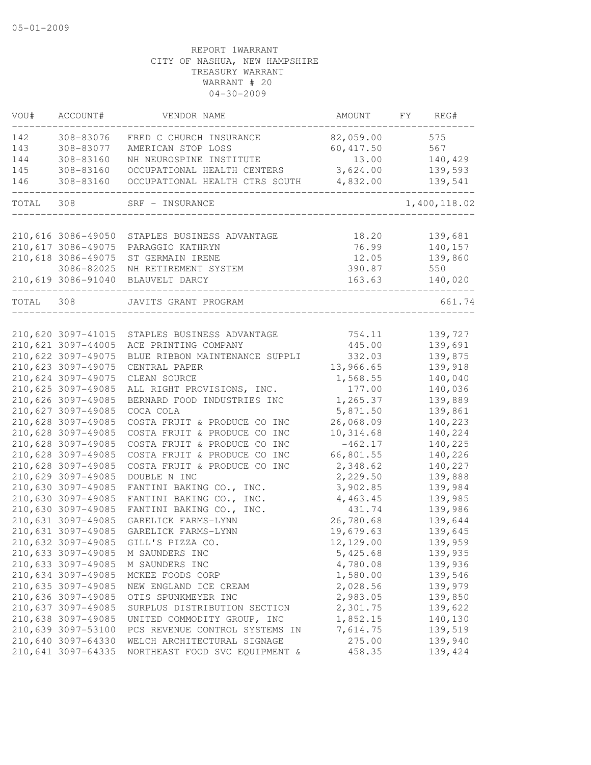05-01-2009

REPORT 1WARRANT
CITY OF NASHUA, NEW HAMPSHIRE
TREASURY WARRANT
WARRANT # 20
04-30-2009

| VOU# | ACCOUNT# | VENDOR NAME | AMOUNT | FY | REG# |
|---|---|---|---|---|---|
| 142 | 308-83076 | FRED C CHURCH INSURANCE | 82,059.00 | | 575 |
| 143 | 308-83077 | AMERICAN STOP LOSS | 60,417.50 | | 567 |
| 144 | 308-83160 | NH NEUROSPINE INSTITUTE | 13.00 | | 140,429 |
| 145 | 308-83160 | OCCUPATIONAL HEALTH CENTERS | 3,624.00 | | 139,593 |
| 146 | 308-83160 | OCCUPATIONAL HEALTH CTRS SOUTH | 4,832.00 | | 139,541 |
| TOTAL | 308 | SRF - INSURANCE | | | 1,400,118.02 |
| 210,616 | 3086-49050 | STAPLES BUSINESS ADVANTAGE | 18.20 | | 139,681 |
| 210,617 | 3086-49075 | PARAGGIO KATHRYN | 76.99 | | 140,157 |
| 210,618 | 3086-49075 | ST GERMAIN IRENE | 12.05 | | 139,860 |
| | 3086-82025 | NH RETIREMENT SYSTEM | 390.87 | | 550 |
| 210,619 | 3086-91040 | BLAUVELT DARCY | 163.63 | | 140,020 |
| TOTAL | 308 | JAVITS GRANT PROGRAM | | | 661.74 |
| 210,620 | 3097-41015 | STAPLES BUSINESS ADVANTAGE | 754.11 | | 139,727 |
| 210,621 | 3097-44005 | ACE PRINTING COMPANY | 445.00 | | 139,691 |
| 210,622 | 3097-49075 | BLUE RIBBON MAINTENANCE SUPPLI | 332.03 | | 139,875 |
| 210,623 | 3097-49075 | CENTRAL PAPER | 13,966.65 | | 139,918 |
| 210,624 | 3097-49075 | CLEAN SOURCE | 1,568.55 | | 140,040 |
| 210,625 | 3097-49085 | ALL RIGHT PROVISIONS, INC. | 177.00 | | 140,036 |
| 210,626 | 3097-49085 | BERNARD FOOD INDUSTRIES INC | 1,265.37 | | 139,889 |
| 210,627 | 3097-49085 | COCA COLA | 5,871.50 | | 139,861 |
| 210,628 | 3097-49085 | COSTA FRUIT & PRODUCE CO INC | 26,068.09 | | 140,223 |
| 210,628 | 3097-49085 | COSTA FRUIT & PRODUCE CO INC | 10,314.68 | | 140,224 |
| 210,628 | 3097-49085 | COSTA FRUIT & PRODUCE CO INC | -462.17 | | 140,225 |
| 210,628 | 3097-49085 | COSTA FRUIT & PRODUCE CO INC | 66,801.55 | | 140,226 |
| 210,628 | 3097-49085 | COSTA FRUIT & PRODUCE CO INC | 2,348.62 | | 140,227 |
| 210,629 | 3097-49085 | DOUBLE N INC | 2,229.50 | | 139,888 |
| 210,630 | 3097-49085 | FANTINI BAKING CO., INC. | 3,902.85 | | 139,984 |
| 210,630 | 3097-49085 | FANTINI BAKING CO., INC. | 4,463.45 | | 139,985 |
| 210,630 | 3097-49085 | FANTINI BAKING CO., INC. | 431.74 | | 139,986 |
| 210,631 | 3097-49085 | GARELICK FARMS-LYNN | 26,780.68 | | 139,644 |
| 210,631 | 3097-49085 | GARELICK FARMS-LYNN | 19,679.63 | | 139,645 |
| 210,632 | 3097-49085 | GILL'S PIZZA CO. | 12,129.00 | | 139,959 |
| 210,633 | 3097-49085 | M SAUNDERS INC | 5,425.68 | | 139,935 |
| 210,633 | 3097-49085 | M SAUNDERS INC | 4,780.08 | | 139,936 |
| 210,634 | 3097-49085 | MCKEE FOODS CORP | 1,580.00 | | 139,546 |
| 210,635 | 3097-49085 | NEW ENGLAND ICE CREAM | 2,028.56 | | 139,979 |
| 210,636 | 3097-49085 | OTIS SPUNKMEYER INC | 2,983.05 | | 139,850 |
| 210,637 | 3097-49085 | SURPLUS DISTRIBUTION SECTION | 2,301.75 | | 139,622 |
| 210,638 | 3097-49085 | UNITED COMMODITY GROUP, INC | 1,852.15 | | 140,130 |
| 210,639 | 3097-53100 | PCS REVENUE CONTROL SYSTEMS IN | 7,614.75 | | 139,519 |
| 210,640 | 3097-64330 | WELCH ARCHITECTURAL SIGNAGE | 275.00 | | 139,940 |
| 210,641 | 3097-64335 | NORTHEAST FOOD SVC EQUIPMENT & | 458.35 | | 139,424 |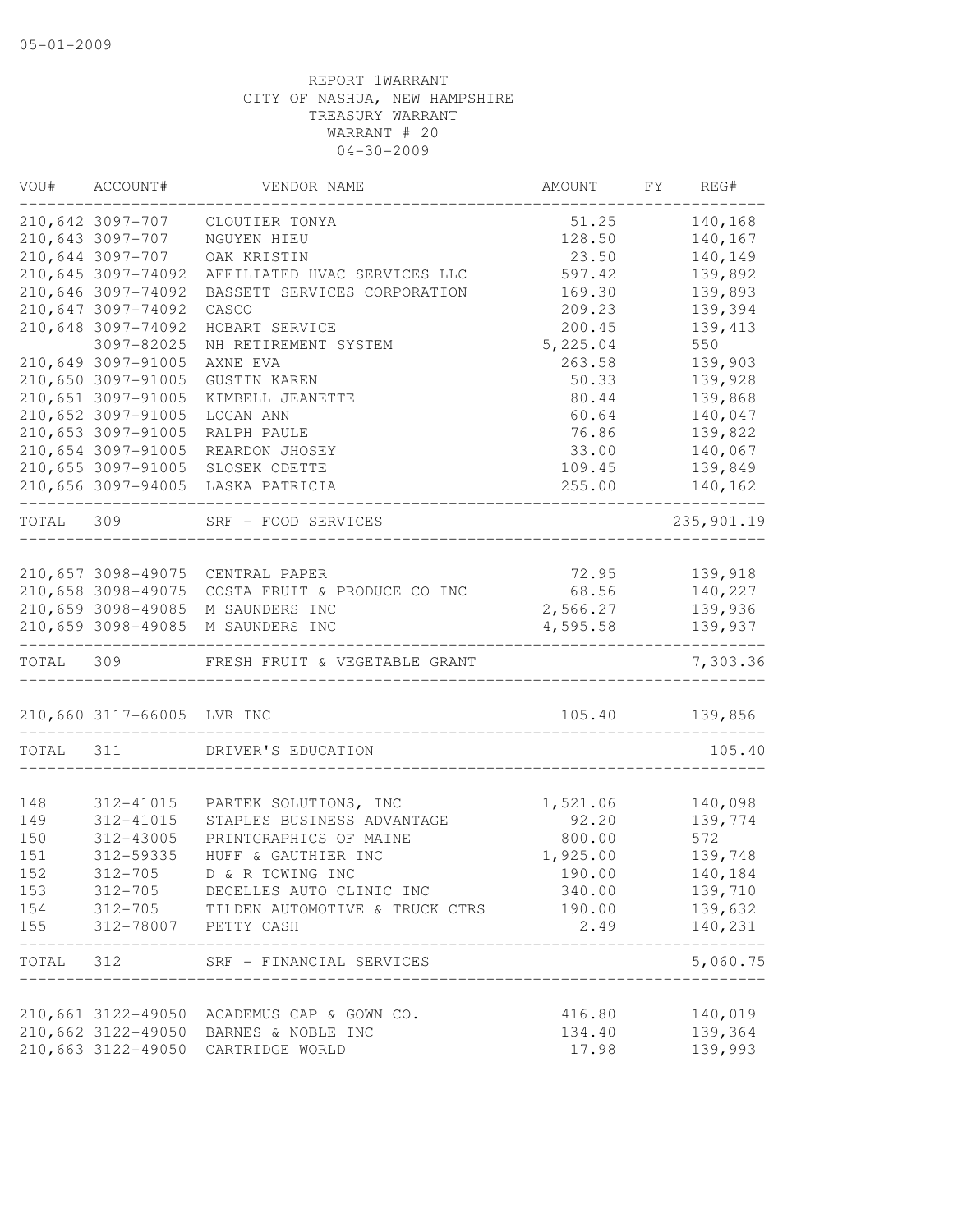REPORT 1WARRANT
CITY OF NASHUA, NEW HAMPSHIRE
TREASURY WARRANT
WARRANT # 20
04-30-2009

| VOU# | ACCOUNT# | VENDOR NAME | AMOUNT | FY | REG# |
|---|---|---|---|---|---|
| 210,642 | 3097-707 | CLOUTIER TONYA | 51.25 | | 140,168 |
| 210,643 | 3097-707 | NGUYEN HIEU | 128.50 | | 140,167 |
| 210,644 | 3097-707 | OAK KRISTIN | 23.50 | | 140,149 |
| 210,645 | 3097-74092 | AFFILIATED HVAC SERVICES LLC | 597.42 | | 139,892 |
| 210,646 | 3097-74092 | BASSETT SERVICES CORPORATION | 169.30 | | 139,893 |
| 210,647 | 3097-74092 | CASCO | 209.23 | | 139,394 |
| 210,648 | 3097-74092 | HOBART SERVICE | 200.45 | | 139,413 |
| | 3097-82025 | NH RETIREMENT SYSTEM | 5,225.04 | | 550 |
| 210,649 | 3097-91005 | AXNE EVA | 263.58 | | 139,903 |
| 210,650 | 3097-91005 | GUSTIN KAREN | 50.33 | | 139,928 |
| 210,651 | 3097-91005 | KIMBELL JEANETTE | 80.44 | | 139,868 |
| 210,652 | 3097-91005 | LOGAN ANN | 60.64 | | 140,047 |
| 210,653 | 3097-91005 | RALPH PAULE | 76.86 | | 139,822 |
| 210,654 | 3097-91005 | REARDON JHOSEY | 33.00 | | 140,067 |
| 210,655 | 3097-91005 | SLOSEK ODETTE | 109.45 | | 139,849 |
| 210,656 | 3097-94005 | LASKA PATRICIA | 255.00 | | 140,162 |
| TOTAL | 309 | SRF - FOOD SERVICES | | | 235,901.19 |
| 210,657 | 3098-49075 | CENTRAL PAPER | 72.95 | | 139,918 |
| 210,658 | 3098-49075 | COSTA FRUIT & PRODUCE CO INC | 68.56 | | 140,227 |
| 210,659 | 3098-49085 | M SAUNDERS INC | 2,566.27 | | 139,936 |
| 210,659 | 3098-49085 | M SAUNDERS INC | 4,595.58 | | 139,937 |
| TOTAL | 309 | FRESH FRUIT & VEGETABLE GRANT | | | 7,303.36 |
| 210,660 | 3117-66005 | LVR INC | 105.40 | | 139,856 |
| TOTAL | 311 | DRIVER'S EDUCATION | | | 105.40 |
| 148 | 312-41015 | PARTEK SOLUTIONS, INC | 1,521.06 | | 140,098 |
| 149 | 312-41015 | STAPLES BUSINESS ADVANTAGE | 92.20 | | 139,774 |
| 150 | 312-43005 | PRINTGRAPHICS OF MAINE | 800.00 | | 572 |
| 151 | 312-59335 | HUFF & GAUTHIER INC | 1,925.00 | | 139,748 |
| 152 | 312-705 | D & R TOWING INC | 190.00 | | 140,184 |
| 153 | 312-705 | DECELLES AUTO CLINIC INC | 340.00 | | 139,710 |
| 154 | 312-705 | TILDEN AUTOMOTIVE & TRUCK CTRS | 190.00 | | 139,632 |
| 155 | 312-78007 | PETTY CASH | 2.49 | | 140,231 |
| TOTAL | 312 | SRF - FINANCIAL SERVICES | | | 5,060.75 |
| 210,661 | 3122-49050 | ACADEMUS CAP & GOWN CO. | 416.80 | | 140,019 |
| 210,662 | 3122-49050 | BARNES & NOBLE INC | 134.40 | | 139,364 |
| 210,663 | 3122-49050 | CARTRIDGE WORLD | 17.98 | | 139,993 |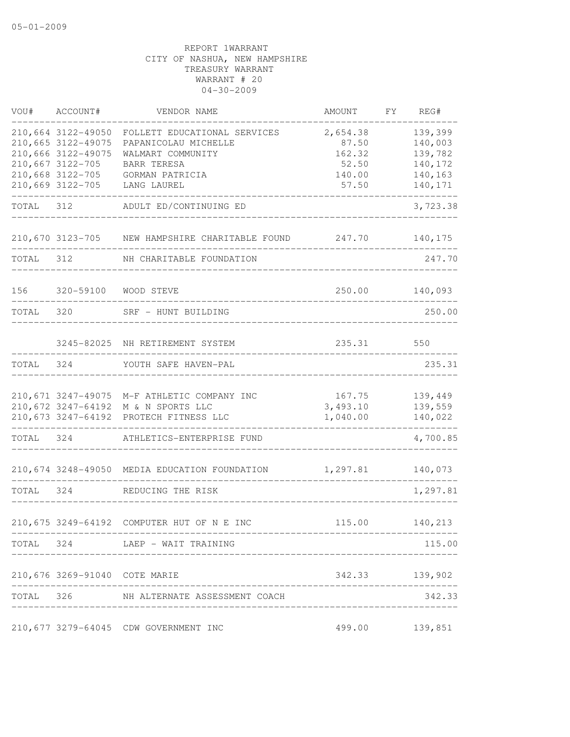05-01-2009

REPORT 1WARRANT
CITY OF NASHUA, NEW HAMPSHIRE
TREASURY WARRANT
WARRANT # 20
04-30-2009

| VOU# | ACCOUNT# | VENDOR NAME | AMOUNT | FY | REG# |
|---|---|---|---|---|---|
| 210,664 | 3122-49050 | FOLLETT EDUCATIONAL SERVICES | 2,654.38 | | 139,399 |
| 210,665 | 3122-49075 | PAPANICOLAU MICHELLE | 87.50 | | 140,003 |
| 210,666 | 3122-49075 | WALMART COMMUNITY | 162.32 | | 139,782 |
| 210,667 | 3122-705 | BARR TERESA | 52.50 | | 140,172 |
| 210,668 | 3122-705 | GORMAN PATRICIA | 140.00 | | 140,163 |
| 210,669 | 3122-705 | LANG LAUREL | 57.50 | | 140,171 |
| TOTAL | 312 | ADULT ED/CONTINUING ED | | | 3,723.38 |
| 210,670 | 3123-705 | NEW HAMPSHIRE CHARITABLE FOUND | 247.70 | | 140,175 |
| TOTAL | 312 | NH CHARITABLE FOUNDATION | | | 247.70 |
| 156 | 320-59100 | WOOD STEVE | 250.00 | | 140,093 |
| TOTAL | 320 | SRF - HUNT BUILDING | | | 250.00 |
| | 3245-82025 | NH RETIREMENT SYSTEM | 235.31 | | 550 |
| TOTAL | 324 | YOUTH SAFE HAVEN-PAL | | | 235.31 |
| 210,671 | 3247-49075 | M-F ATHLETIC COMPANY INC | 167.75 | | 139,449 |
| 210,672 | 3247-64192 | M & N SPORTS LLC | 3,493.10 | | 139,559 |
| 210,673 | 3247-64192 | PROTECH FITNESS LLC | 1,040.00 | | 140,022 |
| TOTAL | 324 | ATHLETICS-ENTERPRISE FUND | | | 4,700.85 |
| 210,674 | 3248-49050 | MEDIA EDUCATION FOUNDATION | 1,297.81 | | 140,073 |
| TOTAL | 324 | REDUCING THE RISK | | | 1,297.81 |
| 210,675 | 3249-64192 | COMPUTER HUT OF N E INC | 115.00 | | 140,213 |
| TOTAL | 324 | LAEP - WAIT TRAINING | | | 115.00 |
| 210,676 | 3269-91040 | COTE MARIE | 342.33 | | 139,902 |
| TOTAL | 326 | NH ALTERNATE ASSESSMENT COACH | | | 342.33 |
| 210,677 | 3279-64045 | CDW GOVERNMENT INC | 499.00 | | 139,851 |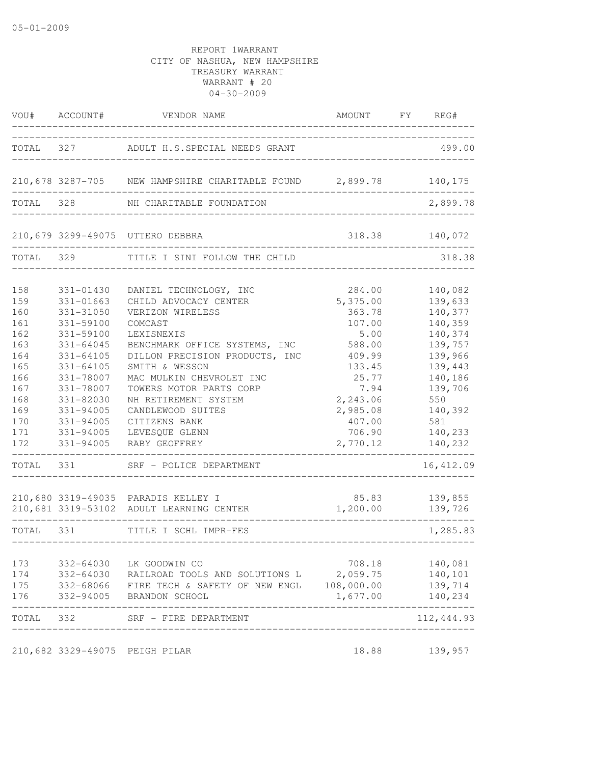05-01-2009

REPORT 1WARRANT
CITY OF NASHUA, NEW HAMPSHIRE
TREASURY WARRANT
WARRANT # 20
04-30-2009

| VOU# | ACCOUNT# | VENDOR NAME | AMOUNT | FY | REG# |
|---|---|---|---|---|---|
| TOTAL | 327 | ADULT H.S.SPECIAL NEEDS GRANT | | | 499.00 |
| 210,678 | 3287-705 | NEW HAMPSHIRE CHARITABLE FOUND | 2,899.78 | | 140,175 |
| TOTAL | 328 | NH CHARITABLE FOUNDATION | | | 2,899.78 |
| 210,679 | 3299-49075 | UTTERO DEBBRA | 318.38 | | 140,072 |
| TOTAL | 329 | TITLE I SINI FOLLOW THE CHILD | | | 318.38 |
| 158 | 331-01430 | DANIEL TECHNOLOGY, INC | 284.00 | | 140,082 |
| 159 | 331-01663 | CHILD ADVOCACY CENTER | 5,375.00 | | 139,633 |
| 160 | 331-31050 | VERIZON WIRELESS | 363.78 | | 140,377 |
| 161 | 331-59100 | COMCAST | 107.00 | | 140,359 |
| 162 | 331-59100 | LEXISNEXIS | 5.00 | | 140,374 |
| 163 | 331-64045 | BENCHMARK OFFICE SYSTEMS, INC | 588.00 | | 139,757 |
| 164 | 331-64105 | DILLON PRECISION PRODUCTS, INC | 409.99 | | 139,966 |
| 165 | 331-64105 | SMITH & WESSON | 133.45 | | 139,443 |
| 166 | 331-78007 | MAC MULKIN CHEVROLET INC | 25.77 | | 140,186 |
| 167 | 331-78007 | TOWERS MOTOR PARTS CORP | 7.94 | | 139,706 |
| 168 | 331-82030 | NH RETIREMENT SYSTEM | 2,243.06 | | 550 |
| 169 | 331-94005 | CANDLEWOOD SUITES | 2,985.08 | | 140,392 |
| 170 | 331-94005 | CITIZENS BANK | 407.00 | | 581 |
| 171 | 331-94005 | LEVESQUE GLENN | 706.90 | | 140,233 |
| 172 | 331-94005 | RABY GEOFFREY | 2,770.12 | | 140,232 |
| TOTAL | 331 | SRF - POLICE DEPARTMENT | | | 16,412.09 |
| 210,680 | 3319-49035 | PARADIS KELLEY I | 85.83 | | 139,855 |
| 210,681 | 3319-53102 | ADULT LEARNING CENTER | 1,200.00 | | 139,726 |
| TOTAL | 331 | TITLE I SCHL IMPR-FES | | | 1,285.83 |
| 173 | 332-64030 | LK GOODWIN CO | 708.18 | | 140,081 |
| 174 | 332-64030 | RAILROAD TOOLS AND SOLUTIONS L | 2,059.75 | | 140,101 |
| 175 | 332-68066 | FIRE TECH & SAFETY OF NEW ENGL | 108,000.00 | | 139,714 |
| 176 | 332-94005 | BRANDON SCHOOL | 1,677.00 | | 140,234 |
| TOTAL | 332 | SRF - FIRE DEPARTMENT | | | 112,444.93 |
| 210,682 | 3329-49075 | PEIGH PILAR | 18.88 | | 139,957 |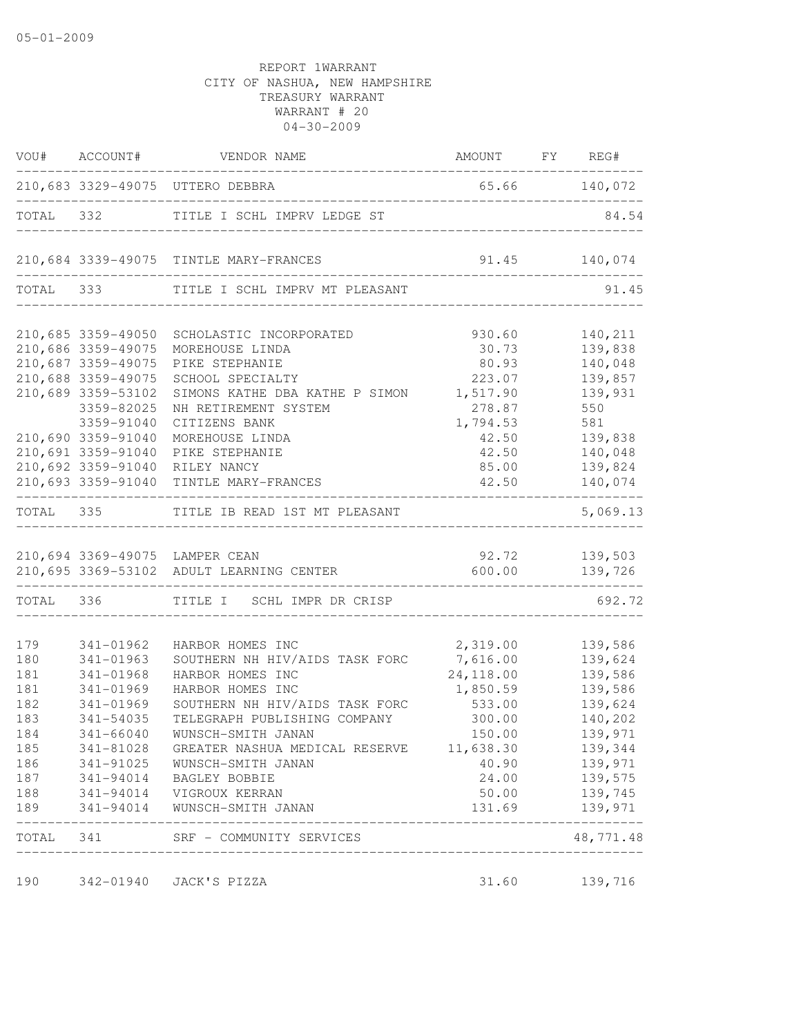05-01-2009

REPORT 1WARRANT
CITY OF NASHUA, NEW HAMPSHIRE
TREASURY WARRANT
WARRANT # 20
04-30-2009

| VOU# | ACCOUNT# | VENDOR NAME | AMOUNT | FY | REG# |
|---|---|---|---|---|---|
| 210,683 | 3329-49075 | UTTERO DEBBRA | 65.66 | | 140,072 |
| TOTAL | 332 | TITLE I SCHL IMPRV LEDGE ST | | | 84.54 |
| 210,684 | 3339-49075 | TINTLE MARY-FRANCES | 91.45 | | 140,074 |
| TOTAL | 333 | TITLE I SCHL IMPRV MT PLEASANT | | | 91.45 |
| 210,685 | 3359-49050 | SCHOLASTIC INCORPORATED | 930.60 | | 140,211 |
| 210,686 | 3359-49075 | MOREHOUSE LINDA | 30.73 | | 139,838 |
| 210,687 | 3359-49075 | PIKE STEPHANIE | 80.93 | | 140,048 |
| 210,688 | 3359-49075 | SCHOOL SPECIALTY | 223.07 | | 139,857 |
| 210,689 | 3359-53102 | SIMONS KATHE DBA KATHE P SIMON | 1,517.90 | | 139,931 |
| | 3359-82025 | NH RETIREMENT SYSTEM | 278.87 | | 550 |
| | 3359-91040 | CITIZENS BANK | 1,794.53 | | 581 |
| 210,690 | 3359-91040 | MOREHOUSE LINDA | 42.50 | | 139,838 |
| 210,691 | 3359-91040 | PIKE STEPHANIE | 42.50 | | 140,048 |
| 210,692 | 3359-91040 | RILEY NANCY | 85.00 | | 139,824 |
| 210,693 | 3359-91040 | TINTLE MARY-FRANCES | 42.50 | | 140,074 |
| TOTAL | 335 | TITLE IB READ 1ST MT PLEASANT | | | 5,069.13 |
| 210,694 | 3369-49075 | LAMPER CEAN | 92.72 | | 139,503 |
| 210,695 | 3369-53102 | ADULT LEARNING CENTER | 600.00 | | 139,726 |
| TOTAL | 336 | TITLE I SCHL IMPR DR CRISP | | | 692.72 |
| 179 | 341-01962 | HARBOR HOMES INC | 2,319.00 | | 139,586 |
| 180 | 341-01963 | SOUTHERN NH HIV/AIDS TASK FORC | 7,616.00 | | 139,624 |
| 181 | 341-01968 | HARBOR HOMES INC | 24,118.00 | | 139,586 |
| 181 | 341-01969 | HARBOR HOMES INC | 1,850.59 | | 139,586 |
| 182 | 341-01969 | SOUTHERN NH HIV/AIDS TASK FORC | 533.00 | | 139,624 |
| 183 | 341-54035 | TELEGRAPH PUBLISHING COMPANY | 300.00 | | 140,202 |
| 184 | 341-66040 | WUNSCH-SMITH JANAN | 150.00 | | 139,971 |
| 185 | 341-81028 | GREATER NASHUA MEDICAL RESERVE | 11,638.30 | | 139,344 |
| 186 | 341-91025 | WUNSCH-SMITH JANAN | 40.90 | | 139,971 |
| 187 | 341-94014 | BAGLEY BOBBIE | 24.00 | | 139,575 |
| 188 | 341-94014 | VIGROUX KERRAN | 50.00 | | 139,745 |
| 189 | 341-94014 | WUNSCH-SMITH JANAN | 131.69 | | 139,971 |
| TOTAL | 341 | SRF - COMMUNITY SERVICES | | | 48,771.48 |
| 190 | 342-01940 | JACK'S PIZZA | 31.60 | | 139,716 |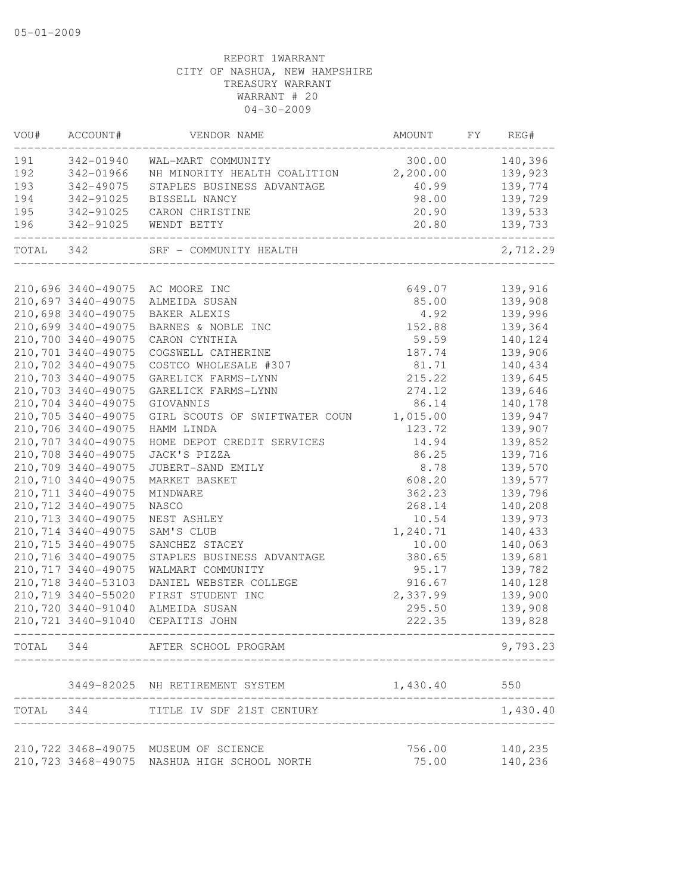05-01-2009

REPORT 1WARRANT
CITY OF NASHUA, NEW HAMPSHIRE
TREASURY WARRANT
WARRANT # 20
04-30-2009

| VOU# | ACCOUNT# | VENDOR NAME | AMOUNT | FY | REG# |
|---|---|---|---|---|---|
| 191 | 342-01940 | WAL-MART COMMUNITY | 300.00 | | 140,396 |
| 192 | 342-01966 | NH MINORITY HEALTH COALITION | 2,200.00 | | 139,923 |
| 193 | 342-49075 | STAPLES BUSINESS ADVANTAGE | 40.99 | | 139,774 |
| 194 | 342-91025 | BISSELL NANCY | 98.00 | | 139,729 |
| 195 | 342-91025 | CARON CHRISTINE | 20.90 | | 139,533 |
| 196 | 342-91025 | WENDT BETTY | 20.80 | | 139,733 |
| TOTAL | 342 | SRF - COMMUNITY HEALTH | | | 2,712.29 |
| 210,696 | 3440-49075 | AC MOORE INC | 649.07 | | 139,916 |
| 210,697 | 3440-49075 | ALMEIDA SUSAN | 85.00 | | 139,908 |
| 210,698 | 3440-49075 | BAKER ALEXIS | 4.92 | | 139,996 |
| 210,699 | 3440-49075 | BARNES & NOBLE INC | 152.88 | | 139,364 |
| 210,700 | 3440-49075 | CARON CYNTHIA | 59.59 | | 140,124 |
| 210,701 | 3440-49075 | COGSWELL CATHERINE | 187.74 | | 139,906 |
| 210,702 | 3440-49075 | COSTCO WHOLESALE #307 | 81.71 | | 140,434 |
| 210,703 | 3440-49075 | GARELICK FARMS-LYNN | 215.22 | | 139,645 |
| 210,703 | 3440-49075 | GARELICK FARMS-LYNN | 274.12 | | 139,646 |
| 210,704 | 3440-49075 | GIOVANNIS | 86.14 | | 140,178 |
| 210,705 | 3440-49075 | GIRL SCOUTS OF SWIFTWATER COUN | 1,015.00 | | 139,947 |
| 210,706 | 3440-49075 | HAMM LINDA | 123.72 | | 139,907 |
| 210,707 | 3440-49075 | HOME DEPOT CREDIT SERVICES | 14.94 | | 139,852 |
| 210,708 | 3440-49075 | JACK'S PIZZA | 86.25 | | 139,716 |
| 210,709 | 3440-49075 | JUBERT-SAND EMILY | 8.78 | | 139,570 |
| 210,710 | 3440-49075 | MARKET BASKET | 608.20 | | 139,577 |
| 210,711 | 3440-49075 | MINDWARE | 362.23 | | 139,796 |
| 210,712 | 3440-49075 | NASCO | 268.14 | | 140,208 |
| 210,713 | 3440-49075 | NEST ASHLEY | 10.54 | | 139,973 |
| 210,714 | 3440-49075 | SAM'S CLUB | 1,240.71 | | 140,433 |
| 210,715 | 3440-49075 | SANCHEZ STACEY | 10.00 | | 140,063 |
| 210,716 | 3440-49075 | STAPLES BUSINESS ADVANTAGE | 380.65 | | 139,681 |
| 210,717 | 3440-49075 | WALMART COMMUNITY | 95.17 | | 139,782 |
| 210,718 | 3440-53103 | DANIEL WEBSTER COLLEGE | 916.67 | | 140,128 |
| 210,719 | 3440-55020 | FIRST STUDENT INC | 2,337.99 | | 139,900 |
| 210,720 | 3440-91040 | ALMEIDA SUSAN | 295.50 | | 139,908 |
| 210,721 | 3440-91040 | CEPAITIS JOHN | 222.35 | | 139,828 |
| TOTAL | 344 | AFTER SCHOOL PROGRAM | | | 9,793.23 |
| | 3449-82025 | NH RETIREMENT SYSTEM | 1,430.40 | | 550 |
| TOTAL | 344 | TITLE IV SDF 21ST CENTURY | | | 1,430.40 |
| 210,722 | 3468-49075 | MUSEUM OF SCIENCE | 756.00 | | 140,235 |
| 210,723 | 3468-49075 | NASHUA HIGH SCHOOL NORTH | 75.00 | | 140,236 |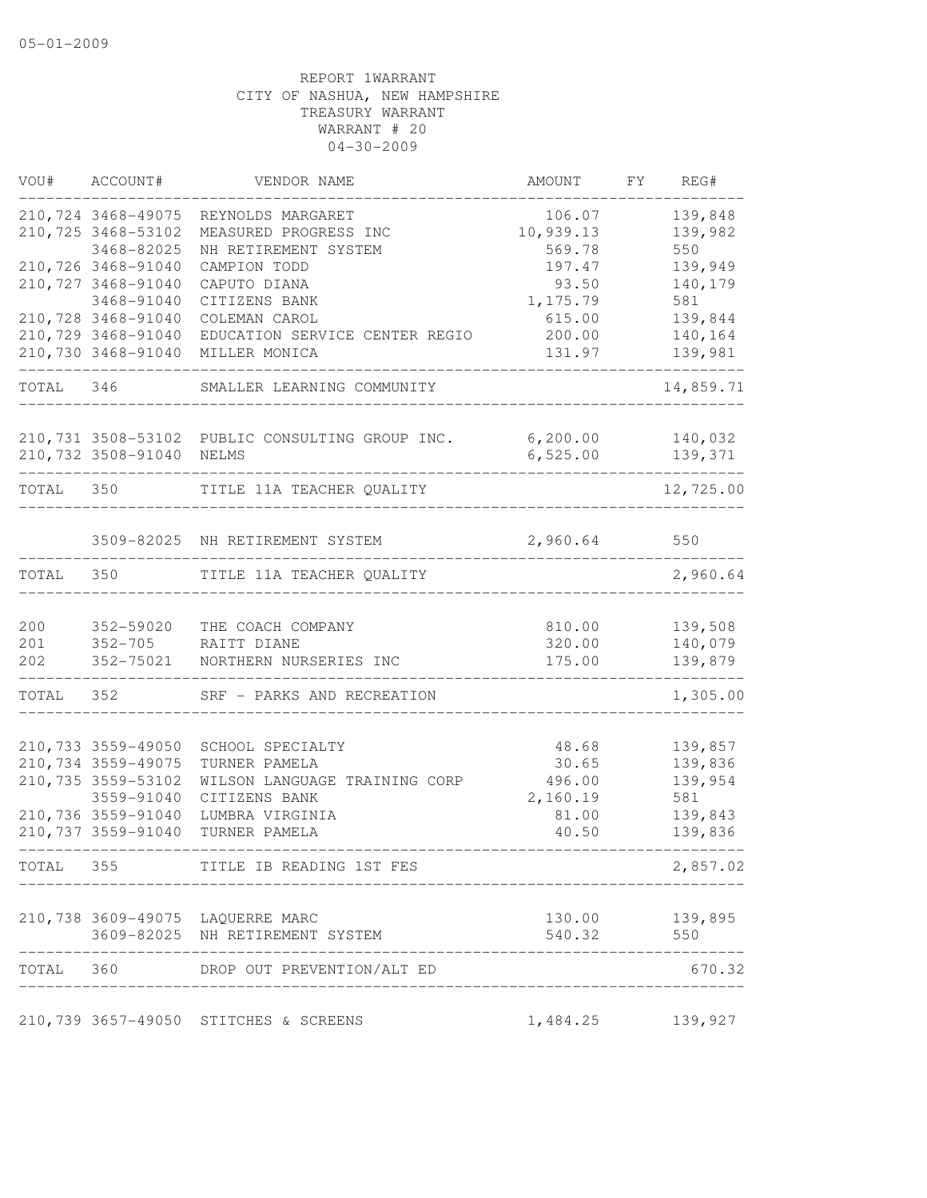05-01-2009

REPORT 1WARRANT
CITY OF NASHUA, NEW HAMPSHIRE
TREASURY WARRANT
WARRANT # 20
04-30-2009

| VOU# | ACCOUNT# | VENDOR NAME | AMOUNT | FY | REG# |
|---|---|---|---|---|---|
| 210,724 | 3468-49075 | REYNOLDS MARGARET | 106.07 | | 139,848 |
| 210,725 | 3468-53102 | MEASURED PROGRESS INC | 10,939.13 | | 139,982 |
| | 3468-82025 | NH RETIREMENT SYSTEM | 569.78 | | 550 |
| 210,726 | 3468-91040 | CAMPION TODD | 197.47 | | 139,949 |
| 210,727 | 3468-91040 | CAPUTO DIANA | 93.50 | | 140,179 |
| | 3468-91040 | CITIZENS BANK | 1,175.79 | | 581 |
| 210,728 | 3468-91040 | COLEMAN CAROL | 615.00 | | 139,844 |
| 210,729 | 3468-91040 | EDUCATION SERVICE CENTER REGIO | 200.00 | | 140,164 |
| 210,730 | 3468-91040 | MILLER MONICA | 131.97 | | 139,981 |
| TOTAL | 346 | SMALLER LEARNING COMMUNITY | | | 14,859.71 |
| 210,731 | 3508-53102 | PUBLIC CONSULTING GROUP INC. | 6,200.00 | | 140,032 |
| 210,732 | 3508-91040 | NELMS | 6,525.00 | | 139,371 |
| TOTAL | 350 | TITLE 11A TEACHER QUALITY | | | 12,725.00 |
| | 3509-82025 | NH RETIREMENT SYSTEM | 2,960.64 | | 550 |
| TOTAL | 350 | TITLE 11A TEACHER QUALITY | | | 2,960.64 |
| 200 | 352-59020 | THE COACH COMPANY | 810.00 | | 139,508 |
| 201 | 352-705 | RAITT DIANE | 320.00 | | 140,079 |
| 202 | 352-75021 | NORTHERN NURSERIES INC | 175.00 | | 139,879 |
| TOTAL | 352 | SRF - PARKS AND RECREATION | | | 1,305.00 |
| 210,733 | 3559-49050 | SCHOOL SPECIALTY | 48.68 | | 139,857 |
| 210,734 | 3559-49075 | TURNER PAMELA | 30.65 | | 139,836 |
| 210,735 | 3559-53102 | WILSON LANGUAGE TRAINING CORP | 496.00 | | 139,954 |
| | 3559-91040 | CITIZENS BANK | 2,160.19 | | 581 |
| 210,736 | 3559-91040 | LUMBRA VIRGINIA | 81.00 | | 139,843 |
| 210,737 | 3559-91040 | TURNER PAMELA | 40.50 | | 139,836 |
| TOTAL | 355 | TITLE IB READING 1ST FES | | | 2,857.02 |
| 210,738 | 3609-49075 | LAQUERRE MARC | 130.00 | | 139,895 |
| | 3609-82025 | NH RETIREMENT SYSTEM | 540.32 | | 550 |
| TOTAL | 360 | DROP OUT PREVENTION/ALT ED | | | 670.32 |
| 210,739 | 3657-49050 | STITCHES & SCREENS | 1,484.25 | | 139,927 |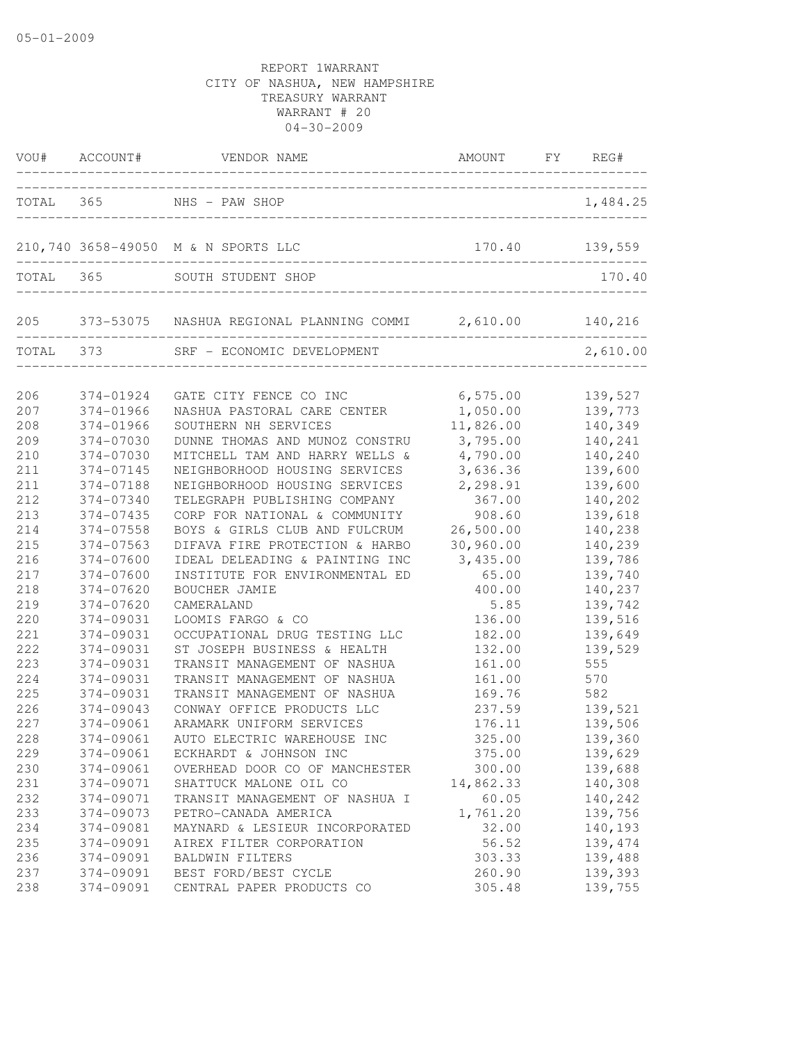05-01-2009

REPORT 1WARRANT
CITY OF NASHUA, NEW HAMPSHIRE
TREASURY WARRANT
WARRANT # 20
04-30-2009

| VOU# | ACCOUNT# | VENDOR NAME | AMOUNT | FY | REG# |
|---|---|---|---|---|---|
| TOTAL | 365 | NHS - PAW SHOP | | | 1,484.25 |
| 210,740 | 3658-49050 | M & N SPORTS LLC | 170.40 | | 139,559 |
| TOTAL | 365 | SOUTH STUDENT SHOP | | | 170.40 |
| 205 | 373-53075 | NASHUA REGIONAL PLANNING COMMI | 2,610.00 | | 140,216 |
| TOTAL | 373 | SRF - ECONOMIC DEVELOPMENT | | | 2,610.00 |
| 206 | 374-01924 | GATE CITY FENCE CO INC | 6,575.00 | | 139,527 |
| 207 | 374-01966 | NASHUA PASTORAL CARE CENTER | 1,050.00 | | 139,773 |
| 208 | 374-01966 | SOUTHERN NH SERVICES | 11,826.00 | | 140,349 |
| 209 | 374-07030 | DUNNE THOMAS AND MUNOZ CONSTRU | 3,795.00 | | 140,241 |
| 210 | 374-07030 | MITCHELL TAM AND HARRY WELLS & | 4,790.00 | | 140,240 |
| 211 | 374-07145 | NEIGHBORHOOD HOUSING SERVICES | 3,636.36 | | 139,600 |
| 211 | 374-07188 | NEIGHBORHOOD HOUSING SERVICES | 2,298.91 | | 139,600 |
| 212 | 374-07340 | TELEGRAPH PUBLISHING COMPANY | 367.00 | | 140,202 |
| 213 | 374-07435 | CORP FOR NATIONAL & COMMUNITY | 908.60 | | 139,618 |
| 214 | 374-07558 | BOYS & GIRLS CLUB AND FULCRUM | 26,500.00 | | 140,238 |
| 215 | 374-07563 | DIFAVA FIRE PROTECTION & HARBO | 30,960.00 | | 140,239 |
| 216 | 374-07600 | IDEAL DELEADING & PAINTING INC | 3,435.00 | | 139,786 |
| 217 | 374-07600 | INSTITUTE FOR ENVIRONMENTAL ED | 65.00 | | 139,740 |
| 218 | 374-07620 | BOUCHER JAMIE | 400.00 | | 140,237 |
| 219 | 374-07620 | CAMERALAND | 5.85 | | 139,742 |
| 220 | 374-09031 | LOOMIS FARGO & CO | 136.00 | | 139,516 |
| 221 | 374-09031 | OCCUPATIONAL DRUG TESTING LLC | 182.00 | | 139,649 |
| 222 | 374-09031 | ST JOSEPH BUSINESS & HEALTH | 132.00 | | 139,529 |
| 223 | 374-09031 | TRANSIT MANAGEMENT OF NASHUA | 161.00 | | 555 |
| 224 | 374-09031 | TRANSIT MANAGEMENT OF NASHUA | 161.00 | | 570 |
| 225 | 374-09031 | TRANSIT MANAGEMENT OF NASHUA | 169.76 | | 582 |
| 226 | 374-09043 | CONWAY OFFICE PRODUCTS LLC | 237.59 | | 139,521 |
| 227 | 374-09061 | ARAMARK UNIFORM SERVICES | 176.11 | | 139,506 |
| 228 | 374-09061 | AUTO ELECTRIC WAREHOUSE INC | 325.00 | | 139,360 |
| 229 | 374-09061 | ECKHARDT & JOHNSON INC | 375.00 | | 139,629 |
| 230 | 374-09061 | OVERHEAD DOOR CO OF MANCHESTER | 300.00 | | 139,688 |
| 231 | 374-09071 | SHATTUCK MALONE OIL CO | 14,862.33 | | 140,308 |
| 232 | 374-09071 | TRANSIT MANAGEMENT OF NASHUA I | 60.05 | | 140,242 |
| 233 | 374-09073 | PETRO-CANADA AMERICA | 1,761.20 | | 139,756 |
| 234 | 374-09081 | MAYNARD & LESIEUR INCORPORATED | 32.00 | | 140,193 |
| 235 | 374-09091 | AIREX FILTER CORPORATION | 56.52 | | 139,474 |
| 236 | 374-09091 | BALDWIN FILTERS | 303.33 | | 139,488 |
| 237 | 374-09091 | BEST FORD/BEST CYCLE | 260.90 | | 139,393 |
| 238 | 374-09091 | CENTRAL PAPER PRODUCTS CO | 305.48 | | 139,755 |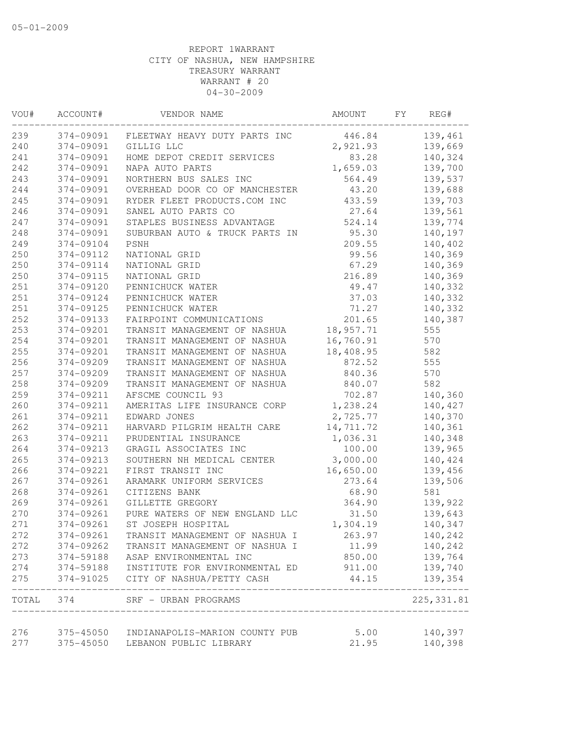05-01-2009

REPORT 1WARRANT
CITY OF NASHUA, NEW HAMPSHIRE
TREASURY WARRANT
WARRANT # 20
04-30-2009

| VOU# | ACCOUNT# | VENDOR NAME | AMOUNT | FY | REG# |
|---|---|---|---|---|---|
| 239 | 374-09091 | FLEETWAY HEAVY DUTY PARTS INC | 446.84 | | 139,461 |
| 240 | 374-09091 | GILLIG LLC | 2,921.93 | | 139,669 |
| 241 | 374-09091 | HOME DEPOT CREDIT SERVICES | 83.28 | | 140,324 |
| 242 | 374-09091 | NAPA AUTO PARTS | 1,659.03 | | 139,700 |
| 243 | 374-09091 | NORTHERN BUS SALES INC | 564.49 | | 139,537 |
| 244 | 374-09091 | OVERHEAD DOOR CO OF MANCHESTER | 43.20 | | 139,688 |
| 245 | 374-09091 | RYDER FLEET PRODUCTS.COM INC | 433.59 | | 139,703 |
| 246 | 374-09091 | SANEL AUTO PARTS CO | 27.64 | | 139,561 |
| 247 | 374-09091 | STAPLES BUSINESS ADVANTAGE | 524.14 | | 139,774 |
| 248 | 374-09091 | SUBURBAN AUTO & TRUCK PARTS IN | 95.30 | | 140,197 |
| 249 | 374-09104 | PSNH | 209.55 | | 140,402 |
| 250 | 374-09112 | NATIONAL GRID | 99.56 | | 140,369 |
| 250 | 374-09114 | NATIONAL GRID | 67.29 | | 140,369 |
| 250 | 374-09115 | NATIONAL GRID | 216.89 | | 140,369 |
| 251 | 374-09120 | PENNICHUCK WATER | 49.47 | | 140,332 |
| 251 | 374-09124 | PENNICHUCK WATER | 37.03 | | 140,332 |
| 251 | 374-09125 | PENNICHUCK WATER | 71.27 | | 140,332 |
| 252 | 374-09133 | FAIRPOINT COMMUNICATIONS | 201.65 | | 140,387 |
| 253 | 374-09201 | TRANSIT MANAGEMENT OF NASHUA | 18,957.71 | | 555 |
| 254 | 374-09201 | TRANSIT MANAGEMENT OF NASHUA | 16,760.91 | | 570 |
| 255 | 374-09201 | TRANSIT MANAGEMENT OF NASHUA | 18,408.95 | | 582 |
| 256 | 374-09209 | TRANSIT MANAGEMENT OF NASHUA | 872.52 | | 555 |
| 257 | 374-09209 | TRANSIT MANAGEMENT OF NASHUA | 840.36 | | 570 |
| 258 | 374-09209 | TRANSIT MANAGEMENT OF NASHUA | 840.07 | | 582 |
| 259 | 374-09211 | AFSCME COUNCIL 93 | 702.87 | | 140,360 |
| 260 | 374-09211 | AMERITAS LIFE INSURANCE CORP | 1,238.24 | | 140,427 |
| 261 | 374-09211 | EDWARD JONES | 2,725.77 | | 140,370 |
| 262 | 374-09211 | HARVARD PILGRIM HEALTH CARE | 14,711.72 | | 140,361 |
| 263 | 374-09211 | PRUDENTIAL INSURANCE | 1,036.31 | | 140,348 |
| 264 | 374-09213 | GRAGIL ASSOCIATES INC | 100.00 | | 139,965 |
| 265 | 374-09213 | SOUTHERN NH MEDICAL CENTER | 3,000.00 | | 140,424 |
| 266 | 374-09221 | FIRST TRANSIT INC | 16,650.00 | | 139,456 |
| 267 | 374-09261 | ARAMARK UNIFORM SERVICES | 273.64 | | 139,506 |
| 268 | 374-09261 | CITIZENS BANK | 68.90 | | 581 |
| 269 | 374-09261 | GILLETTE GREGORY | 364.90 | | 139,922 |
| 270 | 374-09261 | PURE WATERS OF NEW ENGLAND LLC | 31.50 | | 139,643 |
| 271 | 374-09261 | ST JOSEPH HOSPITAL | 1,304.19 | | 140,347 |
| 272 | 374-09261 | TRANSIT MANAGEMENT OF NASHUA I | 263.97 | | 140,242 |
| 272 | 374-09262 | TRANSIT MANAGEMENT OF NASHUA I | 11.99 | | 140,242 |
| 273 | 374-59188 | ASAP ENVIRONMENTAL INC | 850.00 | | 139,764 |
| 274 | 374-59188 | INSTITUTE FOR ENVIRONMENTAL ED | 911.00 | | 139,740 |
| 275 | 374-91025 | CITY OF NASHUA/PETTY CASH | 44.15 | | 139,354 |
| TOTAL | 374 | SRF - URBAN PROGRAMS | | | 225,331.81 |
| 276 | 375-45050 | INDIANAPOLIS-MARION COUNTY PUB | 5.00 | | 140,397 |
| 277 | 375-45050 | LEBANON PUBLIC LIBRARY | 21.95 | | 140,398 |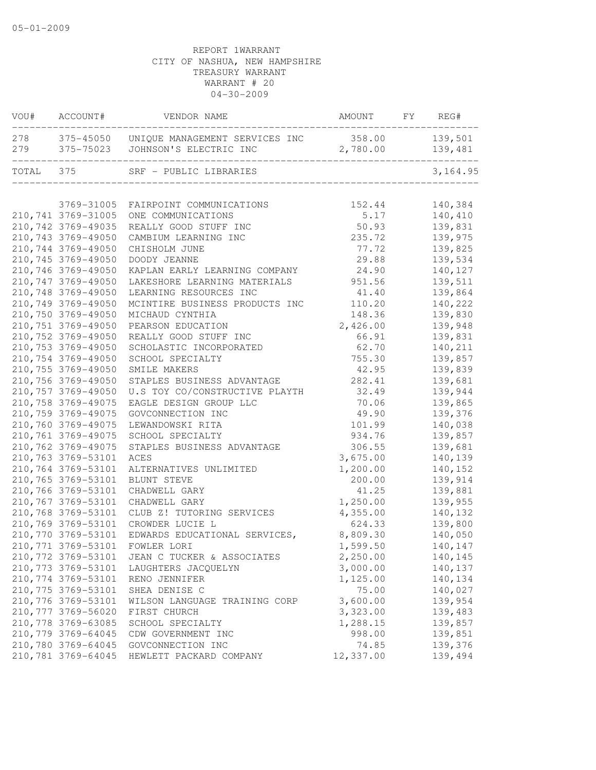REPORT 1WARRANT
CITY OF NASHUA, NEW HAMPSHIRE
TREASURY WARRANT
WARRANT # 20
04-30-2009

| VOU# | ACCOUNT# | VENDOR NAME | AMOUNT | FY | REG# |
|---|---|---|---|---|---|
| 278 | 375-45050 | UNIQUE MANAGEMENT SERVICES INC | 358.00 | | 139,501 |
| 279 | 375-75023 | JOHNSON'S ELECTRIC INC | 2,780.00 | | 139,481 |
| TOTAL | 375 | SRF - PUBLIC LIBRARIES | | | 3,164.95 |
| | 3769-31005 | FAIRPOINT COMMUNICATIONS | 152.44 | | 140,384 |
| 210,741 | 3769-31005 | ONE COMMUNICATIONS | 5.17 | | 140,410 |
| 210,742 | 3769-49035 | REALLY GOOD STUFF INC | 50.93 | | 139,831 |
| 210,743 | 3769-49050 | CAMBIUM LEARNING INC | 235.72 | | 139,975 |
| 210,744 | 3769-49050 | CHISHOLM JUNE | 77.72 | | 139,825 |
| 210,745 | 3769-49050 | DOODY JEANNE | 29.88 | | 139,534 |
| 210,746 | 3769-49050 | KAPLAN EARLY LEARNING COMPANY | 24.90 | | 140,127 |
| 210,747 | 3769-49050 | LAKESHORE LEARNING MATERIALS | 951.56 | | 139,511 |
| 210,748 | 3769-49050 | LEARNING RESOURCES INC | 41.40 | | 139,864 |
| 210,749 | 3769-49050 | MCINTIRE BUSINESS PRODUCTS INC | 110.20 | | 140,222 |
| 210,750 | 3769-49050 | MICHAUD CYNTHIA | 148.36 | | 139,830 |
| 210,751 | 3769-49050 | PEARSON EDUCATION | 2,426.00 | | 139,948 |
| 210,752 | 3769-49050 | REALLY GOOD STUFF INC | 66.91 | | 139,831 |
| 210,753 | 3769-49050 | SCHOLASTIC INCORPORATED | 62.70 | | 140,211 |
| 210,754 | 3769-49050 | SCHOOL SPECIALTY | 755.30 | | 139,857 |
| 210,755 | 3769-49050 | SMILE MAKERS | 42.95 | | 139,839 |
| 210,756 | 3769-49050 | STAPLES BUSINESS ADVANTAGE | 282.41 | | 139,681 |
| 210,757 | 3769-49050 | U.S TOY CO/CONSTRUCTIVE PLAYTH | 32.49 | | 139,944 |
| 210,758 | 3769-49075 | EAGLE DESIGN GROUP LLC | 70.06 | | 139,865 |
| 210,759 | 3769-49075 | GOVCONNECTION INC | 49.90 | | 139,376 |
| 210,760 | 3769-49075 | LEWANDOWSKI RITA | 101.99 | | 140,038 |
| 210,761 | 3769-49075 | SCHOOL SPECIALTY | 934.76 | | 139,857 |
| 210,762 | 3769-49075 | STAPLES BUSINESS ADVANTAGE | 306.55 | | 139,681 |
| 210,763 | 3769-53101 | ACES | 3,675.00 | | 140,139 |
| 210,764 | 3769-53101 | ALTERNATIVES UNLIMITED | 1,200.00 | | 140,152 |
| 210,765 | 3769-53101 | BLUNT STEVE | 200.00 | | 139,914 |
| 210,766 | 3769-53101 | CHADWELL GARY | 41.25 | | 139,881 |
| 210,767 | 3769-53101 | CHADWELL GARY | 1,250.00 | | 139,955 |
| 210,768 | 3769-53101 | CLUB Z! TUTORING SERVICES | 4,355.00 | | 140,132 |
| 210,769 | 3769-53101 | CROWDER LUCIE L | 624.33 | | 139,800 |
| 210,770 | 3769-53101 | EDWARDS EDUCATIONAL SERVICES, | 8,809.30 | | 140,050 |
| 210,771 | 3769-53101 | FOWLER LORI | 1,599.50 | | 140,147 |
| 210,772 | 3769-53101 | JEAN C TUCKER & ASSOCIATES | 2,250.00 | | 140,145 |
| 210,773 | 3769-53101 | LAUGHTERS JACQUELYN | 3,000.00 | | 140,137 |
| 210,774 | 3769-53101 | RENO JENNIFER | 1,125.00 | | 140,134 |
| 210,775 | 3769-53101 | SHEA DENISE C | 75.00 | | 140,027 |
| 210,776 | 3769-53101 | WILSON LANGUAGE TRAINING CORP | 3,600.00 | | 139,954 |
| 210,777 | 3769-56020 | FIRST CHURCH | 3,323.00 | | 139,483 |
| 210,778 | 3769-63085 | SCHOOL SPECIALTY | 1,288.15 | | 139,857 |
| 210,779 | 3769-64045 | CDW GOVERNMENT INC | 998.00 | | 139,851 |
| 210,780 | 3769-64045 | GOVCONNECTION INC | 74.85 | | 139,376 |
| 210,781 | 3769-64045 | HEWLETT PACKARD COMPANY | 12,337.00 | | 139,494 |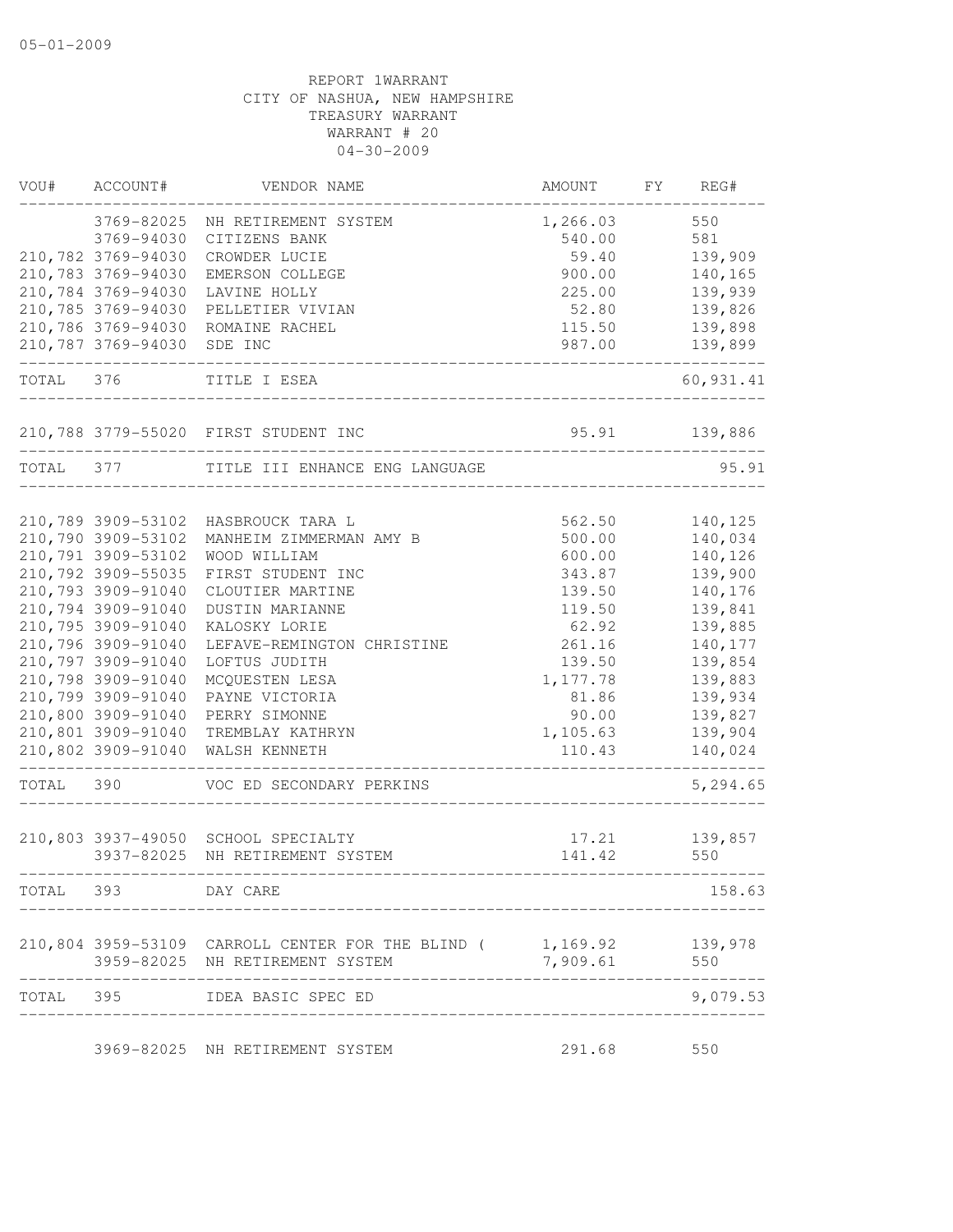REPORT 1WARRANT
CITY OF NASHUA, NEW HAMPSHIRE
TREASURY WARRANT
WARRANT # 20
04-30-2009

| VOU# | ACCOUNT# | VENDOR NAME | AMOUNT | FY | REG# |
|---|---|---|---|---|---|
| | 3769-82025 | NH RETIREMENT SYSTEM | 1,266.03 | | 550 |
| | 3769-94030 | CITIZENS BANK | 540.00 | | 581 |
| 210,782 | 3769-94030 | CROWDER LUCIE | 59.40 | | 139,909 |
| 210,783 | 3769-94030 | EMERSON COLLEGE | 900.00 | | 140,165 |
| 210,784 | 3769-94030 | LAVINE HOLLY | 225.00 | | 139,939 |
| 210,785 | 3769-94030 | PELLETIER VIVIAN | 52.80 | | 139,826 |
| 210,786 | 3769-94030 | ROMAINE RACHEL | 115.50 | | 139,898 |
| 210,787 | 3769-94030 | SDE INC | 987.00 | | 139,899 |
| TOTAL | 376 | TITLE I ESEA | | | 60,931.41 |
| 210,788 | 3779-55020 | FIRST STUDENT INC | 95.91 | | 139,886 |
| TOTAL | 377 | TITLE III ENHANCE ENG LANGUAGE | | | 95.91 |
| 210,789 | 3909-53102 | HASBROUCK TARA L | 562.50 | | 140,125 |
| 210,790 | 3909-53102 | MANHEIM ZIMMERMAN AMY B | 500.00 | | 140,034 |
| 210,791 | 3909-53102 | WOOD WILLIAM | 600.00 | | 140,126 |
| 210,792 | 3909-55035 | FIRST STUDENT INC | 343.87 | | 139,900 |
| 210,793 | 3909-91040 | CLOUTIER MARTINE | 139.50 | | 140,176 |
| 210,794 | 3909-91040 | DUSTIN MARIANNE | 119.50 | | 139,841 |
| 210,795 | 3909-91040 | KALOSKY LORIE | 62.92 | | 139,885 |
| 210,796 | 3909-91040 | LEFAVE-REMINGTON CHRISTINE | 261.16 | | 140,177 |
| 210,797 | 3909-91040 | LOFTUS JUDITH | 139.50 | | 139,854 |
| 210,798 | 3909-91040 | MCQUESTEN LESA | 1,177.78 | | 139,883 |
| 210,799 | 3909-91040 | PAYNE VICTORIA | 81.86 | | 139,934 |
| 210,800 | 3909-91040 | PERRY SIMONNE | 90.00 | | 139,827 |
| 210,801 | 3909-91040 | TREMBLAY KATHRYN | 1,105.63 | | 139,904 |
| 210,802 | 3909-91040 | WALSH KENNETH | 110.43 | | 140,024 |
| TOTAL | 390 | VOC ED SECONDARY PERKINS | | | 5,294.65 |
| 210,803 | 3937-49050 | SCHOOL SPECIALTY | 17.21 | | 139,857 |
| | 3937-82025 | NH RETIREMENT SYSTEM | 141.42 | | 550 |
| TOTAL | 393 | DAY CARE | | | 158.63 |
| 210,804 | 3959-53109 | CARROLL CENTER FOR THE BLIND ( | 1,169.92 | | 139,978 |
| | 3959-82025 | NH RETIREMENT SYSTEM | 7,909.61 | | 550 |
| TOTAL | 395 | IDEA BASIC SPEC ED | | | 9,079.53 |
| | 3969-82025 | NH RETIREMENT SYSTEM | 291.68 | | 550 |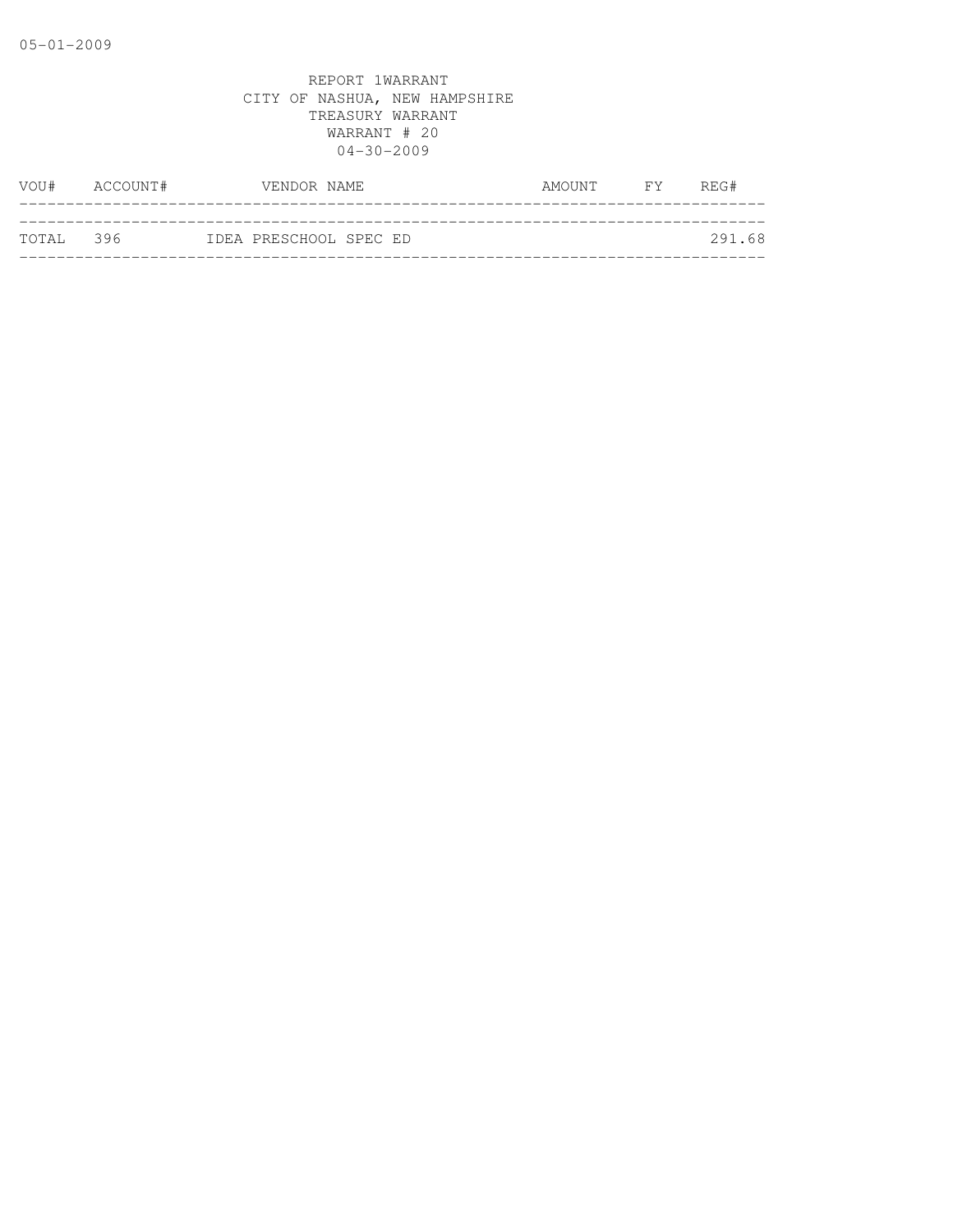REPORT 1WARRANT
CITY OF NASHUA, NEW HAMPSHIRE
TREASURY WARRANT
WARRANT # 20
04-30-2009

| VOU# | ACCOUNT# | VENDOR NAME | AMOUNT | FY | REG# |
|---|---|---|---|---|---|
| TOTAL | 396 | IDEA PRESCHOOL SPEC ED | | | 291.68 |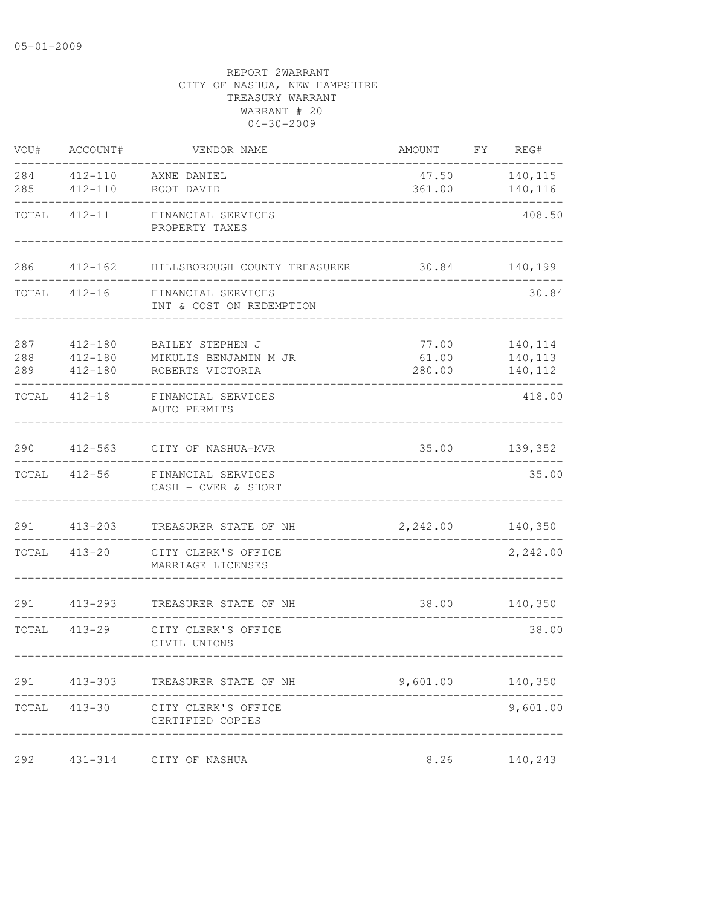05-01-2009

REPORT 2WARRANT
CITY OF NASHUA, NEW HAMPSHIRE
TREASURY WARRANT
WARRANT # 20
04-30-2009

| VOU# | ACCOUNT# | VENDOR NAME | AMOUNT | FY | REG# |
|---|---|---|---|---|---|
| 284 | 412-110 | AXNE DANIEL | 47.50 | | 140,115 |
| 285 | 412-110 | ROOT DAVID | 361.00 | | 140,116 |
| TOTAL | 412-11 | FINANCIAL SERVICES PROPERTY TAXES | | | 408.50 |
| 286 | 412-162 | HILLSBOROUGH COUNTY TREASURER | 30.84 | | 140,199 |
| TOTAL | 412-16 | FINANCIAL SERVICES INT & COST ON REDEMPTION | | | 30.84 |
| 287 | 412-180 | BAILEY STEPHEN J | 77.00 | | 140,114 |
| 288 | 412-180 | MIKULIS BENJAMIN M JR | 61.00 | | 140,113 |
| 289 | 412-180 | ROBERTS VICTORIA | 280.00 | | 140,112 |
| TOTAL | 412-18 | FINANCIAL SERVICES AUTO PERMITS | | | 418.00 |
| 290 | 412-563 | CITY OF NASHUA-MVR | 35.00 | | 139,352 |
| TOTAL | 412-56 | FINANCIAL SERVICES CASH - OVER & SHORT | | | 35.00 |
| 291 | 413-203 | TREASURER STATE OF NH | 2,242.00 | | 140,350 |
| TOTAL | 413-20 | CITY CLERK'S OFFICE MARRIAGE LICENSES | | | 2,242.00 |
| 291 | 413-293 | TREASURER STATE OF NH | 38.00 | | 140,350 |
| TOTAL | 413-29 | CITY CLERK'S OFFICE CIVIL UNIONS | | | 38.00 |
| 291 | 413-303 | TREASURER STATE OF NH | 9,601.00 | | 140,350 |
| TOTAL | 413-30 | CITY CLERK'S OFFICE CERTIFIED COPIES | | | 9,601.00 |
| 292 | 431-314 | CITY OF NASHUA | 8.26 | | 140,243 |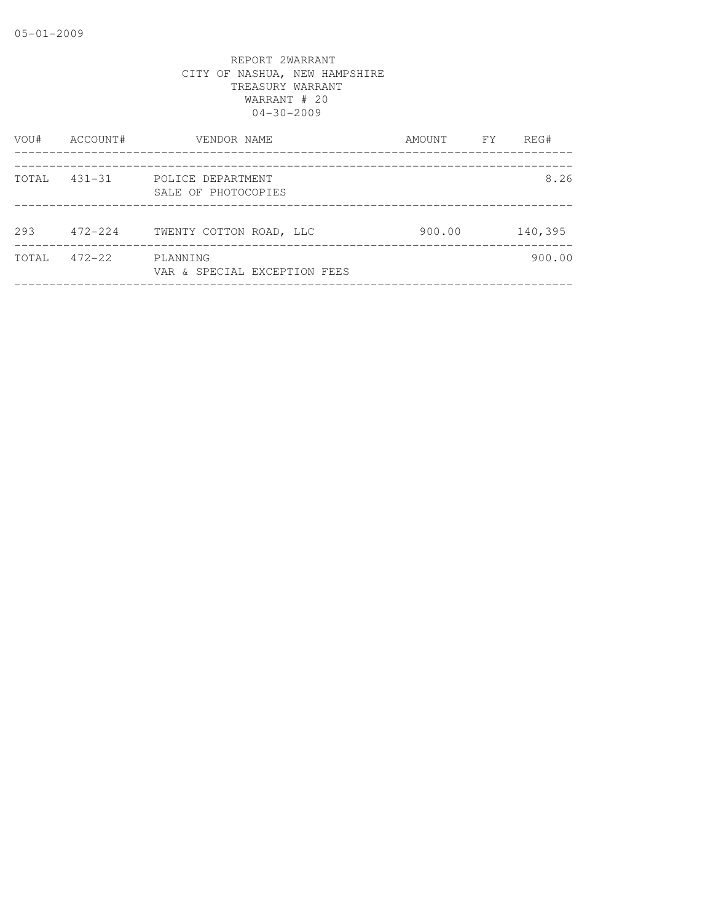REPORT 2WARRANT
CITY OF NASHUA, NEW HAMPSHIRE
TREASURY WARRANT
WARRANT # 20
04-30-2009

| VOU# | ACCOUNT# | VENDOR NAME | AMOUNT | FY | REG# |
|---|---|---|---|---|---|
| TOTAL | 431-31 | POLICE DEPARTMENT<br>SALE OF PHOTOCOPIES | | | 8.26 |
| 293 | 472-224 | TWENTY COTTON ROAD, LLC | 900.00 | | 140,395 |
| TOTAL | 472-22 | PLANNING<br>VAR & SPECIAL EXCEPTION FEES | | | 900.00 |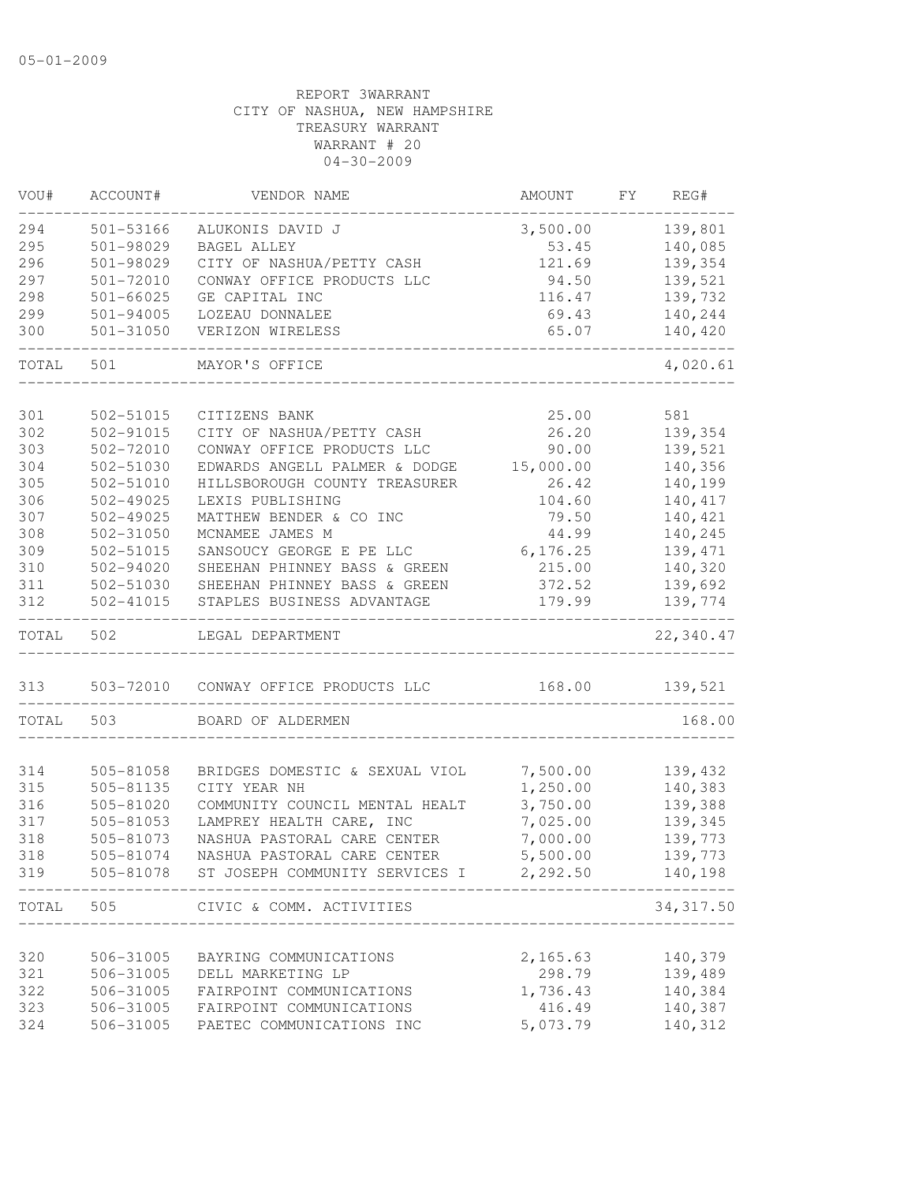05-01-2009

REPORT 3WARRANT
CITY OF NASHUA, NEW HAMPSHIRE
TREASURY WARRANT
WARRANT # 20
04-30-2009

| VOU# | ACCOUNT# | VENDOR NAME | AMOUNT | FY | REG# |
|---|---|---|---|---|---|
| 294 | 501-53166 | ALUKONIS DAVID J | 3,500.00 | | 139,801 |
| 295 | 501-98029 | BAGEL ALLEY | 53.45 | | 140,085 |
| 296 | 501-98029 | CITY OF NASHUA/PETTY CASH | 121.69 | | 139,354 |
| 297 | 501-72010 | CONWAY OFFICE PRODUCTS LLC | 94.50 | | 139,521 |
| 298 | 501-66025 | GE CAPITAL INC | 116.47 | | 139,732 |
| 299 | 501-94005 | LOZEAU DONNALEE | 69.43 | | 140,244 |
| 300 | 501-31050 | VERIZON WIRELESS | 65.07 | | 140,420 |
| TOTAL | 501 | MAYOR'S OFFICE | | | 4,020.61 |
| 301 | 502-51015 | CITIZENS BANK | 25.00 | | 581 |
| 302 | 502-91015 | CITY OF NASHUA/PETTY CASH | 26.20 | | 139,354 |
| 303 | 502-72010 | CONWAY OFFICE PRODUCTS LLC | 90.00 | | 139,521 |
| 304 | 502-51030 | EDWARDS ANGELL PALMER & DODGE | 15,000.00 | | 140,356 |
| 305 | 502-51010 | HILLSBOROUGH COUNTY TREASURER | 26.42 | | 140,199 |
| 306 | 502-49025 | LEXIS PUBLISHING | 104.60 | | 140,417 |
| 307 | 502-49025 | MATTHEW BENDER & CO INC | 79.50 | | 140,421 |
| 308 | 502-31050 | MCNAMEE JAMES M | 44.99 | | 140,245 |
| 309 | 502-51015 | SANSOUCY GEORGE E PE LLC | 6,176.25 | | 139,471 |
| 310 | 502-94020 | SHEEHAN PHINNEY BASS & GREEN | 215.00 | | 140,320 |
| 311 | 502-51030 | SHEEHAN PHINNEY BASS & GREEN | 372.52 | | 139,692 |
| 312 | 502-41015 | STAPLES BUSINESS ADVANTAGE | 179.99 | | 139,774 |
| TOTAL | 502 | LEGAL DEPARTMENT | | | 22,340.47 |
| 313 | 503-72010 | CONWAY OFFICE PRODUCTS LLC | 168.00 | | 139,521 |
| TOTAL | 503 | BOARD OF ALDERMEN | | | 168.00 |
| 314 | 505-81058 | BRIDGES DOMESTIC & SEXUAL VIOL | 7,500.00 | | 139,432 |
| 315 | 505-81135 | CITY YEAR NH | 1,250.00 | | 140,383 |
| 316 | 505-81020 | COMMUNITY COUNCIL MENTAL HEALT | 3,750.00 | | 139,388 |
| 317 | 505-81053 | LAMPREY HEALTH CARE, INC | 7,025.00 | | 139,345 |
| 318 | 505-81073 | NASHUA PASTORAL CARE CENTER | 7,000.00 | | 139,773 |
| 318 | 505-81074 | NASHUA PASTORAL CARE CENTER | 5,500.00 | | 139,773 |
| 319 | 505-81078 | ST JOSEPH COMMUNITY SERVICES I | 2,292.50 | | 140,198 |
| TOTAL | 505 | CIVIC & COMM. ACTIVITIES | | | 34,317.50 |
| 320 | 506-31005 | BAYRING COMMUNICATIONS | 2,165.63 | | 140,379 |
| 321 | 506-31005 | DELL MARKETING LP | 298.79 | | 139,489 |
| 322 | 506-31005 | FAIRPOINT COMMUNICATIONS | 1,736.43 | | 140,384 |
| 323 | 506-31005 | FAIRPOINT COMMUNICATIONS | 416.49 | | 140,387 |
| 324 | 506-31005 | PAETEC COMMUNICATIONS INC | 5,073.79 | | 140,312 |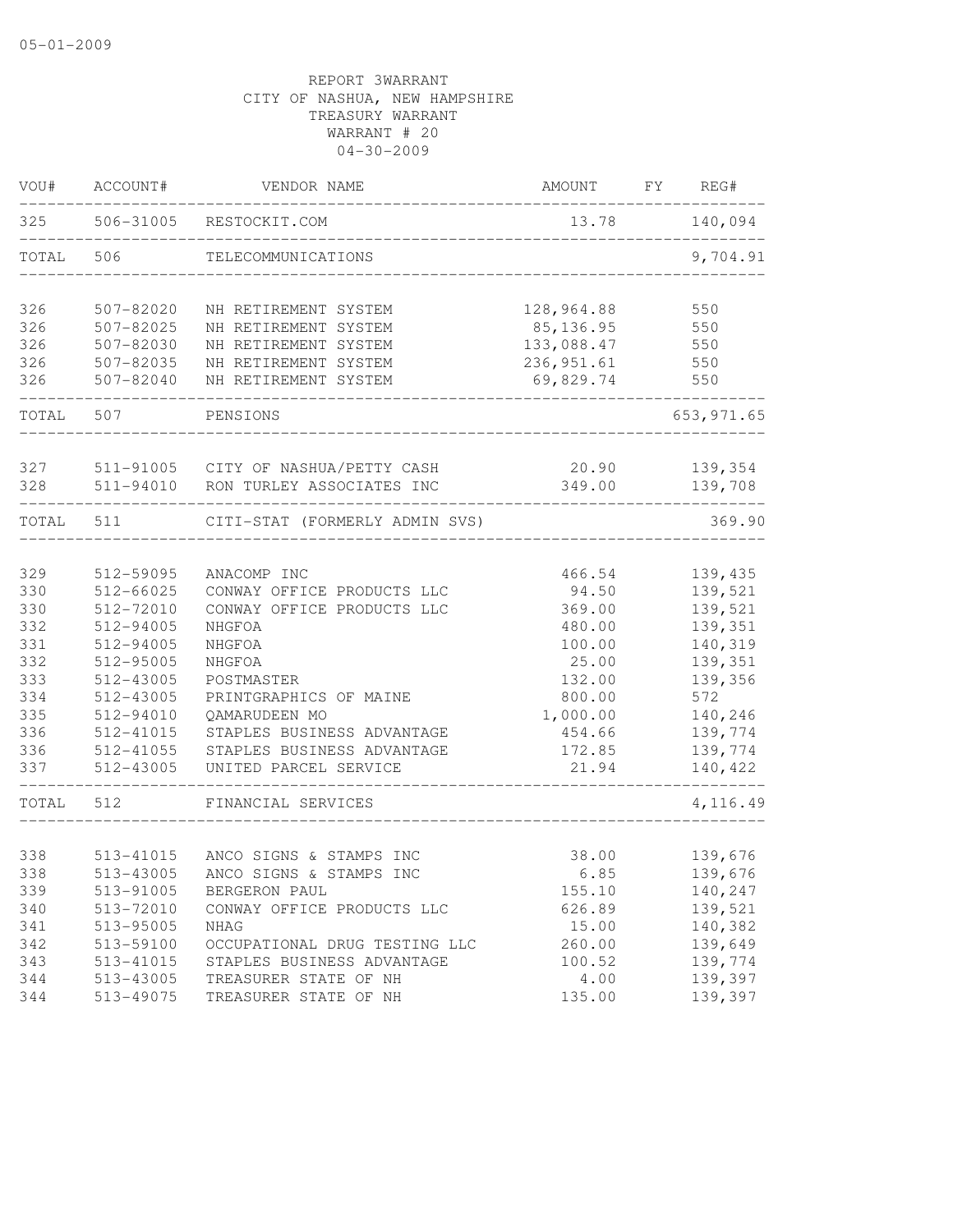05-01-2009

REPORT 3WARRANT
CITY OF NASHUA, NEW HAMPSHIRE
TREASURY WARRANT
WARRANT # 20
04-30-2009

| VOU# | ACCOUNT# | VENDOR NAME | AMOUNT | FY | REG# |
|---|---|---|---|---|---|
| 325 | 506-31005 | RESTOCKIT.COM | 13.78 | | 140,094 |
| TOTAL | 506 | TELECOMMUNICATIONS | | | 9,704.91 |
| 326 | 507-82020 | NH RETIREMENT SYSTEM | 128,964.88 | | 550 |
| 326 | 507-82025 | NH RETIREMENT SYSTEM | 85,136.95 | | 550 |
| 326 | 507-82030 | NH RETIREMENT SYSTEM | 133,088.47 | | 550 |
| 326 | 507-82035 | NH RETIREMENT SYSTEM | 236,951.61 | | 550 |
| 326 | 507-82040 | NH RETIREMENT SYSTEM | 69,829.74 | | 550 |
| TOTAL | 507 | PENSIONS | | | 653,971.65 |
| 327 | 511-91005 | CITY OF NASHUA/PETTY CASH | 20.90 | | 139,354 |
| 328 | 511-94010 | RON TURLEY ASSOCIATES INC | 349.00 | | 139,708 |
| TOTAL | 511 | CITI-STAT (FORMERLY ADMIN SVS) | | | 369.90 |
| 329 | 512-59095 | ANACOMP INC | 466.54 | | 139,435 |
| 330 | 512-66025 | CONWAY OFFICE PRODUCTS LLC | 94.50 | | 139,521 |
| 330 | 512-72010 | CONWAY OFFICE PRODUCTS LLC | 369.00 | | 139,521 |
| 332 | 512-94005 | NHGFOA | 480.00 | | 139,351 |
| 331 | 512-94005 | NHGFOA | 100.00 | | 140,319 |
| 332 | 512-95005 | NHGFOA | 25.00 | | 139,351 |
| 333 | 512-43005 | POSTMASTER | 132.00 | | 139,356 |
| 334 | 512-43005 | PRINTGRAPHICS OF MAINE | 800.00 | | 572 |
| 335 | 512-94010 | QAMARUDEEN MO | 1,000.00 | | 140,246 |
| 336 | 512-41015 | STAPLES BUSINESS ADVANTAGE | 454.66 | | 139,774 |
| 336 | 512-41055 | STAPLES BUSINESS ADVANTAGE | 172.85 | | 139,774 |
| 337 | 512-43005 | UNITED PARCEL SERVICE | 21.94 | | 140,422 |
| TOTAL | 512 | FINANCIAL SERVICES | | | 4,116.49 |
| 338 | 513-41015 | ANCO SIGNS & STAMPS INC | 38.00 | | 139,676 |
| 338 | 513-43005 | ANCO SIGNS & STAMPS INC | 6.85 | | 139,676 |
| 339 | 513-91005 | BERGERON PAUL | 155.10 | | 140,247 |
| 340 | 513-72010 | CONWAY OFFICE PRODUCTS LLC | 626.89 | | 139,521 |
| 341 | 513-95005 | NHAG | 15.00 | | 140,382 |
| 342 | 513-59100 | OCCUPATIONAL DRUG TESTING LLC | 260.00 | | 139,649 |
| 343 | 513-41015 | STAPLES BUSINESS ADVANTAGE | 100.52 | | 139,774 |
| 344 | 513-43005 | TREASURER STATE OF NH | 4.00 | | 139,397 |
| 344 | 513-49075 | TREASURER STATE OF NH | 135.00 | | 139,397 |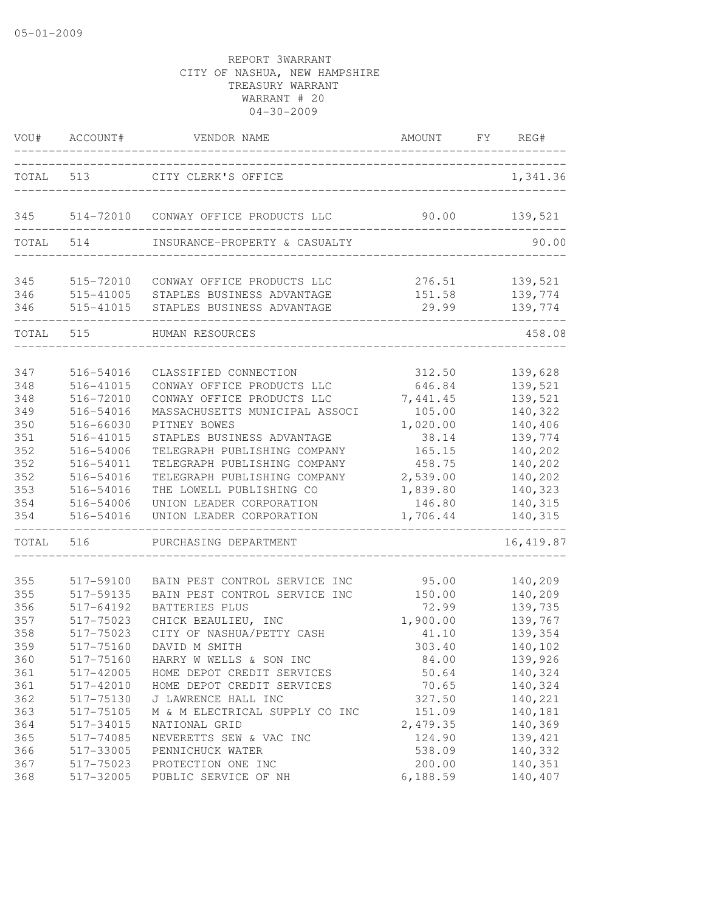05-01-2009

REPORT 3WARRANT
CITY OF NASHUA, NEW HAMPSHIRE
TREASURY WARRANT
WARRANT # 20
04-30-2009

| VOU# | ACCOUNT# | VENDOR NAME | AMOUNT | FY | REG# |
|---|---|---|---|---|---|
| TOTAL | 513 | CITY CLERK'S OFFICE | | | 1,341.36 |
| 345 | 514-72010 | CONWAY OFFICE PRODUCTS LLC | 90.00 | | 139,521 |
| TOTAL | 514 | INSURANCE-PROPERTY & CASUALTY | | | 90.00 |
| 345 | 515-72010 | CONWAY OFFICE PRODUCTS LLC | 276.51 | | 139,521 |
| 346 | 515-41005 | STAPLES BUSINESS ADVANTAGE | 151.58 | | 139,774 |
| 346 | 515-41015 | STAPLES BUSINESS ADVANTAGE | 29.99 | | 139,774 |
| TOTAL | 515 | HUMAN RESOURCES | | | 458.08 |
| 347 | 516-54016 | CLASSIFIED CONNECTION | 312.50 | | 139,628 |
| 348 | 516-41015 | CONWAY OFFICE PRODUCTS LLC | 646.84 | | 139,521 |
| 348 | 516-72010 | CONWAY OFFICE PRODUCTS LLC | 7,441.45 | | 139,521 |
| 349 | 516-54016 | MASSACHUSETTS MUNICIPAL ASSOCI | 105.00 | | 140,322 |
| 350 | 516-66030 | PITNEY BOWES | 1,020.00 | | 140,406 |
| 351 | 516-41015 | STAPLES BUSINESS ADVANTAGE | 38.14 | | 139,774 |
| 352 | 516-54006 | TELEGRAPH PUBLISHING COMPANY | 165.15 | | 140,202 |
| 352 | 516-54011 | TELEGRAPH PUBLISHING COMPANY | 458.75 | | 140,202 |
| 352 | 516-54016 | TELEGRAPH PUBLISHING COMPANY | 2,539.00 | | 140,202 |
| 353 | 516-54016 | THE LOWELL PUBLISHING CO | 1,839.80 | | 140,323 |
| 354 | 516-54006 | UNION LEADER CORPORATION | 146.80 | | 140,315 |
| 354 | 516-54016 | UNION LEADER CORPORATION | 1,706.44 | | 140,315 |
| TOTAL | 516 | PURCHASING DEPARTMENT | | | 16,419.87 |
| 355 | 517-59100 | BAIN PEST CONTROL SERVICE INC | 95.00 | | 140,209 |
| 355 | 517-59135 | BAIN PEST CONTROL SERVICE INC | 150.00 | | 140,209 |
| 356 | 517-64192 | BATTERIES PLUS | 72.99 | | 139,735 |
| 357 | 517-75023 | CHICK BEAULIEU, INC | 1,900.00 | | 139,767 |
| 358 | 517-75023 | CITY OF NASHUA/PETTY CASH | 41.10 | | 139,354 |
| 359 | 517-75160 | DAVID M SMITH | 303.40 | | 140,102 |
| 360 | 517-75160 | HARRY W WELLS & SON INC | 84.00 | | 139,926 |
| 361 | 517-42005 | HOME DEPOT CREDIT SERVICES | 50.64 | | 140,324 |
| 361 | 517-42010 | HOME DEPOT CREDIT SERVICES | 70.65 | | 140,324 |
| 362 | 517-75130 | J LAWRENCE HALL INC | 327.50 | | 140,221 |
| 363 | 517-75105 | M & M ELECTRICAL SUPPLY CO INC | 151.09 | | 140,181 |
| 364 | 517-34015 | NATIONAL GRID | 2,479.35 | | 140,369 |
| 365 | 517-74085 | NEVERETTS SEW & VAC INC | 124.90 | | 139,421 |
| 366 | 517-33005 | PENNICHUCK WATER | 538.09 | | 140,332 |
| 367 | 517-75023 | PROTECTION ONE INC | 200.00 | | 140,351 |
| 368 | 517-32005 | PUBLIC SERVICE OF NH | 6,188.59 | | 140,407 |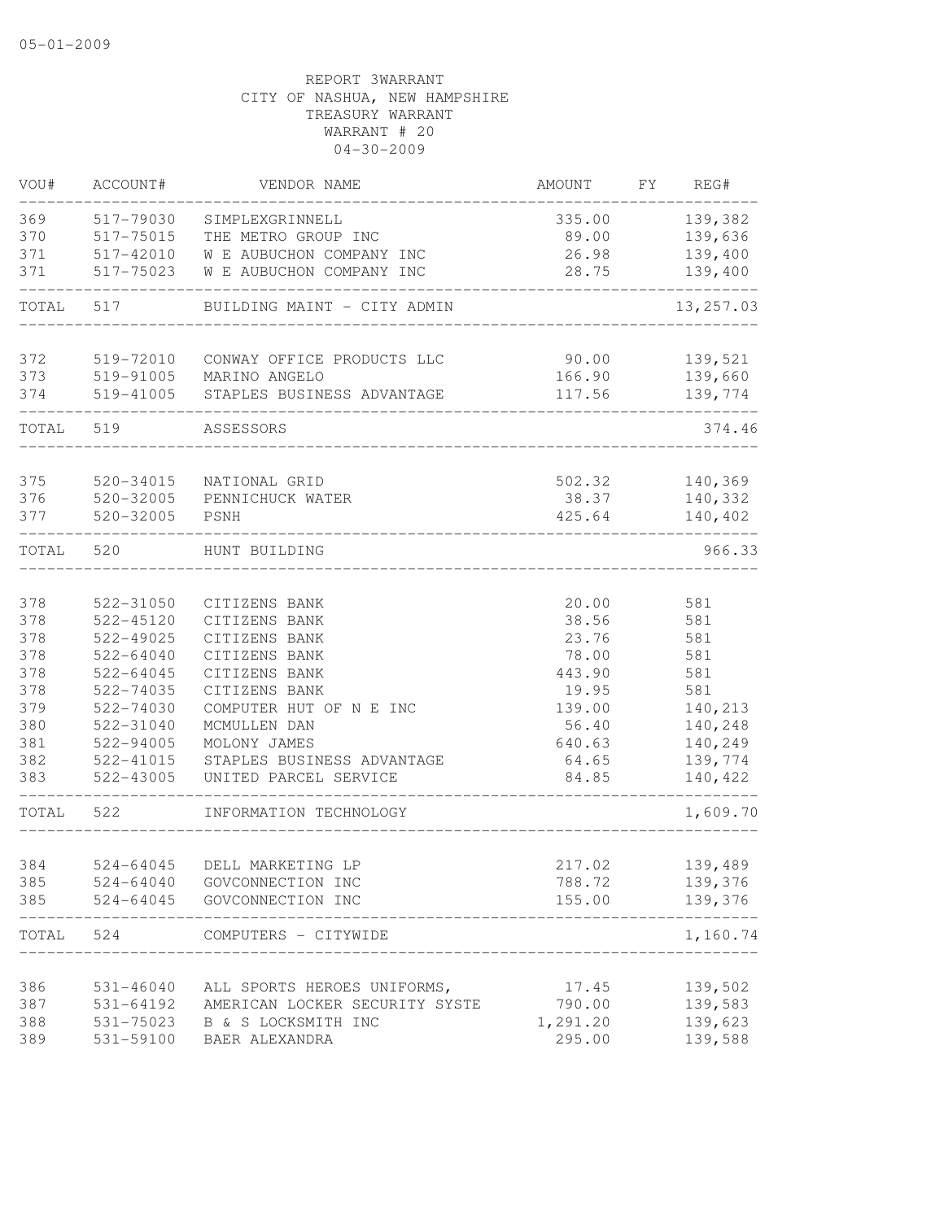05-01-2009

REPORT 3WARRANT
CITY OF NASHUA, NEW HAMPSHIRE
TREASURY WARRANT
WARRANT # 20
04-30-2009

| VOU# | ACCOUNT# | VENDOR NAME | AMOUNT | FY | REG# |
|---|---|---|---|---|---|
| 369 | 517-79030 | SIMPLEXGRINNELL | 335.00 | | 139,382 |
| 370 | 517-75015 | THE METRO GROUP INC | 89.00 | | 139,636 |
| 371 | 517-42010 | W E AUBUCHON COMPANY INC | 26.98 | | 139,400 |
| 371 | 517-75023 | W E AUBUCHON COMPANY INC | 28.75 | | 139,400 |
| TOTAL | 517 | BUILDING MAINT - CITY ADMIN | | | 13,257.03 |
| 372 | 519-72010 | CONWAY OFFICE PRODUCTS LLC | 90.00 | | 139,521 |
| 373 | 519-91005 | MARINO ANGELO | 166.90 | | 139,660 |
| 374 | 519-41005 | STAPLES BUSINESS ADVANTAGE | 117.56 | | 139,774 |
| TOTAL | 519 | ASSESSORS | | | 374.46 |
| 375 | 520-34015 | NATIONAL GRID | 502.32 | | 140,369 |
| 376 | 520-32005 | PENNICHUCK WATER | 38.37 | | 140,332 |
| 377 | 520-32005 | PSNH | 425.64 | | 140,402 |
| TOTAL | 520 | HUNT BUILDING | | | 966.33 |
| 378 | 522-31050 | CITIZENS BANK | 20.00 | | 581 |
| 378 | 522-45120 | CITIZENS BANK | 38.56 | | 581 |
| 378 | 522-49025 | CITIZENS BANK | 23.76 | | 581 |
| 378 | 522-64040 | CITIZENS BANK | 78.00 | | 581 |
| 378 | 522-64045 | CITIZENS BANK | 443.90 | | 581 |
| 378 | 522-74035 | CITIZENS BANK | 19.95 | | 581 |
| 379 | 522-74030 | COMPUTER HUT OF N E INC | 139.00 | | 140,213 |
| 380 | 522-31040 | MCMULLEN DAN | 56.40 | | 140,248 |
| 381 | 522-94005 | MOLONY JAMES | 640.63 | | 140,249 |
| 382 | 522-41015 | STAPLES BUSINESS ADVANTAGE | 64.65 | | 139,774 |
| 383 | 522-43005 | UNITED PARCEL SERVICE | 84.85 | | 140,422 |
| TOTAL | 522 | INFORMATION TECHNOLOGY | | | 1,609.70 |
| 384 | 524-64045 | DELL MARKETING LP | 217.02 | | 139,489 |
| 385 | 524-64040 | GOVCONNECTION INC | 788.72 | | 139,376 |
| 385 | 524-64045 | GOVCONNECTION INC | 155.00 | | 139,376 |
| TOTAL | 524 | COMPUTERS - CITYWIDE | | | 1,160.74 |
| 386 | 531-46040 | ALL SPORTS HEROES UNIFORMS, | 17.45 | | 139,502 |
| 387 | 531-64192 | AMERICAN LOCKER SECURITY SYSTE | 790.00 | | 139,583 |
| 388 | 531-75023 | B & S LOCKSMITH INC | 1,291.20 | | 139,623 |
| 389 | 531-59100 | BAER ALEXANDRA | 295.00 | | 139,588 |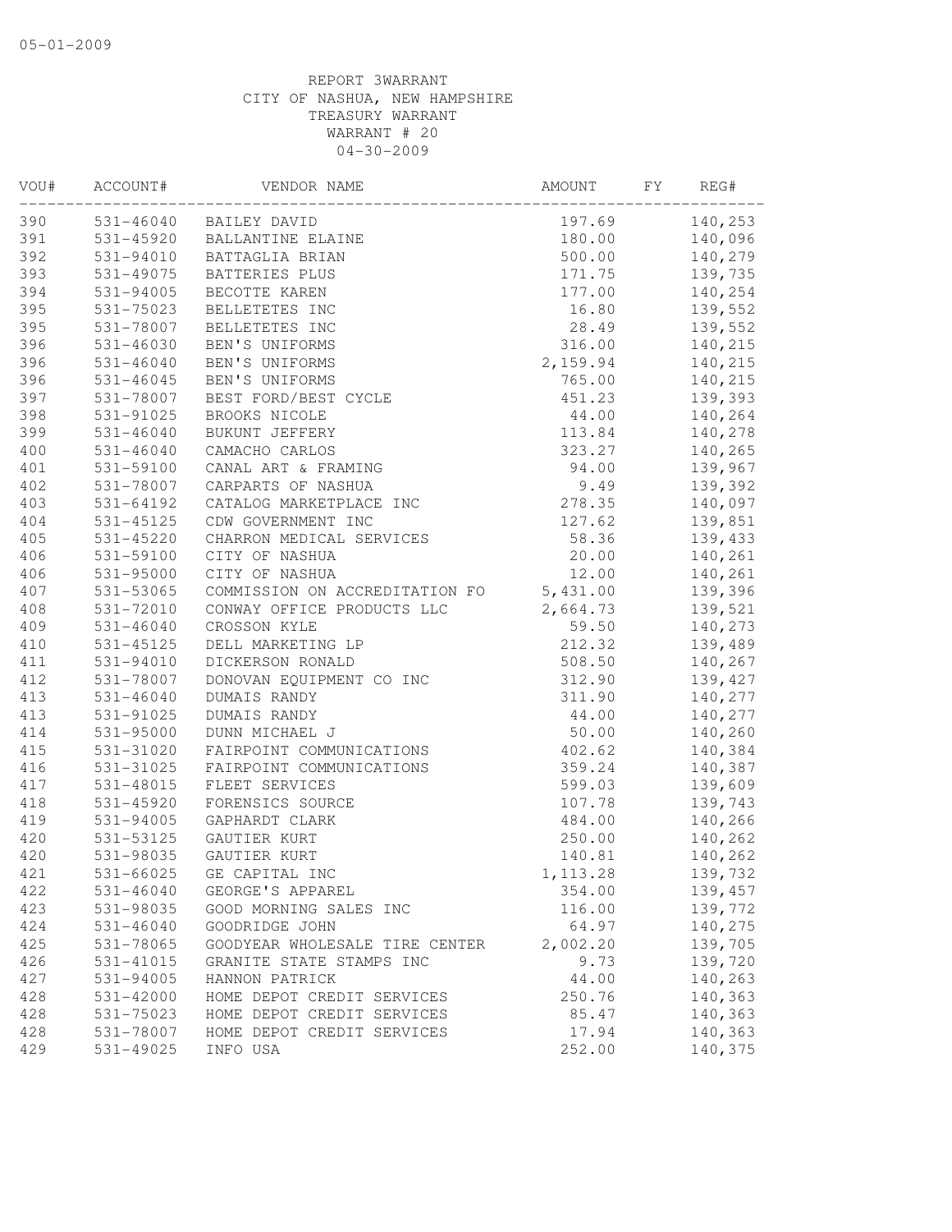05-01-2009

REPORT 3WARRANT
CITY OF NASHUA, NEW HAMPSHIRE
TREASURY WARRANT
WARRANT # 20
04-30-2009

| VOU# | ACCOUNT# | VENDOR NAME | AMOUNT | FY | REG# |
|---|---|---|---|---|---|
| 390 | 531-46040 | BAILEY DAVID | 197.69 | | 140,253 |
| 391 | 531-45920 | BALLANTINE ELAINE | 180.00 | | 140,096 |
| 392 | 531-94010 | BATTAGLIA BRIAN | 500.00 | | 140,279 |
| 393 | 531-49075 | BATTERIES PLUS | 171.75 | | 139,735 |
| 394 | 531-94005 | BECOTTE KAREN | 177.00 | | 140,254 |
| 395 | 531-75023 | BELLETETES INC | 16.80 | | 139,552 |
| 395 | 531-78007 | BELLETETES INC | 28.49 | | 139,552 |
| 396 | 531-46030 | BEN'S UNIFORMS | 316.00 | | 140,215 |
| 396 | 531-46040 | BEN'S UNIFORMS | 2,159.94 | | 140,215 |
| 396 | 531-46045 | BEN'S UNIFORMS | 765.00 | | 140,215 |
| 397 | 531-78007 | BEST FORD/BEST CYCLE | 451.23 | | 139,393 |
| 398 | 531-91025 | BROOKS NICOLE | 44.00 | | 140,264 |
| 399 | 531-46040 | BUKUNT JEFFERY | 113.84 | | 140,278 |
| 400 | 531-46040 | CAMACHO CARLOS | 323.27 | | 140,265 |
| 401 | 531-59100 | CANAL ART & FRAMING | 94.00 | | 139,967 |
| 402 | 531-78007 | CARPARTS OF NASHUA | 9.49 | | 139,392 |
| 403 | 531-64192 | CATALOG MARKETPLACE INC | 278.35 | | 140,097 |
| 404 | 531-45125 | CDW GOVERNMENT INC | 127.62 | | 139,851 |
| 405 | 531-45220 | CHARRON MEDICAL SERVICES | 58.36 | | 139,433 |
| 406 | 531-59100 | CITY OF NASHUA | 20.00 | | 140,261 |
| 406 | 531-95000 | CITY OF NASHUA | 12.00 | | 140,261 |
| 407 | 531-53065 | COMMISSION ON ACCREDITATION FO | 5,431.00 | | 139,396 |
| 408 | 531-72010 | CONWAY OFFICE PRODUCTS LLC | 2,664.73 | | 139,521 |
| 409 | 531-46040 | CROSSON KYLE | 59.50 | | 140,273 |
| 410 | 531-45125 | DELL MARKETING LP | 212.32 | | 139,489 |
| 411 | 531-94010 | DICKERSON RONALD | 508.50 | | 140,267 |
| 412 | 531-78007 | DONOVAN EQUIPMENT CO INC | 312.90 | | 139,427 |
| 413 | 531-46040 | DUMAIS RANDY | 311.90 | | 140,277 |
| 413 | 531-91025 | DUMAIS RANDY | 44.00 | | 140,277 |
| 414 | 531-95000 | DUNN MICHAEL J | 50.00 | | 140,260 |
| 415 | 531-31020 | FAIRPOINT COMMUNICATIONS | 402.62 | | 140,384 |
| 416 | 531-31025 | FAIRPOINT COMMUNICATIONS | 359.24 | | 140,387 |
| 417 | 531-48015 | FLEET SERVICES | 599.03 | | 139,609 |
| 418 | 531-45920 | FORENSICS SOURCE | 107.78 | | 139,743 |
| 419 | 531-94005 | GAPHARDT CLARK | 484.00 | | 140,266 |
| 420 | 531-53125 | GAUTIER KURT | 250.00 | | 140,262 |
| 420 | 531-98035 | GAUTIER KURT | 140.81 | | 140,262 |
| 421 | 531-66025 | GE CAPITAL INC | 1,113.28 | | 139,732 |
| 422 | 531-46040 | GEORGE'S APPAREL | 354.00 | | 139,457 |
| 423 | 531-98035 | GOOD MORNING SALES INC | 116.00 | | 139,772 |
| 424 | 531-46040 | GOODRIDGE JOHN | 64.97 | | 140,275 |
| 425 | 531-78065 | GOODYEAR WHOLESALE TIRE CENTER | 2,002.20 | | 139,705 |
| 426 | 531-41015 | GRANITE STATE STAMPS INC | 9.73 | | 139,720 |
| 427 | 531-94005 | HANNON PATRICK | 44.00 | | 140,263 |
| 428 | 531-42000 | HOME DEPOT CREDIT SERVICES | 250.76 | | 140,363 |
| 428 | 531-75023 | HOME DEPOT CREDIT SERVICES | 85.47 | | 140,363 |
| 428 | 531-78007 | HOME DEPOT CREDIT SERVICES | 17.94 | | 140,363 |
| 429 | 531-49025 | INFO USA | 252.00 | | 140,375 |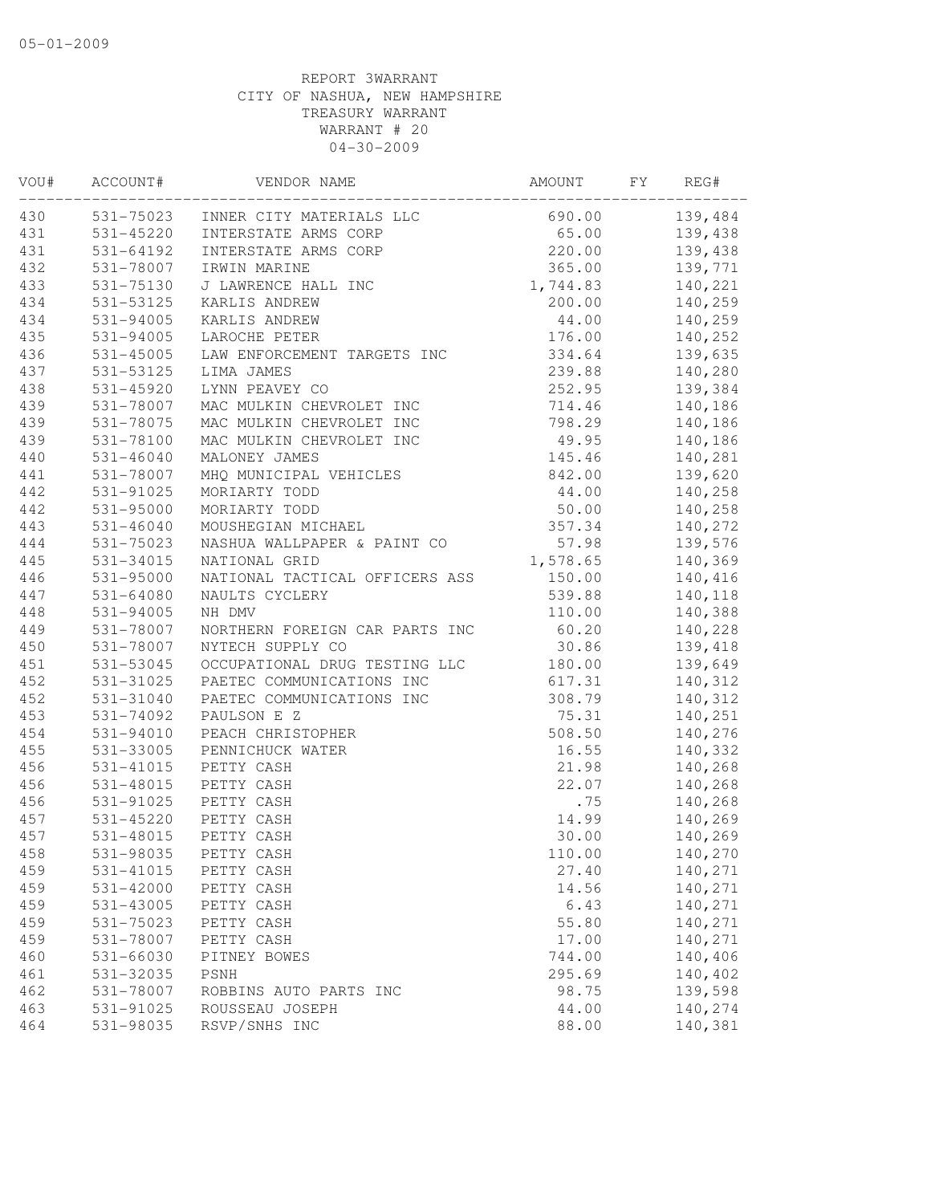05-01-2009

REPORT 3WARRANT
CITY OF NASHUA, NEW HAMPSHIRE
TREASURY WARRANT
WARRANT # 20
04-30-2009

| VOU# | ACCOUNT# | VENDOR NAME | AMOUNT | FY | REG# |
|---|---|---|---|---|---|
| 430 | 531-75023 | INNER CITY MATERIALS LLC | 690.00 | | 139,484 |
| 431 | 531-45220 | INTERSTATE ARMS CORP | 65.00 | | 139,438 |
| 431 | 531-64192 | INTERSTATE ARMS CORP | 220.00 | | 139,438 |
| 432 | 531-78007 | IRWIN MARINE | 365.00 | | 139,771 |
| 433 | 531-75130 | J LAWRENCE HALL INC | 1,744.83 | | 140,221 |
| 434 | 531-53125 | KARLIS ANDREW | 200.00 | | 140,259 |
| 434 | 531-94005 | KARLIS ANDREW | 44.00 | | 140,259 |
| 435 | 531-94005 | LAROCHE PETER | 176.00 | | 140,252 |
| 436 | 531-45005 | LAW ENFORCEMENT TARGETS INC | 334.64 | | 139,635 |
| 437 | 531-53125 | LIMA JAMES | 239.88 | | 140,280 |
| 438 | 531-45920 | LYNN PEAVEY CO | 252.95 | | 139,384 |
| 439 | 531-78007 | MAC MULKIN CHEVROLET INC | 714.46 | | 140,186 |
| 439 | 531-78075 | MAC MULKIN CHEVROLET INC | 798.29 | | 140,186 |
| 439 | 531-78100 | MAC MULKIN CHEVROLET INC | 49.95 | | 140,186 |
| 440 | 531-46040 | MALONEY JAMES | 145.46 | | 140,281 |
| 441 | 531-78007 | MHQ MUNICIPAL VEHICLES | 842.00 | | 139,620 |
| 442 | 531-91025 | MORIARTY TODD | 44.00 | | 140,258 |
| 442 | 531-95000 | MORIARTY TODD | 50.00 | | 140,258 |
| 443 | 531-46040 | MOUSHEGIAN MICHAEL | 357.34 | | 140,272 |
| 444 | 531-75023 | NASHUA WALLPAPER & PAINT CO | 57.98 | | 139,576 |
| 445 | 531-34015 | NATIONAL GRID | 1,578.65 | | 140,369 |
| 446 | 531-95000 | NATIONAL TACTICAL OFFICERS ASS | 150.00 | | 140,416 |
| 447 | 531-64080 | NAULTS CYCLERY | 539.88 | | 140,118 |
| 448 | 531-94005 | NH DMV | 110.00 | | 140,388 |
| 449 | 531-78007 | NORTHERN FOREIGN CAR PARTS INC | 60.20 | | 140,228 |
| 450 | 531-78007 | NYTECH SUPPLY CO | 30.86 | | 139,418 |
| 451 | 531-53045 | OCCUPATIONAL DRUG TESTING LLC | 180.00 | | 139,649 |
| 452 | 531-31025 | PAETEC COMMUNICATIONS INC | 617.31 | | 140,312 |
| 452 | 531-31040 | PAETEC COMMUNICATIONS INC | 308.79 | | 140,312 |
| 453 | 531-74092 | PAULSON E Z | 75.31 | | 140,251 |
| 454 | 531-94010 | PEACH CHRISTOPHER | 508.50 | | 140,276 |
| 455 | 531-33005 | PENNICHUCK WATER | 16.55 | | 140,332 |
| 456 | 531-41015 | PETTY CASH | 21.98 | | 140,268 |
| 456 | 531-48015 | PETTY CASH | 22.07 | | 140,268 |
| 456 | 531-91025 | PETTY CASH | .75 | | 140,268 |
| 457 | 531-45220 | PETTY CASH | 14.99 | | 140,269 |
| 457 | 531-48015 | PETTY CASH | 30.00 | | 140,269 |
| 458 | 531-98035 | PETTY CASH | 110.00 | | 140,270 |
| 459 | 531-41015 | PETTY CASH | 27.40 | | 140,271 |
| 459 | 531-42000 | PETTY CASH | 14.56 | | 140,271 |
| 459 | 531-43005 | PETTY CASH | 6.43 | | 140,271 |
| 459 | 531-75023 | PETTY CASH | 55.80 | | 140,271 |
| 459 | 531-78007 | PETTY CASH | 17.00 | | 140,271 |
| 460 | 531-66030 | PITNEY BOWES | 744.00 | | 140,406 |
| 461 | 531-32035 | PSNH | 295.69 | | 140,402 |
| 462 | 531-78007 | ROBBINS AUTO PARTS INC | 98.75 | | 139,598 |
| 463 | 531-91025 | ROUSSEAU JOSEPH | 44.00 | | 140,274 |
| 464 | 531-98035 | RSVP/SNHS INC | 88.00 | | 140,381 |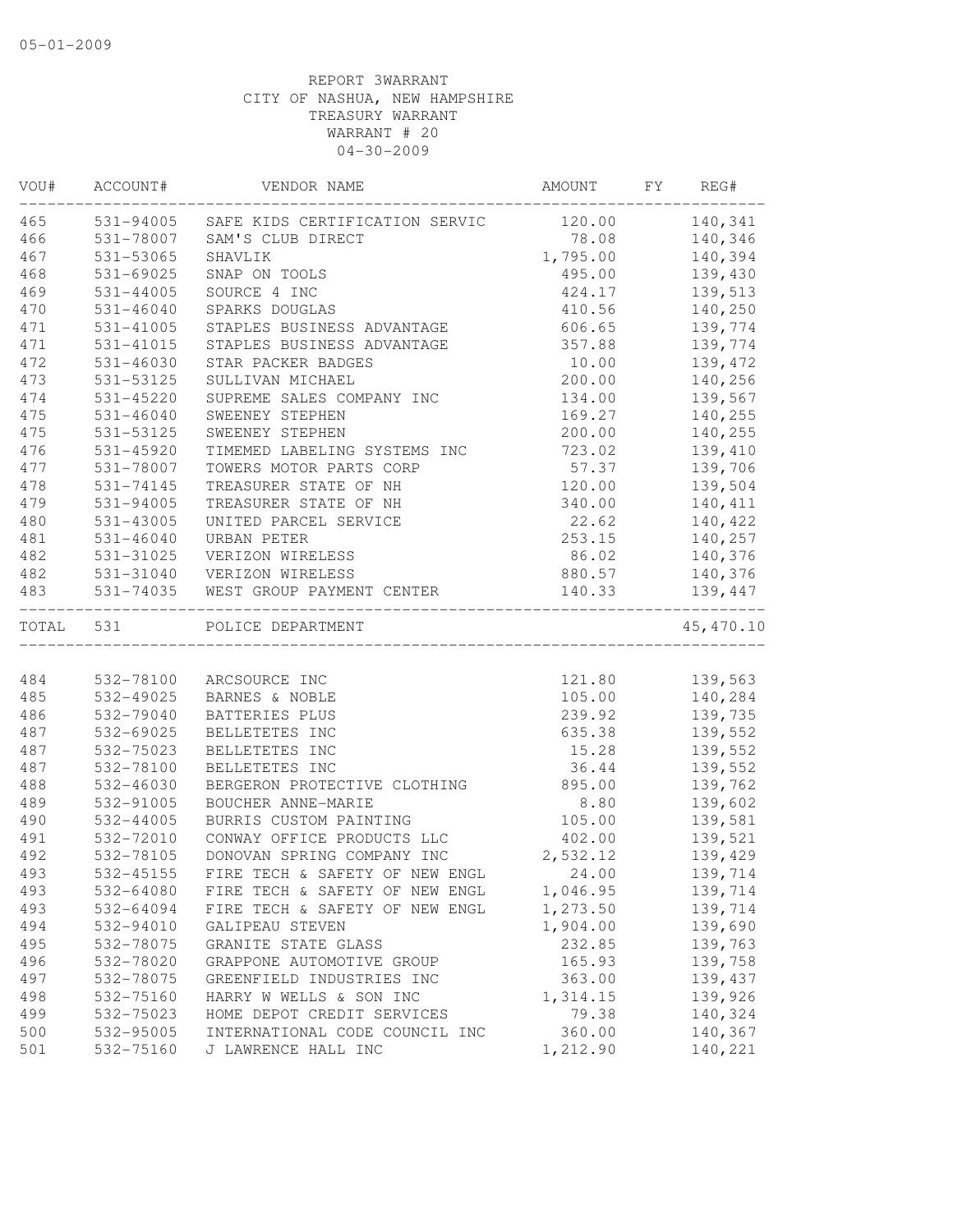05-01-2009

REPORT 3WARRANT
CITY OF NASHUA, NEW HAMPSHIRE
TREASURY WARRANT
WARRANT # 20
04-30-2009

| VOU# | ACCOUNT# | VENDOR NAME | AMOUNT | FY | REG# |
|---|---|---|---|---|---|
| 465 | 531-94005 | SAFE KIDS CERTIFICATION SERVIC | 120.00 | | 140,341 |
| 466 | 531-78007 | SAM'S CLUB DIRECT | 78.08 | | 140,346 |
| 467 | 531-53065 | SHAVLIK | 1,795.00 | | 140,394 |
| 468 | 531-69025 | SNAP ON TOOLS | 495.00 | | 139,430 |
| 469 | 531-44005 | SOURCE 4 INC | 424.17 | | 139,513 |
| 470 | 531-46040 | SPARKS DOUGLAS | 410.56 | | 140,250 |
| 471 | 531-41005 | STAPLES BUSINESS ADVANTAGE | 606.65 | | 139,774 |
| 471 | 531-41015 | STAPLES BUSINESS ADVANTAGE | 357.88 | | 139,774 |
| 472 | 531-46030 | STAR PACKER BADGES | 10.00 | | 139,472 |
| 473 | 531-53125 | SULLIVAN MICHAEL | 200.00 | | 140,256 |
| 474 | 531-45220 | SUPREME SALES COMPANY INC | 134.00 | | 139,567 |
| 475 | 531-46040 | SWEENEY STEPHEN | 169.27 | | 140,255 |
| 475 | 531-53125 | SWEENEY STEPHEN | 200.00 | | 140,255 |
| 476 | 531-45920 | TIMEMED LABELING SYSTEMS INC | 723.02 | | 139,410 |
| 477 | 531-78007 | TOWERS MOTOR PARTS CORP | 57.37 | | 139,706 |
| 478 | 531-74145 | TREASURER STATE OF NH | 120.00 | | 139,504 |
| 479 | 531-94005 | TREASURER STATE OF NH | 340.00 | | 140,411 |
| 480 | 531-43005 | UNITED PARCEL SERVICE | 22.62 | | 140,422 |
| 481 | 531-46040 | URBAN PETER | 253.15 | | 140,257 |
| 482 | 531-31025 | VERIZON WIRELESS | 86.02 | | 140,376 |
| 482 | 531-31040 | VERIZON WIRELESS | 880.57 | | 140,376 |
| 483 | 531-74035 | WEST GROUP PAYMENT CENTER | 140.33 | | 139,447 |
| TOTAL | 531 | POLICE DEPARTMENT | | | 45,470.10 |
| 484 | 532-78100 | ARCSOURCE INC | 121.80 | | 139,563 |
| 485 | 532-49025 | BARNES & NOBLE | 105.00 | | 140,284 |
| 486 | 532-79040 | BATTERIES PLUS | 239.92 | | 139,735 |
| 487 | 532-69025 | BELLETETES INC | 635.38 | | 139,552 |
| 487 | 532-75023 | BELLETETES INC | 15.28 | | 139,552 |
| 487 | 532-78100 | BELLETETES INC | 36.44 | | 139,552 |
| 488 | 532-46030 | BERGERON PROTECTIVE CLOTHING | 895.00 | | 139,762 |
| 489 | 532-91005 | BOUCHER ANNE-MARIE | 8.80 | | 139,602 |
| 490 | 532-44005 | BURRIS CUSTOM PAINTING | 105.00 | | 139,581 |
| 491 | 532-72010 | CONWAY OFFICE PRODUCTS LLC | 402.00 | | 139,521 |
| 492 | 532-78105 | DONOVAN SPRING COMPANY INC | 2,532.12 | | 139,429 |
| 493 | 532-45155 | FIRE TECH & SAFETY OF NEW ENGL | 24.00 | | 139,714 |
| 493 | 532-64080 | FIRE TECH & SAFETY OF NEW ENGL | 1,046.95 | | 139,714 |
| 493 | 532-64094 | FIRE TECH & SAFETY OF NEW ENGL | 1,273.50 | | 139,714 |
| 494 | 532-94010 | GALIPEAU STEVEN | 1,904.00 | | 139,690 |
| 495 | 532-78075 | GRANITE STATE GLASS | 232.85 | | 139,763 |
| 496 | 532-78020 | GRAPPONE AUTOMOTIVE GROUP | 165.93 | | 139,758 |
| 497 | 532-78075 | GREENFIELD INDUSTRIES INC | 363.00 | | 139,437 |
| 498 | 532-75160 | HARRY W WELLS & SON INC | 1,314.15 | | 139,926 |
| 499 | 532-75023 | HOME DEPOT CREDIT SERVICES | 79.38 | | 140,324 |
| 500 | 532-95005 | INTERNATIONAL CODE COUNCIL INC | 360.00 | | 140,367 |
| 501 | 532-75160 | J LAWRENCE HALL INC | 1,212.90 | | 140,221 |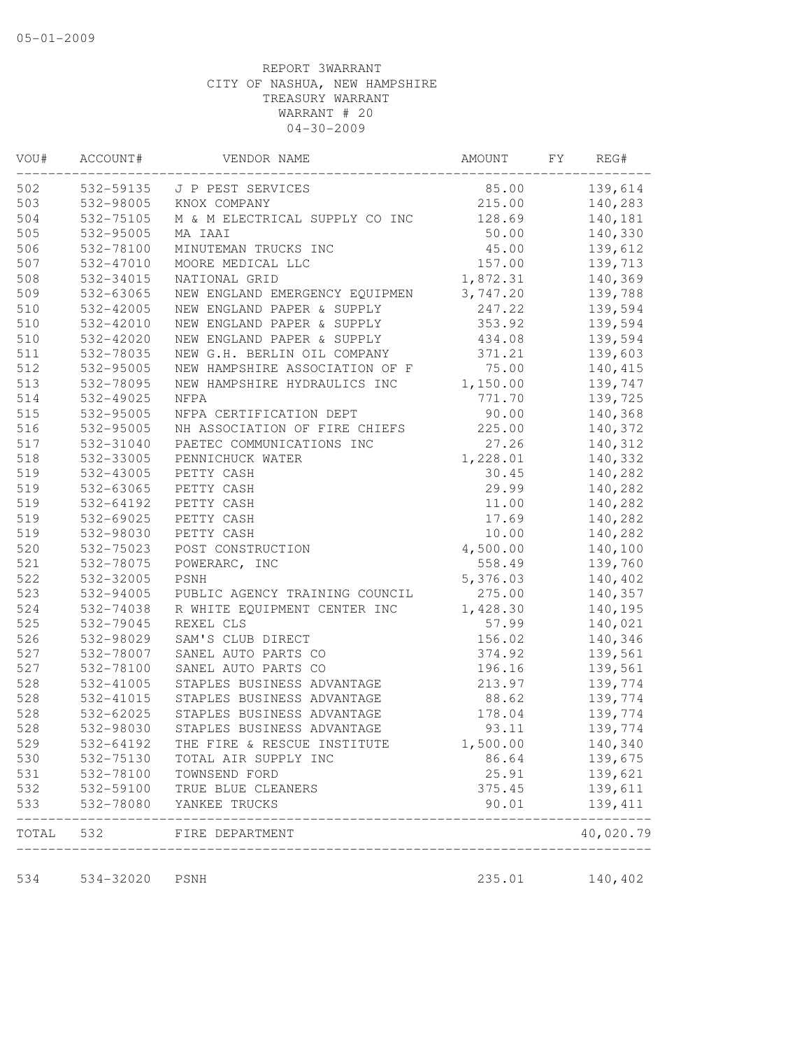05-01-2009

REPORT 3WARRANT
CITY OF NASHUA, NEW HAMPSHIRE
TREASURY WARRANT
WARRANT # 20
04-30-2009

| VOU# | ACCOUNT# | VENDOR NAME | AMOUNT | FY | REG# |
|---|---|---|---|---|---|
| 502 | 532-59135 | J P PEST SERVICES | 85.00 | | 139,614 |
| 503 | 532-98005 | KNOX COMPANY | 215.00 | | 140,283 |
| 504 | 532-75105 | M & M ELECTRICAL SUPPLY CO INC | 128.69 | | 140,181 |
| 505 | 532-95005 | MA IAAI | 50.00 | | 140,330 |
| 506 | 532-78100 | MINUTEMAN TRUCKS INC | 45.00 | | 139,612 |
| 507 | 532-47010 | MOORE MEDICAL LLC | 157.00 | | 139,713 |
| 508 | 532-34015 | NATIONAL GRID | 1,872.31 | | 140,369 |
| 509 | 532-63065 | NEW ENGLAND EMERGENCY EQUIPMEN | 3,747.20 | | 139,788 |
| 510 | 532-42005 | NEW ENGLAND PAPER & SUPPLY | 247.22 | | 139,594 |
| 510 | 532-42010 | NEW ENGLAND PAPER & SUPPLY | 353.92 | | 139,594 |
| 510 | 532-42020 | NEW ENGLAND PAPER & SUPPLY | 434.08 | | 139,594 |
| 511 | 532-78035 | NEW G.H. BERLIN OIL COMPANY | 371.21 | | 139,603 |
| 512 | 532-95005 | NEW HAMPSHIRE ASSOCIATION OF F | 75.00 | | 140,415 |
| 513 | 532-78095 | NEW HAMPSHIRE HYDRAULICS INC | 1,150.00 | | 139,747 |
| 514 | 532-49025 | NFPA | 771.70 | | 139,725 |
| 515 | 532-95005 | NFPA CERTIFICATION DEPT | 90.00 | | 140,368 |
| 516 | 532-95005 | NH ASSOCIATION OF FIRE CHIEFS | 225.00 | | 140,372 |
| 517 | 532-31040 | PAETEC COMMUNICATIONS INC | 27.26 | | 140,312 |
| 518 | 532-33005 | PENNICHUCK WATER | 1,228.01 | | 140,332 |
| 519 | 532-43005 | PETTY CASH | 30.45 | | 140,282 |
| 519 | 532-63065 | PETTY CASH | 29.99 | | 140,282 |
| 519 | 532-64192 | PETTY CASH | 11.00 | | 140,282 |
| 519 | 532-69025 | PETTY CASH | 17.69 | | 140,282 |
| 519 | 532-98030 | PETTY CASH | 10.00 | | 140,282 |
| 520 | 532-75023 | POST CONSTRUCTION | 4,500.00 | | 140,100 |
| 521 | 532-78075 | POWERARC, INC | 558.49 | | 139,760 |
| 522 | 532-32005 | PSNH | 5,376.03 | | 140,402 |
| 523 | 532-94005 | PUBLIC AGENCY TRAINING COUNCIL | 275.00 | | 140,357 |
| 524 | 532-74038 | R WHITE EQUIPMENT CENTER INC | 1,428.30 | | 140,195 |
| 525 | 532-79045 | REXEL CLS | 57.99 | | 140,021 |
| 526 | 532-98029 | SAM'S CLUB DIRECT | 156.02 | | 140,346 |
| 527 | 532-78007 | SANEL AUTO PARTS CO | 374.92 | | 139,561 |
| 527 | 532-78100 | SANEL AUTO PARTS CO | 196.16 | | 139,561 |
| 528 | 532-41005 | STAPLES BUSINESS ADVANTAGE | 213.97 | | 139,774 |
| 528 | 532-41015 | STAPLES BUSINESS ADVANTAGE | 88.62 | | 139,774 |
| 528 | 532-62025 | STAPLES BUSINESS ADVANTAGE | 178.04 | | 139,774 |
| 528 | 532-98030 | STAPLES BUSINESS ADVANTAGE | 93.11 | | 139,774 |
| 529 | 532-64192 | THE FIRE & RESCUE INSTITUTE | 1,500.00 | | 140,340 |
| 530 | 532-75130 | TOTAL AIR SUPPLY INC | 86.64 | | 139,675 |
| 531 | 532-78100 | TOWNSEND FORD | 25.91 | | 139,621 |
| 532 | 532-59100 | TRUE BLUE CLEANERS | 375.45 | | 139,611 |
| 533 | 532-78080 | YANKEE TRUCKS | 90.01 | | 139,411 |
| TOTAL | 532 | FIRE DEPARTMENT | | | 40,020.79 |
| 534 | 534-32020 | PSNH | 235.01 | | 140,402 |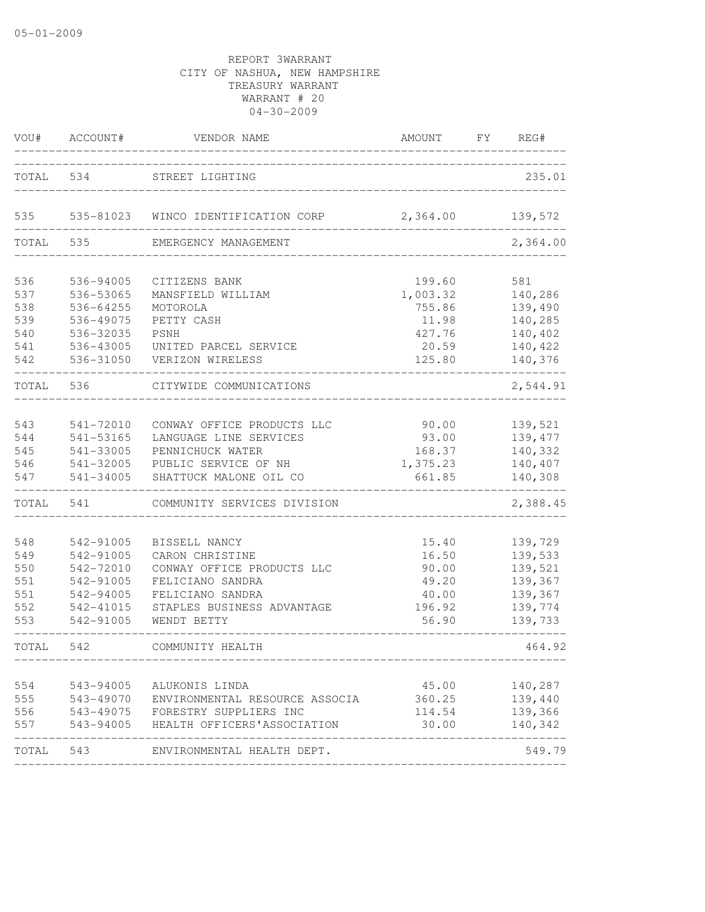REPORT 3WARRANT
CITY OF NASHUA, NEW HAMPSHIRE
TREASURY WARRANT
WARRANT # 20
04-30-2009

| VOU# | ACCOUNT# | VENDOR NAME | AMOUNT | FY | REG# |
|---|---|---|---|---|---|
| TOTAL | 534 | STREET LIGHTING | | | 235.01 |
| 535 | 535-81023 | WINCO IDENTIFICATION CORP | 2,364.00 | | 139,572 |
| TOTAL | 535 | EMERGENCY MANAGEMENT | | | 2,364.00 |
| 536 | 536-94005 | CITIZENS BANK | 199.60 | | 581 |
| 537 | 536-53065 | MANSFIELD WILLIAM | 1,003.32 | | 140,286 |
| 538 | 536-64255 | MOTOROLA | 755.86 | | 139,490 |
| 539 | 536-49075 | PETTY CASH | 11.98 | | 140,285 |
| 540 | 536-32035 | PSNH | 427.76 | | 140,402 |
| 541 | 536-43005 | UNITED PARCEL SERVICE | 20.59 | | 140,422 |
| 542 | 536-31050 | VERIZON WIRELESS | 125.80 | | 140,376 |
| TOTAL | 536 | CITYWIDE COMMUNICATIONS | | | 2,544.91 |
| 543 | 541-72010 | CONWAY OFFICE PRODUCTS LLC | 90.00 | | 139,521 |
| 544 | 541-53165 | LANGUAGE LINE SERVICES | 93.00 | | 139,477 |
| 545 | 541-33005 | PENNICHUCK WATER | 168.37 | | 140,332 |
| 546 | 541-32005 | PUBLIC SERVICE OF NH | 1,375.23 | | 140,407 |
| 547 | 541-34005 | SHATTUCK MALONE OIL CO | 661.85 | | 140,308 |
| TOTAL | 541 | COMMUNITY SERVICES DIVISION | | | 2,388.45 |
| 548 | 542-91005 | BISSELL NANCY | 15.40 | | 139,729 |
| 549 | 542-91005 | CARON CHRISTINE | 16.50 | | 139,533 |
| 550 | 542-72010 | CONWAY OFFICE PRODUCTS LLC | 90.00 | | 139,521 |
| 551 | 542-91005 | FELICIANO SANDRA | 49.20 | | 139,367 |
| 551 | 542-94005 | FELICIANO SANDRA | 40.00 | | 139,367 |
| 552 | 542-41015 | STAPLES BUSINESS ADVANTAGE | 196.92 | | 139,774 |
| 553 | 542-91005 | WENDT BETTY | 56.90 | | 139,733 |
| TOTAL | 542 | COMMUNITY HEALTH | | | 464.92 |
| 554 | 543-94005 | ALUKONIS LINDA | 45.00 | | 140,287 |
| 555 | 543-49070 | ENVIRONMENTAL RESOURCE ASSOCIA | 360.25 | | 139,440 |
| 556 | 543-49075 | FORESTRY SUPPLIERS INC | 114.54 | | 139,366 |
| 557 | 543-94005 | HEALTH OFFICERS'ASSOCIATION | 30.00 | | 140,342 |
| TOTAL | 543 | ENVIRONMENTAL HEALTH DEPT. | | | 549.79 |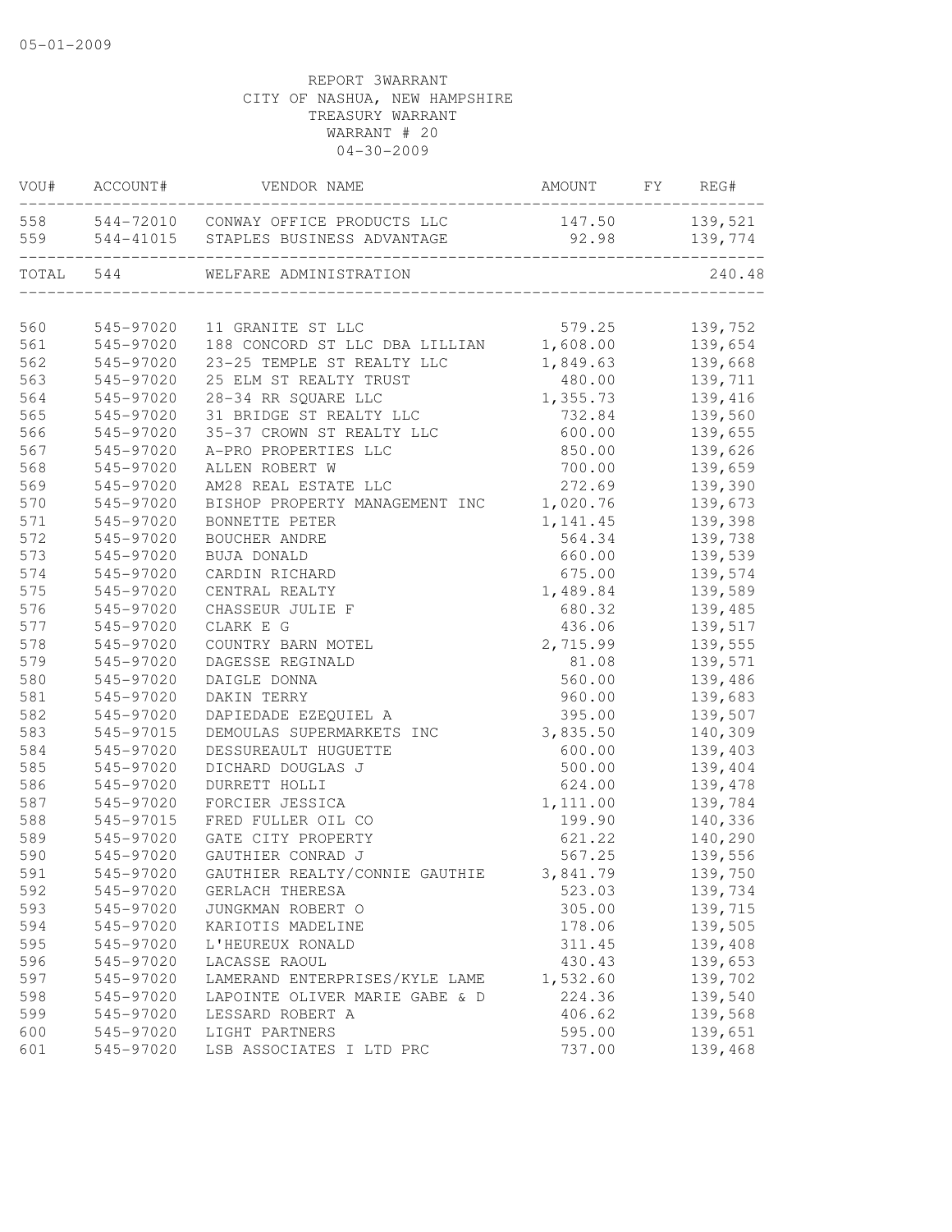05-01-2009

REPORT 3WARRANT
CITY OF NASHUA, NEW HAMPSHIRE
TREASURY WARRANT
WARRANT # 20
04-30-2009

| VOU# | ACCOUNT# | VENDOR NAME | AMOUNT | FY | REG# |
|---|---|---|---|---|---|
| 558 | 544-72010 | CONWAY OFFICE PRODUCTS LLC | 147.50 | | 139,521 |
| 559 | 544-41015 | STAPLES BUSINESS ADVANTAGE | 92.98 | | 139,774 |
| TOTAL | 544 | WELFARE ADMINISTRATION | | | 240.48 |
| 560 | 545-97020 | 11 GRANITE ST LLC | 579.25 | | 139,752 |
| 561 | 545-97020 | 188 CONCORD ST LLC DBA LILLIAN | 1,608.00 | | 139,654 |
| 562 | 545-97020 | 23-25 TEMPLE ST REALTY LLC | 1,849.63 | | 139,668 |
| 563 | 545-97020 | 25 ELM ST REALTY TRUST | 480.00 | | 139,711 |
| 564 | 545-97020 | 28-34 RR SQUARE LLC | 1,355.73 | | 139,416 |
| 565 | 545-97020 | 31 BRIDGE ST REALTY LLC | 732.84 | | 139,560 |
| 566 | 545-97020 | 35-37 CROWN ST REALTY LLC | 600.00 | | 139,655 |
| 567 | 545-97020 | A-PRO PROPERTIES LLC | 850.00 | | 139,626 |
| 568 | 545-97020 | ALLEN ROBERT W | 700.00 | | 139,659 |
| 569 | 545-97020 | AM28 REAL ESTATE LLC | 272.69 | | 139,390 |
| 570 | 545-97020 | BISHOP PROPERTY MANAGEMENT INC | 1,020.76 | | 139,673 |
| 571 | 545-97020 | BONNETTE PETER | 1,141.45 | | 139,398 |
| 572 | 545-97020 | BOUCHER ANDRE | 564.34 | | 139,738 |
| 573 | 545-97020 | BUJA DONALD | 660.00 | | 139,539 |
| 574 | 545-97020 | CARDIN RICHARD | 675.00 | | 139,574 |
| 575 | 545-97020 | CENTRAL REALTY | 1,489.84 | | 139,589 |
| 576 | 545-97020 | CHASSEUR JULIE F | 680.32 | | 139,485 |
| 577 | 545-97020 | CLARK E G | 436.06 | | 139,517 |
| 578 | 545-97020 | COUNTRY BARN MOTEL | 2,715.99 | | 139,555 |
| 579 | 545-97020 | DAGESSE REGINALD | 81.08 | | 139,571 |
| 580 | 545-97020 | DAIGLE DONNA | 560.00 | | 139,486 |
| 581 | 545-97020 | DAKIN TERRY | 960.00 | | 139,683 |
| 582 | 545-97020 | DAPIEDADE EZEQUIEL A | 395.00 | | 139,507 |
| 583 | 545-97015 | DEMOULAS SUPERMARKETS INC | 3,835.50 | | 140,309 |
| 584 | 545-97020 | DESSUREAULT HUGUETTE | 600.00 | | 139,403 |
| 585 | 545-97020 | DICHARD DOUGLAS J | 500.00 | | 139,404 |
| 586 | 545-97020 | DURRETT HOLLI | 624.00 | | 139,478 |
| 587 | 545-97020 | FORCIER JESSICA | 1,111.00 | | 139,784 |
| 588 | 545-97015 | FRED FULLER OIL CO | 199.90 | | 140,336 |
| 589 | 545-97020 | GATE CITY PROPERTY | 621.22 | | 140,290 |
| 590 | 545-97020 | GAUTHIER CONRAD J | 567.25 | | 139,556 |
| 591 | 545-97020 | GAUTHIER REALTY/CONNIE GAUTHIE | 3,841.79 | | 139,750 |
| 592 | 545-97020 | GERLACH THERESA | 523.03 | | 139,734 |
| 593 | 545-97020 | JUNGKMAN ROBERT O | 305.00 | | 139,715 |
| 594 | 545-97020 | KARIOTIS MADELINE | 178.06 | | 139,505 |
| 595 | 545-97020 | L'HEUREUX RONALD | 311.45 | | 139,408 |
| 596 | 545-97020 | LACASSE RAOUL | 430.43 | | 139,653 |
| 597 | 545-97020 | LAMERAND ENTERPRISES/KYLE LAME | 1,532.60 | | 139,702 |
| 598 | 545-97020 | LAPOINTE OLIVER MARIE GABE & D | 224.36 | | 139,540 |
| 599 | 545-97020 | LESSARD ROBERT A | 406.62 | | 139,568 |
| 600 | 545-97020 | LIGHT PARTNERS | 595.00 | | 139,651 |
| 601 | 545-97020 | LSB ASSOCIATES I LTD PRC | 737.00 | | 139,468 |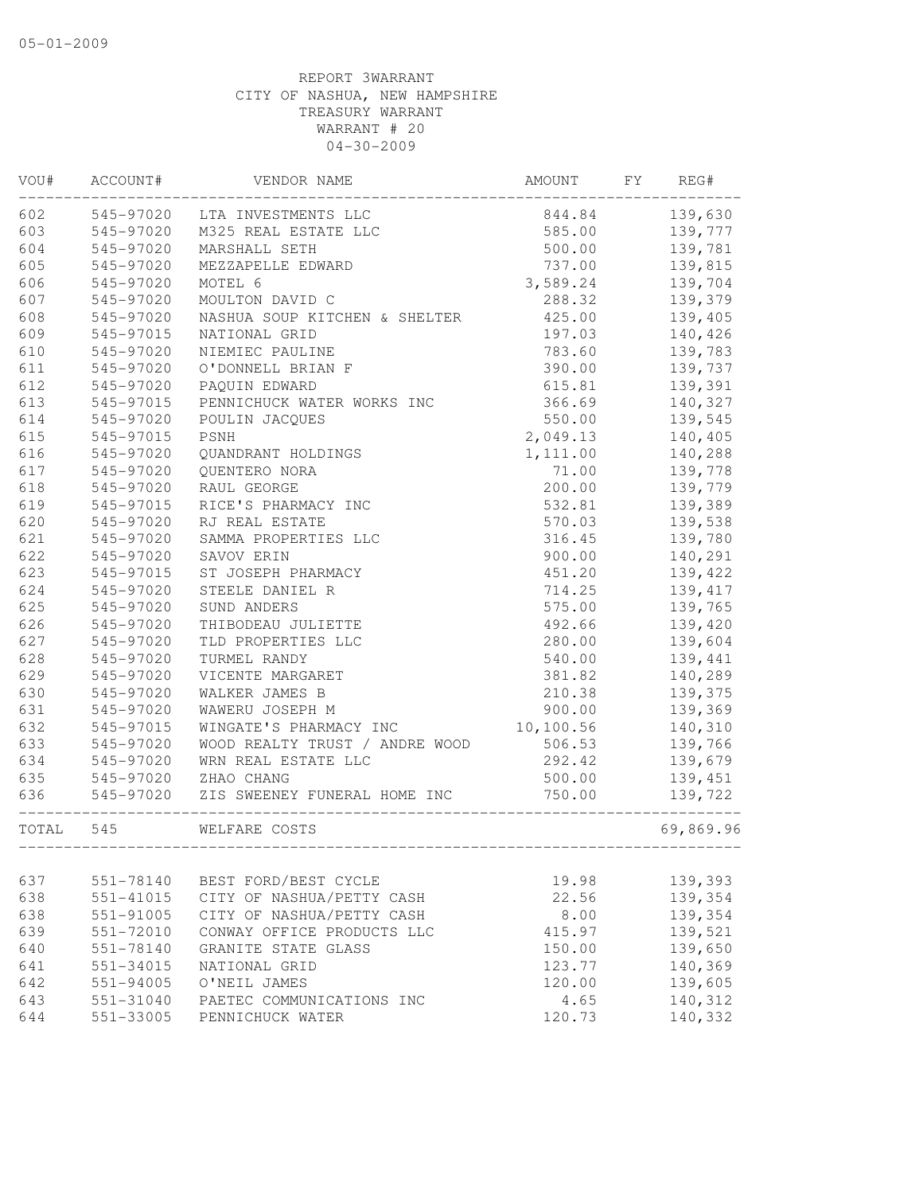05-01-2009

REPORT 3WARRANT
CITY OF NASHUA, NEW HAMPSHIRE
TREASURY WARRANT
WARRANT # 20
04-30-2009

| VOU# | ACCOUNT# | VENDOR NAME | AMOUNT | FY | REG# |
|---|---|---|---|---|---|
| 602 | 545-97020 | LTA INVESTMENTS LLC | 844.84 | | 139,630 |
| 603 | 545-97020 | M325 REAL ESTATE LLC | 585.00 | | 139,777 |
| 604 | 545-97020 | MARSHALL SETH | 500.00 | | 139,781 |
| 605 | 545-97020 | MEZZAPELLE EDWARD | 737.00 | | 139,815 |
| 606 | 545-97020 | MOTEL 6 | 3,589.24 | | 139,704 |
| 607 | 545-97020 | MOULTON DAVID C | 288.32 | | 139,379 |
| 608 | 545-97020 | NASHUA SOUP KITCHEN & SHELTER | 425.00 | | 139,405 |
| 609 | 545-97015 | NATIONAL GRID | 197.03 | | 140,426 |
| 610 | 545-97020 | NIEMIEC PAULINE | 783.60 | | 139,783 |
| 611 | 545-97020 | O'DONNELL BRIAN F | 390.00 | | 139,737 |
| 612 | 545-97020 | PAQUIN EDWARD | 615.81 | | 139,391 |
| 613 | 545-97015 | PENNICHUCK WATER WORKS INC | 366.69 | | 140,327 |
| 614 | 545-97020 | POULIN JACQUES | 550.00 | | 139,545 |
| 615 | 545-97015 | PSNH | 2,049.13 | | 140,405 |
| 616 | 545-97020 | QUANDRANT HOLDINGS | 1,111.00 | | 140,288 |
| 617 | 545-97020 | QUENTERO NORA | 71.00 | | 139,778 |
| 618 | 545-97020 | RAUL GEORGE | 200.00 | | 139,779 |
| 619 | 545-97015 | RICE'S PHARMACY INC | 532.81 | | 139,389 |
| 620 | 545-97020 | RJ REAL ESTATE | 570.03 | | 139,538 |
| 621 | 545-97020 | SAMMA PROPERTIES LLC | 316.45 | | 139,780 |
| 622 | 545-97020 | SAVOV ERIN | 900.00 | | 140,291 |
| 623 | 545-97015 | ST JOSEPH PHARMACY | 451.20 | | 139,422 |
| 624 | 545-97020 | STEELE DANIEL R | 714.25 | | 139,417 |
| 625 | 545-97020 | SUND ANDERS | 575.00 | | 139,765 |
| 626 | 545-97020 | THIBODEAU JULIETTE | 492.66 | | 139,420 |
| 627 | 545-97020 | TLD PROPERTIES LLC | 280.00 | | 139,604 |
| 628 | 545-97020 | TURMEL RANDY | 540.00 | | 139,441 |
| 629 | 545-97020 | VICENTE MARGARET | 381.82 | | 140,289 |
| 630 | 545-97020 | WALKER JAMES B | 210.38 | | 139,375 |
| 631 | 545-97020 | WAWERU JOSEPH M | 900.00 | | 139,369 |
| 632 | 545-97015 | WINGATE'S PHARMACY INC | 10,100.56 | | 140,310 |
| 633 | 545-97020 | WOOD REALTY TRUST / ANDRE WOOD | 506.53 | | 139,766 |
| 634 | 545-97020 | WRN REAL ESTATE LLC | 292.42 | | 139,679 |
| 635 | 545-97020 | ZHAO CHANG | 500.00 | | 139,451 |
| 636 | 545-97020 | ZIS SWEENEY FUNERAL HOME INC | 750.00 | | 139,722 |
| TOTAL | 545 | WELFARE COSTS | | | 69,869.96 |
| 637 | 551-78140 | BEST FORD/BEST CYCLE | 19.98 | | 139,393 |
| 638 | 551-41015 | CITY OF NASHUA/PETTY CASH | 22.56 | | 139,354 |
| 638 | 551-91005 | CITY OF NASHUA/PETTY CASH | 8.00 | | 139,354 |
| 639 | 551-72010 | CONWAY OFFICE PRODUCTS LLC | 415.97 | | 139,521 |
| 640 | 551-78140 | GRANITE STATE GLASS | 150.00 | | 139,650 |
| 641 | 551-34015 | NATIONAL GRID | 123.77 | | 140,369 |
| 642 | 551-94005 | O'NEIL JAMES | 120.00 | | 139,605 |
| 643 | 551-31040 | PAETEC COMMUNICATIONS INC | 4.65 | | 140,312 |
| 644 | 551-33005 | PENNICHUCK WATER | 120.73 | | 140,332 |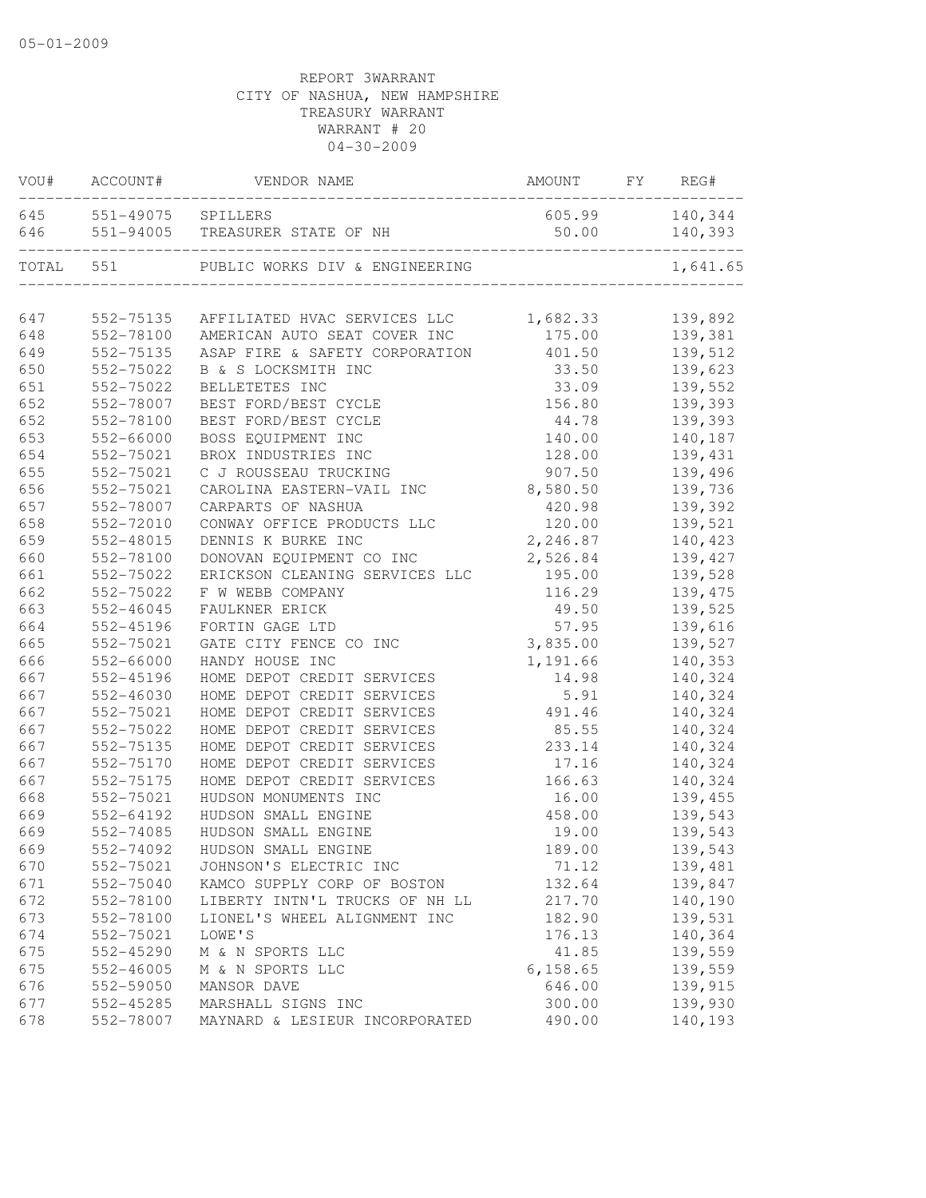05-01-2009

REPORT 3WARRANT
CITY OF NASHUA, NEW HAMPSHIRE
TREASURY WARRANT
WARRANT # 20
04-30-2009

| VOU# | ACCOUNT# | VENDOR NAME | AMOUNT | FY | REG# |
|---|---|---|---|---|---|
| 645 | 551-49075 | SPILLERS | 605.99 | | 140,344 |
| 646 | 551-94005 | TREASURER STATE OF NH | 50.00 | | 140,393 |
| TOTAL | 551 | PUBLIC WORKS DIV & ENGINEERING | | | 1,641.65 |
| 647 | 552-75135 | AFFILIATED HVAC SERVICES LLC | 1,682.33 | | 139,892 |
| 648 | 552-78100 | AMERICAN AUTO SEAT COVER INC | 175.00 | | 139,381 |
| 649 | 552-75135 | ASAP FIRE & SAFETY CORPORATION | 401.50 | | 139,512 |
| 650 | 552-75022 | B & S LOCKSMITH INC | 33.50 | | 139,623 |
| 651 | 552-75022 | BELLETETES INC | 33.09 | | 139,552 |
| 652 | 552-78007 | BEST FORD/BEST CYCLE | 156.80 | | 139,393 |
| 652 | 552-78100 | BEST FORD/BEST CYCLE | 44.78 | | 139,393 |
| 653 | 552-66000 | BOSS EQUIPMENT INC | 140.00 | | 140,187 |
| 654 | 552-75021 | BROX INDUSTRIES INC | 128.00 | | 139,431 |
| 655 | 552-75021 | C J ROUSSEAU TRUCKING | 907.50 | | 139,496 |
| 656 | 552-75021 | CAROLINA EASTERN-VAIL INC | 8,580.50 | | 139,736 |
| 657 | 552-78007 | CARPARTS OF NASHUA | 420.98 | | 139,392 |
| 658 | 552-72010 | CONWAY OFFICE PRODUCTS LLC | 120.00 | | 139,521 |
| 659 | 552-48015 | DENNIS K BURKE INC | 2,246.87 | | 140,423 |
| 660 | 552-78100 | DONOVAN EQUIPMENT CO INC | 2,526.84 | | 139,427 |
| 661 | 552-75022 | ERICKSON CLEANING SERVICES LLC | 195.00 | | 139,528 |
| 662 | 552-75022 | F W WEBB COMPANY | 116.29 | | 139,475 |
| 663 | 552-46045 | FAULKNER ERICK | 49.50 | | 139,525 |
| 664 | 552-45196 | FORTIN GAGE LTD | 57.95 | | 139,616 |
| 665 | 552-75021 | GATE CITY FENCE CO INC | 3,835.00 | | 139,527 |
| 666 | 552-66000 | HANDY HOUSE INC | 1,191.66 | | 140,353 |
| 667 | 552-45196 | HOME DEPOT CREDIT SERVICES | 14.98 | | 140,324 |
| 667 | 552-46030 | HOME DEPOT CREDIT SERVICES | 5.91 | | 140,324 |
| 667 | 552-75021 | HOME DEPOT CREDIT SERVICES | 491.46 | | 140,324 |
| 667 | 552-75022 | HOME DEPOT CREDIT SERVICES | 85.55 | | 140,324 |
| 667 | 552-75135 | HOME DEPOT CREDIT SERVICES | 233.14 | | 140,324 |
| 667 | 552-75170 | HOME DEPOT CREDIT SERVICES | 17.16 | | 140,324 |
| 667 | 552-75175 | HOME DEPOT CREDIT SERVICES | 166.63 | | 140,324 |
| 668 | 552-75021 | HUDSON MONUMENTS INC | 16.00 | | 139,455 |
| 669 | 552-64192 | HUDSON SMALL ENGINE | 458.00 | | 139,543 |
| 669 | 552-74085 | HUDSON SMALL ENGINE | 19.00 | | 139,543 |
| 669 | 552-74092 | HUDSON SMALL ENGINE | 189.00 | | 139,543 |
| 670 | 552-75021 | JOHNSON'S ELECTRIC INC | 71.12 | | 139,481 |
| 671 | 552-75040 | KAMCO SUPPLY CORP OF BOSTON | 132.64 | | 139,847 |
| 672 | 552-78100 | LIBERTY INTN'L TRUCKS OF NH LL | 217.70 | | 140,190 |
| 673 | 552-78100 | LIONEL'S WHEEL ALIGNMENT INC | 182.90 | | 139,531 |
| 674 | 552-75021 | LOWE'S | 176.13 | | 140,364 |
| 675 | 552-45290 | M & N SPORTS LLC | 41.85 | | 139,559 |
| 675 | 552-46005 | M & N SPORTS LLC | 6,158.65 | | 139,559 |
| 676 | 552-59050 | MANSOR DAVE | 646.00 | | 139,915 |
| 677 | 552-45285 | MARSHALL SIGNS INC | 300.00 | | 139,930 |
| 678 | 552-78007 | MAYNARD & LESIEUR INCORPORATED | 490.00 | | 140,193 |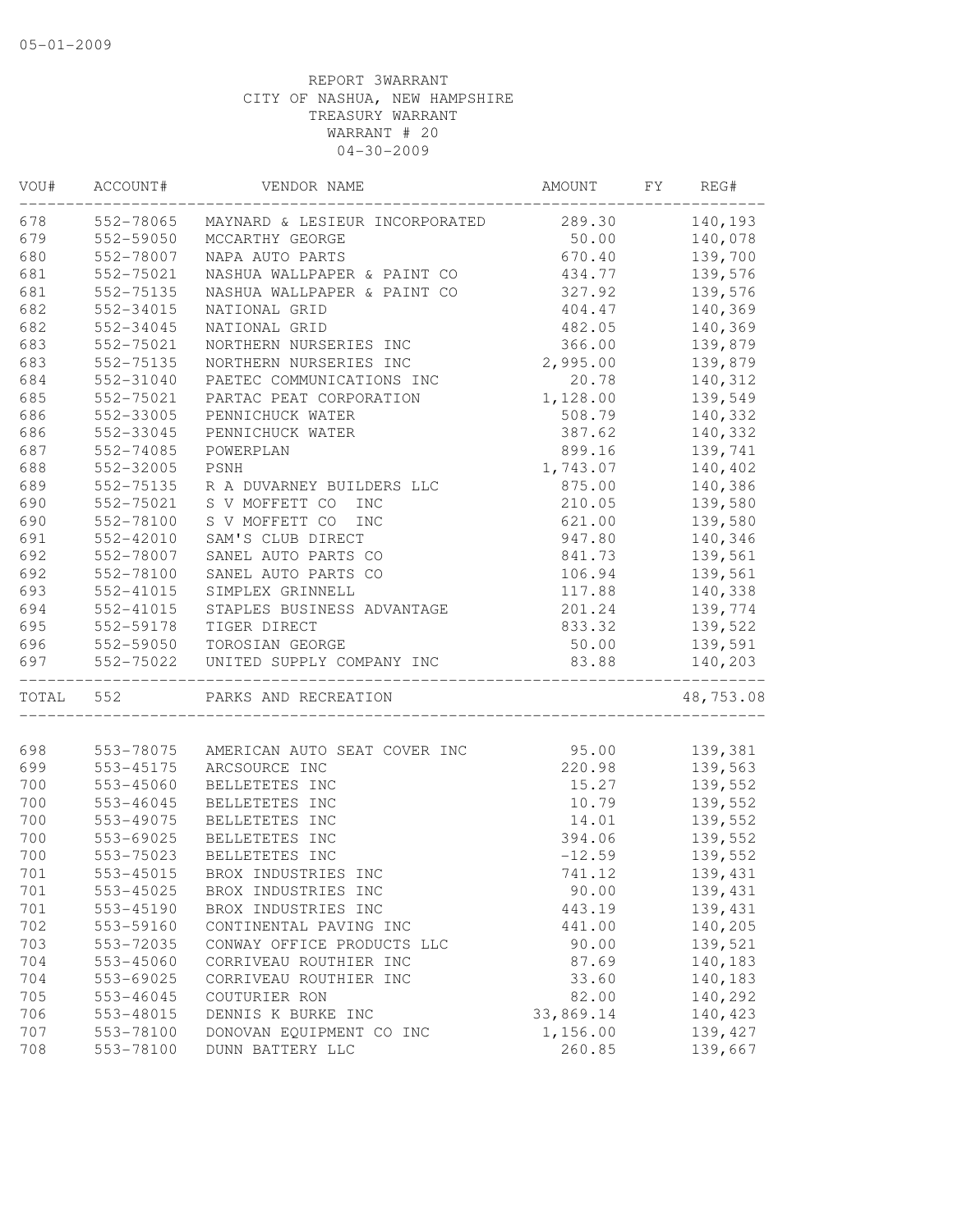05-01-2009

REPORT 3WARRANT
CITY OF NASHUA, NEW HAMPSHIRE
TREASURY WARRANT
WARRANT # 20
04-30-2009

| VOU# | ACCOUNT# | VENDOR NAME | AMOUNT | FY | REG# |
|---|---|---|---|---|---|
| 678 | 552-78065 | MAYNARD & LESIEUR INCORPORATED | 289.30 | | 140,193 |
| 679 | 552-59050 | MCCARTHY GEORGE | 50.00 | | 140,078 |
| 680 | 552-78007 | NAPA AUTO PARTS | 670.40 | | 139,700 |
| 681 | 552-75021 | NASHUA WALLPAPER & PAINT CO | 434.77 | | 139,576 |
| 681 | 552-75135 | NASHUA WALLPAPER & PAINT CO | 327.92 | | 139,576 |
| 682 | 552-34015 | NATIONAL GRID | 404.47 | | 140,369 |
| 682 | 552-34045 | NATIONAL GRID | 482.05 | | 140,369 |
| 683 | 552-75021 | NORTHERN NURSERIES INC | 366.00 | | 139,879 |
| 683 | 552-75135 | NORTHERN NURSERIES INC | 2,995.00 | | 139,879 |
| 684 | 552-31040 | PAETEC COMMUNICATIONS INC | 20.78 | | 140,312 |
| 685 | 552-75021 | PARTAC PEAT CORPORATION | 1,128.00 | | 139,549 |
| 686 | 552-33005 | PENNICHUCK WATER | 508.79 | | 140,332 |
| 686 | 552-33045 | PENNICHUCK WATER | 387.62 | | 140,332 |
| 687 | 552-74085 | POWERPLAN | 899.16 | | 139,741 |
| 688 | 552-32005 | PSNH | 1,743.07 | | 140,402 |
| 689 | 552-75135 | R A DUVARNEY BUILDERS LLC | 875.00 | | 140,386 |
| 690 | 552-75021 | S V MOFFETT CO INC | 210.05 | | 139,580 |
| 690 | 552-78100 | S V MOFFETT CO INC | 621.00 | | 139,580 |
| 691 | 552-42010 | SAM'S CLUB DIRECT | 947.80 | | 140,346 |
| 692 | 552-78007 | SANEL AUTO PARTS CO | 841.73 | | 139,561 |
| 692 | 552-78100 | SANEL AUTO PARTS CO | 106.94 | | 139,561 |
| 693 | 552-41015 | SIMPLEX GRINNELL | 117.88 | | 140,338 |
| 694 | 552-41015 | STAPLES BUSINESS ADVANTAGE | 201.24 | | 139,774 |
| 695 | 552-59178 | TIGER DIRECT | 833.32 | | 139,522 |
| 696 | 552-59050 | TOROSIAN GEORGE | 50.00 | | 139,591 |
| 697 | 552-75022 | UNITED SUPPLY COMPANY INC | 83.88 | | 140,203 |
| TOTAL | 552 | PARKS AND RECREATION | | | 48,753.08 |
| 698 | 553-78075 | AMERICAN AUTO SEAT COVER INC | 95.00 | | 139,381 |
| 699 | 553-45175 | ARCSOURCE INC | 220.98 | | 139,563 |
| 700 | 553-45060 | BELLETETES INC | 15.27 | | 139,552 |
| 700 | 553-46045 | BELLETETES INC | 10.79 | | 139,552 |
| 700 | 553-49075 | BELLETETES INC | 14.01 | | 139,552 |
| 700 | 553-69025 | BELLETETES INC | 394.06 | | 139,552 |
| 700 | 553-75023 | BELLETETES INC | -12.59 | | 139,552 |
| 701 | 553-45015 | BROX INDUSTRIES INC | 741.12 | | 139,431 |
| 701 | 553-45025 | BROX INDUSTRIES INC | 90.00 | | 139,431 |
| 701 | 553-45190 | BROX INDUSTRIES INC | 443.19 | | 139,431 |
| 702 | 553-59160 | CONTINENTAL PAVING INC | 441.00 | | 140,205 |
| 703 | 553-72035 | CONWAY OFFICE PRODUCTS LLC | 90.00 | | 139,521 |
| 704 | 553-45060 | CORRIVEAU ROUTHIER INC | 87.69 | | 140,183 |
| 704 | 553-69025 | CORRIVEAU ROUTHIER INC | 33.60 | | 140,183 |
| 705 | 553-46045 | COUTURIER RON | 82.00 | | 140,292 |
| 706 | 553-48015 | DENNIS K BURKE INC | 33,869.14 | | 140,423 |
| 707 | 553-78100 | DONOVAN EQUIPMENT CO INC | 1,156.00 | | 139,427 |
| 708 | 553-78100 | DUNN BATTERY LLC | 260.85 | | 139,667 |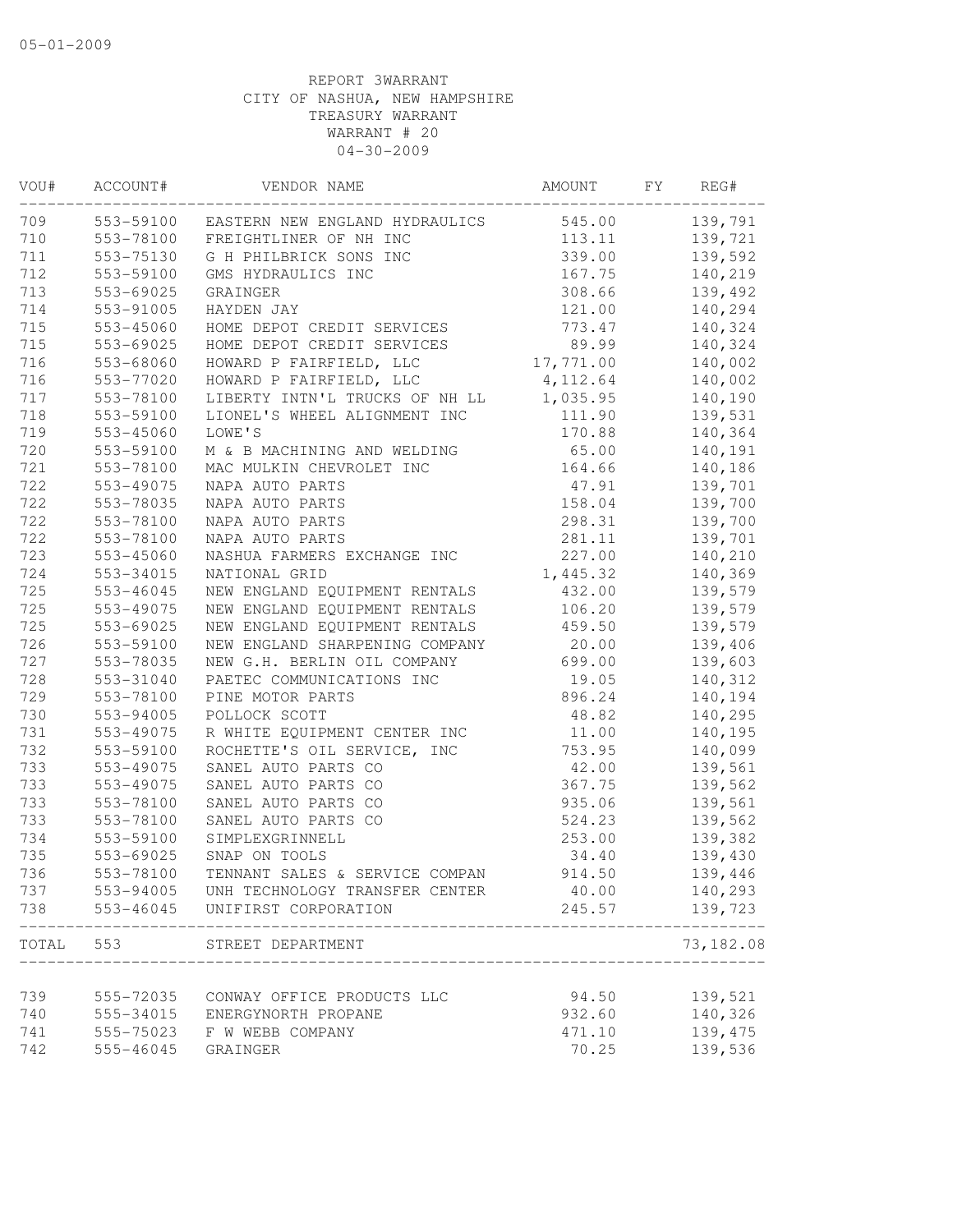05-01-2009

REPORT 3WARRANT
CITY OF NASHUA, NEW HAMPSHIRE
TREASURY WARRANT
WARRANT # 20
04-30-2009

| VOU# | ACCOUNT# | VENDOR NAME | AMOUNT | FY | REG# |
|---|---|---|---|---|---|
| 709 | 553-59100 | EASTERN NEW ENGLAND HYDRAULICS | 545.00 | | 139,791 |
| 710 | 553-78100 | FREIGHTLINER OF NH INC | 113.11 | | 139,721 |
| 711 | 553-75130 | G H PHILBRICK SONS INC | 339.00 | | 139,592 |
| 712 | 553-59100 | GMS HYDRAULICS INC | 167.75 | | 140,219 |
| 713 | 553-69025 | GRAINGER | 308.66 | | 139,492 |
| 714 | 553-91005 | HAYDEN JAY | 121.00 | | 140,294 |
| 715 | 553-45060 | HOME DEPOT CREDIT SERVICES | 773.47 | | 140,324 |
| 715 | 553-69025 | HOME DEPOT CREDIT SERVICES | 89.99 | | 140,324 |
| 716 | 553-68060 | HOWARD P FAIRFIELD, LLC | 17,771.00 | | 140,002 |
| 716 | 553-77020 | HOWARD P FAIRFIELD, LLC | 4,112.64 | | 140,002 |
| 717 | 553-78100 | LIBERTY INTN'L TRUCKS OF NH LL | 1,035.95 | | 140,190 |
| 718 | 553-59100 | LIONEL'S WHEEL ALIGNMENT INC | 111.90 | | 139,531 |
| 719 | 553-45060 | LOWE'S | 170.88 | | 140,364 |
| 720 | 553-59100 | M & B MACHINING AND WELDING | 65.00 | | 140,191 |
| 721 | 553-78100 | MAC MULKIN CHEVROLET INC | 164.66 | | 140,186 |
| 722 | 553-49075 | NAPA AUTO PARTS | 47.91 | | 139,701 |
| 722 | 553-78035 | NAPA AUTO PARTS | 158.04 | | 139,700 |
| 722 | 553-78100 | NAPA AUTO PARTS | 298.31 | | 139,700 |
| 722 | 553-78100 | NAPA AUTO PARTS | 281.11 | | 139,701 |
| 723 | 553-45060 | NASHUA FARMERS EXCHANGE INC | 227.00 | | 140,210 |
| 724 | 553-34015 | NATIONAL GRID | 1,445.32 | | 140,369 |
| 725 | 553-46045 | NEW ENGLAND EQUIPMENT RENTALS | 432.00 | | 139,579 |
| 725 | 553-49075 | NEW ENGLAND EQUIPMENT RENTALS | 106.20 | | 139,579 |
| 725 | 553-69025 | NEW ENGLAND EQUIPMENT RENTALS | 459.50 | | 139,579 |
| 726 | 553-59100 | NEW ENGLAND SHARPENING COMPANY | 20.00 | | 139,406 |
| 727 | 553-78035 | NEW G.H. BERLIN OIL COMPANY | 699.00 | | 139,603 |
| 728 | 553-31040 | PAETEC COMMUNICATIONS INC | 19.05 | | 140,312 |
| 729 | 553-78100 | PINE MOTOR PARTS | 896.24 | | 140,194 |
| 730 | 553-94005 | POLLOCK SCOTT | 48.82 | | 140,295 |
| 731 | 553-49075 | R WHITE EQUIPMENT CENTER INC | 11.00 | | 140,195 |
| 732 | 553-59100 | ROCHETTE'S OIL SERVICE, INC | 753.95 | | 140,099 |
| 733 | 553-49075 | SANEL AUTO PARTS CO | 42.00 | | 139,561 |
| 733 | 553-49075 | SANEL AUTO PARTS CO | 367.75 | | 139,562 |
| 733 | 553-78100 | SANEL AUTO PARTS CO | 935.06 | | 139,561 |
| 733 | 553-78100 | SANEL AUTO PARTS CO | 524.23 | | 139,562 |
| 734 | 553-59100 | SIMPLEXGRINNELL | 253.00 | | 139,382 |
| 735 | 553-69025 | SNAP ON TOOLS | 34.40 | | 139,430 |
| 736 | 553-78100 | TENNANT SALES & SERVICE COMPAN | 914.50 | | 139,446 |
| 737 | 553-94005 | UNH TECHNOLOGY TRANSFER CENTER | 40.00 | | 140,293 |
| 738 | 553-46045 | UNIFIRST CORPORATION | 245.57 | | 139,723 |
| TOTAL | 553 | STREET DEPARTMENT | | | 73,182.08 |
| 739 | 555-72035 | CONWAY OFFICE PRODUCTS LLC | 94.50 | | 139,521 |
| 740 | 555-34015 | ENERGYNORTH PROPANE | 932.60 | | 140,326 |
| 741 | 555-75023 | F W WEBB COMPANY | 471.10 | | 139,475 |
| 742 | 555-46045 | GRAINGER | 70.25 | | 139,536 |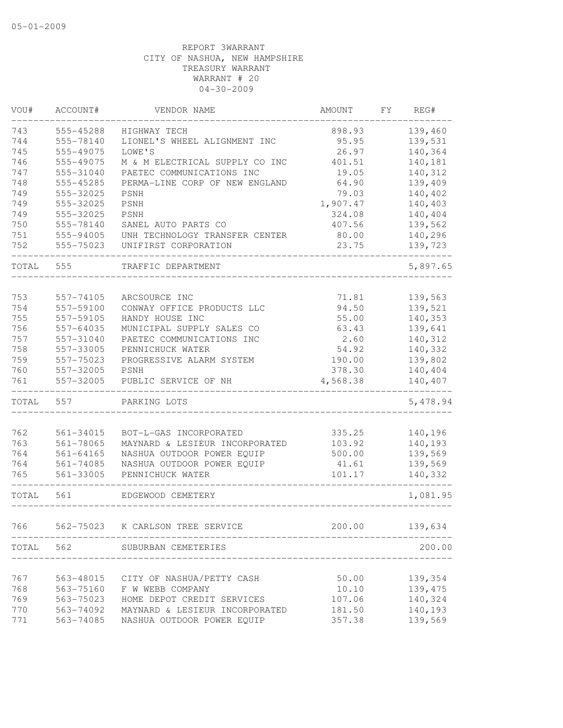05-01-2009

REPORT 3WARRANT
CITY OF NASHUA, NEW HAMPSHIRE
TREASURY WARRANT
WARRANT # 20
04-30-2009

| VOU# | ACCOUNT# | VENDOR NAME | AMOUNT | FY | REG# |
|---|---|---|---|---|---|
| 743 | 555-45288 | HIGHWAY TECH | 898.93 | | 139,460 |
| 744 | 555-78140 | LIONEL'S WHEEL ALIGNMENT INC | 95.95 | | 139,531 |
| 745 | 555-49075 | LOWE'S | 26.97 | | 140,364 |
| 746 | 555-49075 | M & M ELECTRICAL SUPPLY CO INC | 401.51 | | 140,181 |
| 747 | 555-31040 | PAETEC COMMUNICATIONS INC | 19.05 | | 140,312 |
| 748 | 555-45285 | PERMA-LINE CORP OF NEW ENGLAND | 64.90 | | 139,409 |
| 749 | 555-32025 | PSNH | 79.03 | | 140,402 |
| 749 | 555-32025 | PSNH | 1,907.47 | | 140,403 |
| 749 | 555-32025 | PSNH | 324.08 | | 140,404 |
| 750 | 555-78140 | SANEL AUTO PARTS CO | 407.56 | | 139,562 |
| 751 | 555-94005 | UNH TECHNOLOGY TRANSFER CENTER | 80.00 | | 140,296 |
| 752 | 555-75023 | UNIFIRST CORPORATION | 23.75 | | 139,723 |
| TOTAL | 555 | TRAFFIC DEPARTMENT | | | 5,897.65 |
| 753 | 557-74105 | ARCSOURCE INC | 71.81 | | 139,563 |
| 754 | 557-59100 | CONWAY OFFICE PRODUCTS LLC | 94.50 | | 139,521 |
| 755 | 557-59105 | HANDY HOUSE INC | 55.00 | | 140,353 |
| 756 | 557-64035 | MUNICIPAL SUPPLY SALES CO | 63.43 | | 139,641 |
| 757 | 557-31040 | PAETEC COMMUNICATIONS INC | 2.60 | | 140,312 |
| 758 | 557-33005 | PENNICHUCK WATER | 54.92 | | 140,332 |
| 759 | 557-75023 | PROGRESSIVE ALARM SYSTEM | 190.00 | | 139,802 |
| 760 | 557-32005 | PSNH | 378.30 | | 140,404 |
| 761 | 557-32005 | PUBLIC SERVICE OF NH | 4,568.38 | | 140,407 |
| TOTAL | 557 | PARKING LOTS | | | 5,478.94 |
| 762 | 561-34015 | BOT-L-GAS INCORPORATED | 335.25 | | 140,196 |
| 763 | 561-78065 | MAYNARD & LESIEUR INCORPORATED | 103.92 | | 140,193 |
| 764 | 561-64165 | NASHUA OUTDOOR POWER EQUIP | 500.00 | | 139,569 |
| 764 | 561-74085 | NASHUA OUTDOOR POWER EQUIP | 41.61 | | 139,569 |
| 765 | 561-33005 | PENNICHUCK WATER | 101.17 | | 140,332 |
| TOTAL | 561 | EDGEWOOD CEMETERY | | | 1,081.95 |
| 766 | 562-75023 | K CARLSON TREE SERVICE | 200.00 | | 139,634 |
| TOTAL | 562 | SUBURBAN CEMETERIES | | | 200.00 |
| 767 | 563-48015 | CITY OF NASHUA/PETTY CASH | 50.00 | | 139,354 |
| 768 | 563-75160 | F W WEBB COMPANY | 10.10 | | 139,475 |
| 769 | 563-75023 | HOME DEPOT CREDIT SERVICES | 107.06 | | 140,324 |
| 770 | 563-74092 | MAYNARD & LESIEUR INCORPORATED | 181.50 | | 140,193 |
| 771 | 563-74085 | NASHUA OUTDOOR POWER EQUIP | 357.38 | | 139,569 |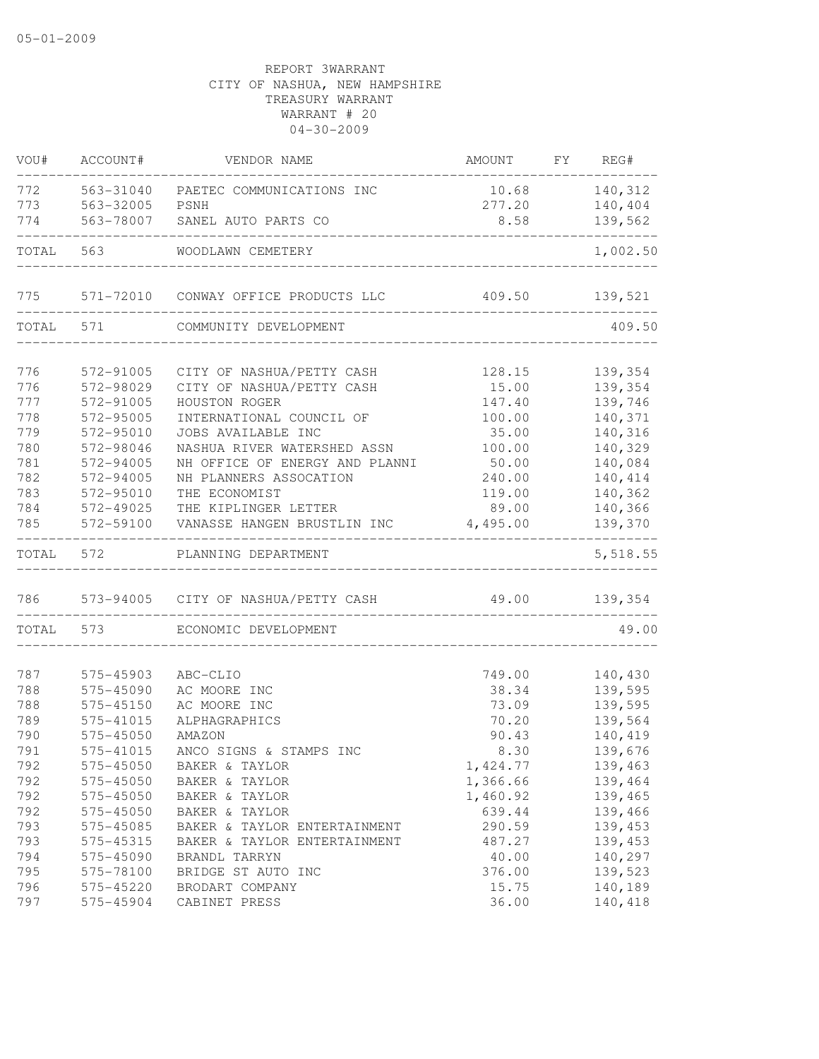REPORT 3WARRANT
CITY OF NASHUA, NEW HAMPSHIRE
TREASURY WARRANT
WARRANT # 20
04-30-2009

| VOU# | ACCOUNT# | VENDOR NAME | AMOUNT | FY | REG# |
|---|---|---|---|---|---|
| 772 | 563-31040 | PAETEC COMMUNICATIONS INC | 10.68 | | 140,312 |
| 773 | 563-32005 | PSNH | 277.20 | | 140,404 |
| 774 | 563-78007 | SANEL AUTO PARTS CO | 8.58 | | 139,562 |
| TOTAL | 563 | WOODLAWN CEMETERY | | | 1,002.50 |
| 775 | 571-72010 | CONWAY OFFICE PRODUCTS LLC | 409.50 | | 139,521 |
| TOTAL | 571 | COMMUNITY DEVELOPMENT | | | 409.50 |
| 776 | 572-91005 | CITY OF NASHUA/PETTY CASH | 128.15 | | 139,354 |
| 776 | 572-98029 | CITY OF NASHUA/PETTY CASH | 15.00 | | 139,354 |
| 777 | 572-91005 | HOUSTON ROGER | 147.40 | | 139,746 |
| 778 | 572-95005 | INTERNATIONAL COUNCIL OF | 100.00 | | 140,371 |
| 779 | 572-95010 | JOBS AVAILABLE INC | 35.00 | | 140,316 |
| 780 | 572-98046 | NASHUA RIVER WATERSHED ASSN | 100.00 | | 140,329 |
| 781 | 572-94005 | NH OFFICE OF ENERGY AND PLANNI | 50.00 | | 140,084 |
| 782 | 572-94005 | NH PLANNERS ASSOCATION | 240.00 | | 140,414 |
| 783 | 572-95010 | THE ECONOMIST | 119.00 | | 140,362 |
| 784 | 572-49025 | THE KIPLINGER LETTER | 89.00 | | 140,366 |
| 785 | 572-59100 | VANASSE HANGEN BRUSTLIN INC | 4,495.00 | | 139,370 |
| TOTAL | 572 | PLANNING DEPARTMENT | | | 5,518.55 |
| 786 | 573-94005 | CITY OF NASHUA/PETTY CASH | 49.00 | | 139,354 |
| TOTAL | 573 | ECONOMIC DEVELOPMENT | | | 49.00 |
| 787 | 575-45903 | ABC-CLIO | 749.00 | | 140,430 |
| 788 | 575-45090 | AC MOORE INC | 38.34 | | 139,595 |
| 788 | 575-45150 | AC MOORE INC | 73.09 | | 139,595 |
| 789 | 575-41015 | ALPHAGRAPHICS | 70.20 | | 139,564 |
| 790 | 575-45050 | AMAZON | 90.43 | | 140,419 |
| 791 | 575-41015 | ANCO SIGNS & STAMPS INC | 8.30 | | 139,676 |
| 792 | 575-45050 | BAKER & TAYLOR | 1,424.77 | | 139,463 |
| 792 | 575-45050 | BAKER & TAYLOR | 1,366.66 | | 139,464 |
| 792 | 575-45050 | BAKER & TAYLOR | 1,460.92 | | 139,465 |
| 792 | 575-45050 | BAKER & TAYLOR | 639.44 | | 139,466 |
| 793 | 575-45085 | BAKER & TAYLOR ENTERTAINMENT | 290.59 | | 139,453 |
| 793 | 575-45315 | BAKER & TAYLOR ENTERTAINMENT | 487.27 | | 139,453 |
| 794 | 575-45090 | BRANDL TARRYN | 40.00 | | 140,297 |
| 795 | 575-78100 | BRIDGE ST AUTO INC | 376.00 | | 139,523 |
| 796 | 575-45220 | BRODART COMPANY | 15.75 | | 140,189 |
| 797 | 575-45904 | CABINET PRESS | 36.00 | | 140,418 |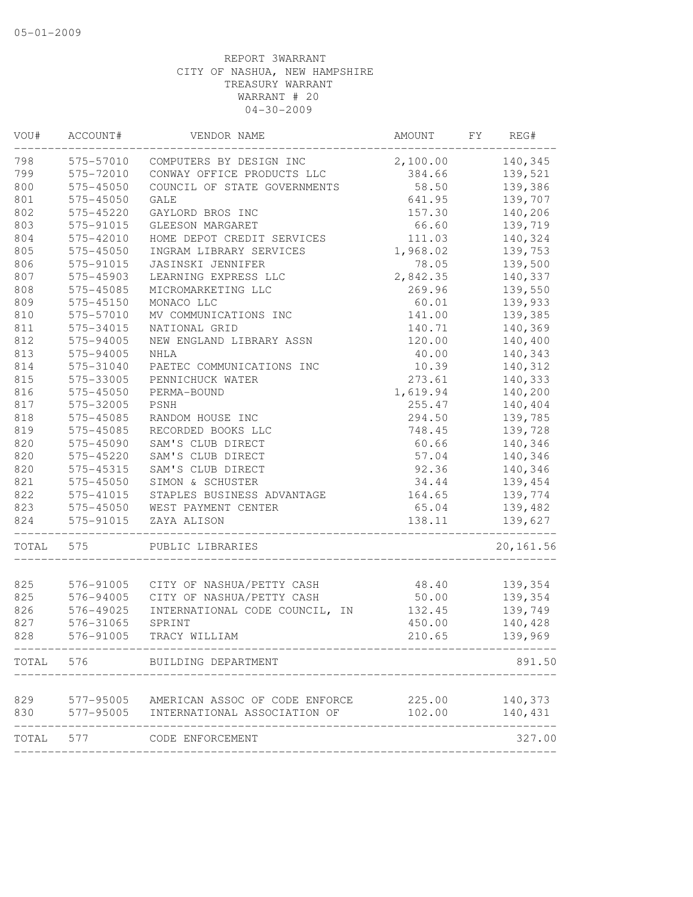05-01-2009

REPORT 3WARRANT
CITY OF NASHUA, NEW HAMPSHIRE
TREASURY WARRANT
WARRANT # 20
04-30-2009

| VOU# | ACCOUNT# | VENDOR NAME | AMOUNT | FY | REG# |
|---|---|---|---|---|---|
| 798 | 575-57010 | COMPUTERS BY DESIGN INC | 2,100.00 | | 140,345 |
| 799 | 575-72010 | CONWAY OFFICE PRODUCTS LLC | 384.66 | | 139,521 |
| 800 | 575-45050 | COUNCIL OF STATE GOVERNMENTS | 58.50 | | 139,386 |
| 801 | 575-45050 | GALE | 641.95 | | 139,707 |
| 802 | 575-45220 | GAYLORD BROS INC | 157.30 | | 140,206 |
| 803 | 575-91015 | GLEESON MARGARET | 66.60 | | 139,719 |
| 804 | 575-42010 | HOME DEPOT CREDIT SERVICES | 111.03 | | 140,324 |
| 805 | 575-45050 | INGRAM LIBRARY SERVICES | 1,968.02 | | 139,753 |
| 806 | 575-91015 | JASINSKI JENNIFER | 78.05 | | 139,500 |
| 807 | 575-45903 | LEARNING EXPRESS LLC | 2,842.35 | | 140,337 |
| 808 | 575-45085 | MICROMARKETING LLC | 269.96 | | 139,550 |
| 809 | 575-45150 | MONACO LLC | 60.01 | | 139,933 |
| 810 | 575-57010 | MV COMMUNICATIONS INC | 141.00 | | 139,385 |
| 811 | 575-34015 | NATIONAL GRID | 140.71 | | 140,369 |
| 812 | 575-94005 | NEW ENGLAND LIBRARY ASSN | 120.00 | | 140,400 |
| 813 | 575-94005 | NHLA | 40.00 | | 140,343 |
| 814 | 575-31040 | PAETEC COMMUNICATIONS INC | 10.39 | | 140,312 |
| 815 | 575-33005 | PENNICHUCK WATER | 273.61 | | 140,333 |
| 816 | 575-45050 | PERMA-BOUND | 1,619.94 | | 140,200 |
| 817 | 575-32005 | PSNH | 255.47 | | 140,404 |
| 818 | 575-45085 | RANDOM HOUSE INC | 294.50 | | 139,785 |
| 819 | 575-45085 | RECORDED BOOKS LLC | 748.45 | | 139,728 |
| 820 | 575-45090 | SAM'S CLUB DIRECT | 60.66 | | 140,346 |
| 820 | 575-45220 | SAM'S CLUB DIRECT | 57.04 | | 140,346 |
| 820 | 575-45315 | SAM'S CLUB DIRECT | 92.36 | | 140,346 |
| 821 | 575-45050 | SIMON & SCHUSTER | 34.44 | | 139,454 |
| 822 | 575-41015 | STAPLES BUSINESS ADVANTAGE | 164.65 | | 139,774 |
| 823 | 575-45050 | WEST PAYMENT CENTER | 65.04 | | 139,482 |
| 824 | 575-91015 | ZAYA ALISON | 138.11 | | 139,627 |
| TOTAL | 575 | PUBLIC LIBRARIES | | | 20,161.56 |
| 825 | 576-91005 | CITY OF NASHUA/PETTY CASH | 48.40 | | 139,354 |
| 825 | 576-94005 | CITY OF NASHUA/PETTY CASH | 50.00 | | 139,354 |
| 826 | 576-49025 | INTERNATIONAL CODE COUNCIL, IN | 132.45 | | 139,749 |
| 827 | 576-31065 | SPRINT | 450.00 | | 140,428 |
| 828 | 576-91005 | TRACY WILLIAM | 210.65 | | 139,969 |
| TOTAL | 576 | BUILDING DEPARTMENT | | | 891.50 |
| 829 | 577-95005 | AMERICAN ASSOC OF CODE ENFORCE | 225.00 | | 140,373 |
| 830 | 577-95005 | INTERNATIONAL ASSOCIATION OF | 102.00 | | 140,431 |
| TOTAL | 577 | CODE ENFORCEMENT | | | 327.00 |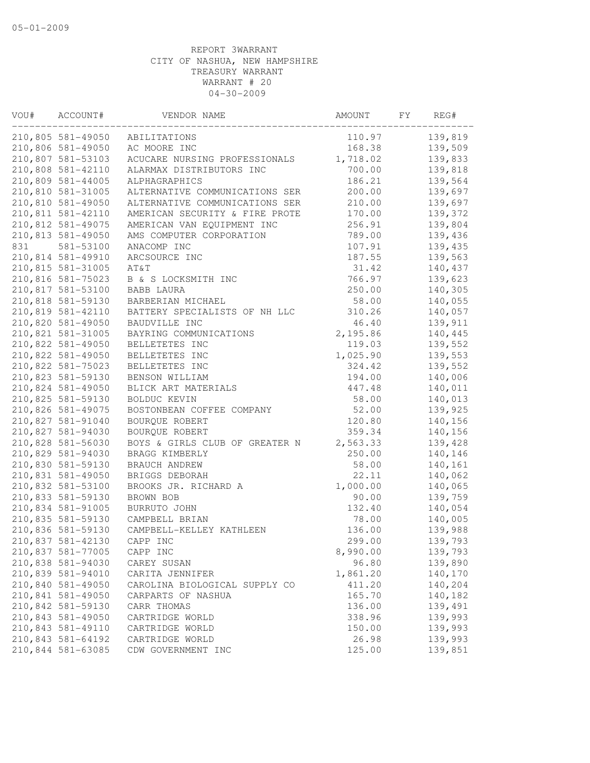05-01-2009

REPORT 3WARRANT
CITY OF NASHUA, NEW HAMPSHIRE
TREASURY WARRANT
WARRANT # 20
04-30-2009

| VOU# | ACCOUNT# | VENDOR NAME | AMOUNT | FY | REG# |
|---|---|---|---|---|---|
| 210,805 | 581-49050 | ABILITATIONS | 110.97 | | 139,819 |
| 210,806 | 581-49050 | AC MOORE INC | 168.38 | | 139,509 |
| 210,807 | 581-53103 | ACUCARE NURSING PROFESSIONALS | 1,718.02 | | 139,833 |
| 210,808 | 581-42110 | ALARMAX DISTRIBUTORS INC | 700.00 | | 139,818 |
| 210,809 | 581-44005 | ALPHAGRAPHICS | 186.21 | | 139,564 |
| 210,810 | 581-31005 | ALTERNATIVE COMMUNICATIONS SER | 200.00 | | 139,697 |
| 210,810 | 581-49050 | ALTERNATIVE COMMUNICATIONS SER | 210.00 | | 139,697 |
| 210,811 | 581-42110 | AMERICAN SECURITY & FIRE PROTE | 170.00 | | 139,372 |
| 210,812 | 581-49075 | AMERICAN VAN EQUIPMENT INC | 256.91 | | 139,804 |
| 210,813 | 581-49050 | AMS COMPUTER CORPORATION | 789.00 | | 139,436 |
| 831 | 581-53100 | ANACOMP INC | 107.91 | | 139,435 |
| 210,814 | 581-49910 | ARCSOURCE INC | 187.55 | | 139,563 |
| 210,815 | 581-31005 | AT&T | 31.42 | | 140,437 |
| 210,816 | 581-75023 | B & S LOCKSMITH INC | 766.97 | | 139,623 |
| 210,817 | 581-53100 | BABB LAURA | 250.00 | | 140,305 |
| 210,818 | 581-59130 | BARBERIAN MICHAEL | 58.00 | | 140,055 |
| 210,819 | 581-42110 | BATTERY SPECIALISTS OF NH LLC | 310.26 | | 140,057 |
| 210,820 | 581-49050 | BAUDVILLE INC | 46.40 | | 139,911 |
| 210,821 | 581-31005 | BAYRING COMMUNICATIONS | 2,195.86 | | 140,445 |
| 210,822 | 581-49050 | BELLETETES INC | 119.03 | | 139,552 |
| 210,822 | 581-49050 | BELLETETES INC | 1,025.90 | | 139,553 |
| 210,822 | 581-75023 | BELLETETES INC | 324.42 | | 139,552 |
| 210,823 | 581-59130 | BENSON WILLIAM | 194.00 | | 140,006 |
| 210,824 | 581-49050 | BLICK ART MATERIALS | 447.48 | | 140,011 |
| 210,825 | 581-59130 | BOLDUC KEVIN | 58.00 | | 140,013 |
| 210,826 | 581-49075 | BOSTONBEAN COFFEE COMPANY | 52.00 | | 139,925 |
| 210,827 | 581-91040 | BOURQUE ROBERT | 120.80 | | 140,156 |
| 210,827 | 581-94030 | BOURQUE ROBERT | 359.34 | | 140,156 |
| 210,828 | 581-56030 | BOYS & GIRLS CLUB OF GREATER N | 2,563.33 | | 139,428 |
| 210,829 | 581-94030 | BRAGG KIMBERLY | 250.00 | | 140,146 |
| 210,830 | 581-59130 | BRAUCH ANDREW | 58.00 | | 140,161 |
| 210,831 | 581-49050 | BRIGGS DEBORAH | 22.11 | | 140,062 |
| 210,832 | 581-53100 | BROOKS JR. RICHARD A | 1,000.00 | | 140,065 |
| 210,833 | 581-59130 | BROWN BOB | 90.00 | | 139,759 |
| 210,834 | 581-91005 | BURRUTO JOHN | 132.40 | | 140,054 |
| 210,835 | 581-59130 | CAMPBELL BRIAN | 78.00 | | 140,005 |
| 210,836 | 581-59130 | CAMPBELL-KELLEY KATHLEEN | 136.00 | | 139,988 |
| 210,837 | 581-42130 | CAPP INC | 299.00 | | 139,793 |
| 210,837 | 581-77005 | CAPP INC | 8,990.00 | | 139,793 |
| 210,838 | 581-94030 | CAREY SUSAN | 96.80 | | 139,890 |
| 210,839 | 581-94010 | CARITA JENNIFER | 1,861.20 | | 140,170 |
| 210,840 | 581-49050 | CAROLINA BIOLOGICAL SUPPLY CO | 411.20 | | 140,204 |
| 210,841 | 581-49050 | CARPARTS OF NASHUA | 165.70 | | 140,182 |
| 210,842 | 581-59130 | CARR THOMAS | 136.00 | | 139,491 |
| 210,843 | 581-49050 | CARTRIDGE WORLD | 338.96 | | 139,993 |
| 210,843 | 581-49110 | CARTRIDGE WORLD | 150.00 | | 139,993 |
| 210,843 | 581-64192 | CARTRIDGE WORLD | 26.98 | | 139,993 |
| 210,844 | 581-63085 | CDW GOVERNMENT INC | 125.00 | | 139,851 |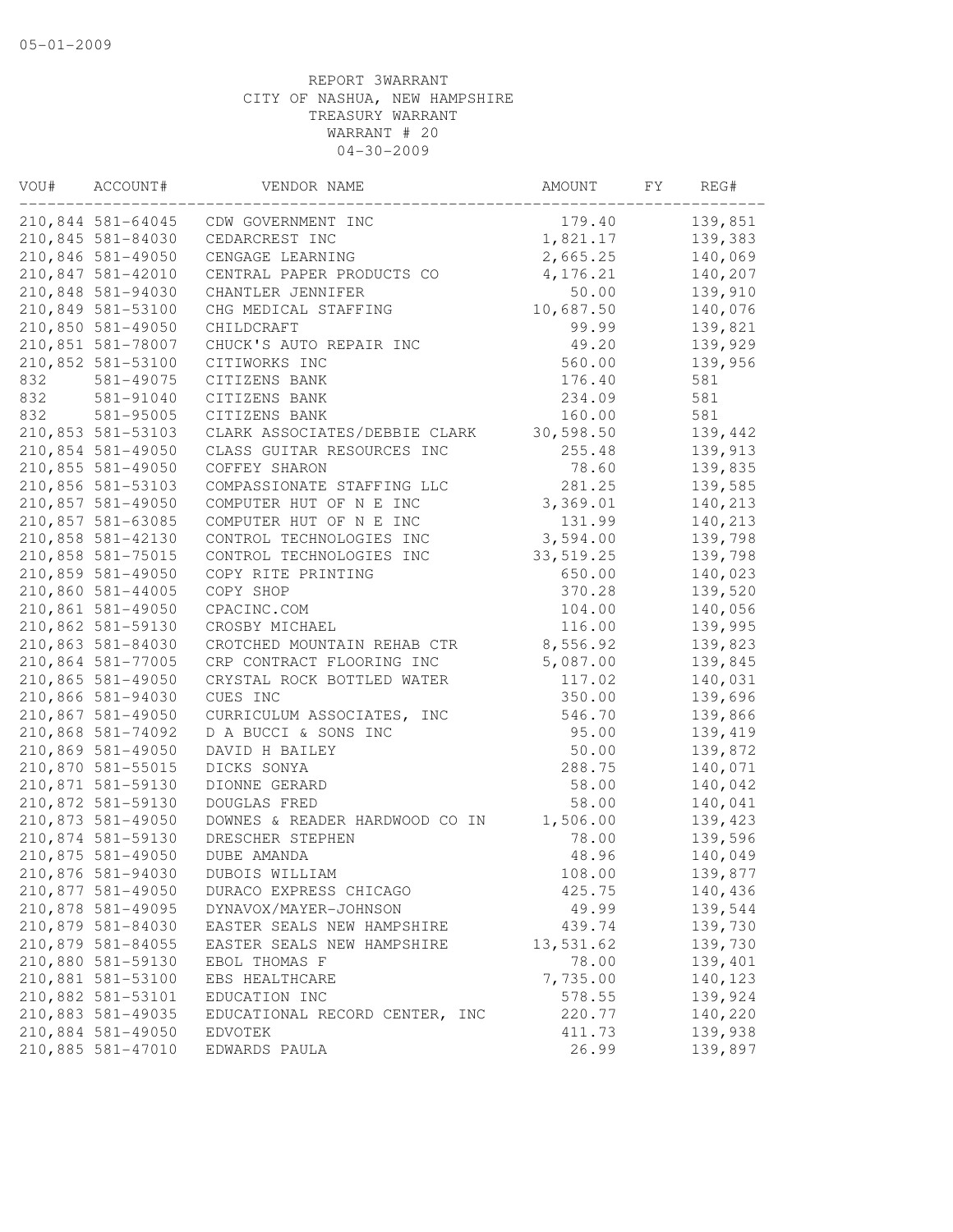05-01-2009

REPORT 3WARRANT
CITY OF NASHUA, NEW HAMPSHIRE
TREASURY WARRANT
WARRANT # 20
04-30-2009

| VOU# | ACCOUNT# | VENDOR NAME | AMOUNT | FY | REG# |
|---|---|---|---|---|---|
| 210,844 | 581-64045 | CDW GOVERNMENT INC | 179.40 | | 139,851 |
| 210,845 | 581-84030 | CEDARCREST INC | 1,821.17 | | 139,383 |
| 210,846 | 581-49050 | CENGAGE LEARNING | 2,665.25 | | 140,069 |
| 210,847 | 581-42010 | CENTRAL PAPER PRODUCTS CO | 4,176.21 | | 140,207 |
| 210,848 | 581-94030 | CHANTLER JENNIFER | 50.00 | | 139,910 |
| 210,849 | 581-53100 | CHG MEDICAL STAFFING | 10,687.50 | | 140,076 |
| 210,850 | 581-49050 | CHILDCRAFT | 99.99 | | 139,821 |
| 210,851 | 581-78007 | CHUCK'S AUTO REPAIR INC | 49.20 | | 139,929 |
| 210,852 | 581-53100 | CITIWORKS INC | 560.00 | | 139,956 |
| 832 | 581-49075 | CITIZENS BANK | 176.40 | | 581 |
| 832 | 581-91040 | CITIZENS BANK | 234.09 | | 581 |
| 832 | 581-95005 | CITIZENS BANK | 160.00 | | 581 |
| 210,853 | 581-53103 | CLARK ASSOCIATES/DEBBIE CLARK | 30,598.50 | | 139,442 |
| 210,854 | 581-49050 | CLASS GUITAR RESOURCES INC | 255.48 | | 139,913 |
| 210,855 | 581-49050 | COFFEY SHARON | 78.60 | | 139,835 |
| 210,856 | 581-53103 | COMPASSIONATE STAFFING LLC | 281.25 | | 139,585 |
| 210,857 | 581-49050 | COMPUTER HUT OF N E INC | 3,369.01 | | 140,213 |
| 210,857 | 581-63085 | COMPUTER HUT OF N E INC | 131.99 | | 140,213 |
| 210,858 | 581-42130 | CONTROL TECHNOLOGIES INC | 3,594.00 | | 139,798 |
| 210,858 | 581-75015 | CONTROL TECHNOLOGIES INC | 33,519.25 | | 139,798 |
| 210,859 | 581-49050 | COPY RITE PRINTING | 650.00 | | 140,023 |
| 210,860 | 581-44005 | COPY SHOP | 370.28 | | 139,520 |
| 210,861 | 581-49050 | CPACINC.COM | 104.00 | | 140,056 |
| 210,862 | 581-59130 | CROSBY MICHAEL | 116.00 | | 139,995 |
| 210,863 | 581-84030 | CROTCHED MOUNTAIN REHAB CTR | 8,556.92 | | 139,823 |
| 210,864 | 581-77005 | CRP CONTRACT FLOORING INC | 5,087.00 | | 139,845 |
| 210,865 | 581-49050 | CRYSTAL ROCK BOTTLED WATER | 117.02 | | 140,031 |
| 210,866 | 581-94030 | CUES INC | 350.00 | | 139,696 |
| 210,867 | 581-49050 | CURRICULUM ASSOCIATES, INC | 546.70 | | 139,866 |
| 210,868 | 581-74092 | D A BUCCI & SONS INC | 95.00 | | 139,419 |
| 210,869 | 581-49050 | DAVID H BAILEY | 50.00 | | 139,872 |
| 210,870 | 581-55015 | DICKS SONYA | 288.75 | | 140,071 |
| 210,871 | 581-59130 | DIONNE GERARD | 58.00 | | 140,042 |
| 210,872 | 581-59130 | DOUGLAS FRED | 58.00 | | 140,041 |
| 210,873 | 581-49050 | DOWNES & READER HARDWOOD CO IN | 1,506.00 | | 139,423 |
| 210,874 | 581-59130 | DRESCHER STEPHEN | 78.00 | | 139,596 |
| 210,875 | 581-49050 | DUBE AMANDA | 48.96 | | 140,049 |
| 210,876 | 581-94030 | DUBOIS WILLIAM | 108.00 | | 139,877 |
| 210,877 | 581-49050 | DURACO EXPRESS CHICAGO | 425.75 | | 140,436 |
| 210,878 | 581-49095 | DYNAVOX/MAYER-JOHNSON | 49.99 | | 139,544 |
| 210,879 | 581-84030 | EASTER SEALS NEW HAMPSHIRE | 439.74 | | 139,730 |
| 210,879 | 581-84055 | EASTER SEALS NEW HAMPSHIRE | 13,531.62 | | 139,730 |
| 210,880 | 581-59130 | EBOL THOMAS F | 78.00 | | 139,401 |
| 210,881 | 581-53100 | EBS HEALTHCARE | 7,735.00 | | 140,123 |
| 210,882 | 581-53101 | EDUCATION INC | 578.55 | | 139,924 |
| 210,883 | 581-49035 | EDUCATIONAL RECORD CENTER, INC | 220.77 | | 140,220 |
| 210,884 | 581-49050 | EDVOTEK | 411.73 | | 139,938 |
| 210,885 | 581-47010 | EDWARDS PAULA | 26.99 | | 139,897 |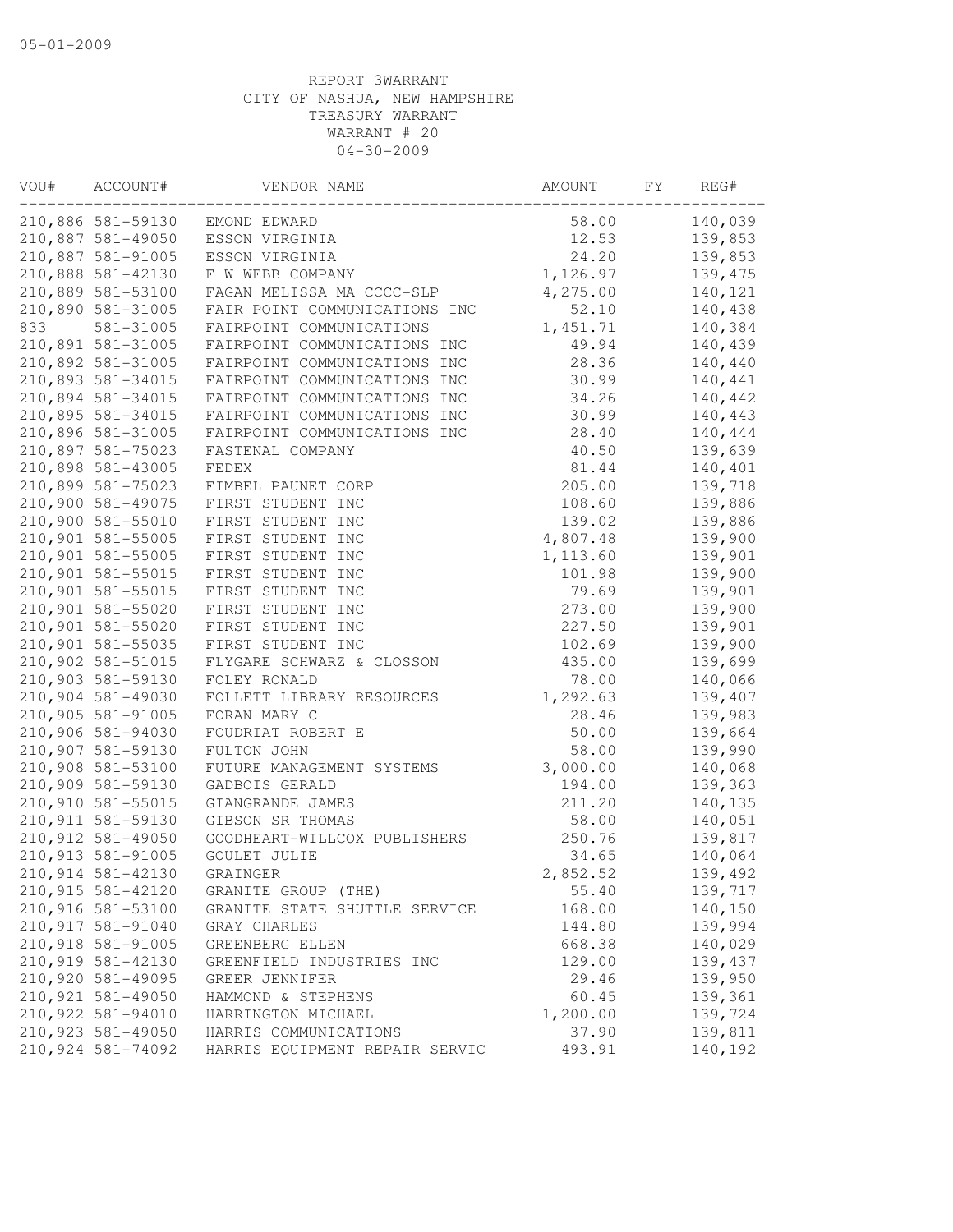05-01-2009

REPORT 3WARRANT
CITY OF NASHUA, NEW HAMPSHIRE
TREASURY WARRANT
WARRANT # 20
04-30-2009

| VOU# | ACCOUNT# | VENDOR NAME | AMOUNT | FY | REG# |
|---|---|---|---|---|---|
| 210,886 | 581-59130 | EMOND EDWARD | 58.00 | | 140,039 |
| 210,887 | 581-49050 | ESSON VIRGINIA | 12.53 | | 139,853 |
| 210,887 | 581-91005 | ESSON VIRGINIA | 24.20 | | 139,853 |
| 210,888 | 581-42130 | F W WEBB COMPANY | 1,126.97 | | 139,475 |
| 210,889 | 581-53100 | FAGAN MELISSA MA CCCC-SLP | 4,275.00 | | 140,121 |
| 210,890 | 581-31005 | FAIR POINT COMMUNICATIONS INC | 52.10 | | 140,438 |
| 833 | 581-31005 | FAIRPOINT COMMUNICATIONS | 1,451.71 | | 140,384 |
| 210,891 | 581-31005 | FAIRPOINT COMMUNICATIONS INC | 49.94 | | 140,439 |
| 210,892 | 581-31005 | FAIRPOINT COMMUNICATIONS INC | 28.36 | | 140,440 |
| 210,893 | 581-34015 | FAIRPOINT COMMUNICATIONS INC | 30.99 | | 140,441 |
| 210,894 | 581-34015 | FAIRPOINT COMMUNICATIONS INC | 34.26 | | 140,442 |
| 210,895 | 581-34015 | FAIRPOINT COMMUNICATIONS INC | 30.99 | | 140,443 |
| 210,896 | 581-31005 | FAIRPOINT COMMUNICATIONS INC | 28.40 | | 140,444 |
| 210,897 | 581-75023 | FASTENAL COMPANY | 40.50 | | 139,639 |
| 210,898 | 581-43005 | FEDEX | 81.44 | | 140,401 |
| 210,899 | 581-75023 | FIMBEL PAUNET CORP | 205.00 | | 139,718 |
| 210,900 | 581-49075 | FIRST STUDENT INC | 108.60 | | 139,886 |
| 210,900 | 581-55010 | FIRST STUDENT INC | 139.02 | | 139,886 |
| 210,901 | 581-55005 | FIRST STUDENT INC | 4,807.48 | | 139,900 |
| 210,901 | 581-55005 | FIRST STUDENT INC | 1,113.60 | | 139,901 |
| 210,901 | 581-55015 | FIRST STUDENT INC | 101.98 | | 139,900 |
| 210,901 | 581-55015 | FIRST STUDENT INC | 79.69 | | 139,901 |
| 210,901 | 581-55020 | FIRST STUDENT INC | 273.00 | | 139,900 |
| 210,901 | 581-55020 | FIRST STUDENT INC | 227.50 | | 139,901 |
| 210,901 | 581-55035 | FIRST STUDENT INC | 102.69 | | 139,900 |
| 210,902 | 581-51015 | FLYGARE SCHWARZ & CLOSSON | 435.00 | | 139,699 |
| 210,903 | 581-59130 | FOLEY RONALD | 78.00 | | 140,066 |
| 210,904 | 581-49030 | FOLLETT LIBRARY RESOURCES | 1,292.63 | | 139,407 |
| 210,905 | 581-91005 | FORAN MARY C | 28.46 | | 139,983 |
| 210,906 | 581-94030 | FOUDRIAT ROBERT E | 50.00 | | 139,664 |
| 210,907 | 581-59130 | FULTON JOHN | 58.00 | | 139,990 |
| 210,908 | 581-53100 | FUTURE MANAGEMENT SYSTEMS | 3,000.00 | | 140,068 |
| 210,909 | 581-59130 | GADBOIS GERALD | 194.00 | | 139,363 |
| 210,910 | 581-55015 | GIANGRANDE JAMES | 211.20 | | 140,135 |
| 210,911 | 581-59130 | GIBSON SR THOMAS | 58.00 | | 140,051 |
| 210,912 | 581-49050 | GOODHEART-WILLCOX PUBLISHERS | 250.76 | | 139,817 |
| 210,913 | 581-91005 | GOULET JULIE | 34.65 | | 140,064 |
| 210,914 | 581-42130 | GRAINGER | 2,852.52 | | 139,492 |
| 210,915 | 581-42120 | GRANITE GROUP (THE) | 55.40 | | 139,717 |
| 210,916 | 581-53100 | GRANITE STATE SHUTTLE SERVICE | 168.00 | | 140,150 |
| 210,917 | 581-91040 | GRAY CHARLES | 144.80 | | 139,994 |
| 210,918 | 581-91005 | GREENBERG ELLEN | 668.38 | | 140,029 |
| 210,919 | 581-42130 | GREENFIELD INDUSTRIES INC | 129.00 | | 139,437 |
| 210,920 | 581-49095 | GREER JENNIFER | 29.46 | | 139,950 |
| 210,921 | 581-49050 | HAMMOND & STEPHENS | 60.45 | | 139,361 |
| 210,922 | 581-94010 | HARRINGTON MICHAEL | 1,200.00 | | 139,724 |
| 210,923 | 581-49050 | HARRIS COMMUNICATIONS | 37.90 | | 139,811 |
| 210,924 | 581-74092 | HARRIS EQUIPMENT REPAIR SERVIC | 493.91 | | 140,192 |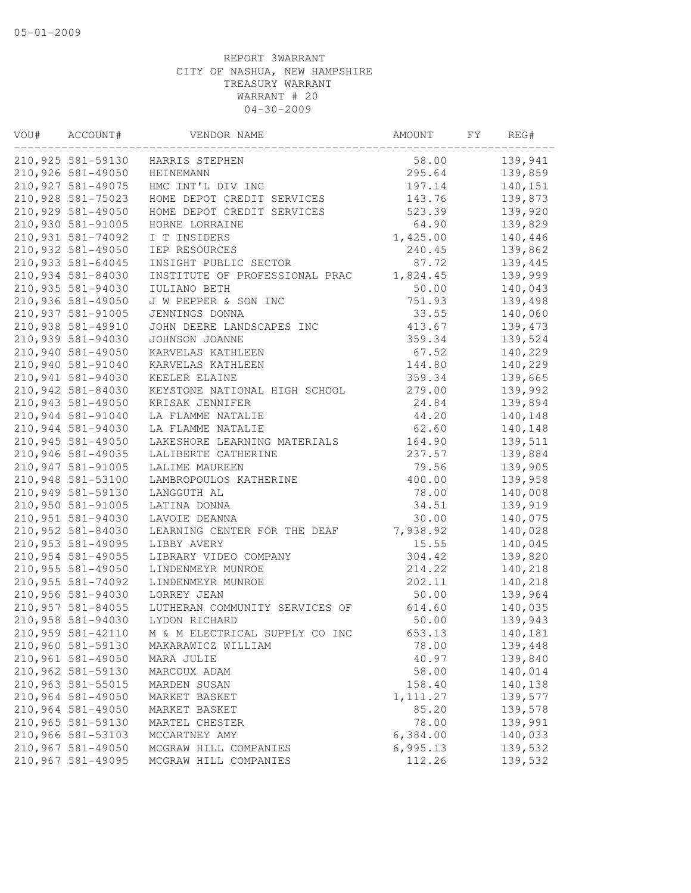05-01-2009

REPORT 3WARRANT
CITY OF NASHUA, NEW HAMPSHIRE
TREASURY WARRANT
WARRANT # 20
04-30-2009

| VOU# | ACCOUNT# | VENDOR NAME | AMOUNT | FY | REG# |
|---|---|---|---|---|---|
| 210,925 | 581-59130 | HARRIS STEPHEN | 58.00 | | 139,941 |
| 210,926 | 581-49050 | HEINEMANN | 295.64 | | 139,859 |
| 210,927 | 581-49075 | HMC INT'L DIV INC | 197.14 | | 140,151 |
| 210,928 | 581-75023 | HOME DEPOT CREDIT SERVICES | 143.76 | | 139,873 |
| 210,929 | 581-49050 | HOME DEPOT CREDIT SERVICES | 523.39 | | 139,920 |
| 210,930 | 581-91005 | HORNE LORRAINE | 64.90 | | 139,829 |
| 210,931 | 581-74092 | I T INSIDERS | 1,425.00 | | 140,446 |
| 210,932 | 581-49050 | IEP RESOURCES | 240.45 | | 139,862 |
| 210,933 | 581-64045 | INSIGHT PUBLIC SECTOR | 87.72 | | 139,445 |
| 210,934 | 581-84030 | INSTITUTE OF PROFESSIONAL PRAC | 1,824.45 | | 139,999 |
| 210,935 | 581-94030 | IULIANO BETH | 50.00 | | 140,043 |
| 210,936 | 581-49050 | J W PEPPER & SON INC | 751.93 | | 139,498 |
| 210,937 | 581-91005 | JENNINGS DONNA | 33.55 | | 140,060 |
| 210,938 | 581-49910 | JOHN DEERE LANDSCAPES INC | 413.67 | | 139,473 |
| 210,939 | 581-94030 | JOHNSON JOANNE | 359.34 | | 139,524 |
| 210,940 | 581-49050 | KARVELAS KATHLEEN | 67.52 | | 140,229 |
| 210,940 | 581-91040 | KARVELAS KATHLEEN | 144.80 | | 140,229 |
| 210,941 | 581-94030 | KEELER ELAINE | 359.34 | | 139,665 |
| 210,942 | 581-84030 | KEYSTONE NATIONAL HIGH SCHOOL | 279.00 | | 139,992 |
| 210,943 | 581-49050 | KRISAK JENNIFER | 24.84 | | 139,894 |
| 210,944 | 581-91040 | LA FLAMME NATALIE | 44.20 | | 140,148 |
| 210,944 | 581-94030 | LA FLAMME NATALIE | 62.60 | | 140,148 |
| 210,945 | 581-49050 | LAKESHORE LEARNING MATERIALS | 164.90 | | 139,511 |
| 210,946 | 581-49035 | LALIBERTE CATHERINE | 237.57 | | 139,884 |
| 210,947 | 581-91005 | LALIME MAUREEN | 79.56 | | 139,905 |
| 210,948 | 581-53100 | LAMBROPOULOS KATHERINE | 400.00 | | 139,958 |
| 210,949 | 581-59130 | LANGGUTH AL | 78.00 | | 140,008 |
| 210,950 | 581-91005 | LATINA DONNA | 34.51 | | 139,919 |
| 210,951 | 581-94030 | LAVOIE DEANNA | 30.00 | | 140,075 |
| 210,952 | 581-84030 | LEARNING CENTER FOR THE DEAF | 7,938.92 | | 140,028 |
| 210,953 | 581-49095 | LIBBY AVERY | 15.55 | | 140,045 |
| 210,954 | 581-49055 | LIBRARY VIDEO COMPANY | 304.42 | | 139,820 |
| 210,955 | 581-49050 | LINDENMEYR MUNROE | 214.22 | | 140,218 |
| 210,955 | 581-74092 | LINDENMEYR MUNROE | 202.11 | | 140,218 |
| 210,956 | 581-94030 | LORREY JEAN | 50.00 | | 139,964 |
| 210,957 | 581-84055 | LUTHERAN COMMUNITY SERVICES OF | 614.60 | | 140,035 |
| 210,958 | 581-94030 | LYDON RICHARD | 50.00 | | 139,943 |
| 210,959 | 581-42110 | M & M ELECTRICAL SUPPLY CO INC | 653.13 | | 140,181 |
| 210,960 | 581-59130 | MAKARAWICZ WILLIAM | 78.00 | | 139,448 |
| 210,961 | 581-49050 | MARA JULIE | 40.97 | | 139,840 |
| 210,962 | 581-59130 | MARCOUX ADAM | 58.00 | | 140,014 |
| 210,963 | 581-55015 | MARDEN SUSAN | 158.40 | | 140,138 |
| 210,964 | 581-49050 | MARKET BASKET | 1,111.27 | | 139,577 |
| 210,964 | 581-49050 | MARKET BASKET | 85.20 | | 139,578 |
| 210,965 | 581-59130 | MARTEL CHESTER | 78.00 | | 139,991 |
| 210,966 | 581-53103 | MCCARTNEY AMY | 6,384.00 | | 140,033 |
| 210,967 | 581-49050 | MCGRAW HILL COMPANIES | 6,995.13 | | 139,532 |
| 210,967 | 581-49095 | MCGRAW HILL COMPANIES | 112.26 | | 139,532 |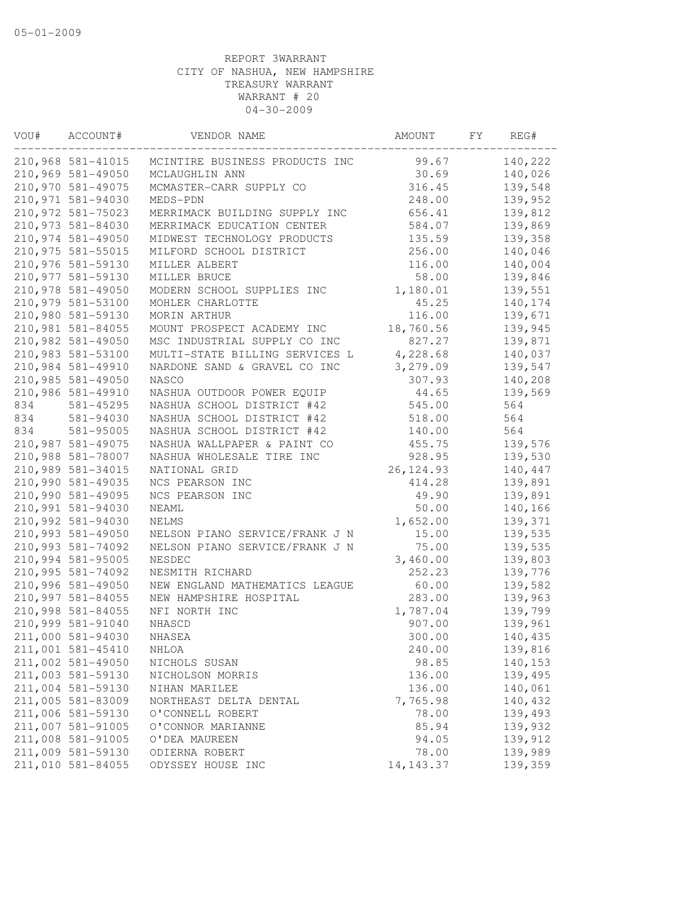05-01-2009

REPORT 3WARRANT
CITY OF NASHUA, NEW HAMPSHIRE
TREASURY WARRANT
WARRANT # 20
04-30-2009

| VOU# | ACCOUNT# | VENDOR NAME | AMOUNT | FY | REG# |
|---|---|---|---|---|---|
| 210,968 | 581-41015 | MCINTIRE BUSINESS PRODUCTS INC | 99.67 | | 140,222 |
| 210,969 | 581-49050 | MCLAUGHLIN ANN | 30.69 | | 140,026 |
| 210,970 | 581-49075 | MCMASTER-CARR SUPPLY CO | 316.45 | | 139,548 |
| 210,971 | 581-94030 | MEDS-PDN | 248.00 | | 139,952 |
| 210,972 | 581-75023 | MERRIMACK BUILDING SUPPLY INC | 656.41 | | 139,812 |
| 210,973 | 581-84030 | MERRIMACK EDUCATION CENTER | 584.07 | | 139,869 |
| 210,974 | 581-49050 | MIDWEST TECHNOLOGY PRODUCTS | 135.59 | | 139,358 |
| 210,975 | 581-55015 | MILFORD SCHOOL DISTRICT | 256.00 | | 140,046 |
| 210,976 | 581-59130 | MILLER ALBERT | 116.00 | | 140,004 |
| 210,977 | 581-59130 | MILLER BRUCE | 58.00 | | 139,846 |
| 210,978 | 581-49050 | MODERN SCHOOL SUPPLIES INC | 1,180.01 | | 139,551 |
| 210,979 | 581-53100 | MOHLER CHARLOTTE | 45.25 | | 140,174 |
| 210,980 | 581-59130 | MORIN ARTHUR | 116.00 | | 139,671 |
| 210,981 | 581-84055 | MOUNT PROSPECT ACADEMY INC | 18,760.56 | | 139,945 |
| 210,982 | 581-49050 | MSC INDUSTRIAL SUPPLY CO INC | 827.27 | | 139,871 |
| 210,983 | 581-53100 | MULTI-STATE BILLING SERVICES L | 4,228.68 | | 140,037 |
| 210,984 | 581-49910 | NARDONE SAND & GRAVEL CO INC | 3,279.09 | | 139,547 |
| 210,985 | 581-49050 | NASCO | 307.93 | | 140,208 |
| 210,986 | 581-49910 | NASHUA OUTDOOR POWER EQUIP | 44.65 | | 139,569 |
| 834 | 581-45295 | NASHUA SCHOOL DISTRICT #42 | 545.00 | | 564 |
| 834 | 581-94030 | NASHUA SCHOOL DISTRICT #42 | 518.00 | | 564 |
| 834 | 581-95005 | NASHUA SCHOOL DISTRICT #42 | 140.00 | | 564 |
| 210,987 | 581-49075 | NASHUA WALLPAPER & PAINT CO | 455.75 | | 139,576 |
| 210,988 | 581-78007 | NASHUA WHOLESALE TIRE INC | 928.95 | | 139,530 |
| 210,989 | 581-34015 | NATIONAL GRID | 26,124.93 | | 140,447 |
| 210,990 | 581-49035 | NCS PEARSON INC | 414.28 | | 139,891 |
| 210,990 | 581-49095 | NCS PEARSON INC | 49.90 | | 139,891 |
| 210,991 | 581-94030 | NEAML | 50.00 | | 140,166 |
| 210,992 | 581-94030 | NELMS | 1,652.00 | | 139,371 |
| 210,993 | 581-49050 | NELSON PIANO SERVICE/FRANK J N | 15.00 | | 139,535 |
| 210,993 | 581-74092 | NELSON PIANO SERVICE/FRANK J N | 75.00 | | 139,535 |
| 210,994 | 581-95005 | NESDEC | 3,460.00 | | 139,803 |
| 210,995 | 581-74092 | NESMITH RICHARD | 252.23 | | 139,776 |
| 210,996 | 581-49050 | NEW ENGLAND MATHEMATICS LEAGUE | 60.00 | | 139,582 |
| 210,997 | 581-84055 | NEW HAMPSHIRE HOSPITAL | 283.00 | | 139,963 |
| 210,998 | 581-84055 | NFI NORTH INC | 1,787.04 | | 139,799 |
| 210,999 | 581-91040 | NHASCD | 907.00 | | 139,961 |
| 211,000 | 581-94030 | NHASEA | 300.00 | | 140,435 |
| 211,001 | 581-45410 | NHLOA | 240.00 | | 139,816 |
| 211,002 | 581-49050 | NICHOLS SUSAN | 98.85 | | 140,153 |
| 211,003 | 581-59130 | NICHOLSON MORRIS | 136.00 | | 139,495 |
| 211,004 | 581-59130 | NIHAN MARILEE | 136.00 | | 140,061 |
| 211,005 | 581-83009 | NORTHEAST DELTA DENTAL | 7,765.98 | | 140,432 |
| 211,006 | 581-59130 | O'CONNELL ROBERT | 78.00 | | 139,493 |
| 211,007 | 581-91005 | O'CONNOR MARIANNE | 85.94 | | 139,932 |
| 211,008 | 581-91005 | O'DEA MAUREEN | 94.05 | | 139,912 |
| 211,009 | 581-59130 | ODIERNA ROBERT | 78.00 | | 139,989 |
| 211,010 | 581-84055 | ODYSSEY HOUSE INC | 14,143.37 | | 139,359 |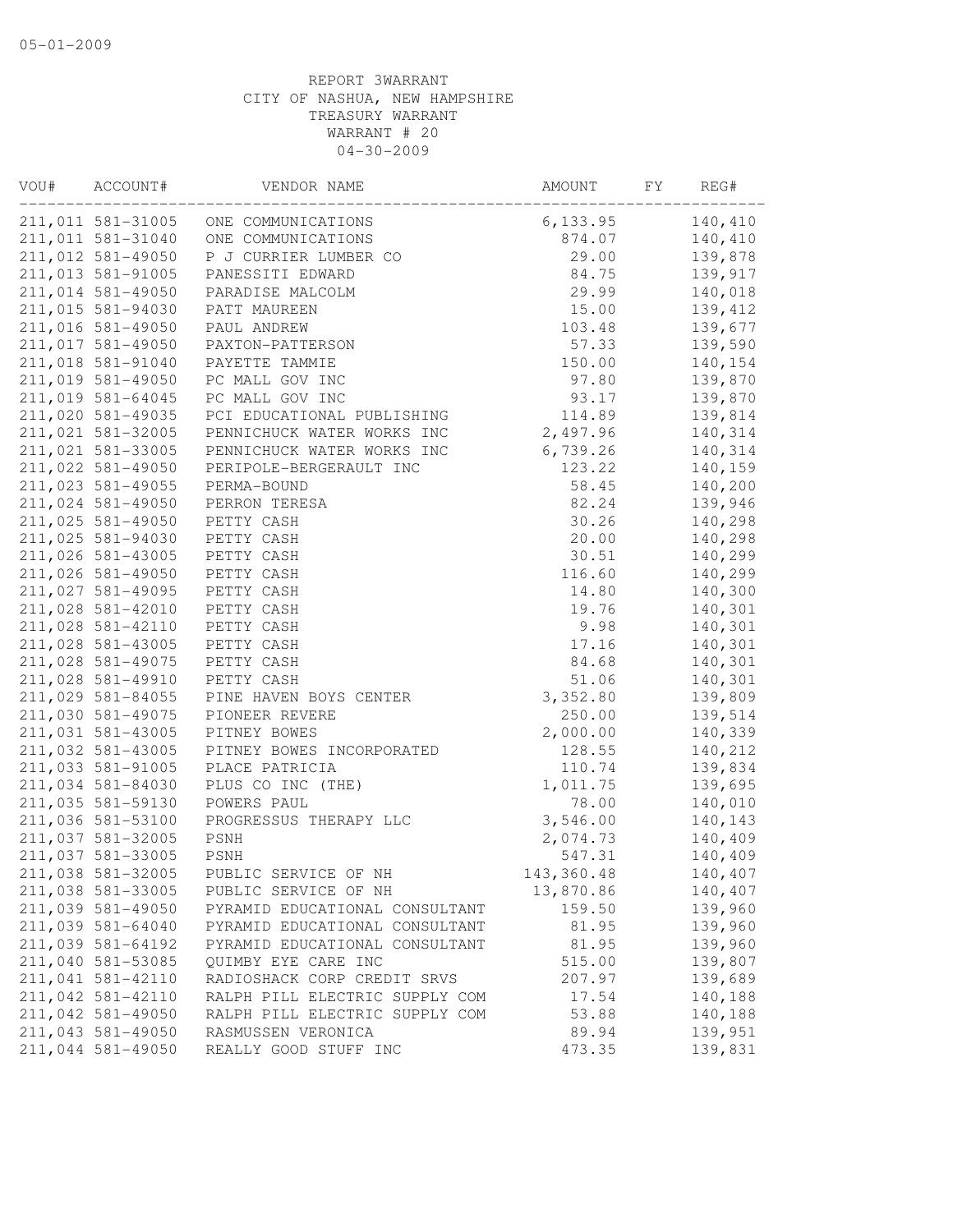05-01-2009

REPORT 3WARRANT
CITY OF NASHUA, NEW HAMPSHIRE
TREASURY WARRANT
WARRANT # 20
04-30-2009

| VOU# | ACCOUNT# | VENDOR NAME | AMOUNT | FY | REG# |
|---|---|---|---|---|---|
| 211,011 | 581-31005 | ONE COMMUNICATIONS | 6,133.95 | | 140,410 |
| 211,011 | 581-31040 | ONE COMMUNICATIONS | 874.07 | | 140,410 |
| 211,012 | 581-49050 | P J CURRIER LUMBER CO | 29.00 | | 139,878 |
| 211,013 | 581-91005 | PANESSITI EDWARD | 84.75 | | 139,917 |
| 211,014 | 581-49050 | PARADISE MALCOLM | 29.99 | | 140,018 |
| 211,015 | 581-94030 | PATT MAUREEN | 15.00 | | 139,412 |
| 211,016 | 581-49050 | PAUL ANDREW | 103.48 | | 139,677 |
| 211,017 | 581-49050 | PAXTON-PATTERSON | 57.33 | | 139,590 |
| 211,018 | 581-91040 | PAYETTE TAMMIE | 150.00 | | 140,154 |
| 211,019 | 581-49050 | PC MALL GOV INC | 97.80 | | 139,870 |
| 211,019 | 581-64045 | PC MALL GOV INC | 93.17 | | 139,870 |
| 211,020 | 581-49035 | PCI EDUCATIONAL PUBLISHING | 114.89 | | 139,814 |
| 211,021 | 581-32005 | PENNICHUCK WATER WORKS INC | 2,497.96 | | 140,314 |
| 211,021 | 581-33005 | PENNICHUCK WATER WORKS INC | 6,739.26 | | 140,314 |
| 211,022 | 581-49050 | PERIPOLE-BERGERAULT INC | 123.22 | | 140,159 |
| 211,023 | 581-49055 | PERMA-BOUND | 58.45 | | 140,200 |
| 211,024 | 581-49050 | PERRON TERESA | 82.24 | | 139,946 |
| 211,025 | 581-49050 | PETTY CASH | 30.26 | | 140,298 |
| 211,025 | 581-94030 | PETTY CASH | 20.00 | | 140,298 |
| 211,026 | 581-43005 | PETTY CASH | 30.51 | | 140,299 |
| 211,026 | 581-49050 | PETTY CASH | 116.60 | | 140,299 |
| 211,027 | 581-49095 | PETTY CASH | 14.80 | | 140,300 |
| 211,028 | 581-42010 | PETTY CASH | 19.76 | | 140,301 |
| 211,028 | 581-42110 | PETTY CASH | 9.98 | | 140,301 |
| 211,028 | 581-43005 | PETTY CASH | 17.16 | | 140,301 |
| 211,028 | 581-49075 | PETTY CASH | 84.68 | | 140,301 |
| 211,028 | 581-49910 | PETTY CASH | 51.06 | | 140,301 |
| 211,029 | 581-84055 | PINE HAVEN BOYS CENTER | 3,352.80 | | 139,809 |
| 211,030 | 581-49075 | PIONEER REVERE | 250.00 | | 139,514 |
| 211,031 | 581-43005 | PITNEY BOWES | 2,000.00 | | 140,339 |
| 211,032 | 581-43005 | PITNEY BOWES INCORPORATED | 128.55 | | 140,212 |
| 211,033 | 581-91005 | PLACE PATRICIA | 110.74 | | 139,834 |
| 211,034 | 581-84030 | PLUS CO INC (THE) | 1,011.75 | | 139,695 |
| 211,035 | 581-59130 | POWERS PAUL | 78.00 | | 140,010 |
| 211,036 | 581-53100 | PROGRESSUS THERAPY LLC | 3,546.00 | | 140,143 |
| 211,037 | 581-32005 | PSNH | 2,074.73 | | 140,409 |
| 211,037 | 581-33005 | PSNH | 547.31 | | 140,409 |
| 211,038 | 581-32005 | PUBLIC SERVICE OF NH | 143,360.48 | | 140,407 |
| 211,038 | 581-33005 | PUBLIC SERVICE OF NH | 13,870.86 | | 140,407 |
| 211,039 | 581-49050 | PYRAMID EDUCATIONAL CONSULTANT | 159.50 | | 139,960 |
| 211,039 | 581-64040 | PYRAMID EDUCATIONAL CONSULTANT | 81.95 | | 139,960 |
| 211,039 | 581-64192 | PYRAMID EDUCATIONAL CONSULTANT | 81.95 | | 139,960 |
| 211,040 | 581-53085 | QUIMBY EYE CARE INC | 515.00 | | 139,807 |
| 211,041 | 581-42110 | RADIOSHACK CORP CREDIT SRVS | 207.97 | | 139,689 |
| 211,042 | 581-42110 | RALPH PILL ELECTRIC SUPPLY COM | 17.54 | | 140,188 |
| 211,042 | 581-49050 | RALPH PILL ELECTRIC SUPPLY COM | 53.88 | | 140,188 |
| 211,043 | 581-49050 | RASMUSSEN VERONICA | 89.94 | | 139,951 |
| 211,044 | 581-49050 | REALLY GOOD STUFF INC | 473.35 | | 139,831 |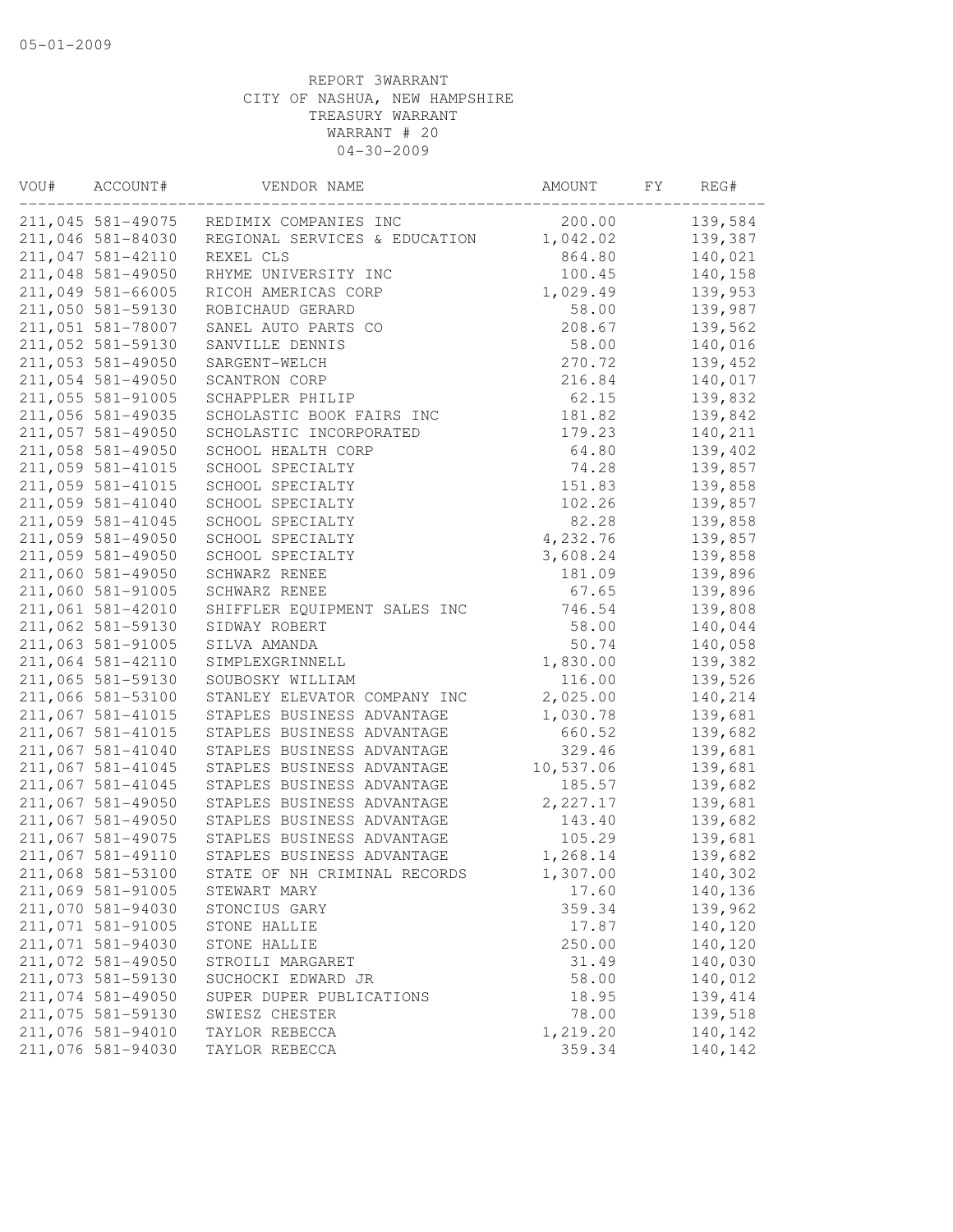05-01-2009

REPORT 3WARRANT
CITY OF NASHUA, NEW HAMPSHIRE
TREASURY WARRANT
WARRANT # 20
04-30-2009

| VOU# | ACCOUNT# | VENDOR NAME | AMOUNT | FY | REG# |
|---|---|---|---|---|---|
| 211,045 | 581-49075 | REDIMIX COMPANIES INC | 200.00 | | 139,584 |
| 211,046 | 581-84030 | REGIONAL SERVICES & EDUCATION | 1,042.02 | | 139,387 |
| 211,047 | 581-42110 | REXEL CLS | 864.80 | | 140,021 |
| 211,048 | 581-49050 | RHYME UNIVERSITY INC | 100.45 | | 140,158 |
| 211,049 | 581-66005 | RICOH AMERICAS CORP | 1,029.49 | | 139,953 |
| 211,050 | 581-59130 | ROBICHAUD GERARD | 58.00 | | 139,987 |
| 211,051 | 581-78007 | SANEL AUTO PARTS CO | 208.67 | | 139,562 |
| 211,052 | 581-59130 | SANVILLE DENNIS | 58.00 | | 140,016 |
| 211,053 | 581-49050 | SARGENT-WELCH | 270.72 | | 139,452 |
| 211,054 | 581-49050 | SCANTRON CORP | 216.84 | | 140,017 |
| 211,055 | 581-91005 | SCHAPPLER PHILIP | 62.15 | | 139,832 |
| 211,056 | 581-49035 | SCHOLASTIC BOOK FAIRS INC | 181.82 | | 139,842 |
| 211,057 | 581-49050 | SCHOLASTIC INCORPORATED | 179.23 | | 140,211 |
| 211,058 | 581-49050 | SCHOOL HEALTH CORP | 64.80 | | 139,402 |
| 211,059 | 581-41015 | SCHOOL SPECIALTY | 74.28 | | 139,857 |
| 211,059 | 581-41015 | SCHOOL SPECIALTY | 151.83 | | 139,858 |
| 211,059 | 581-41040 | SCHOOL SPECIALTY | 102.26 | | 139,857 |
| 211,059 | 581-41045 | SCHOOL SPECIALTY | 82.28 | | 139,858 |
| 211,059 | 581-49050 | SCHOOL SPECIALTY | 4,232.76 | | 139,857 |
| 211,059 | 581-49050 | SCHOOL SPECIALTY | 3,608.24 | | 139,858 |
| 211,060 | 581-49050 | SCHWARZ RENEE | 181.09 | | 139,896 |
| 211,060 | 581-91005 | SCHWARZ RENEE | 67.65 | | 139,896 |
| 211,061 | 581-42010 | SHIFFLER EQUIPMENT SALES INC | 746.54 | | 139,808 |
| 211,062 | 581-59130 | SIDWAY ROBERT | 58.00 | | 140,044 |
| 211,063 | 581-91005 | SILVA AMANDA | 50.74 | | 140,058 |
| 211,064 | 581-42110 | SIMPLEXGRINNELL | 1,830.00 | | 139,382 |
| 211,065 | 581-59130 | SOUBOSKY WILLIAM | 116.00 | | 139,526 |
| 211,066 | 581-53100 | STANLEY ELEVATOR COMPANY INC | 2,025.00 | | 140,214 |
| 211,067 | 581-41015 | STAPLES BUSINESS ADVANTAGE | 1,030.78 | | 139,681 |
| 211,067 | 581-41015 | STAPLES BUSINESS ADVANTAGE | 660.52 | | 139,682 |
| 211,067 | 581-41040 | STAPLES BUSINESS ADVANTAGE | 329.46 | | 139,681 |
| 211,067 | 581-41045 | STAPLES BUSINESS ADVANTAGE | 10,537.06 | | 139,681 |
| 211,067 | 581-41045 | STAPLES BUSINESS ADVANTAGE | 185.57 | | 139,682 |
| 211,067 | 581-49050 | STAPLES BUSINESS ADVANTAGE | 2,227.17 | | 139,681 |
| 211,067 | 581-49050 | STAPLES BUSINESS ADVANTAGE | 143.40 | | 139,682 |
| 211,067 | 581-49075 | STAPLES BUSINESS ADVANTAGE | 105.29 | | 139,681 |
| 211,067 | 581-49110 | STAPLES BUSINESS ADVANTAGE | 1,268.14 | | 139,682 |
| 211,068 | 581-53100 | STATE OF NH CRIMINAL RECORDS | 1,307.00 | | 140,302 |
| 211,069 | 581-91005 | STEWART MARY | 17.60 | | 140,136 |
| 211,070 | 581-94030 | STONCIUS GARY | 359.34 | | 139,962 |
| 211,071 | 581-91005 | STONE HALLIE | 17.87 | | 140,120 |
| 211,071 | 581-94030 | STONE HALLIE | 250.00 | | 140,120 |
| 211,072 | 581-49050 | STROILI MARGARET | 31.49 | | 140,030 |
| 211,073 | 581-59130 | SUCHOCKI EDWARD JR | 58.00 | | 140,012 |
| 211,074 | 581-49050 | SUPER DUPER PUBLICATIONS | 18.95 | | 139,414 |
| 211,075 | 581-59130 | SWIESZ CHESTER | 78.00 | | 139,518 |
| 211,076 | 581-94010 | TAYLOR REBECCA | 1,219.20 | | 140,142 |
| 211,076 | 581-94030 | TAYLOR REBECCA | 359.34 | | 140,142 |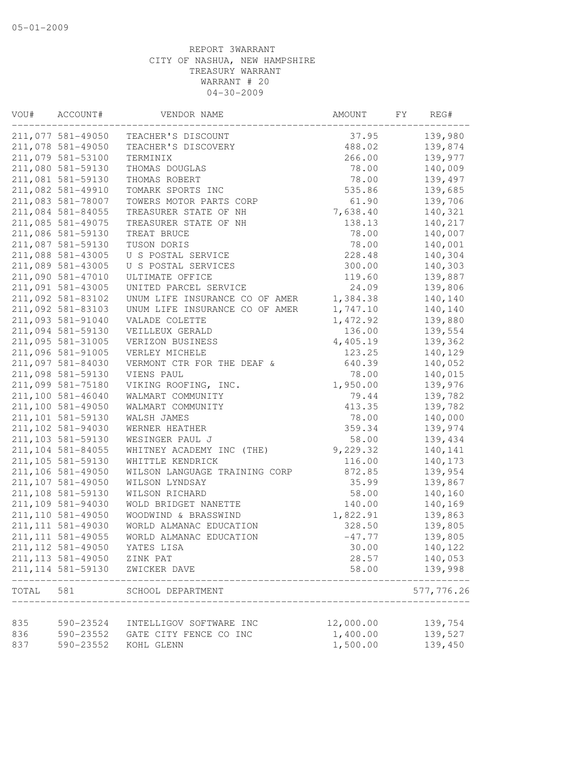05-01-2009

REPORT 3WARRANT
CITY OF NASHUA, NEW HAMPSHIRE
TREASURY WARRANT
WARRANT # 20
04-30-2009

| VOU# | ACCOUNT# | VENDOR NAME | AMOUNT | FY | REG# |
|---|---|---|---|---|---|
| 211,077 | 581-49050 | TEACHER'S DISCOUNT | 37.95 | | 139,980 |
| 211,078 | 581-49050 | TEACHER'S DISCOVERY | 488.02 | | 139,874 |
| 211,079 | 581-53100 | TERMINIX | 266.00 | | 139,977 |
| 211,080 | 581-59130 | THOMAS DOUGLAS | 78.00 | | 140,009 |
| 211,081 | 581-59130 | THOMAS ROBERT | 78.00 | | 139,497 |
| 211,082 | 581-49910 | TOMARK SPORTS INC | 535.86 | | 139,685 |
| 211,083 | 581-78007 | TOWERS MOTOR PARTS CORP | 61.90 | | 139,706 |
| 211,084 | 581-84055 | TREASURER STATE OF NH | 7,638.40 | | 140,321 |
| 211,085 | 581-49075 | TREASURER STATE OF NH | 138.13 | | 140,217 |
| 211,086 | 581-59130 | TREAT BRUCE | 78.00 | | 140,007 |
| 211,087 | 581-59130 | TUSON DORIS | 78.00 | | 140,001 |
| 211,088 | 581-43005 | U S POSTAL SERVICE | 228.48 | | 140,304 |
| 211,089 | 581-43005 | U S POSTAL SERVICES | 300.00 | | 140,303 |
| 211,090 | 581-47010 | ULTIMATE OFFICE | 119.60 | | 139,887 |
| 211,091 | 581-43005 | UNITED PARCEL SERVICE | 24.09 | | 139,806 |
| 211,092 | 581-83102 | UNUM LIFE INSURANCE CO OF AMER | 1,384.38 | | 140,140 |
| 211,092 | 581-83103 | UNUM LIFE INSURANCE CO OF AMER | 1,747.10 | | 140,140 |
| 211,093 | 581-91040 | VALADE COLETTE | 1,472.92 | | 139,880 |
| 211,094 | 581-59130 | VEILLEUX GERALD | 136.00 | | 139,554 |
| 211,095 | 581-31005 | VERIZON BUSINESS | 4,405.19 | | 139,362 |
| 211,096 | 581-91005 | VERLEY MICHELE | 123.25 | | 140,129 |
| 211,097 | 581-84030 | VERMONT CTR FOR THE DEAF & | 640.39 | | 140,052 |
| 211,098 | 581-59130 | VIENS PAUL | 78.00 | | 140,015 |
| 211,099 | 581-75180 | VIKING ROOFING, INC. | 1,950.00 | | 139,976 |
| 211,100 | 581-46040 | WALMART COMMUNITY | 79.44 | | 139,782 |
| 211,100 | 581-49050 | WALMART COMMUNITY | 413.35 | | 139,782 |
| 211,101 | 581-59130 | WALSH JAMES | 78.00 | | 140,000 |
| 211,102 | 581-94030 | WERNER HEATHER | 359.34 | | 139,974 |
| 211,103 | 581-59130 | WESINGER PAUL J | 58.00 | | 139,434 |
| 211,104 | 581-84055 | WHITNEY ACADEMY INC (THE) | 9,229.32 | | 140,141 |
| 211,105 | 581-59130 | WHITTLE KENDRICK | 116.00 | | 140,173 |
| 211,106 | 581-49050 | WILSON LANGUAGE TRAINING CORP | 872.85 | | 139,954 |
| 211,107 | 581-49050 | WILSON LYNDSAY | 35.99 | | 139,867 |
| 211,108 | 581-59130 | WILSON RICHARD | 58.00 | | 140,160 |
| 211,109 | 581-94030 | WOLD BRIDGET NANETTE | 140.00 | | 140,169 |
| 211,110 | 581-49050 | WOODWIND & BRASSWIND | 1,822.91 | | 139,863 |
| 211,111 | 581-49030 | WORLD ALMANAC EDUCATION | 328.50 | | 139,805 |
| 211,111 | 581-49055 | WORLD ALMANAC EDUCATION | -47.77 | | 139,805 |
| 211,112 | 581-49050 | YATES LISA | 30.00 | | 140,122 |
| 211,113 | 581-49050 | ZINK PAT | 28.57 | | 140,053 |
| 211,114 | 581-59130 | ZWICKER DAVE | 58.00 | | 139,998 |
| TOTAL | 581 | SCHOOL DEPARTMENT | | | 577,776.26 |
| 835 | 590-23524 | INTELLIGOV SOFTWARE INC | 12,000.00 | | 139,754 |
| 836 | 590-23552 | GATE CITY FENCE CO INC | 1,400.00 | | 139,527 |
| 837 | 590-23552 | KOHL GLENN | 1,500.00 | | 139,450 |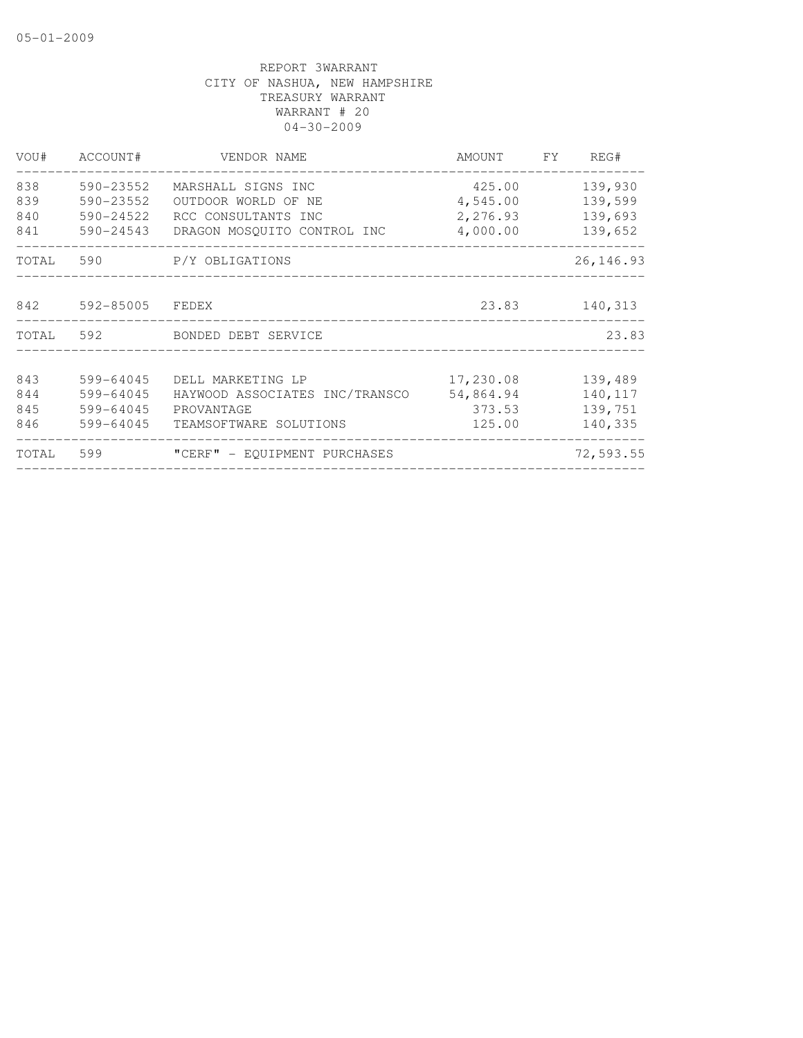REPORT 3WARRANT
CITY OF NASHUA, NEW HAMPSHIRE
TREASURY WARRANT
WARRANT # 20
04-30-2009

| VOU# | ACCOUNT# | VENDOR NAME | AMOUNT | FY | REG# |
|---|---|---|---|---|---|
| 838 | 590-23552 | MARSHALL SIGNS INC | 425.00 | | 139,930 |
| 839 | 590-23552 | OUTDOOR WORLD OF NE | 4,545.00 | | 139,599 |
| 840 | 590-24522 | RCC CONSULTANTS INC | 2,276.93 | | 139,693 |
| 841 | 590-24543 | DRAGON MOSQUITO CONTROL INC | 4,000.00 | | 139,652 |
| TOTAL | 590 | P/Y OBLIGATIONS | | | 26,146.93 |
| 842 | 592-85005 | FEDEX | 23.83 | | 140,313 |
| TOTAL | 592 | BONDED DEBT SERVICE | | | 23.83 |
| 843 | 599-64045 | DELL MARKETING LP | 17,230.08 | | 139,489 |
| 844 | 599-64045 | HAYWOOD ASSOCIATES INC/TRANSCO | 54,864.94 | | 140,117 |
| 845 | 599-64045 | PROVANTAGE | 373.53 | | 139,751 |
| 846 | 599-64045 | TEAMSOFTWARE SOLUTIONS | 125.00 | | 140,335 |
| TOTAL | 599 | "CERF" - EQUIPMENT PURCHASES | | | 72,593.55 |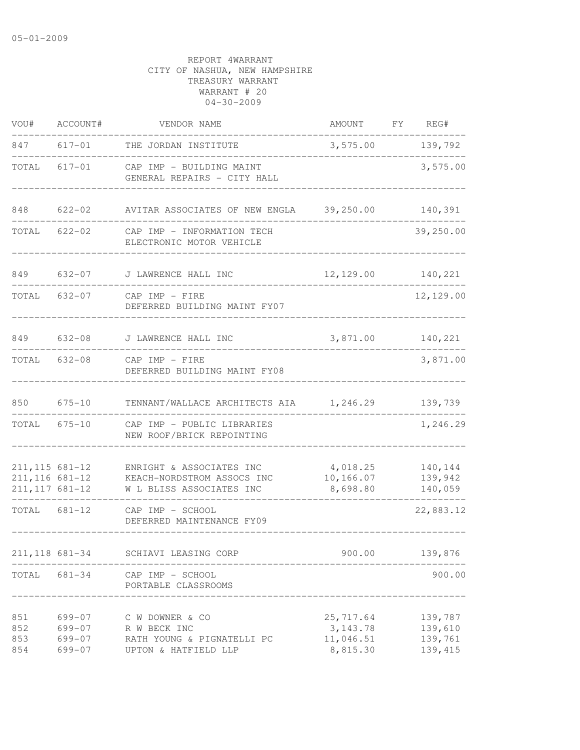05-01-2009

REPORT 4WARRANT
CITY OF NASHUA, NEW HAMPSHIRE
TREASURY WARRANT
WARRANT # 20
04-30-2009

| VOU# | ACCOUNT# | VENDOR NAME | AMOUNT | FY | REG# |
|---|---|---|---|---|---|
| 847 | 617-01 | THE JORDAN INSTITUTE | 3,575.00 | | 139,792 |
| TOTAL | 617-01 | CAP IMP - BUILDING MAINT<br>GENERAL REPAIRS - CITY HALL | | | 3,575.00 |
| 848 | 622-02 | AVITAR ASSOCIATES OF NEW ENGLA | 39,250.00 | | 140,391 |
| TOTAL | 622-02 | CAP IMP - INFORMATION TECH<br>ELECTRONIC MOTOR VEHICLE | | | 39,250.00 |
| 849 | 632-07 | J LAWRENCE HALL INC | 12,129.00 | | 140,221 |
| TOTAL | 632-07 | CAP IMP - FIRE<br>DEFERRED BUILDING MAINT FY07 | | | 12,129.00 |
| 849 | 632-08 | J LAWRENCE HALL INC | 3,871.00 | | 140,221 |
| TOTAL | 632-08 | CAP IMP - FIRE<br>DEFERRED BUILDING MAINT FY08 | | | 3,871.00 |
| 850 | 675-10 | TENNANT/WALLACE ARCHITECTS AIA | 1,246.29 | | 139,739 |
| TOTAL | 675-10 | CAP IMP - PUBLIC LIBRARIES<br>NEW ROOF/BRICK REPOINTING | | | 1,246.29 |
| 211,115 | 681-12 | ENRIGHT & ASSOCIATES INC | 4,018.25 | | 140,144 |
| 211,116 | 681-12 | KEACH-NORDSTROM ASSOCS INC | 10,166.07 | | 139,942 |
| 211,117 | 681-12 | W L BLISS ASSOCIATES INC | 8,698.80 | | 140,059 |
| TOTAL | 681-12 | CAP IMP - SCHOOL<br>DEFERRED MAINTENANCE FY09 | | | 22,883.12 |
| 211,118 | 681-34 | SCHIAVI LEASING CORP | 900.00 | | 139,876 |
| TOTAL | 681-34 | CAP IMP - SCHOOL<br>PORTABLE CLASSROOMS | | | 900.00 |
| 851 | 699-07 | C W DOWNER & CO | 25,717.64 | | 139,787 |
| 852 | 699-07 | R W BECK INC | 3,143.78 | | 139,610 |
| 853 | 699-07 | RATH YOUNG & PIGNATELLI PC | 11,046.51 | | 139,761 |
| 854 | 699-07 | UPTON & HATFIELD LLP | 8,815.30 | | 139,415 |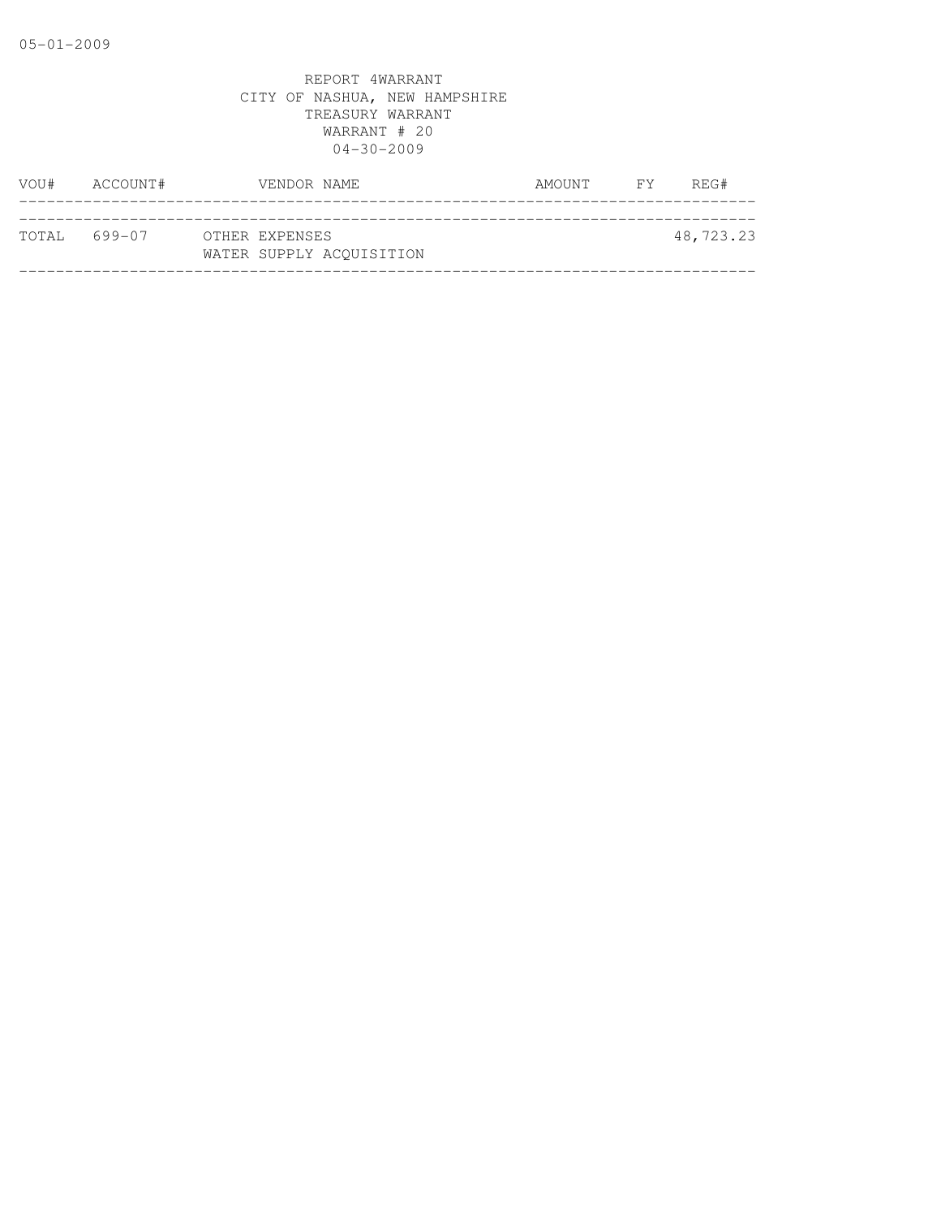REPORT 4WARRANT
CITY OF NASHUA, NEW HAMPSHIRE
TREASURY WARRANT
WARRANT # 20
04-30-2009

| VOU# | ACCOUNT# | VENDOR NAME | AMOUNT | FY | REG# |
|---|---|---|---|---|---|
| TOTAL | 699-07 | OTHER EXPENSES<br>WATER SUPPLY ACQUISITION | | | 48,723.23 |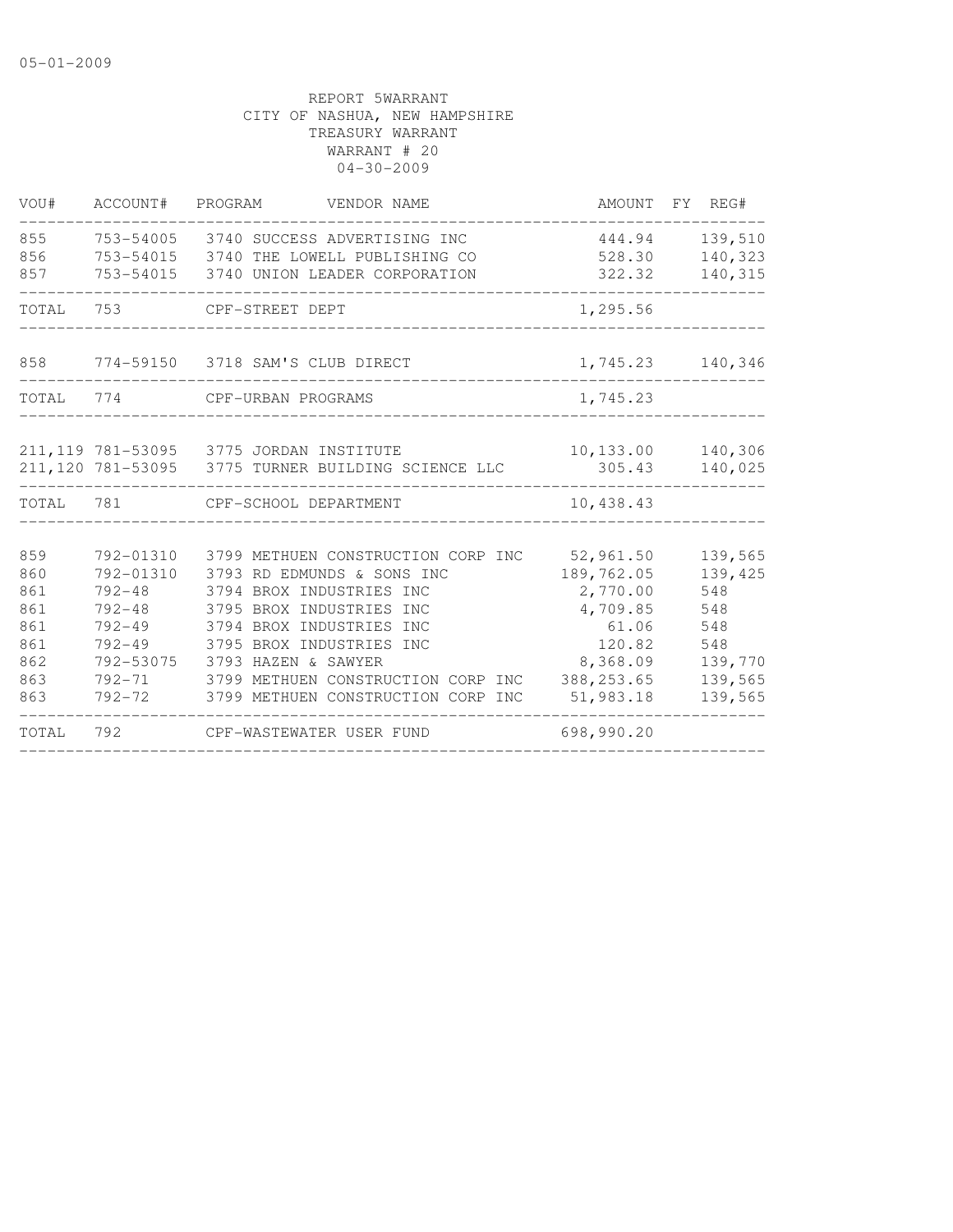05-01-2009

REPORT 5WARRANT
CITY OF NASHUA, NEW HAMPSHIRE
TREASURY WARRANT
WARRANT # 20
04-30-2009

| VOU# | ACCOUNT# | PROGRAM | VENDOR NAME | AMOUNT | FY | REG# |
|---|---|---|---|---|---|---|
| 855 | 753-54005 | 3740 | SUCCESS ADVERTISING INC | 444.94 | | 139,510 |
| 856 | 753-54015 | 3740 | THE LOWELL PUBLISHING CO | 528.30 | | 140,323 |
| 857 | 753-54015 | 3740 | UNION LEADER CORPORATION | 322.32 | | 140,315 |
| TOTAL | 753 | | CPF-STREET DEPT | 1,295.56 | | |
| 858 | 774-59150 | 3718 | SAM'S CLUB DIRECT | 1,745.23 | | 140,346 |
| TOTAL | 774 | | CPF-URBAN PROGRAMS | 1,745.23 | | |
| 211,119 | 781-53095 | 3775 | JORDAN INSTITUTE | 10,133.00 | | 140,306 |
| 211,120 | 781-53095 | 3775 | TURNER BUILDING SCIENCE LLC | 305.43 | | 140,025 |
| TOTAL | 781 | | CPF-SCHOOL DEPARTMENT | 10,438.43 | | |
| 859 | 792-01310 | 3799 | METHUEN CONSTRUCTION CORP INC | 52,961.50 | | 139,565 |
| 860 | 792-01310 | 3793 | RD EDMUNDS & SONS INC | 189,762.05 | | 139,425 |
| 861 | 792-48 | 3794 | BROX INDUSTRIES INC | 2,770.00 | | 548 |
| 861 | 792-48 | 3795 | BROX INDUSTRIES INC | 4,709.85 | | 548 |
| 861 | 792-49 | 3794 | BROX INDUSTRIES INC | 61.06 | | 548 |
| 861 | 792-49 | 3795 | BROX INDUSTRIES INC | 120.82 | | 548 |
| 862 | 792-53075 | 3793 | HAZEN & SAWYER | 8,368.09 | | 139,770 |
| 863 | 792-71 | 3799 | METHUEN CONSTRUCTION CORP INC | 388,253.65 | | 139,565 |
| 863 | 792-72 | 3799 | METHUEN CONSTRUCTION CORP INC | 51,983.18 | | 139,565 |
| TOTAL | 792 | | CPF-WASTEWATER USER FUND | 698,990.20 | | |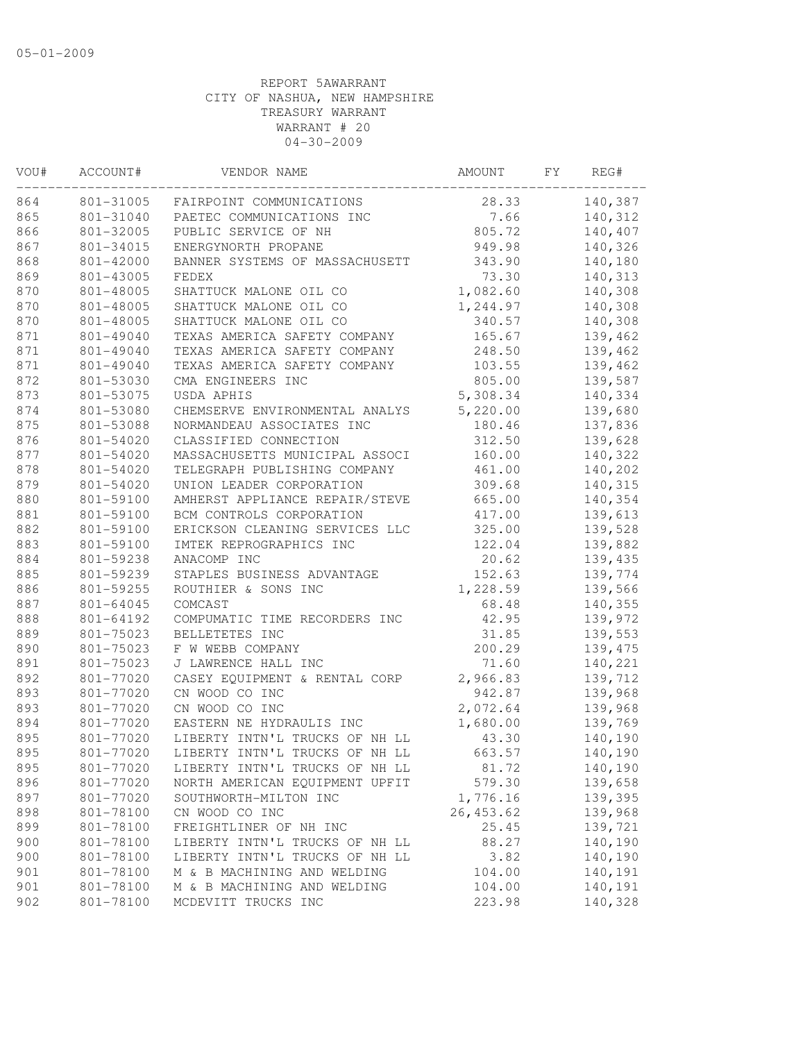REPORT 5AWARRANT
CITY OF NASHUA, NEW HAMPSHIRE
TREASURY WARRANT
WARRANT # 20
04-30-2009

| VOU# | ACCOUNT# | VENDOR NAME | AMOUNT | FY | REG# |
|---|---|---|---|---|---|
| 864 | 801-31005 | FAIRPOINT COMMUNICATIONS | 28.33 | | 140,387 |
| 865 | 801-31040 | PAETEC COMMUNICATIONS INC | 7.66 | | 140,312 |
| 866 | 801-32005 | PUBLIC SERVICE OF NH | 805.72 | | 140,407 |
| 867 | 801-34015 | ENERGYNORTH PROPANE | 949.98 | | 140,326 |
| 868 | 801-42000 | BANNER SYSTEMS OF MASSACHUSETT | 343.90 | | 140,180 |
| 869 | 801-43005 | FEDEX | 73.30 | | 140,313 |
| 870 | 801-48005 | SHATTUCK MALONE OIL CO | 1,082.60 | | 140,308 |
| 870 | 801-48005 | SHATTUCK MALONE OIL CO | 1,244.97 | | 140,308 |
| 870 | 801-48005 | SHATTUCK MALONE OIL CO | 340.57 | | 140,308 |
| 871 | 801-49040 | TEXAS AMERICA SAFETY COMPANY | 165.67 | | 139,462 |
| 871 | 801-49040 | TEXAS AMERICA SAFETY COMPANY | 248.50 | | 139,462 |
| 871 | 801-49040 | TEXAS AMERICA SAFETY COMPANY | 103.55 | | 139,462 |
| 872 | 801-53030 | CMA ENGINEERS INC | 805.00 | | 139,587 |
| 873 | 801-53075 | USDA APHIS | 5,308.34 | | 140,334 |
| 874 | 801-53080 | CHEMSERVE ENVIRONMENTAL ANALYS | 5,220.00 | | 139,680 |
| 875 | 801-53088 | NORMANDEAU ASSOCIATES INC | 180.46 | | 137,836 |
| 876 | 801-54020 | CLASSIFIED CONNECTION | 312.50 | | 139,628 |
| 877 | 801-54020 | MASSACHUSETTS MUNICIPAL ASSOCI | 160.00 | | 140,322 |
| 878 | 801-54020 | TELEGRAPH PUBLISHING COMPANY | 461.00 | | 140,202 |
| 879 | 801-54020 | UNION LEADER CORPORATION | 309.68 | | 140,315 |
| 880 | 801-59100 | AMHERST APPLIANCE REPAIR/STEVE | 665.00 | | 140,354 |
| 881 | 801-59100 | BCM CONTROLS CORPORATION | 417.00 | | 139,613 |
| 882 | 801-59100 | ERICKSON CLEANING SERVICES LLC | 325.00 | | 139,528 |
| 883 | 801-59100 | IMTEK REPROGRAPHICS INC | 122.04 | | 139,882 |
| 884 | 801-59238 | ANACOMP INC | 20.62 | | 139,435 |
| 885 | 801-59239 | STAPLES BUSINESS ADVANTAGE | 152.63 | | 139,774 |
| 886 | 801-59255 | ROUTHIER & SONS INC | 1,228.59 | | 139,566 |
| 887 | 801-64045 | COMCAST | 68.48 | | 140,355 |
| 888 | 801-64192 | COMPUMATIC TIME RECORDERS INC | 42.95 | | 139,972 |
| 889 | 801-75023 | BELLETETES INC | 31.85 | | 139,553 |
| 890 | 801-75023 | F W WEBB COMPANY | 200.29 | | 139,475 |
| 891 | 801-75023 | J LAWRENCE HALL INC | 71.60 | | 140,221 |
| 892 | 801-77020 | CASEY EQUIPMENT & RENTAL CORP | 2,966.83 | | 139,712 |
| 893 | 801-77020 | CN WOOD CO INC | 942.87 | | 139,968 |
| 893 | 801-77020 | CN WOOD CO INC | 2,072.64 | | 139,968 |
| 894 | 801-77020 | EASTERN NE HYDRAULIS INC | 1,680.00 | | 139,769 |
| 895 | 801-77020 | LIBERTY INTN'L TRUCKS OF NH LL | 43.30 | | 140,190 |
| 895 | 801-77020 | LIBERTY INTN'L TRUCKS OF NH LL | 663.57 | | 140,190 |
| 895 | 801-77020 | LIBERTY INTN'L TRUCKS OF NH LL | 81.72 | | 140,190 |
| 896 | 801-77020 | NORTH AMERICAN EQUIPMENT UPFIT | 579.30 | | 139,658 |
| 897 | 801-77020 | SOUTHWORTH-MILTON INC | 1,776.16 | | 139,395 |
| 898 | 801-78100 | CN WOOD CO INC | 26,453.62 | | 139,968 |
| 899 | 801-78100 | FREIGHTLINER OF NH INC | 25.45 | | 139,721 |
| 900 | 801-78100 | LIBERTY INTN'L TRUCKS OF NH LL | 88.27 | | 140,190 |
| 900 | 801-78100 | LIBERTY INTN'L TRUCKS OF NH LL | 3.82 | | 140,190 |
| 901 | 801-78100 | M & B MACHINING AND WELDING | 104.00 | | 140,191 |
| 901 | 801-78100 | M & B MACHINING AND WELDING | 104.00 | | 140,191 |
| 902 | 801-78100 | MCDEVITT TRUCKS INC | 223.98 | | 140,328 |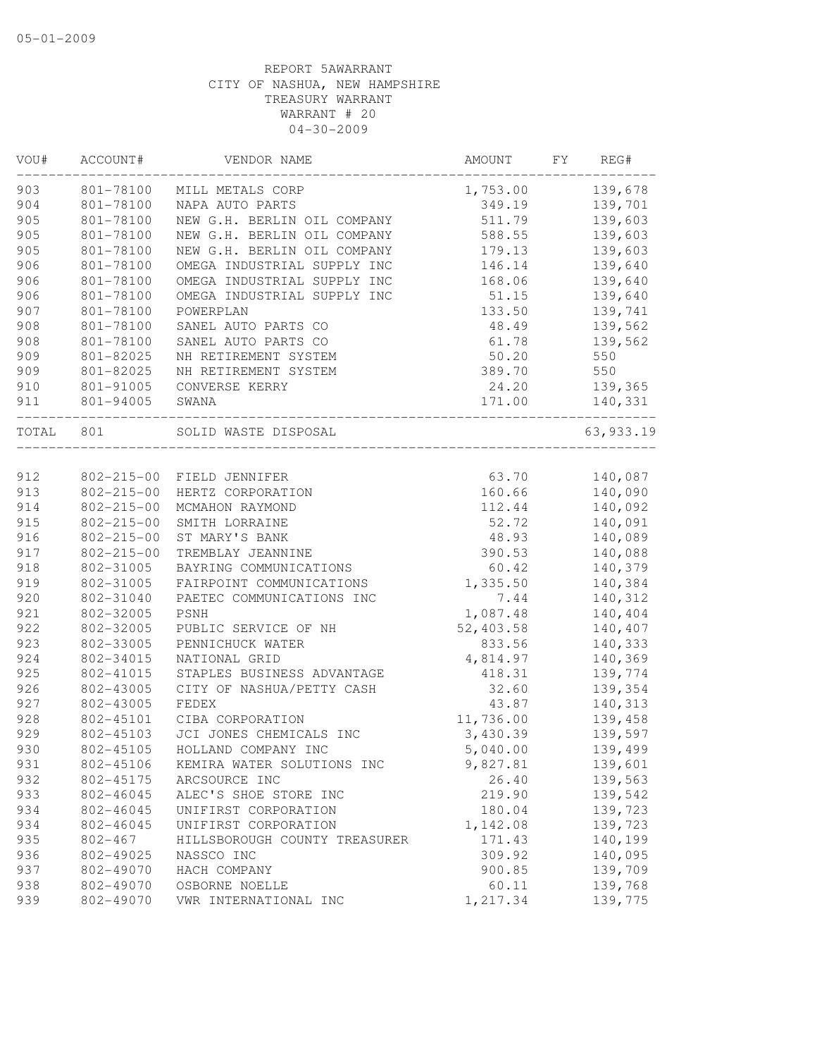05-01-2009

REPORT 5AWARRANT
CITY OF NASHUA, NEW HAMPSHIRE
TREASURY WARRANT
WARRANT # 20
04-30-2009

| VOU# | ACCOUNT# | VENDOR NAME | AMOUNT | FY | REG# |
|---|---|---|---|---|---|
| 903 | 801-78100 | MILL METALS CORP | 1,753.00 | | 139,678 |
| 904 | 801-78100 | NAPA AUTO PARTS | 349.19 | | 139,701 |
| 905 | 801-78100 | NEW G.H. BERLIN OIL COMPANY | 511.79 | | 139,603 |
| 905 | 801-78100 | NEW G.H. BERLIN OIL COMPANY | 588.55 | | 139,603 |
| 905 | 801-78100 | NEW G.H. BERLIN OIL COMPANY | 179.13 | | 139,603 |
| 906 | 801-78100 | OMEGA INDUSTRIAL SUPPLY INC | 146.14 | | 139,640 |
| 906 | 801-78100 | OMEGA INDUSTRIAL SUPPLY INC | 168.06 | | 139,640 |
| 906 | 801-78100 | OMEGA INDUSTRIAL SUPPLY INC | 51.15 | | 139,640 |
| 907 | 801-78100 | POWERPLAN | 133.50 | | 139,741 |
| 908 | 801-78100 | SANEL AUTO PARTS CO | 48.49 | | 139,562 |
| 908 | 801-78100 | SANEL AUTO PARTS CO | 61.78 | | 139,562 |
| 909 | 801-82025 | NH RETIREMENT SYSTEM | 50.20 | | 550 |
| 909 | 801-82025 | NH RETIREMENT SYSTEM | 389.70 | | 550 |
| 910 | 801-91005 | CONVERSE KERRY | 24.20 | | 139,365 |
| 911 | 801-94005 | SWANA | 171.00 | | 140,331 |
| TOTAL | 801 | SOLID WASTE DISPOSAL | | | 63,933.19 |
| 912 | 802-215-00 | FIELD JENNIFER | 63.70 | | 140,087 |
| 913 | 802-215-00 | HERTZ CORPORATION | 160.66 | | 140,090 |
| 914 | 802-215-00 | MCMAHON RAYMOND | 112.44 | | 140,092 |
| 915 | 802-215-00 | SMITH LORRAINE | 52.72 | | 140,091 |
| 916 | 802-215-00 | ST MARY'S BANK | 48.93 | | 140,089 |
| 917 | 802-215-00 | TREMBLAY JEANNINE | 390.53 | | 140,088 |
| 918 | 802-31005 | BAYRING COMMUNICATIONS | 60.42 | | 140,379 |
| 919 | 802-31005 | FAIRPOINT COMMUNICATIONS | 1,335.50 | | 140,384 |
| 920 | 802-31040 | PAETEC COMMUNICATIONS INC | 7.44 | | 140,312 |
| 921 | 802-32005 | PSNH | 1,087.48 | | 140,404 |
| 922 | 802-32005 | PUBLIC SERVICE OF NH | 52,403.58 | | 140,407 |
| 923 | 802-33005 | PENNICHUCK WATER | 833.56 | | 140,333 |
| 924 | 802-34015 | NATIONAL GRID | 4,814.97 | | 140,369 |
| 925 | 802-41015 | STAPLES BUSINESS ADVANTAGE | 418.31 | | 139,774 |
| 926 | 802-43005 | CITY OF NASHUA/PETTY CASH | 32.60 | | 139,354 |
| 927 | 802-43005 | FEDEX | 43.87 | | 140,313 |
| 928 | 802-45101 | CIBA CORPORATION | 11,736.00 | | 139,458 |
| 929 | 802-45103 | JCI JONES CHEMICALS INC | 3,430.39 | | 139,597 |
| 930 | 802-45105 | HOLLAND COMPANY INC | 5,040.00 | | 139,499 |
| 931 | 802-45106 | KEMIRA WATER SOLUTIONS INC | 9,827.81 | | 139,601 |
| 932 | 802-45175 | ARCSOURCE INC | 26.40 | | 139,563 |
| 933 | 802-46045 | ALEC'S SHOE STORE INC | 219.90 | | 139,542 |
| 934 | 802-46045 | UNIFIRST CORPORATION | 180.04 | | 139,723 |
| 934 | 802-46045 | UNIFIRST CORPORATION | 1,142.08 | | 139,723 |
| 935 | 802-467 | HILLSBOROUGH COUNTY TREASURER | 171.43 | | 140,199 |
| 936 | 802-49025 | NASSCO INC | 309.92 | | 140,095 |
| 937 | 802-49070 | HACH COMPANY | 900.85 | | 139,709 |
| 938 | 802-49070 | OSBORNE NOELLE | 60.11 | | 139,768 |
| 939 | 802-49070 | VWR INTERNATIONAL INC | 1,217.34 | | 139,775 |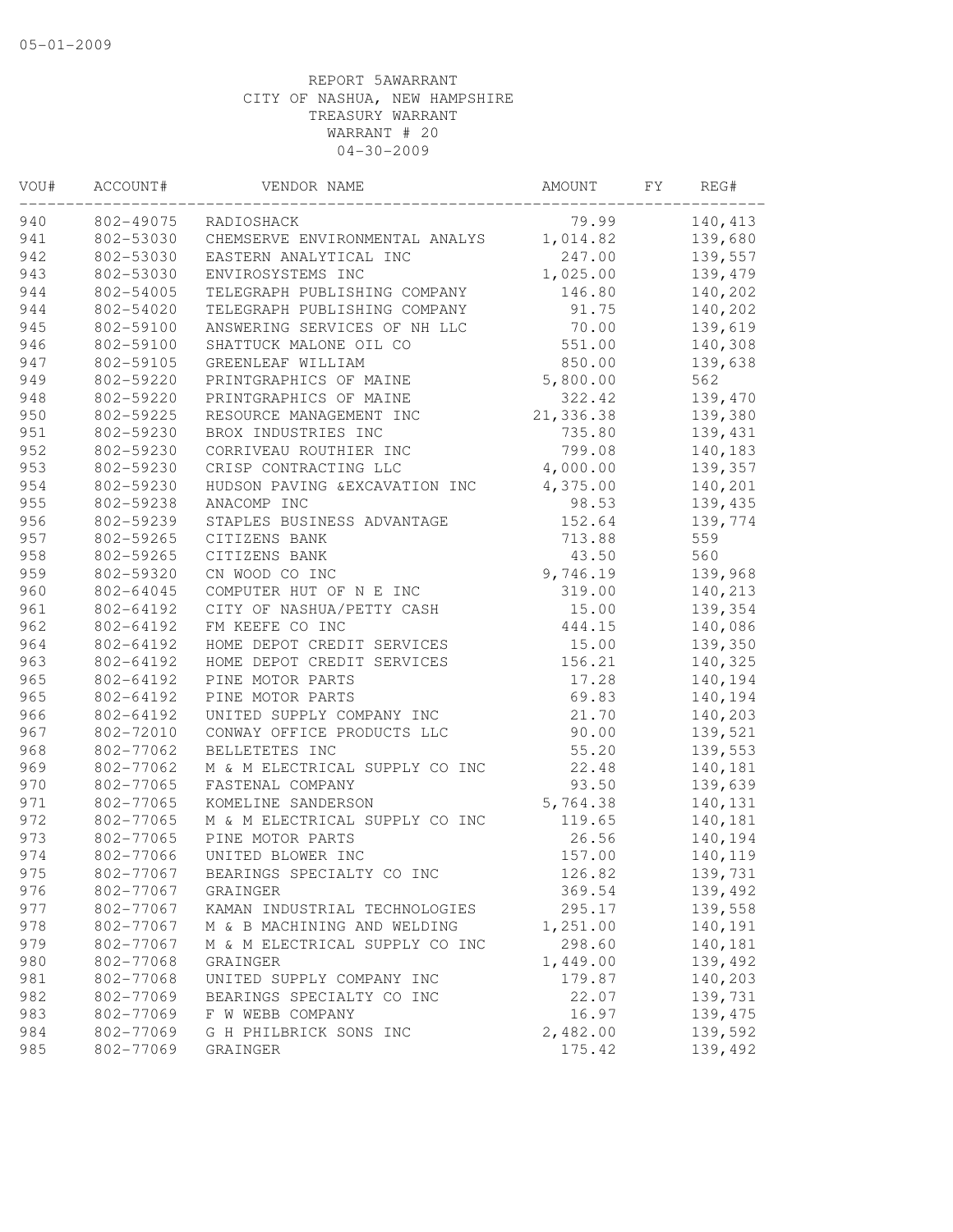05-01-2009

REPORT 5AWARRANT
CITY OF NASHUA, NEW HAMPSHIRE
TREASURY WARRANT
WARRANT # 20
04-30-2009

| VOU# | ACCOUNT# | VENDOR NAME | AMOUNT | FY | REG# |
|---|---|---|---|---|---|
| 940 | 802-49075 | RADIOSHACK | 79.99 | | 140,413 |
| 941 | 802-53030 | CHEMSERVE ENVIRONMENTAL ANALYS | 1,014.82 | | 139,680 |
| 942 | 802-53030 | EASTERN ANALYTICAL INC | 247.00 | | 139,557 |
| 943 | 802-53030 | ENVIROSYSTEMS INC | 1,025.00 | | 139,479 |
| 944 | 802-54005 | TELEGRAPH PUBLISHING COMPANY | 146.80 | | 140,202 |
| 944 | 802-54020 | TELEGRAPH PUBLISHING COMPANY | 91.75 | | 140,202 |
| 945 | 802-59100 | ANSWERING SERVICES OF NH LLC | 70.00 | | 139,619 |
| 946 | 802-59100 | SHATTUCK MALONE OIL CO | 551.00 | | 140,308 |
| 947 | 802-59105 | GREENLEAF WILLIAM | 850.00 | | 139,638 |
| 949 | 802-59220 | PRINTGRAPHICS OF MAINE | 5,800.00 | | 562 |
| 948 | 802-59220 | PRINTGRAPHICS OF MAINE | 322.42 | | 139,470 |
| 950 | 802-59225 | RESOURCE MANAGEMENT INC | 21,336.38 | | 139,380 |
| 951 | 802-59230 | BROX INDUSTRIES INC | 735.80 | | 139,431 |
| 952 | 802-59230 | CORRIVEAU ROUTHIER INC | 799.08 | | 140,183 |
| 953 | 802-59230 | CRISP CONTRACTING LLC | 4,000.00 | | 139,357 |
| 954 | 802-59230 | HUDSON PAVING &EXCAVATION INC | 4,375.00 | | 140,201 |
| 955 | 802-59238 | ANACOMP INC | 98.53 | | 139,435 |
| 956 | 802-59239 | STAPLES BUSINESS ADVANTAGE | 152.64 | | 139,774 |
| 957 | 802-59265 | CITIZENS BANK | 713.88 | | 559 |
| 958 | 802-59265 | CITIZENS BANK | 43.50 | | 560 |
| 959 | 802-59320 | CN WOOD CO INC | 9,746.19 | | 139,968 |
| 960 | 802-64045 | COMPUTER HUT OF N E INC | 319.00 | | 140,213 |
| 961 | 802-64192 | CITY OF NASHUA/PETTY CASH | 15.00 | | 139,354 |
| 962 | 802-64192 | FM KEEFE CO INC | 444.15 | | 140,086 |
| 964 | 802-64192 | HOME DEPOT CREDIT SERVICES | 15.00 | | 139,350 |
| 963 | 802-64192 | HOME DEPOT CREDIT SERVICES | 156.21 | | 140,325 |
| 965 | 802-64192 | PINE MOTOR PARTS | 17.28 | | 140,194 |
| 965 | 802-64192 | PINE MOTOR PARTS | 69.83 | | 140,194 |
| 966 | 802-64192 | UNITED SUPPLY COMPANY INC | 21.70 | | 140,203 |
| 967 | 802-72010 | CONWAY OFFICE PRODUCTS LLC | 90.00 | | 139,521 |
| 968 | 802-77062 | BELLETETES INC | 55.20 | | 139,553 |
| 969 | 802-77062 | M & M ELECTRICAL SUPPLY CO INC | 22.48 | | 140,181 |
| 970 | 802-77065 | FASTENAL COMPANY | 93.50 | | 139,639 |
| 971 | 802-77065 | KOMELINE SANDERSON | 5,764.38 | | 140,131 |
| 972 | 802-77065 | M & M ELECTRICAL SUPPLY CO INC | 119.65 | | 140,181 |
| 973 | 802-77065 | PINE MOTOR PARTS | 26.56 | | 140,194 |
| 974 | 802-77066 | UNITED BLOWER INC | 157.00 | | 140,119 |
| 975 | 802-77067 | BEARINGS SPECIALTY CO INC | 126.82 | | 139,731 |
| 976 | 802-77067 | GRAINGER | 369.54 | | 139,492 |
| 977 | 802-77067 | KAMAN INDUSTRIAL TECHNOLOGIES | 295.17 | | 139,558 |
| 978 | 802-77067 | M & B MACHINING AND WELDING | 1,251.00 | | 140,191 |
| 979 | 802-77067 | M & M ELECTRICAL SUPPLY CO INC | 298.60 | | 140,181 |
| 980 | 802-77068 | GRAINGER | 1,449.00 | | 139,492 |
| 981 | 802-77068 | UNITED SUPPLY COMPANY INC | 179.87 | | 140,203 |
| 982 | 802-77069 | BEARINGS SPECIALTY CO INC | 22.07 | | 139,731 |
| 983 | 802-77069 | F W WEBB COMPANY | 16.97 | | 139,475 |
| 984 | 802-77069 | G H PHILBRICK SONS INC | 2,482.00 | | 139,592 |
| 985 | 802-77069 | GRAINGER | 175.42 | | 139,492 |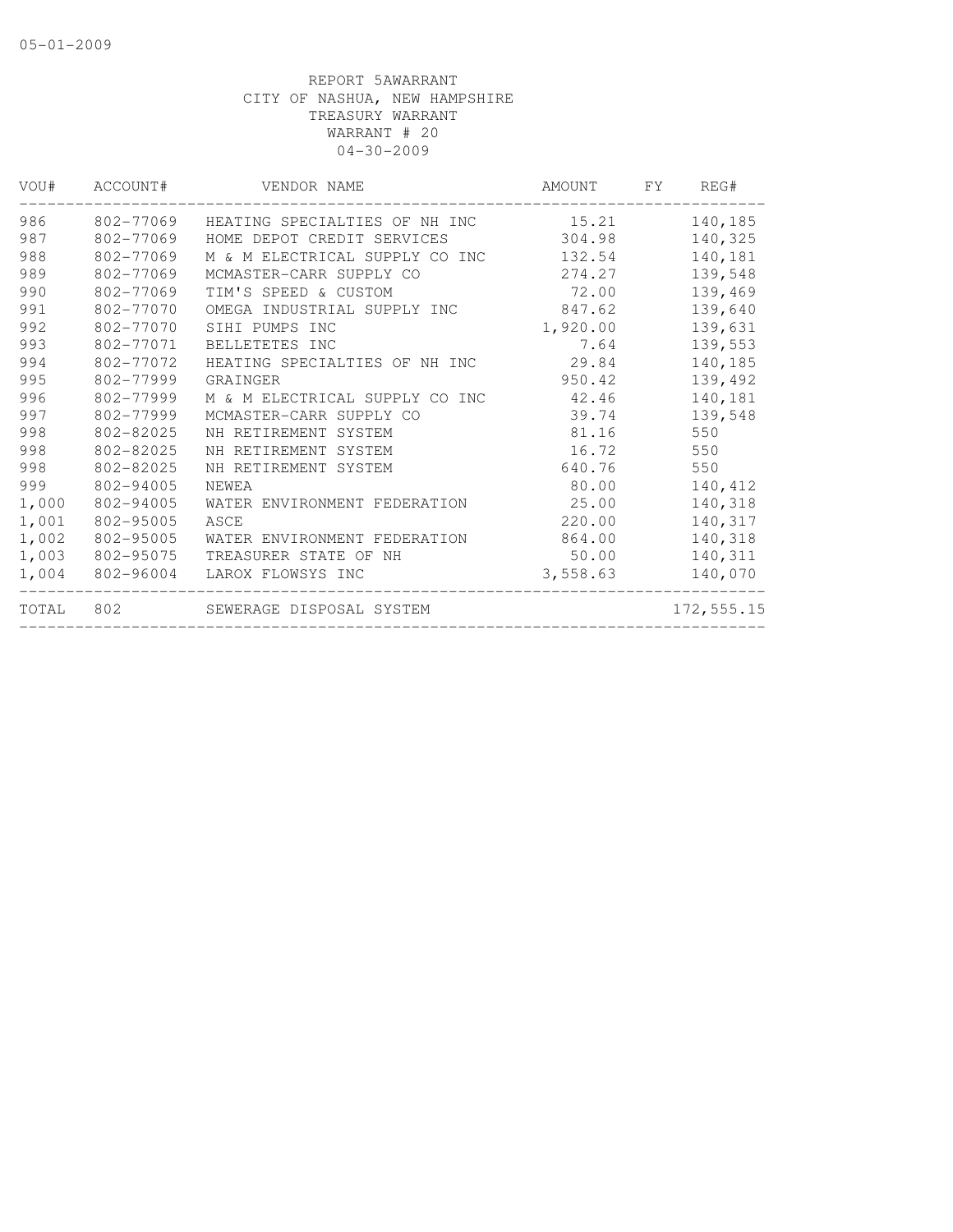05-01-2009

REPORT 5AWARRANT
CITY OF NASHUA, NEW HAMPSHIRE
TREASURY WARRANT
WARRANT # 20
04-30-2009

| VOU# | ACCOUNT# | VENDOR NAME | AMOUNT | FY | REG# |
|---|---|---|---|---|---|
| 986 | 802-77069 | HEATING SPECIALTIES OF NH INC | 15.21 | | 140,185 |
| 987 | 802-77069 | HOME DEPOT CREDIT SERVICES | 304.98 | | 140,325 |
| 988 | 802-77069 | M & M ELECTRICAL SUPPLY CO INC | 132.54 | | 140,181 |
| 989 | 802-77069 | MCMASTER-CARR SUPPLY CO | 274.27 | | 139,548 |
| 990 | 802-77069 | TIM'S SPEED & CUSTOM | 72.00 | | 139,469 |
| 991 | 802-77070 | OMEGA INDUSTRIAL SUPPLY INC | 847.62 | | 139,640 |
| 992 | 802-77070 | SIHI PUMPS INC | 1,920.00 | | 139,631 |
| 993 | 802-77071 | BELLETETES INC | 7.64 | | 139,553 |
| 994 | 802-77072 | HEATING SPECIALTIES OF NH INC | 29.84 | | 140,185 |
| 995 | 802-77999 | GRAINGER | 950.42 | | 139,492 |
| 996 | 802-77999 | M & M ELECTRICAL SUPPLY CO INC | 42.46 | | 140,181 |
| 997 | 802-77999 | MCMASTER-CARR SUPPLY CO | 39.74 | | 139,548 |
| 998 | 802-82025 | NH RETIREMENT SYSTEM | 81.16 | | 550 |
| 998 | 802-82025 | NH RETIREMENT SYSTEM | 16.72 | | 550 |
| 998 | 802-82025 | NH RETIREMENT SYSTEM | 640.76 | | 550 |
| 999 | 802-94005 | NEWEA | 80.00 | | 140,412 |
| 1,000 | 802-94005 | WATER ENVIRONMENT FEDERATION | 25.00 | | 140,318 |
| 1,001 | 802-95005 | ASCE | 220.00 | | 140,317 |
| 1,002 | 802-95005 | WATER ENVIRONMENT FEDERATION | 864.00 | | 140,318 |
| 1,003 | 802-95075 | TREASURER STATE OF NH | 50.00 | | 140,311 |
| 1,004 | 802-96004 | LAROX FLOWSYS INC | 3,558.63 | | 140,070 |
| TOTAL | 802 | SEWERAGE DISPOSAL SYSTEM | | | 172,555.15 |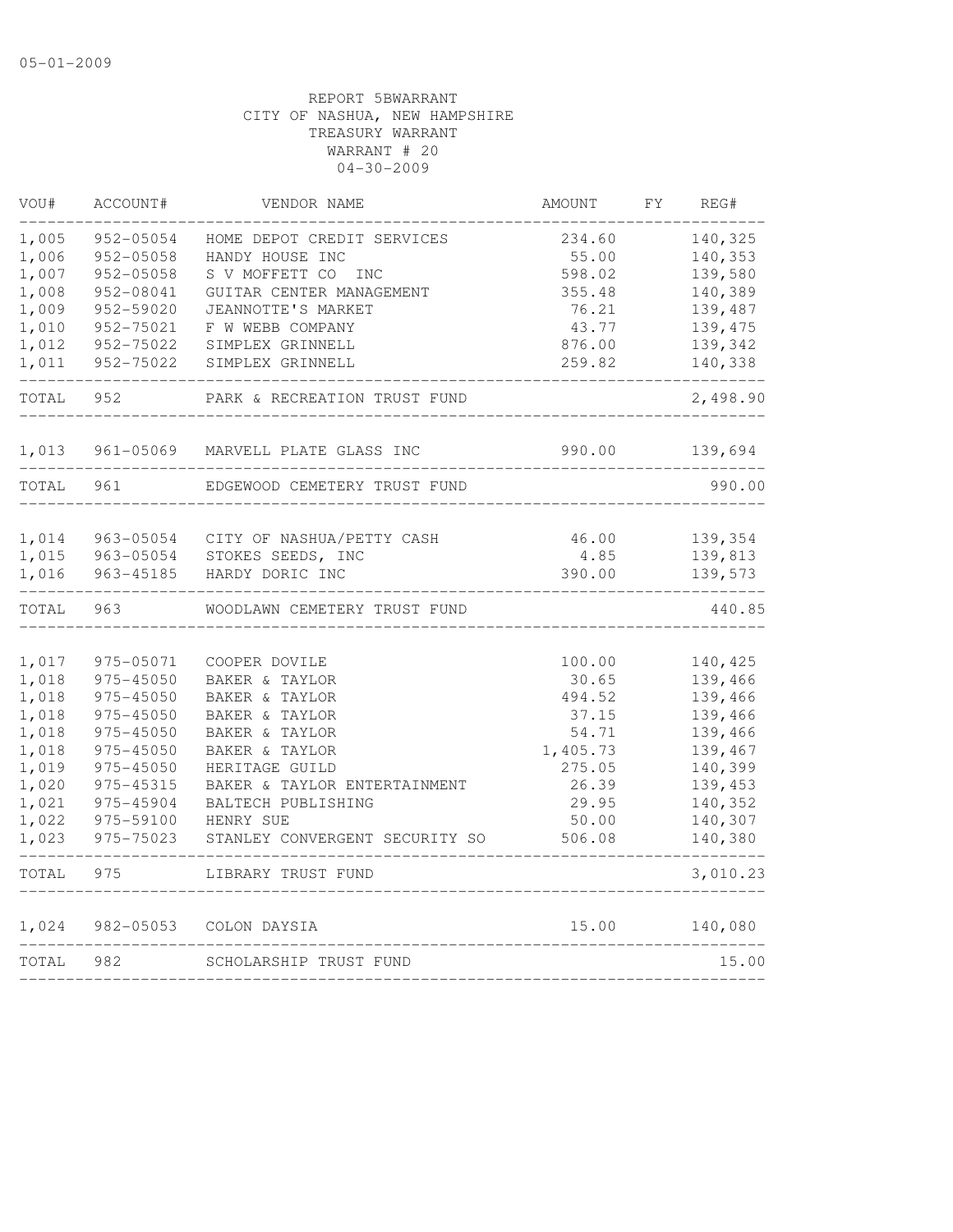05-01-2009

REPORT 5BWARRANT
CITY OF NASHUA, NEW HAMPSHIRE
TREASURY WARRANT
WARRANT # 20
04-30-2009

| VOU# | ACCOUNT# | VENDOR NAME | AMOUNT | FY | REG# |
|---|---|---|---|---|---|
| 1,005 | 952-05054 | HOME DEPOT CREDIT SERVICES | 234.60 | | 140,325 |
| 1,006 | 952-05058 | HANDY HOUSE INC | 55.00 | | 140,353 |
| 1,007 | 952-05058 | S V MOFFETT CO INC | 598.02 | | 139,580 |
| 1,008 | 952-08041 | GUITAR CENTER MANAGEMENT | 355.48 | | 140,389 |
| 1,009 | 952-59020 | JEANNOTTE'S MARKET | 76.21 | | 139,487 |
| 1,010 | 952-75021 | F W WEBB COMPANY | 43.77 | | 139,475 |
| 1,012 | 952-75022 | SIMPLEX GRINNELL | 876.00 | | 139,342 |
| 1,011 | 952-75022 | SIMPLEX GRINNELL | 259.82 | | 140,338 |
| TOTAL | 952 | PARK & RECREATION TRUST FUND | | | 2,498.90 |
| 1,013 | 961-05069 | MARVELL PLATE GLASS INC | 990.00 | | 139,694 |
| TOTAL | 961 | EDGEWOOD CEMETERY TRUST FUND | | | 990.00 |
| 1,014 | 963-05054 | CITY OF NASHUA/PETTY CASH | 46.00 | | 139,354 |
| 1,015 | 963-05054 | STOKES SEEDS, INC | 4.85 | | 139,813 |
| 1,016 | 963-45185 | HARDY DORIC INC | 390.00 | | 139,573 |
| TOTAL | 963 | WOODLAWN CEMETERY TRUST FUND | | | 440.85 |
| 1,017 | 975-05071 | COOPER DOVILE | 100.00 | | 140,425 |
| 1,018 | 975-45050 | BAKER & TAYLOR | 30.65 | | 139,466 |
| 1,018 | 975-45050 | BAKER & TAYLOR | 494.52 | | 139,466 |
| 1,018 | 975-45050 | BAKER & TAYLOR | 37.15 | | 139,466 |
| 1,018 | 975-45050 | BAKER & TAYLOR | 54.71 | | 139,466 |
| 1,018 | 975-45050 | BAKER & TAYLOR | 1,405.73 | | 139,467 |
| 1,019 | 975-45050 | HERITAGE GUILD | 275.05 | | 140,399 |
| 1,020 | 975-45315 | BAKER & TAYLOR ENTERTAINMENT | 26.39 | | 139,453 |
| 1,021 | 975-45904 | BALTECH PUBLISHING | 29.95 | | 140,352 |
| 1,022 | 975-59100 | HENRY SUE | 50.00 | | 140,307 |
| 1,023 | 975-75023 | STANLEY CONVERGENT SECURITY SO | 506.08 | | 140,380 |
| TOTAL | 975 | LIBRARY TRUST FUND | | | 3,010.23 |
| 1,024 | 982-05053 | COLON DAYSIA | 15.00 | | 140,080 |
| TOTAL | 982 | SCHOLARSHIP TRUST FUND | | | 15.00 |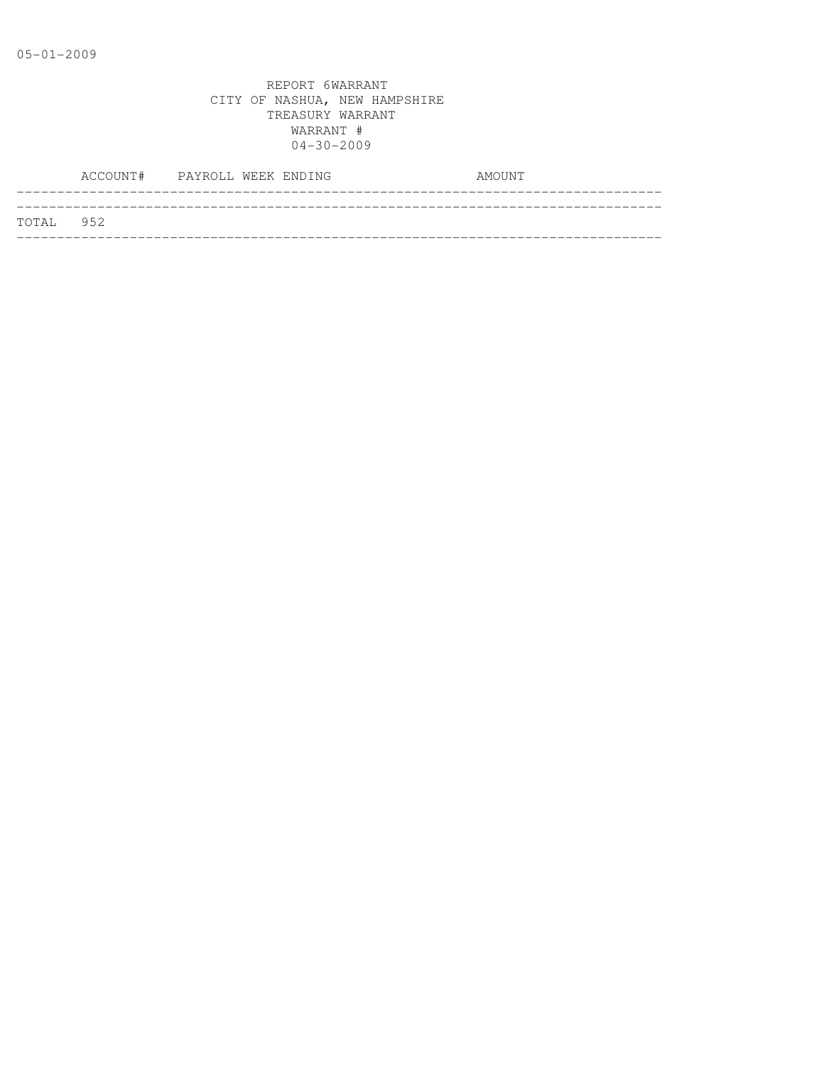05-01-2009

REPORT 6WARRANT
CITY OF NASHUA, NEW HAMPSHIRE
TREASURY WARRANT
WARRANT #
04-30-2009

| | ACCOUNT# | PAYROLL WEEK ENDING | AMOUNT |
|---|---|---|---|
| TOTAL | 952 | | |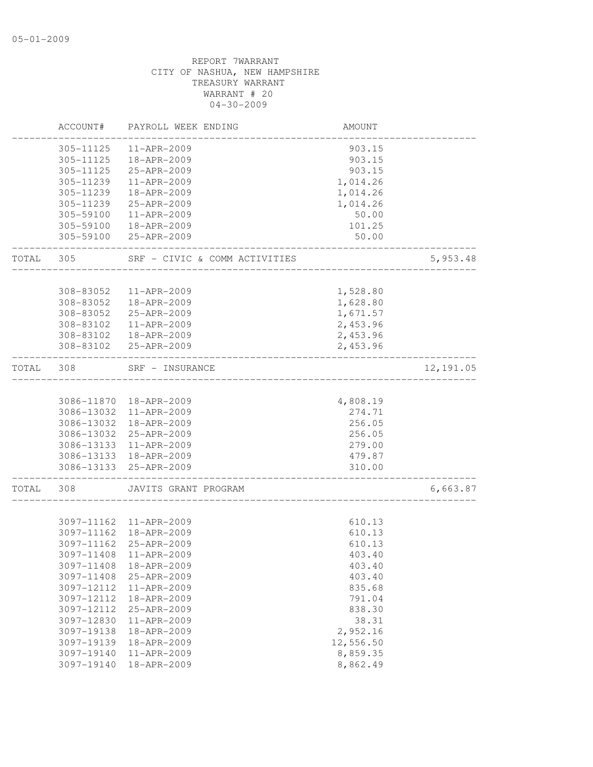05-01-2009

REPORT 7WARRANT
CITY OF NASHUA, NEW HAMPSHIRE
TREASURY WARRANT
WARRANT # 20
04-30-2009

| | ACCOUNT# | PAYROLL WEEK ENDING | AMOUNT | |
|---|---|---|---|---|
| | 305-11125 | 11-APR-2009 | 903.15 | |
| | 305-11125 | 18-APR-2009 | 903.15 | |
| | 305-11125 | 25-APR-2009 | 903.15 | |
| | 305-11239 | 11-APR-2009 | 1,014.26 | |
| | 305-11239 | 18-APR-2009 | 1,014.26 | |
| | 305-11239 | 25-APR-2009 | 1,014.26 | |
| | 305-59100 | 11-APR-2009 | 50.00 | |
| | 305-59100 | 18-APR-2009 | 101.25 | |
| | 305-59100 | 25-APR-2009 | 50.00 | |
| TOTAL | 305 | SRF - CIVIC & COMM ACTIVITIES | | 5,953.48 |
| | 308-83052 | 11-APR-2009 | 1,528.80 | |
| | 308-83052 | 18-APR-2009 | 1,628.80 | |
| | 308-83052 | 25-APR-2009 | 1,671.57 | |
| | 308-83102 | 11-APR-2009 | 2,453.96 | |
| | 308-83102 | 18-APR-2009 | 2,453.96 | |
| | 308-83102 | 25-APR-2009 | 2,453.96 | |
| TOTAL | 308 | SRF - INSURANCE | | 12,191.05 |
| | 3086-11870 | 18-APR-2009 | 4,808.19 | |
| | 3086-13032 | 11-APR-2009 | 274.71 | |
| | 3086-13032 | 18-APR-2009 | 256.05 | |
| | 3086-13032 | 25-APR-2009 | 256.05 | |
| | 3086-13133 | 11-APR-2009 | 279.00 | |
| | 3086-13133 | 18-APR-2009 | 479.87 | |
| | 3086-13133 | 25-APR-2009 | 310.00 | |
| TOTAL | 308 | JAVITS GRANT PROGRAM | | 6,663.87 |
| | 3097-11162 | 11-APR-2009 | 610.13 | |
| | 3097-11162 | 18-APR-2009 | 610.13 | |
| | 3097-11162 | 25-APR-2009 | 610.13 | |
| | 3097-11408 | 11-APR-2009 | 403.40 | |
| | 3097-11408 | 18-APR-2009 | 403.40 | |
| | 3097-11408 | 25-APR-2009 | 403.40 | |
| | 3097-12112 | 11-APR-2009 | 835.68 | |
| | 3097-12112 | 18-APR-2009 | 791.04 | |
| | 3097-12112 | 25-APR-2009 | 838.30 | |
| | 3097-12830 | 11-APR-2009 | 38.31 | |
| | 3097-19138 | 18-APR-2009 | 2,952.16 | |
| | 3097-19139 | 18-APR-2009 | 12,556.50 | |
| | 3097-19140 | 11-APR-2009 | 8,859.35 | |
| | 3097-19140 | 18-APR-2009 | 8,862.49 | |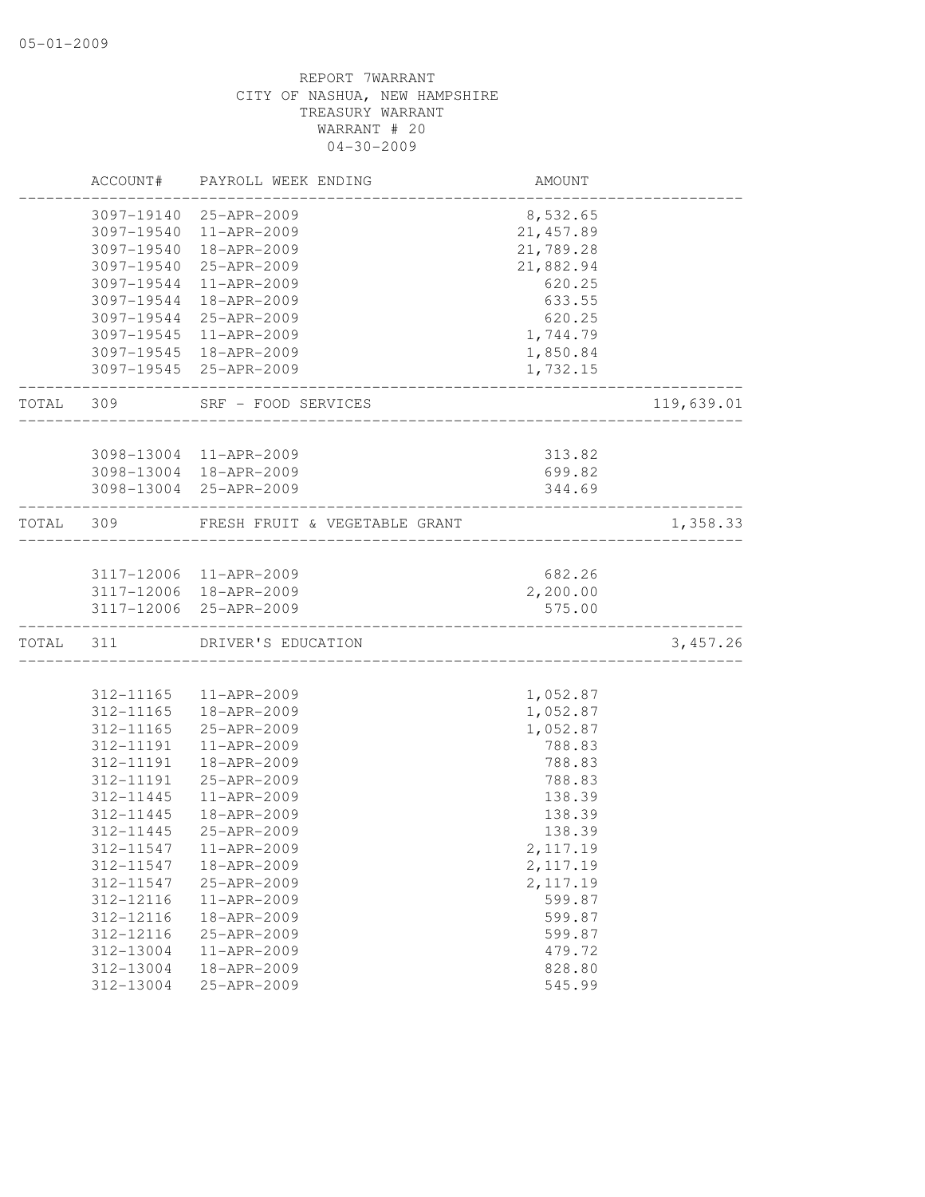05-01-2009

REPORT 7WARRANT
CITY OF NASHUA, NEW HAMPSHIRE
TREASURY WARRANT
WARRANT # 20
04-30-2009

| | ACCOUNT# | PAYROLL WEEK ENDING | AMOUNT | |
|---|---|---|---|---|
| | 3097-19140 | 25-APR-2009 | 8,532.65 | |
| | 3097-19540 | 11-APR-2009 | 21,457.89 | |
| | 3097-19540 | 18-APR-2009 | 21,789.28 | |
| | 3097-19540 | 25-APR-2009 | 21,882.94 | |
| | 3097-19544 | 11-APR-2009 | 620.25 | |
| | 3097-19544 | 18-APR-2009 | 633.55 | |
| | 3097-19544 | 25-APR-2009 | 620.25 | |
| | 3097-19545 | 11-APR-2009 | 1,744.79 | |
| | 3097-19545 | 18-APR-2009 | 1,850.84 | |
| | 3097-19545 | 25-APR-2009 | 1,732.15 | |
| TOTAL | 309 | SRF - FOOD SERVICES | | 119,639.01 |
| | 3098-13004 | 11-APR-2009 | 313.82 | |
| | 3098-13004 | 18-APR-2009 | 699.82 | |
| | 3098-13004 | 25-APR-2009 | 344.69 | |
| TOTAL | 309 | FRESH FRUIT & VEGETABLE GRANT | | 1,358.33 |
| | 3117-12006 | 11-APR-2009 | 682.26 | |
| | 3117-12006 | 18-APR-2009 | 2,200.00 | |
| | 3117-12006 | 25-APR-2009 | 575.00 | |
| TOTAL | 311 | DRIVER'S EDUCATION | | 3,457.26 |
| | 312-11165 | 11-APR-2009 | 1,052.87 | |
| | 312-11165 | 18-APR-2009 | 1,052.87 | |
| | 312-11165 | 25-APR-2009 | 1,052.87 | |
| | 312-11191 | 11-APR-2009 | 788.83 | |
| | 312-11191 | 18-APR-2009 | 788.83 | |
| | 312-11191 | 25-APR-2009 | 788.83 | |
| | 312-11445 | 11-APR-2009 | 138.39 | |
| | 312-11445 | 18-APR-2009 | 138.39 | |
| | 312-11445 | 25-APR-2009 | 138.39 | |
| | 312-11547 | 11-APR-2009 | 2,117.19 | |
| | 312-11547 | 18-APR-2009 | 2,117.19 | |
| | 312-11547 | 25-APR-2009 | 2,117.19 | |
| | 312-12116 | 11-APR-2009 | 599.87 | |
| | 312-12116 | 18-APR-2009 | 599.87 | |
| | 312-12116 | 25-APR-2009 | 599.87 | |
| | 312-13004 | 11-APR-2009 | 479.72 | |
| | 312-13004 | 18-APR-2009 | 828.80 | |
| | 312-13004 | 25-APR-2009 | 545.99 | |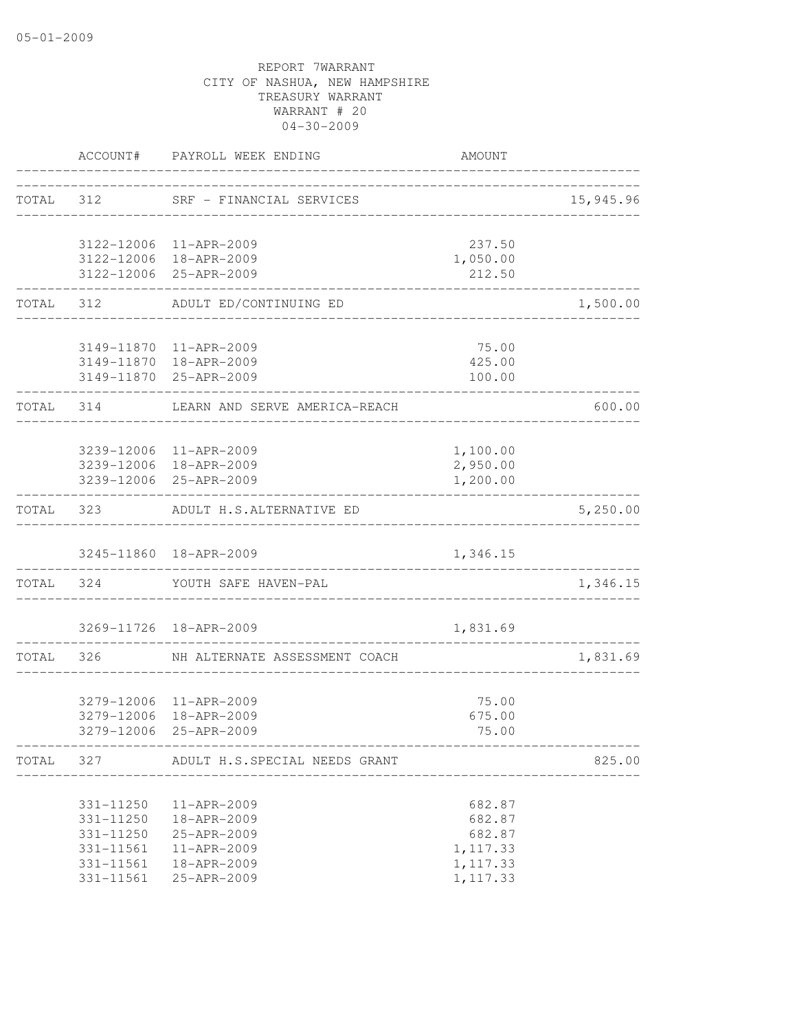REPORT 7WARRANT
CITY OF NASHUA, NEW HAMPSHIRE
TREASURY WARRANT
WARRANT # 20
04-30-2009

| | ACCOUNT# | PAYROLL WEEK ENDING | AMOUNT | |
|---|---|---|---|---|
| TOTAL | 312 | SRF - FINANCIAL SERVICES | | 15,945.96 |
| | 3122-12006 | 11-APR-2009 | 237.50 | |
| | 3122-12006 | 18-APR-2009 | 1,050.00 | |
| | 3122-12006 | 25-APR-2009 | 212.50 | |
| TOTAL | 312 | ADULT ED/CONTINUING ED | | 1,500.00 |
| | 3149-11870 | 11-APR-2009 | 75.00 | |
| | 3149-11870 | 18-APR-2009 | 425.00 | |
| | 3149-11870 | 25-APR-2009 | 100.00 | |
| TOTAL | 314 | LEARN AND SERVE AMERICA-REACH | | 600.00 |
| | 3239-12006 | 11-APR-2009 | 1,100.00 | |
| | 3239-12006 | 18-APR-2009 | 2,950.00 | |
| | 3239-12006 | 25-APR-2009 | 1,200.00 | |
| TOTAL | 323 | ADULT H.S.ALTERNATIVE ED | | 5,250.00 |
| | 3245-11860 | 18-APR-2009 | 1,346.15 | |
| TOTAL | 324 | YOUTH SAFE HAVEN-PAL | | 1,346.15 |
| | 3269-11726 | 18-APR-2009 | 1,831.69 | |
| TOTAL | 326 | NH ALTERNATE ASSESSMENT COACH | | 1,831.69 |
| | 3279-12006 | 11-APR-2009 | 75.00 | |
| | 3279-12006 | 18-APR-2009 | 675.00 | |
| | 3279-12006 | 25-APR-2009 | 75.00 | |
| TOTAL | 327 | ADULT H.S.SPECIAL NEEDS GRANT | | 825.00 |
| | 331-11250 | 11-APR-2009 | 682.87 | |
| | 331-11250 | 18-APR-2009 | 682.87 | |
| | 331-11250 | 25-APR-2009 | 682.87 | |
| | 331-11561 | 11-APR-2009 | 1,117.33 | |
| | 331-11561 | 18-APR-2009 | 1,117.33 | |
| | 331-11561 | 25-APR-2009 | 1,117.33 | |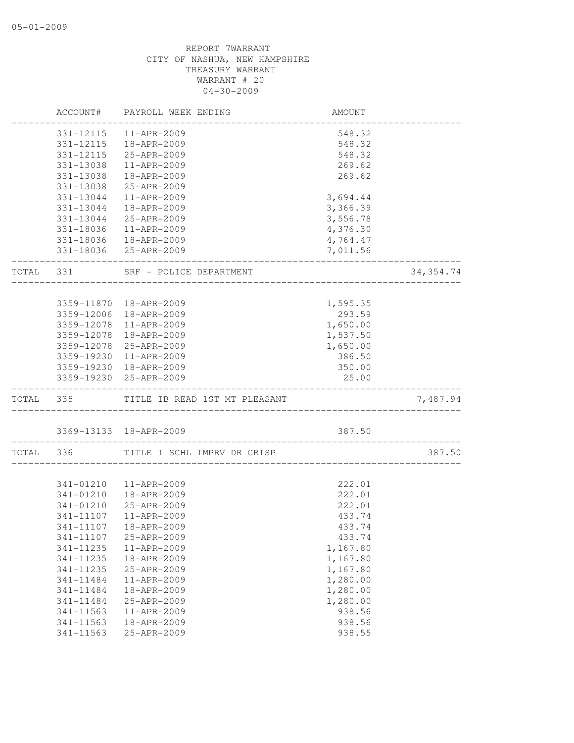REPORT 7WARRANT
CITY OF NASHUA, NEW HAMPSHIRE
TREASURY WARRANT
WARRANT # 20
04-30-2009

| | ACCOUNT# | PAYROLL WEEK ENDING | AMOUNT | |
|---|---|---|---|---|
| | 331-12115 | 11-APR-2009 | 548.32 | |
| | 331-12115 | 18-APR-2009 | 548.32 | |
| | 331-12115 | 25-APR-2009 | 548.32 | |
| | 331-13038 | 11-APR-2009 | 269.62 | |
| | 331-13038 | 18-APR-2009 | 269.62 | |
| | 331-13038 | 25-APR-2009 | | |
| | 331-13044 | 11-APR-2009 | 3,694.44 | |
| | 331-13044 | 18-APR-2009 | 3,366.39 | |
| | 331-13044 | 25-APR-2009 | 3,556.78 | |
| | 331-18036 | 11-APR-2009 | 4,376.30 | |
| | 331-18036 | 18-APR-2009 | 4,764.47 | |
| | 331-18036 | 25-APR-2009 | 7,011.56 | |
| TOTAL | 331 | SRF - POLICE DEPARTMENT | | 34,354.74 |
| | 3359-11870 | 18-APR-2009 | 1,595.35 | |
| | 3359-12006 | 18-APR-2009 | 293.59 | |
| | 3359-12078 | 11-APR-2009 | 1,650.00 | |
| | 3359-12078 | 18-APR-2009 | 1,537.50 | |
| | 3359-12078 | 25-APR-2009 | 1,650.00 | |
| | 3359-19230 | 11-APR-2009 | 386.50 | |
| | 3359-19230 | 18-APR-2009 | 350.00 | |
| | 3359-19230 | 25-APR-2009 | 25.00 | |
| TOTAL | 335 | TITLE IB READ 1ST MT PLEASANT | | 7,487.94 |
| | 3369-13133 | 18-APR-2009 | 387.50 | |
| TOTAL | 336 | TITLE I SCHL IMPRV DR CRISP | | 387.50 |
| | 341-01210 | 11-APR-2009 | 222.01 | |
| | 341-01210 | 18-APR-2009 | 222.01 | |
| | 341-01210 | 25-APR-2009 | 222.01 | |
| | 341-11107 | 11-APR-2009 | 433.74 | |
| | 341-11107 | 18-APR-2009 | 433.74 | |
| | 341-11107 | 25-APR-2009 | 433.74 | |
| | 341-11235 | 11-APR-2009 | 1,167.80 | |
| | 341-11235 | 18-APR-2009 | 1,167.80 | |
| | 341-11235 | 25-APR-2009 | 1,167.80 | |
| | 341-11484 | 11-APR-2009 | 1,280.00 | |
| | 341-11484 | 18-APR-2009 | 1,280.00 | |
| | 341-11484 | 25-APR-2009 | 1,280.00 | |
| | 341-11563 | 11-APR-2009 | 938.56 | |
| | 341-11563 | 18-APR-2009 | 938.56 | |
| | 341-11563 | 25-APR-2009 | 938.55 | |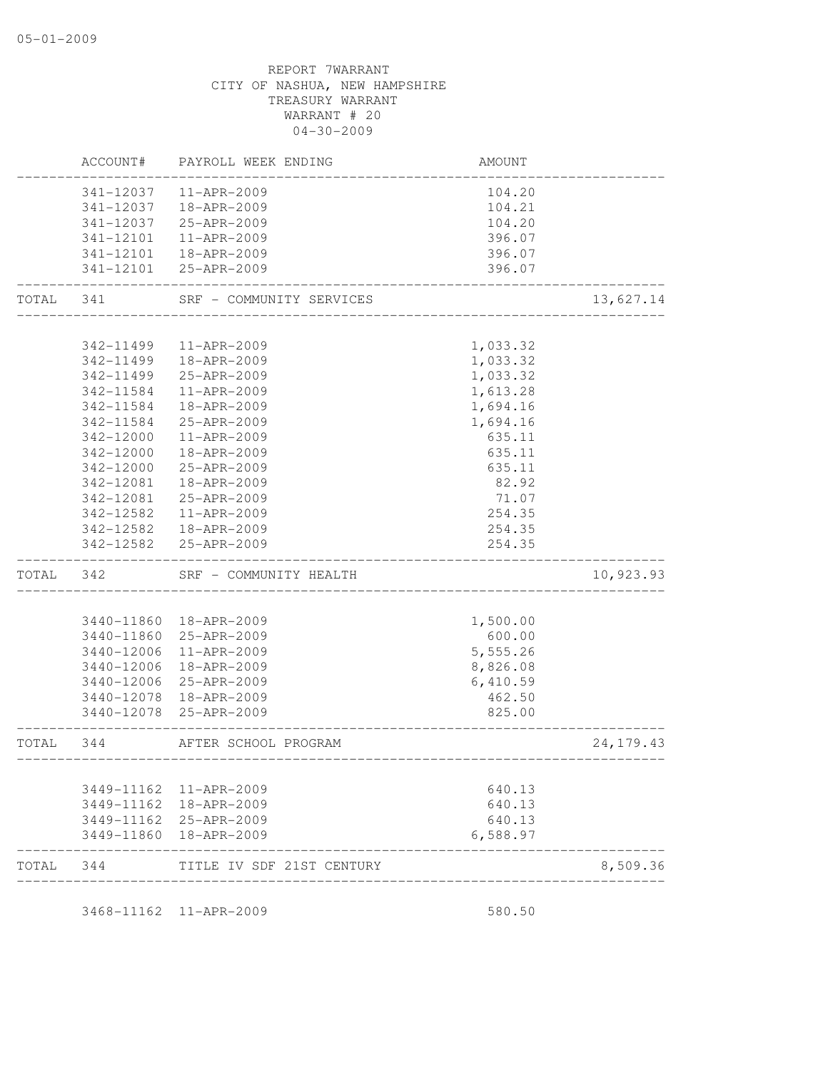REPORT 7WARRANT
CITY OF NASHUA, NEW HAMPSHIRE
TREASURY WARRANT
WARRANT # 20
04-30-2009

| ACCOUNT# | PAYROLL WEEK ENDING | AMOUNT | |
|---|---|---|---|
| 341-12037 | 11-APR-2009 | 104.20 | |
| 341-12037 | 18-APR-2009 | 104.21 | |
| 341-12037 | 25-APR-2009 | 104.20 | |
| 341-12101 | 11-APR-2009 | 396.07 | |
| 341-12101 | 18-APR-2009 | 396.07 | |
| 341-12101 | 25-APR-2009 | 396.07 | |
| TOTAL 341 | SRF - COMMUNITY SERVICES | | 13,627.14 |
| 342-11499 | 11-APR-2009 | 1,033.32 | |
| 342-11499 | 18-APR-2009 | 1,033.32 | |
| 342-11499 | 25-APR-2009 | 1,033.32 | |
| 342-11584 | 11-APR-2009 | 1,613.28 | |
| 342-11584 | 18-APR-2009 | 1,694.16 | |
| 342-11584 | 25-APR-2009 | 1,694.16 | |
| 342-12000 | 11-APR-2009 | 635.11 | |
| 342-12000 | 18-APR-2009 | 635.11 | |
| 342-12000 | 25-APR-2009 | 635.11 | |
| 342-12081 | 18-APR-2009 | 82.92 | |
| 342-12081 | 25-APR-2009 | 71.07 | |
| 342-12582 | 11-APR-2009 | 254.35 | |
| 342-12582 | 18-APR-2009 | 254.35 | |
| 342-12582 | 25-APR-2009 | 254.35 | |
| TOTAL 342 | SRF - COMMUNITY HEALTH | | 10,923.93 |
| 3440-11860 | 18-APR-2009 | 1,500.00 | |
| 3440-11860 | 25-APR-2009 | 600.00 | |
| 3440-12006 | 11-APR-2009 | 5,555.26 | |
| 3440-12006 | 18-APR-2009 | 8,826.08 | |
| 3440-12006 | 25-APR-2009 | 6,410.59 | |
| 3440-12078 | 18-APR-2009 | 462.50 | |
| 3440-12078 | 25-APR-2009 | 825.00 | |
| TOTAL 344 | AFTER SCHOOL PROGRAM | | 24,179.43 |
| 3449-11162 | 11-APR-2009 | 640.13 | |
| 3449-11162 | 18-APR-2009 | 640.13 | |
| 3449-11162 | 25-APR-2009 | 640.13 | |
| 3449-11860 | 18-APR-2009 | 6,588.97 | |
| TOTAL 344 | TITLE IV SDF 21ST CENTURY | | 8,509.36 |
| 3468-11162 | 11-APR-2009 | 580.50 | |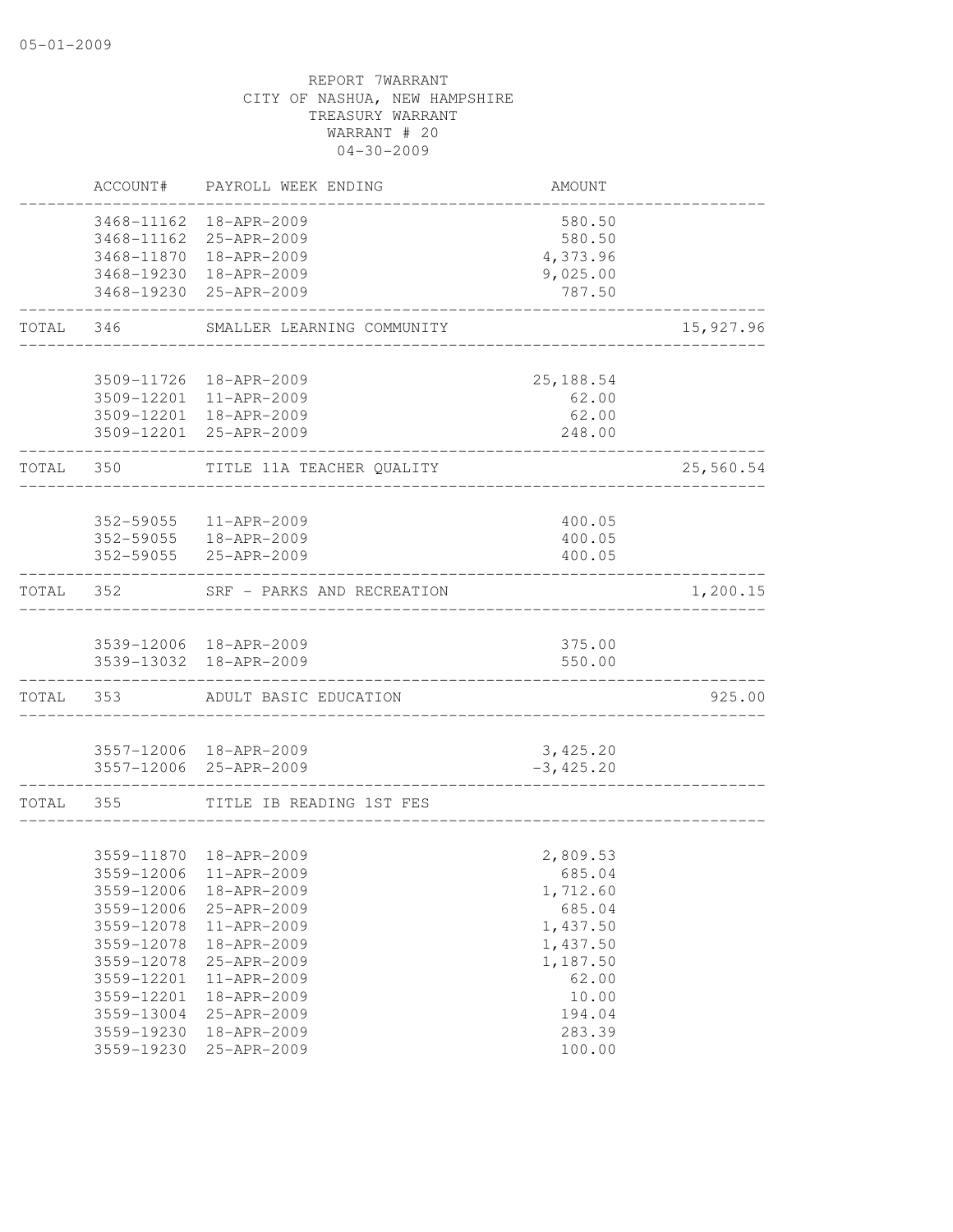05-01-2009

REPORT 7WARRANT
CITY OF NASHUA, NEW HAMPSHIRE
TREASURY WARRANT
WARRANT # 20
04-30-2009

| | ACCOUNT# | PAYROLL WEEK ENDING | AMOUNT | |
|---|---|---|---|---|
| | 3468-11162 | 18-APR-2009 | 580.50 | |
| | 3468-11162 | 25-APR-2009 | 580.50 | |
| | 3468-11870 | 18-APR-2009 | 4,373.96 | |
| | 3468-19230 | 18-APR-2009 | 9,025.00 | |
| | 3468-19230 | 25-APR-2009 | 787.50 | |
| TOTAL | 346 | SMALLER LEARNING COMMUNITY | | 15,927.96 |
| | 3509-11726 | 18-APR-2009 | 25,188.54 | |
| | 3509-12201 | 11-APR-2009 | 62.00 | |
| | 3509-12201 | 18-APR-2009 | 62.00 | |
| | 3509-12201 | 25-APR-2009 | 248.00 | |
| TOTAL | 350 | TITLE 11A TEACHER QUALITY | | 25,560.54 |
| | 352-59055 | 11-APR-2009 | 400.05 | |
| | 352-59055 | 18-APR-2009 | 400.05 | |
| | 352-59055 | 25-APR-2009 | 400.05 | |
| TOTAL | 352 | SRF - PARKS AND RECREATION | | 1,200.15 |
| | 3539-12006 | 18-APR-2009 | 375.00 | |
| | 3539-13032 | 18-APR-2009 | 550.00 | |
| TOTAL | 353 | ADULT BASIC EDUCATION | | 925.00 |
| | 3557-12006 | 18-APR-2009 | 3,425.20 | |
| | 3557-12006 | 25-APR-2009 | -3,425.20 | |
| TOTAL | 355 | TITLE IB READING 1ST FES | | |
| | 3559-11870 | 18-APR-2009 | 2,809.53 | |
| | 3559-12006 | 11-APR-2009 | 685.04 | |
| | 3559-12006 | 18-APR-2009 | 1,712.60 | |
| | 3559-12006 | 25-APR-2009 | 685.04 | |
| | 3559-12078 | 11-APR-2009 | 1,437.50 | |
| | 3559-12078 | 18-APR-2009 | 1,437.50 | |
| | 3559-12078 | 25-APR-2009 | 1,187.50 | |
| | 3559-12201 | 11-APR-2009 | 62.00 | |
| | 3559-12201 | 18-APR-2009 | 10.00 | |
| | 3559-13004 | 25-APR-2009 | 194.04 | |
| | 3559-19230 | 18-APR-2009 | 283.39 | |
| | 3559-19230 | 25-APR-2009 | 100.00 | |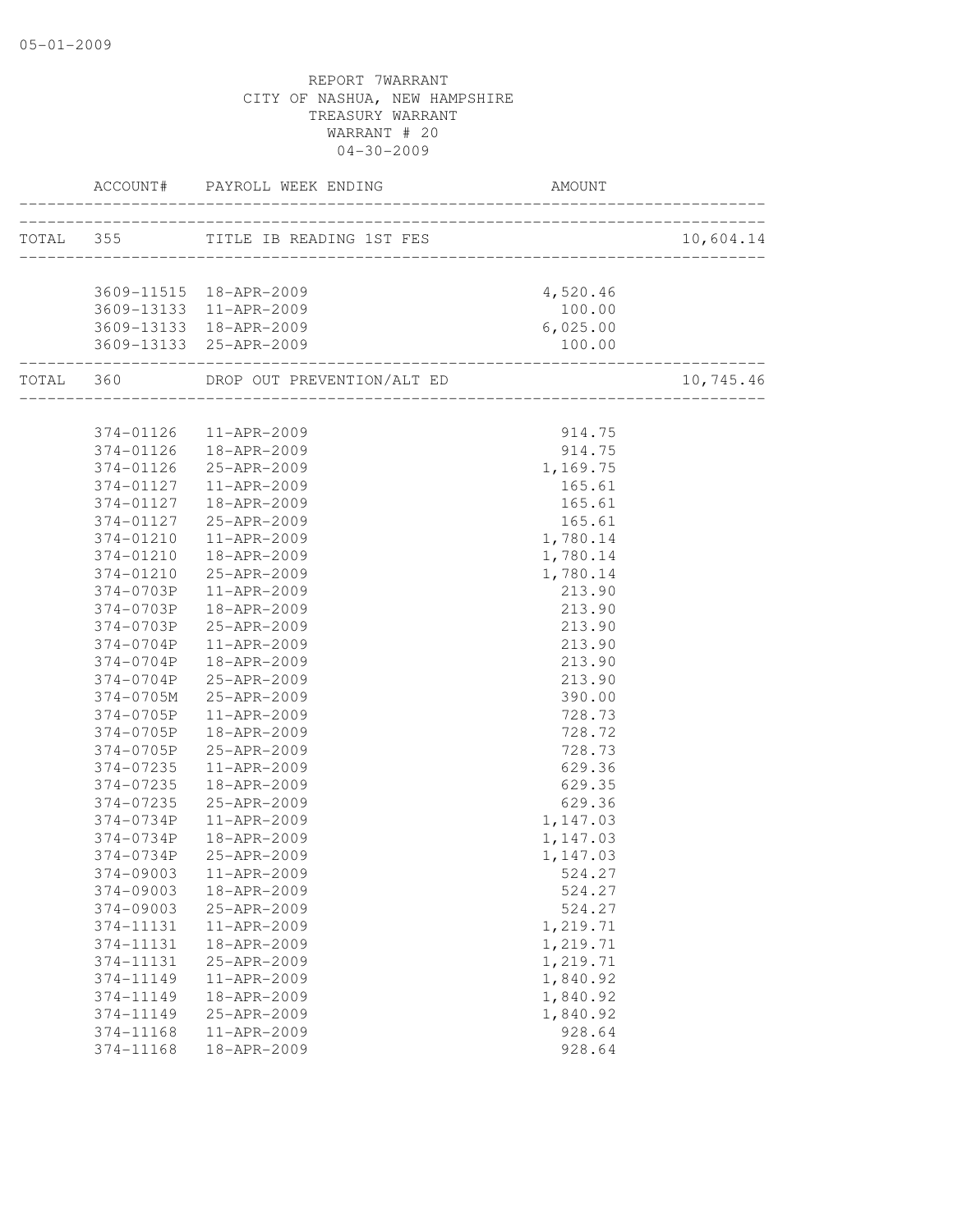05-01-2009

REPORT 7WARRANT
CITY OF NASHUA, NEW HAMPSHIRE
TREASURY WARRANT
WARRANT # 20
04-30-2009

| ACCOUNT# | PAYROLL WEEK ENDING | AMOUNT | |
|---|---|---|---|
| TOTAL 355 | TITLE IB READING 1ST FES | | 10,604.14 |
| 3609-11515 | 18-APR-2009 | 4,520.46 | |
| 3609-13133 | 11-APR-2009 | 100.00 | |
| 3609-13133 | 18-APR-2009 | 6,025.00 | |
| 3609-13133 | 25-APR-2009 | 100.00 | |
| TOTAL 360 | DROP OUT PREVENTION/ALT ED | | 10,745.46 |
| 374-01126 | 11-APR-2009 | 914.75 | |
| 374-01126 | 18-APR-2009 | 914.75 | |
| 374-01126 | 25-APR-2009 | 1,169.75 | |
| 374-01127 | 11-APR-2009 | 165.61 | |
| 374-01127 | 18-APR-2009 | 165.61 | |
| 374-01127 | 25-APR-2009 | 165.61 | |
| 374-01210 | 11-APR-2009 | 1,780.14 | |
| 374-01210 | 18-APR-2009 | 1,780.14 | |
| 374-01210 | 25-APR-2009 | 1,780.14 | |
| 374-0703P | 11-APR-2009 | 213.90 | |
| 374-0703P | 18-APR-2009 | 213.90 | |
| 374-0703P | 25-APR-2009 | 213.90 | |
| 374-0704P | 11-APR-2009 | 213.90 | |
| 374-0704P | 18-APR-2009 | 213.90 | |
| 374-0704P | 25-APR-2009 | 213.90 | |
| 374-0705M | 25-APR-2009 | 390.00 | |
| 374-0705P | 11-APR-2009 | 728.73 | |
| 374-0705P | 18-APR-2009 | 728.72 | |
| 374-0705P | 25-APR-2009 | 728.73 | |
| 374-07235 | 11-APR-2009 | 629.36 | |
| 374-07235 | 18-APR-2009 | 629.35 | |
| 374-07235 | 25-APR-2009 | 629.36 | |
| 374-0734P | 11-APR-2009 | 1,147.03 | |
| 374-0734P | 18-APR-2009 | 1,147.03 | |
| 374-0734P | 25-APR-2009 | 1,147.03 | |
| 374-09003 | 11-APR-2009 | 524.27 | |
| 374-09003 | 18-APR-2009 | 524.27 | |
| 374-09003 | 25-APR-2009 | 524.27 | |
| 374-11131 | 11-APR-2009 | 1,219.71 | |
| 374-11131 | 18-APR-2009 | 1,219.71 | |
| 374-11131 | 25-APR-2009 | 1,219.71 | |
| 374-11149 | 11-APR-2009 | 1,840.92 | |
| 374-11149 | 18-APR-2009 | 1,840.92 | |
| 374-11149 | 25-APR-2009 | 1,840.92 | |
| 374-11168 | 11-APR-2009 | 928.64 | |
| 374-11168 | 18-APR-2009 | 928.64 | |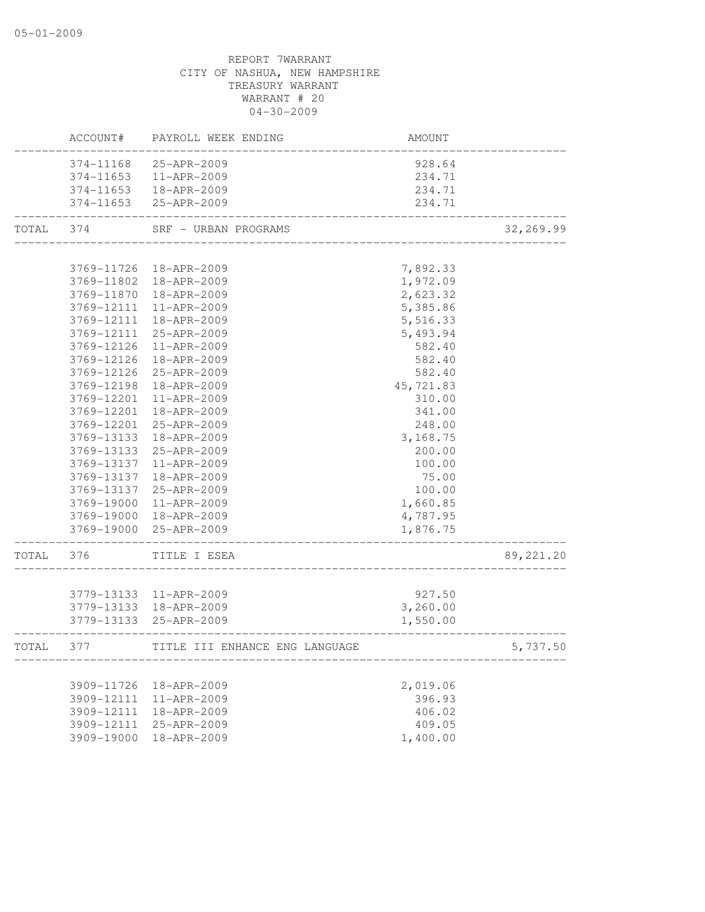REPORT 7WARRANT
CITY OF NASHUA, NEW HAMPSHIRE
TREASURY WARRANT
WARRANT # 20
04-30-2009

| | ACCOUNT# | PAYROLL WEEK ENDING | AMOUNT | |
|---|---|---|---|---|
| | 374-11168 | 25-APR-2009 | 928.64 | |
| | 374-11653 | 11-APR-2009 | 234.71 | |
| | 374-11653 | 18-APR-2009 | 234.71 | |
| | 374-11653 | 25-APR-2009 | 234.71 | |
| TOTAL | 374 | SRF - URBAN PROGRAMS | | 32,269.99 |
| | 3769-11726 | 18-APR-2009 | 7,892.33 | |
| | 3769-11802 | 18-APR-2009 | 1,972.09 | |
| | 3769-11870 | 18-APR-2009 | 2,623.32 | |
| | 3769-12111 | 11-APR-2009 | 5,385.86 | |
| | 3769-12111 | 18-APR-2009 | 5,516.33 | |
| | 3769-12111 | 25-APR-2009 | 5,493.94 | |
| | 3769-12126 | 11-APR-2009 | 582.40 | |
| | 3769-12126 | 18-APR-2009 | 582.40 | |
| | 3769-12126 | 25-APR-2009 | 582.40 | |
| | 3769-12198 | 18-APR-2009 | 45,721.83 | |
| | 3769-12201 | 11-APR-2009 | 310.00 | |
| | 3769-12201 | 18-APR-2009 | 341.00 | |
| | 3769-12201 | 25-APR-2009 | 248.00 | |
| | 3769-13133 | 18-APR-2009 | 3,168.75 | |
| | 3769-13133 | 25-APR-2009 | 200.00 | |
| | 3769-13137 | 11-APR-2009 | 100.00 | |
| | 3769-13137 | 18-APR-2009 | 75.00 | |
| | 3769-13137 | 25-APR-2009 | 100.00 | |
| | 3769-19000 | 11-APR-2009 | 1,660.85 | |
| | 3769-19000 | 18-APR-2009 | 4,787.95 | |
| | 3769-19000 | 25-APR-2009 | 1,876.75 | |
| TOTAL | 376 | TITLE I ESEA | | 89,221.20 |
| | 3779-13133 | 11-APR-2009 | 927.50 | |
| | 3779-13133 | 18-APR-2009 | 3,260.00 | |
| | 3779-13133 | 25-APR-2009 | 1,550.00 | |
| TOTAL | 377 | TITLE III ENHANCE ENG LANGUAGE | | 5,737.50 |
| | 3909-11726 | 18-APR-2009 | 2,019.06 | |
| | 3909-12111 | 11-APR-2009 | 396.93 | |
| | 3909-12111 | 18-APR-2009 | 406.02 | |
| | 3909-12111 | 25-APR-2009 | 409.05 | |
| | 3909-19000 | 18-APR-2009 | 1,400.00 | |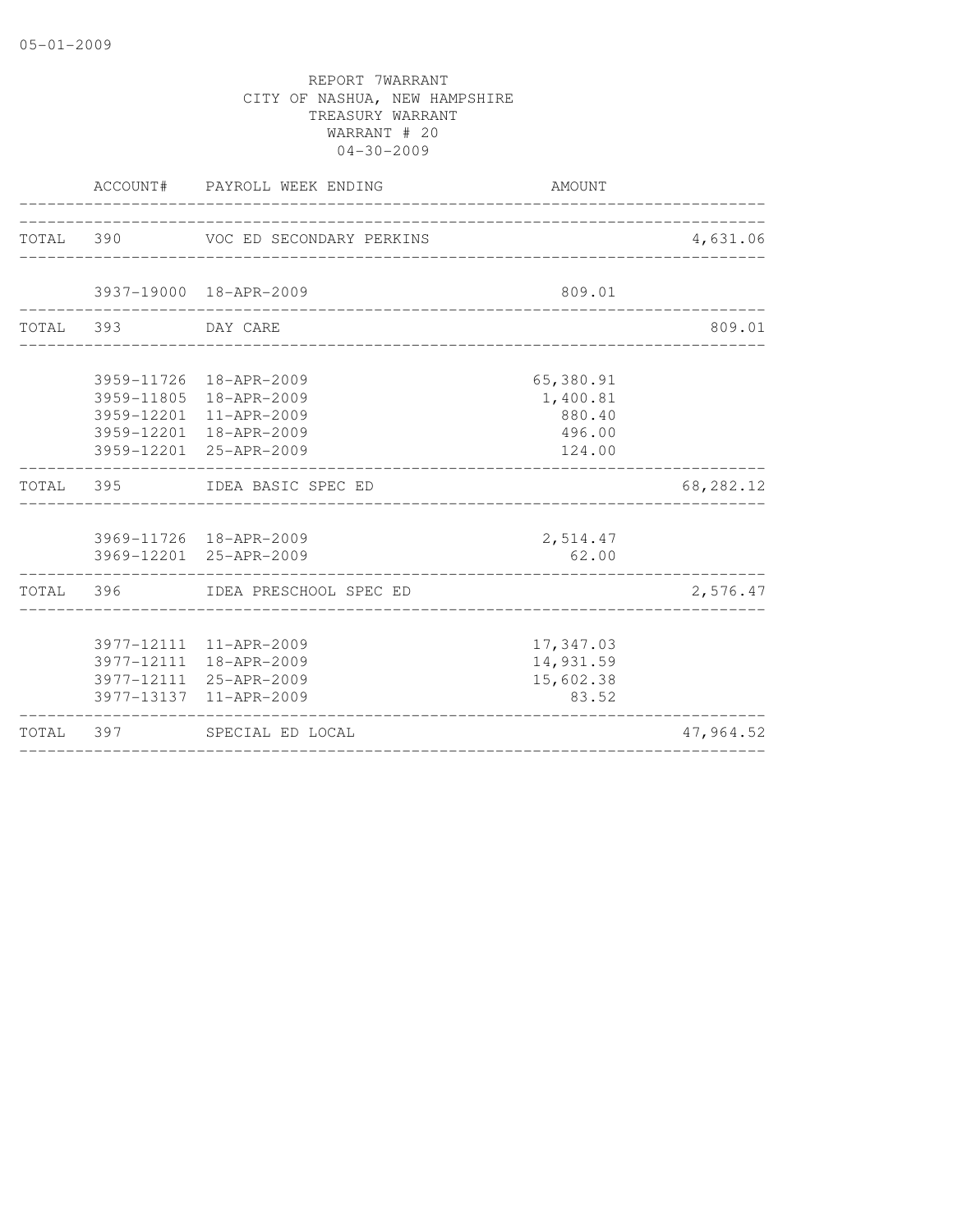REPORT 7WARRANT
CITY OF NASHUA, NEW HAMPSHIRE
TREASURY WARRANT
WARRANT # 20
04-30-2009

| | ACCOUNT# | PAYROLL WEEK ENDING | AMOUNT | |
|---|---|---|---|---|
| TOTAL | 390 | VOC ED SECONDARY PERKINS | | 4,631.06 |
| | 3937-19000 | 18-APR-2009 | 809.01 | |
| TOTAL | 393 | DAY CARE | | 809.01 |
| | 3959-11726 | 18-APR-2009 | 65,380.91 | |
| | 3959-11805 | 18-APR-2009 | 1,400.81 | |
| | 3959-12201 | 11-APR-2009 | 880.40 | |
| | 3959-12201 | 18-APR-2009 | 496.00 | |
| | 3959-12201 | 25-APR-2009 | 124.00 | |
| TOTAL | 395 | IDEA BASIC SPEC ED | | 68,282.12 |
| | 3969-11726 | 18-APR-2009 | 2,514.47 | |
| | 3969-12201 | 25-APR-2009 | 62.00 | |
| TOTAL | 396 | IDEA PRESCHOOL SPEC ED | | 2,576.47 |
| | 3977-12111 | 11-APR-2009 | 17,347.03 | |
| | 3977-12111 | 18-APR-2009 | 14,931.59 | |
| | 3977-12111 | 25-APR-2009 | 15,602.38 | |
| | 3977-13137 | 11-APR-2009 | 83.52 | |
| TOTAL | 397 | SPECIAL ED LOCAL | | 47,964.52 |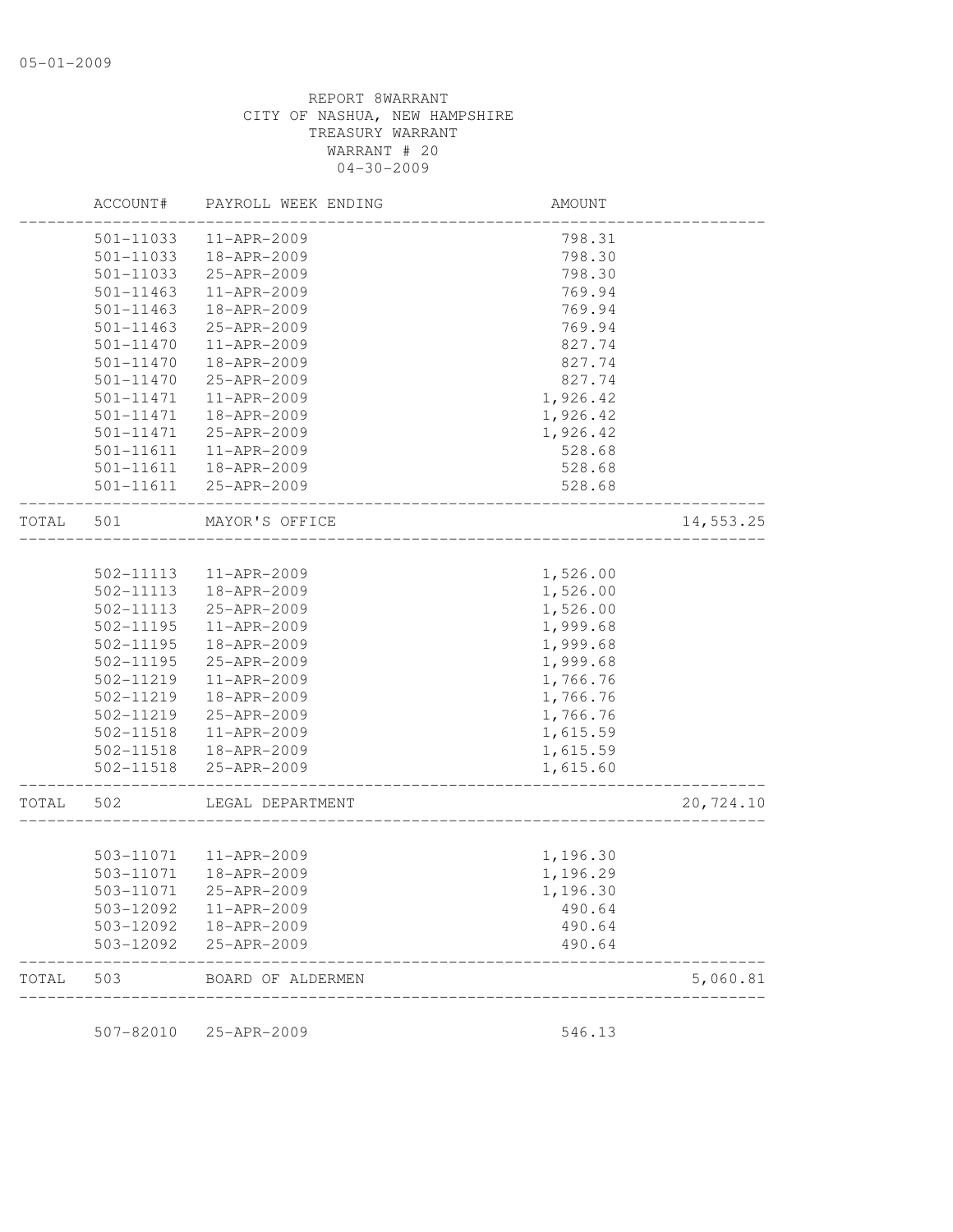05-01-2009

REPORT 8WARRANT
CITY OF NASHUA, NEW HAMPSHIRE
TREASURY WARRANT
WARRANT # 20
04-30-2009

| | ACCOUNT# | PAYROLL WEEK ENDING | AMOUNT | |
|---|---|---|---|---|
| | 501-11033 | 11-APR-2009 | 798.31 | |
| | 501-11033 | 18-APR-2009 | 798.30 | |
| | 501-11033 | 25-APR-2009 | 798.30 | |
| | 501-11463 | 11-APR-2009 | 769.94 | |
| | 501-11463 | 18-APR-2009 | 769.94 | |
| | 501-11463 | 25-APR-2009 | 769.94 | |
| | 501-11470 | 11-APR-2009 | 827.74 | |
| | 501-11470 | 18-APR-2009 | 827.74 | |
| | 501-11470 | 25-APR-2009 | 827.74 | |
| | 501-11471 | 11-APR-2009 | 1,926.42 | |
| | 501-11471 | 18-APR-2009 | 1,926.42 | |
| | 501-11471 | 25-APR-2009 | 1,926.42 | |
| | 501-11611 | 11-APR-2009 | 528.68 | |
| | 501-11611 | 18-APR-2009 | 528.68 | |
| | 501-11611 | 25-APR-2009 | 528.68 | |
| TOTAL | 501 | MAYOR'S OFFICE | | 14,553.25 |
| | 502-11113 | 11-APR-2009 | 1,526.00 | |
| | 502-11113 | 18-APR-2009 | 1,526.00 | |
| | 502-11113 | 25-APR-2009 | 1,526.00 | |
| | 502-11195 | 11-APR-2009 | 1,999.68 | |
| | 502-11195 | 18-APR-2009 | 1,999.68 | |
| | 502-11195 | 25-APR-2009 | 1,999.68 | |
| | 502-11219 | 11-APR-2009 | 1,766.76 | |
| | 502-11219 | 18-APR-2009 | 1,766.76 | |
| | 502-11219 | 25-APR-2009 | 1,766.76 | |
| | 502-11518 | 11-APR-2009 | 1,615.59 | |
| | 502-11518 | 18-APR-2009 | 1,615.59 | |
| | 502-11518 | 25-APR-2009 | 1,615.60 | |
| TOTAL | 502 | LEGAL DEPARTMENT | | 20,724.10 |
| | 503-11071 | 11-APR-2009 | 1,196.30 | |
| | 503-11071 | 18-APR-2009 | 1,196.29 | |
| | 503-11071 | 25-APR-2009 | 1,196.30 | |
| | 503-12092 | 11-APR-2009 | 490.64 | |
| | 503-12092 | 18-APR-2009 | 490.64 | |
| | 503-12092 | 25-APR-2009 | 490.64 | |
| TOTAL | 503 | BOARD OF ALDERMEN | | 5,060.81 |
| | 507-82010 | 25-APR-2009 | 546.13 | |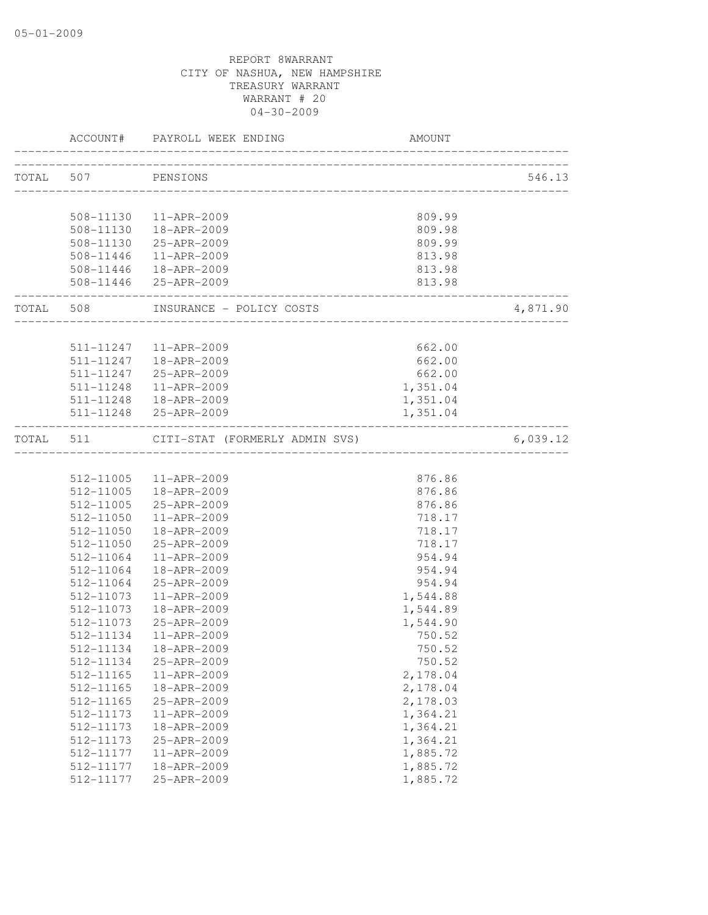05-01-2009

REPORT 8WARRANT
CITY OF NASHUA, NEW HAMPSHIRE
TREASURY WARRANT
WARRANT # 20
04-30-2009

| | ACCOUNT# | PAYROLL WEEK ENDING | AMOUNT | |
|---|---|---|---|---|
| TOTAL | 507 | PENSIONS | | 546.13 |
| | 508-11130 | 11-APR-2009 | 809.99 | |
| | 508-11130 | 18-APR-2009 | 809.98 | |
| | 508-11130 | 25-APR-2009 | 809.99 | |
| | 508-11446 | 11-APR-2009 | 813.98 | |
| | 508-11446 | 18-APR-2009 | 813.98 | |
| | 508-11446 | 25-APR-2009 | 813.98 | |
| TOTAL | 508 | INSURANCE - POLICY COSTS | | 4,871.90 |
| | 511-11247 | 11-APR-2009 | 662.00 | |
| | 511-11247 | 18-APR-2009 | 662.00 | |
| | 511-11247 | 25-APR-2009 | 662.00 | |
| | 511-11248 | 11-APR-2009 | 1,351.04 | |
| | 511-11248 | 18-APR-2009 | 1,351.04 | |
| | 511-11248 | 25-APR-2009 | 1,351.04 | |
| TOTAL | 511 | CITI-STAT (FORMERLY ADMIN SVS) | | 6,039.12 |
| | 512-11005 | 11-APR-2009 | 876.86 | |
| | 512-11005 | 18-APR-2009 | 876.86 | |
| | 512-11005 | 25-APR-2009 | 876.86 | |
| | 512-11050 | 11-APR-2009 | 718.17 | |
| | 512-11050 | 18-APR-2009 | 718.17 | |
| | 512-11050 | 25-APR-2009 | 718.17 | |
| | 512-11064 | 11-APR-2009 | 954.94 | |
| | 512-11064 | 18-APR-2009 | 954.94 | |
| | 512-11064 | 25-APR-2009 | 954.94 | |
| | 512-11073 | 11-APR-2009 | 1,544.88 | |
| | 512-11073 | 18-APR-2009 | 1,544.89 | |
| | 512-11073 | 25-APR-2009 | 1,544.90 | |
| | 512-11134 | 11-APR-2009 | 750.52 | |
| | 512-11134 | 18-APR-2009 | 750.52 | |
| | 512-11134 | 25-APR-2009 | 750.52 | |
| | 512-11165 | 11-APR-2009 | 2,178.04 | |
| | 512-11165 | 18-APR-2009 | 2,178.04 | |
| | 512-11165 | 25-APR-2009 | 2,178.03 | |
| | 512-11173 | 11-APR-2009 | 1,364.21 | |
| | 512-11173 | 18-APR-2009 | 1,364.21 | |
| | 512-11173 | 25-APR-2009 | 1,364.21 | |
| | 512-11177 | 11-APR-2009 | 1,885.72 | |
| | 512-11177 | 18-APR-2009 | 1,885.72 | |
| | 512-11177 | 25-APR-2009 | 1,885.72 | |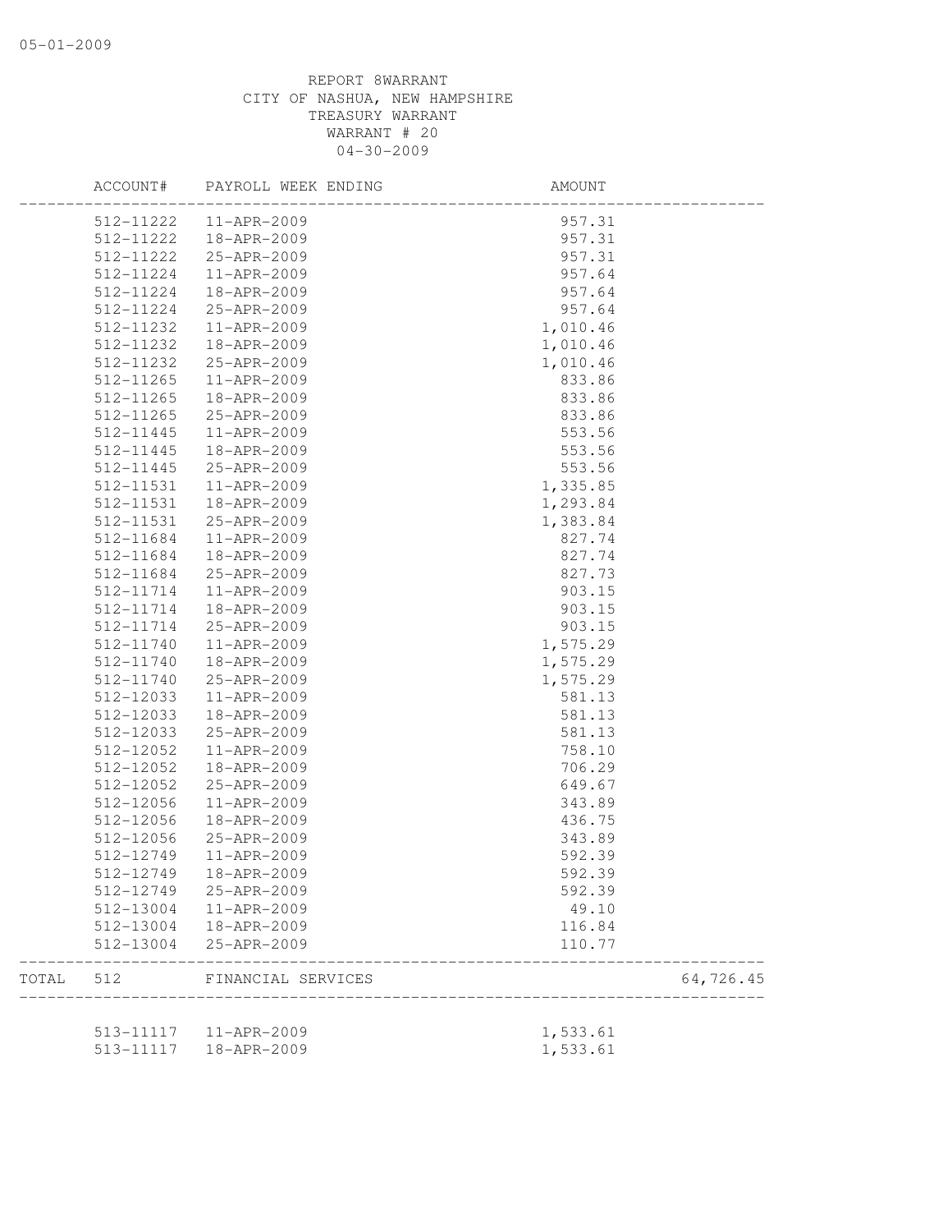REPORT 8WARRANT
CITY OF NASHUA, NEW HAMPSHIRE
TREASURY WARRANT
WARRANT # 20
04-30-2009

| | ACCOUNT# | PAYROLL WEEK ENDING | AMOUNT | |
|---|---|---|---|---|
| | 512-11222 | 11-APR-2009 | 957.31 | |
| | 512-11222 | 18-APR-2009 | 957.31 | |
| | 512-11222 | 25-APR-2009 | 957.31 | |
| | 512-11224 | 11-APR-2009 | 957.64 | |
| | 512-11224 | 18-APR-2009 | 957.64 | |
| | 512-11224 | 25-APR-2009 | 957.64 | |
| | 512-11232 | 11-APR-2009 | 1,010.46 | |
| | 512-11232 | 18-APR-2009 | 1,010.46 | |
| | 512-11232 | 25-APR-2009 | 1,010.46 | |
| | 512-11265 | 11-APR-2009 | 833.86 | |
| | 512-11265 | 18-APR-2009 | 833.86 | |
| | 512-11265 | 25-APR-2009 | 833.86 | |
| | 512-11445 | 11-APR-2009 | 553.56 | |
| | 512-11445 | 18-APR-2009 | 553.56 | |
| | 512-11445 | 25-APR-2009 | 553.56 | |
| | 512-11531 | 11-APR-2009 | 1,335.85 | |
| | 512-11531 | 18-APR-2009 | 1,293.84 | |
| | 512-11531 | 25-APR-2009 | 1,383.84 | |
| | 512-11684 | 11-APR-2009 | 827.74 | |
| | 512-11684 | 18-APR-2009 | 827.74 | |
| | 512-11684 | 25-APR-2009 | 827.73 | |
| | 512-11714 | 11-APR-2009 | 903.15 | |
| | 512-11714 | 18-APR-2009 | 903.15 | |
| | 512-11714 | 25-APR-2009 | 903.15 | |
| | 512-11740 | 11-APR-2009 | 1,575.29 | |
| | 512-11740 | 18-APR-2009 | 1,575.29 | |
| | 512-11740 | 25-APR-2009 | 1,575.29 | |
| | 512-12033 | 11-APR-2009 | 581.13 | |
| | 512-12033 | 18-APR-2009 | 581.13 | |
| | 512-12033 | 25-APR-2009 | 581.13 | |
| | 512-12052 | 11-APR-2009 | 758.10 | |
| | 512-12052 | 18-APR-2009 | 706.29 | |
| | 512-12052 | 25-APR-2009 | 649.67 | |
| | 512-12056 | 11-APR-2009 | 343.89 | |
| | 512-12056 | 18-APR-2009 | 436.75 | |
| | 512-12056 | 25-APR-2009 | 343.89 | |
| | 512-12749 | 11-APR-2009 | 592.39 | |
| | 512-12749 | 18-APR-2009 | 592.39 | |
| | 512-12749 | 25-APR-2009 | 592.39 | |
| | 512-13004 | 11-APR-2009 | 49.10 | |
| | 512-13004 | 18-APR-2009 | 116.84 | |
| | 512-13004 | 25-APR-2009 | 110.77 | |
| TOTAL | 512 | FINANCIAL SERVICES | | 64,726.45 |
| | 513-11117 | 11-APR-2009 | 1,533.61 | |
| | 513-11117 | 18-APR-2009 | 1,533.61 | |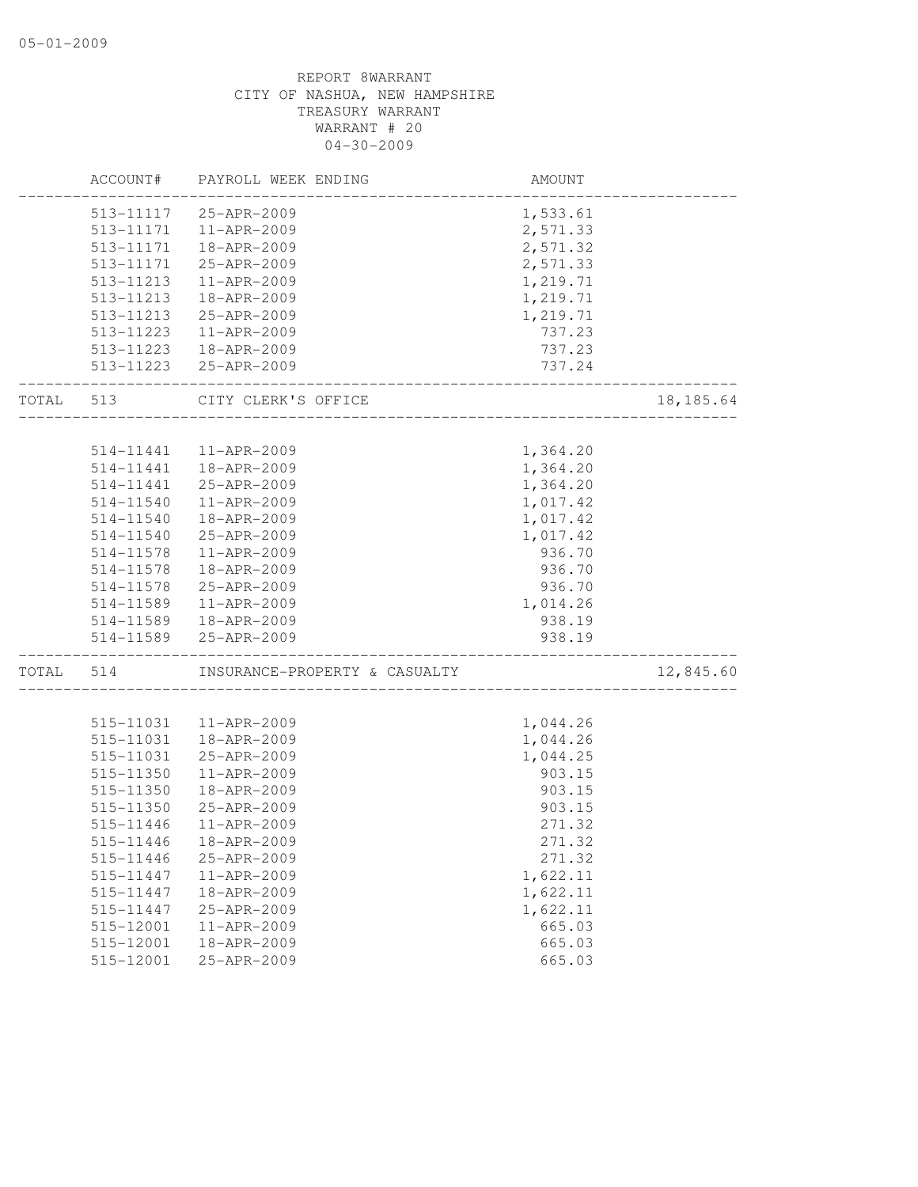REPORT 8WARRANT
CITY OF NASHUA, NEW HAMPSHIRE
TREASURY WARRANT
WARRANT # 20
04-30-2009

| | ACCOUNT# | PAYROLL WEEK ENDING | AMOUNT | |
|---|---|---|---|---|
| | 513-11117 | 25-APR-2009 | 1,533.61 | |
| | 513-11171 | 11-APR-2009 | 2,571.33 | |
| | 513-11171 | 18-APR-2009 | 2,571.32 | |
| | 513-11171 | 25-APR-2009 | 2,571.33 | |
| | 513-11213 | 11-APR-2009 | 1,219.71 | |
| | 513-11213 | 18-APR-2009 | 1,219.71 | |
| | 513-11213 | 25-APR-2009 | 1,219.71 | |
| | 513-11223 | 11-APR-2009 | 737.23 | |
| | 513-11223 | 18-APR-2009 | 737.23 | |
| | 513-11223 | 25-APR-2009 | 737.24 | |
| TOTAL | 513 | CITY CLERK'S OFFICE | | 18,185.64 |
| | 514-11441 | 11-APR-2009 | 1,364.20 | |
| | 514-11441 | 18-APR-2009 | 1,364.20 | |
| | 514-11441 | 25-APR-2009 | 1,364.20 | |
| | 514-11540 | 11-APR-2009 | 1,017.42 | |
| | 514-11540 | 18-APR-2009 | 1,017.42 | |
| | 514-11540 | 25-APR-2009 | 1,017.42 | |
| | 514-11578 | 11-APR-2009 | 936.70 | |
| | 514-11578 | 18-APR-2009 | 936.70 | |
| | 514-11578 | 25-APR-2009 | 936.70 | |
| | 514-11589 | 11-APR-2009 | 1,014.26 | |
| | 514-11589 | 18-APR-2009 | 938.19 | |
| | 514-11589 | 25-APR-2009 | 938.19 | |
| TOTAL | 514 | INSURANCE-PROPERTY & CASUALTY | | 12,845.60 |
| | 515-11031 | 11-APR-2009 | 1,044.26 | |
| | 515-11031 | 18-APR-2009 | 1,044.26 | |
| | 515-11031 | 25-APR-2009 | 1,044.25 | |
| | 515-11350 | 11-APR-2009 | 903.15 | |
| | 515-11350 | 18-APR-2009 | 903.15 | |
| | 515-11350 | 25-APR-2009 | 903.15 | |
| | 515-11446 | 11-APR-2009 | 271.32 | |
| | 515-11446 | 18-APR-2009 | 271.32 | |
| | 515-11446 | 25-APR-2009 | 271.32 | |
| | 515-11447 | 11-APR-2009 | 1,622.11 | |
| | 515-11447 | 18-APR-2009 | 1,622.11 | |
| | 515-11447 | 25-APR-2009 | 1,622.11 | |
| | 515-12001 | 11-APR-2009 | 665.03 | |
| | 515-12001 | 18-APR-2009 | 665.03 | |
| | 515-12001 | 25-APR-2009 | 665.03 | |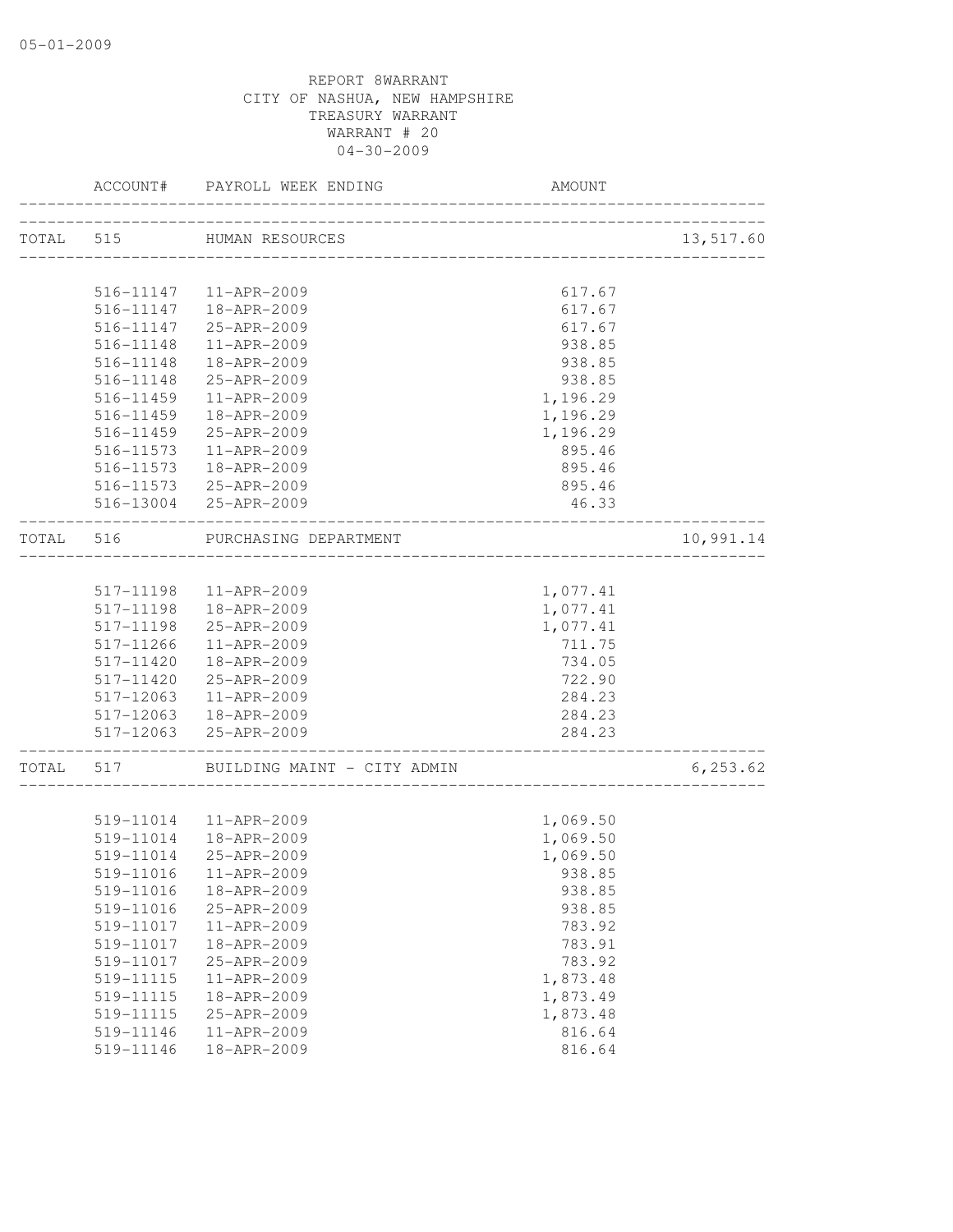REPORT 8WARRANT
CITY OF NASHUA, NEW HAMPSHIRE
TREASURY WARRANT
WARRANT # 20
04-30-2009

| | ACCOUNT# | PAYROLL WEEK ENDING | AMOUNT | |
|---|---|---|---|---|
| TOTAL | 515 | HUMAN RESOURCES | | 13,517.60 |
| | 516-11147 | 11-APR-2009 | 617.67 | |
| | 516-11147 | 18-APR-2009 | 617.67 | |
| | 516-11147 | 25-APR-2009 | 617.67 | |
| | 516-11148 | 11-APR-2009 | 938.85 | |
| | 516-11148 | 18-APR-2009 | 938.85 | |
| | 516-11148 | 25-APR-2009 | 938.85 | |
| | 516-11459 | 11-APR-2009 | 1,196.29 | |
| | 516-11459 | 18-APR-2009 | 1,196.29 | |
| | 516-11459 | 25-APR-2009 | 1,196.29 | |
| | 516-11573 | 11-APR-2009 | 895.46 | |
| | 516-11573 | 18-APR-2009 | 895.46 | |
| | 516-11573 | 25-APR-2009 | 895.46 | |
| | 516-13004 | 25-APR-2009 | 46.33 | |
| TOTAL | 516 | PURCHASING DEPARTMENT | | 10,991.14 |
| | 517-11198 | 11-APR-2009 | 1,077.41 | |
| | 517-11198 | 18-APR-2009 | 1,077.41 | |
| | 517-11198 | 25-APR-2009 | 1,077.41 | |
| | 517-11266 | 11-APR-2009 | 711.75 | |
| | 517-11420 | 18-APR-2009 | 734.05 | |
| | 517-11420 | 25-APR-2009 | 722.90 | |
| | 517-12063 | 11-APR-2009 | 284.23 | |
| | 517-12063 | 18-APR-2009 | 284.23 | |
| | 517-12063 | 25-APR-2009 | 284.23 | |
| TOTAL | 517 | BUILDING MAINT - CITY ADMIN | | 6,253.62 |
| | 519-11014 | 11-APR-2009 | 1,069.50 | |
| | 519-11014 | 18-APR-2009 | 1,069.50 | |
| | 519-11014 | 25-APR-2009 | 1,069.50 | |
| | 519-11016 | 11-APR-2009 | 938.85 | |
| | 519-11016 | 18-APR-2009 | 938.85 | |
| | 519-11016 | 25-APR-2009 | 938.85 | |
| | 519-11017 | 11-APR-2009 | 783.92 | |
| | 519-11017 | 18-APR-2009 | 783.91 | |
| | 519-11017 | 25-APR-2009 | 783.92 | |
| | 519-11115 | 11-APR-2009 | 1,873.48 | |
| | 519-11115 | 18-APR-2009 | 1,873.49 | |
| | 519-11115 | 25-APR-2009 | 1,873.48 | |
| | 519-11146 | 11-APR-2009 | 816.64 | |
| | 519-11146 | 18-APR-2009 | 816.64 | |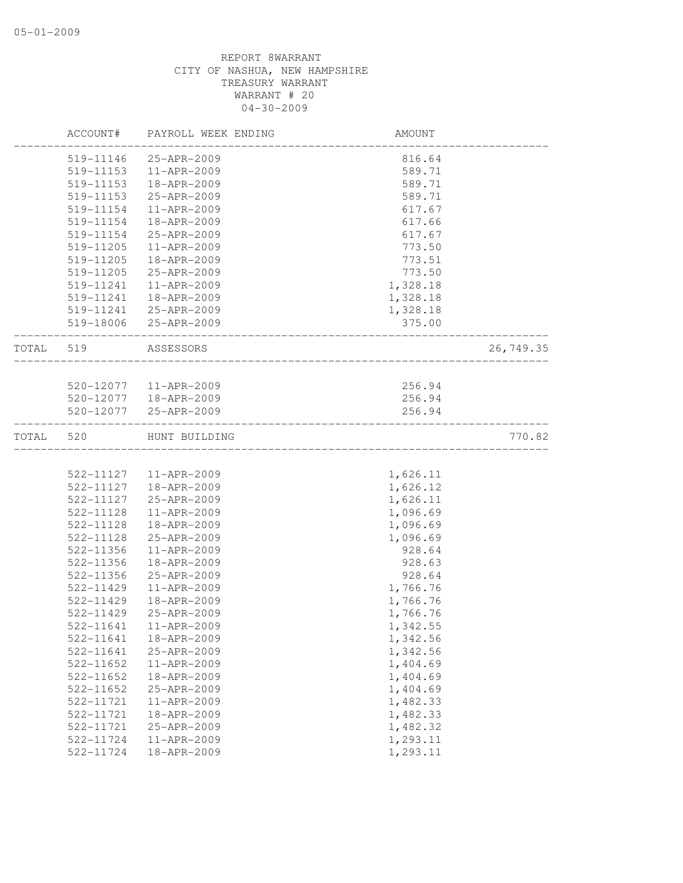05-01-2009

REPORT 8WARRANT
CITY OF NASHUA, NEW HAMPSHIRE
TREASURY WARRANT
WARRANT # 20
04-30-2009

| | ACCOUNT# | PAYROLL WEEK ENDING | AMOUNT | |
|---|---|---|---|---|
| | 519-11146 | 25-APR-2009 | 816.64 | |
| | 519-11153 | 11-APR-2009 | 589.71 | |
| | 519-11153 | 18-APR-2009 | 589.71 | |
| | 519-11153 | 25-APR-2009 | 589.71 | |
| | 519-11154 | 11-APR-2009 | 617.67 | |
| | 519-11154 | 18-APR-2009 | 617.66 | |
| | 519-11154 | 25-APR-2009 | 617.67 | |
| | 519-11205 | 11-APR-2009 | 773.50 | |
| | 519-11205 | 18-APR-2009 | 773.51 | |
| | 519-11205 | 25-APR-2009 | 773.50 | |
| | 519-11241 | 11-APR-2009 | 1,328.18 | |
| | 519-11241 | 18-APR-2009 | 1,328.18 | |
| | 519-11241 | 25-APR-2009 | 1,328.18 | |
| | 519-18006 | 25-APR-2009 | 375.00 | |
| TOTAL | 519 | ASSESSORS | | 26,749.35 |
| | 520-12077 | 11-APR-2009 | 256.94 | |
| | 520-12077 | 18-APR-2009 | 256.94 | |
| | 520-12077 | 25-APR-2009 | 256.94 | |
| TOTAL | 520 | HUNT BUILDING | | 770.82 |
| | 522-11127 | 11-APR-2009 | 1,626.11 | |
| | 522-11127 | 18-APR-2009 | 1,626.12 | |
| | 522-11127 | 25-APR-2009 | 1,626.11 | |
| | 522-11128 | 11-APR-2009 | 1,096.69 | |
| | 522-11128 | 18-APR-2009 | 1,096.69 | |
| | 522-11128 | 25-APR-2009 | 1,096.69 | |
| | 522-11356 | 11-APR-2009 | 928.64 | |
| | 522-11356 | 18-APR-2009 | 928.63 | |
| | 522-11356 | 25-APR-2009 | 928.64 | |
| | 522-11429 | 11-APR-2009 | 1,766.76 | |
| | 522-11429 | 18-APR-2009 | 1,766.76 | |
| | 522-11429 | 25-APR-2009 | 1,766.76 | |
| | 522-11641 | 11-APR-2009 | 1,342.55 | |
| | 522-11641 | 18-APR-2009 | 1,342.56 | |
| | 522-11641 | 25-APR-2009 | 1,342.56 | |
| | 522-11652 | 11-APR-2009 | 1,404.69 | |
| | 522-11652 | 18-APR-2009 | 1,404.69 | |
| | 522-11652 | 25-APR-2009 | 1,404.69 | |
| | 522-11721 | 11-APR-2009 | 1,482.33 | |
| | 522-11721 | 18-APR-2009 | 1,482.33 | |
| | 522-11721 | 25-APR-2009 | 1,482.32 | |
| | 522-11724 | 11-APR-2009 | 1,293.11 | |
| | 522-11724 | 18-APR-2009 | 1,293.11 | |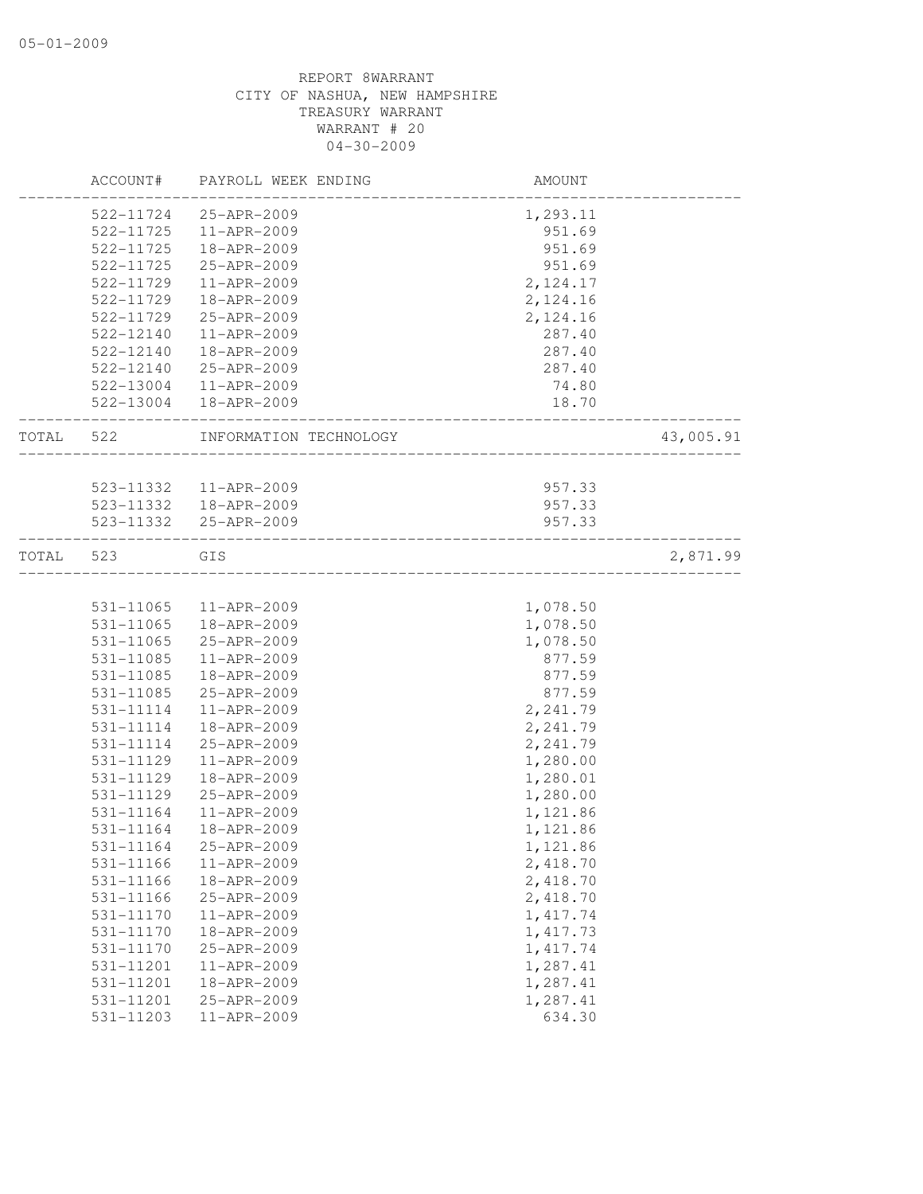REPORT 8WARRANT
CITY OF NASHUA, NEW HAMPSHIRE
TREASURY WARRANT
WARRANT # 20
04-30-2009

| | ACCOUNT# | PAYROLL WEEK ENDING | AMOUNT | |
|---|---|---|---|---|
| | 522-11724 | 25-APR-2009 | 1,293.11 | |
| | 522-11725 | 11-APR-2009 | 951.69 | |
| | 522-11725 | 18-APR-2009 | 951.69 | |
| | 522-11725 | 25-APR-2009 | 951.69 | |
| | 522-11729 | 11-APR-2009 | 2,124.17 | |
| | 522-11729 | 18-APR-2009 | 2,124.16 | |
| | 522-11729 | 25-APR-2009 | 2,124.16 | |
| | 522-12140 | 11-APR-2009 | 287.40 | |
| | 522-12140 | 18-APR-2009 | 287.40 | |
| | 522-12140 | 25-APR-2009 | 287.40 | |
| | 522-13004 | 11-APR-2009 | 74.80 | |
| | 522-13004 | 18-APR-2009 | 18.70 | |
| TOTAL | 522 | INFORMATION TECHNOLOGY | | 43,005.91 |
| | 523-11332 | 11-APR-2009 | 957.33 | |
| | 523-11332 | 18-APR-2009 | 957.33 | |
| | 523-11332 | 25-APR-2009 | 957.33 | |
| TOTAL | 523 | GIS | | 2,871.99 |
| | 531-11065 | 11-APR-2009 | 1,078.50 | |
| | 531-11065 | 18-APR-2009 | 1,078.50 | |
| | 531-11065 | 25-APR-2009 | 1,078.50 | |
| | 531-11085 | 11-APR-2009 | 877.59 | |
| | 531-11085 | 18-APR-2009 | 877.59 | |
| | 531-11085 | 25-APR-2009 | 877.59 | |
| | 531-11114 | 11-APR-2009 | 2,241.79 | |
| | 531-11114 | 18-APR-2009 | 2,241.79 | |
| | 531-11114 | 25-APR-2009 | 2,241.79 | |
| | 531-11129 | 11-APR-2009 | 1,280.00 | |
| | 531-11129 | 18-APR-2009 | 1,280.01 | |
| | 531-11129 | 25-APR-2009 | 1,280.00 | |
| | 531-11164 | 11-APR-2009 | 1,121.86 | |
| | 531-11164 | 18-APR-2009 | 1,121.86 | |
| | 531-11164 | 25-APR-2009 | 1,121.86 | |
| | 531-11166 | 11-APR-2009 | 2,418.70 | |
| | 531-11166 | 18-APR-2009 | 2,418.70 | |
| | 531-11166 | 25-APR-2009 | 2,418.70 | |
| | 531-11170 | 11-APR-2009 | 1,417.74 | |
| | 531-11170 | 18-APR-2009 | 1,417.73 | |
| | 531-11170 | 25-APR-2009 | 1,417.74 | |
| | 531-11201 | 11-APR-2009 | 1,287.41 | |
| | 531-11201 | 18-APR-2009 | 1,287.41 | |
| | 531-11201 | 25-APR-2009 | 1,287.41 | |
| | 531-11203 | 11-APR-2009 | 634.30 | |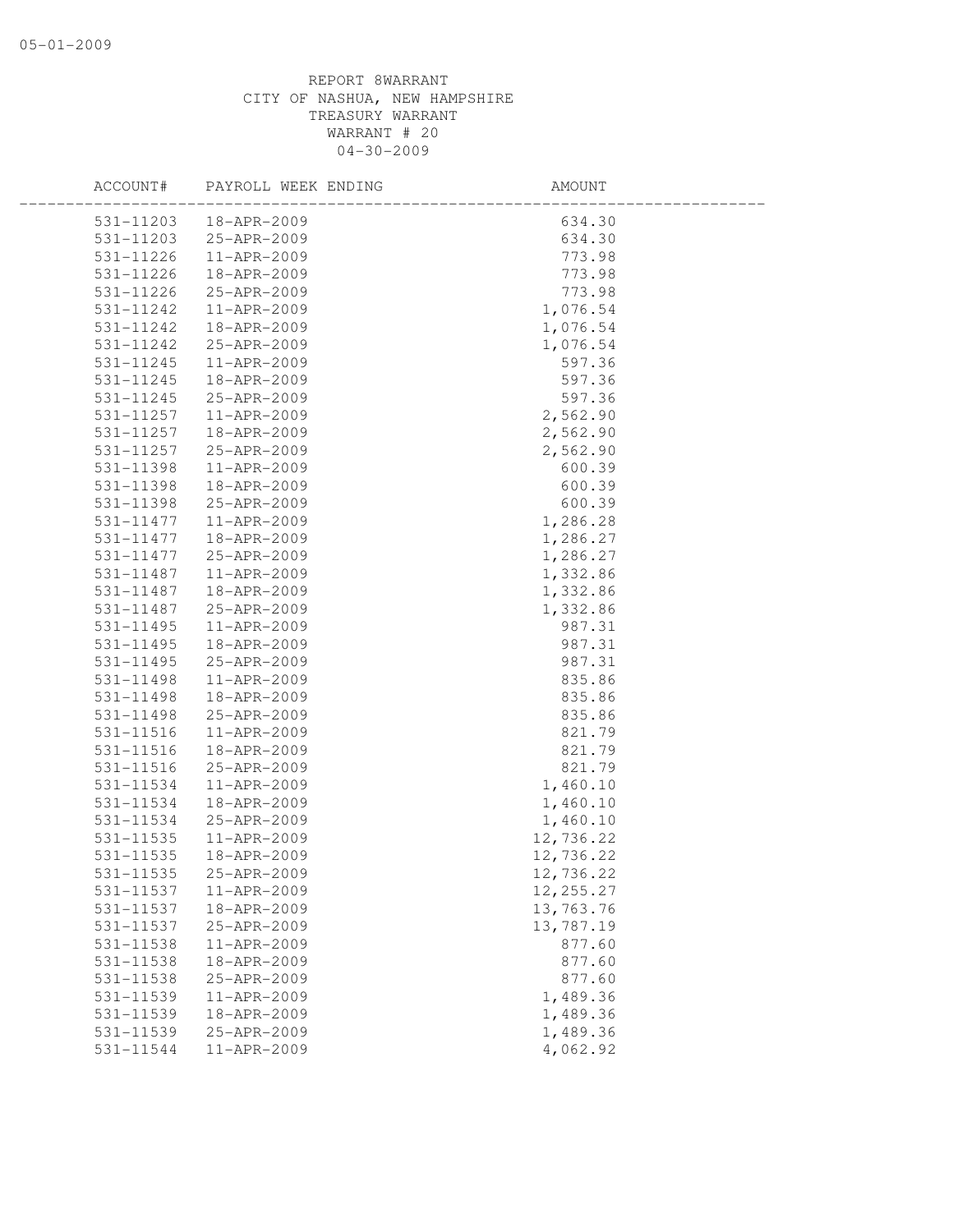REPORT 8WARRANT
CITY OF NASHUA, NEW HAMPSHIRE
TREASURY WARRANT
WARRANT # 20
04-30-2009

| ACCOUNT# | PAYROLL WEEK ENDING | AMOUNT |
|---|---|---|
| 531-11203 | 18-APR-2009 | 634.30 |
| 531-11203 | 25-APR-2009 | 634.30 |
| 531-11226 | 11-APR-2009 | 773.98 |
| 531-11226 | 18-APR-2009 | 773.98 |
| 531-11226 | 25-APR-2009 | 773.98 |
| 531-11242 | 11-APR-2009 | 1,076.54 |
| 531-11242 | 18-APR-2009 | 1,076.54 |
| 531-11242 | 25-APR-2009 | 1,076.54 |
| 531-11245 | 11-APR-2009 | 597.36 |
| 531-11245 | 18-APR-2009 | 597.36 |
| 531-11245 | 25-APR-2009 | 597.36 |
| 531-11257 | 11-APR-2009 | 2,562.90 |
| 531-11257 | 18-APR-2009 | 2,562.90 |
| 531-11257 | 25-APR-2009 | 2,562.90 |
| 531-11398 | 11-APR-2009 | 600.39 |
| 531-11398 | 18-APR-2009 | 600.39 |
| 531-11398 | 25-APR-2009 | 600.39 |
| 531-11477 | 11-APR-2009 | 1,286.28 |
| 531-11477 | 18-APR-2009 | 1,286.27 |
| 531-11477 | 25-APR-2009 | 1,286.27 |
| 531-11487 | 11-APR-2009 | 1,332.86 |
| 531-11487 | 18-APR-2009 | 1,332.86 |
| 531-11487 | 25-APR-2009 | 1,332.86 |
| 531-11495 | 11-APR-2009 | 987.31 |
| 531-11495 | 18-APR-2009 | 987.31 |
| 531-11495 | 25-APR-2009 | 987.31 |
| 531-11498 | 11-APR-2009 | 835.86 |
| 531-11498 | 18-APR-2009 | 835.86 |
| 531-11498 | 25-APR-2009 | 835.86 |
| 531-11516 | 11-APR-2009 | 821.79 |
| 531-11516 | 18-APR-2009 | 821.79 |
| 531-11516 | 25-APR-2009 | 821.79 |
| 531-11534 | 11-APR-2009 | 1,460.10 |
| 531-11534 | 18-APR-2009 | 1,460.10 |
| 531-11534 | 25-APR-2009 | 1,460.10 |
| 531-11535 | 11-APR-2009 | 12,736.22 |
| 531-11535 | 18-APR-2009 | 12,736.22 |
| 531-11535 | 25-APR-2009 | 12,736.22 |
| 531-11537 | 11-APR-2009 | 12,255.27 |
| 531-11537 | 18-APR-2009 | 13,763.76 |
| 531-11537 | 25-APR-2009 | 13,787.19 |
| 531-11538 | 11-APR-2009 | 877.60 |
| 531-11538 | 18-APR-2009 | 877.60 |
| 531-11538 | 25-APR-2009 | 877.60 |
| 531-11539 | 11-APR-2009 | 1,489.36 |
| 531-11539 | 18-APR-2009 | 1,489.36 |
| 531-11539 | 25-APR-2009 | 1,489.36 |
| 531-11544 | 11-APR-2009 | 4,062.92 |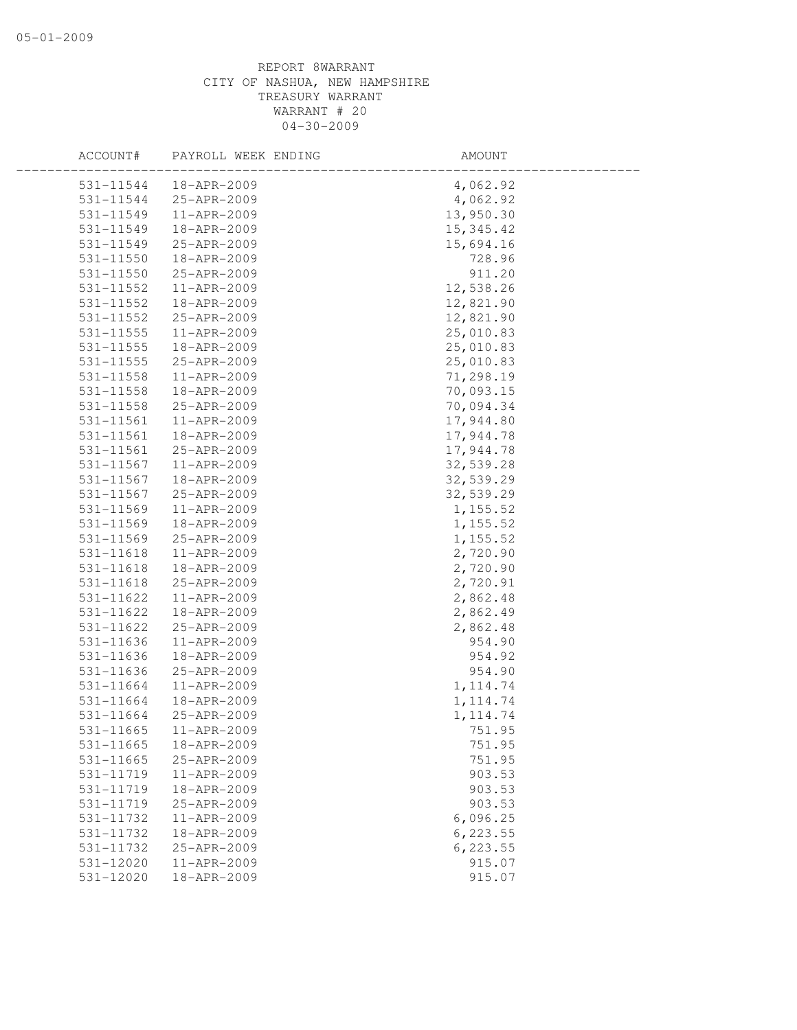REPORT 8WARRANT
CITY OF NASHUA, NEW HAMPSHIRE
TREASURY WARRANT
WARRANT # 20
04-30-2009

| ACCOUNT# | PAYROLL WEEK ENDING | AMOUNT |
|---|---|---|
| 531-11544 | 18-APR-2009 | 4,062.92 |
| 531-11544 | 25-APR-2009 | 4,062.92 |
| 531-11549 | 11-APR-2009 | 13,950.30 |
| 531-11549 | 18-APR-2009 | 15,345.42 |
| 531-11549 | 25-APR-2009 | 15,694.16 |
| 531-11550 | 18-APR-2009 | 728.96 |
| 531-11550 | 25-APR-2009 | 911.20 |
| 531-11552 | 11-APR-2009 | 12,538.26 |
| 531-11552 | 18-APR-2009 | 12,821.90 |
| 531-11552 | 25-APR-2009 | 12,821.90 |
| 531-11555 | 11-APR-2009 | 25,010.83 |
| 531-11555 | 18-APR-2009 | 25,010.83 |
| 531-11555 | 25-APR-2009 | 25,010.83 |
| 531-11558 | 11-APR-2009 | 71,298.19 |
| 531-11558 | 18-APR-2009 | 70,093.15 |
| 531-11558 | 25-APR-2009 | 70,094.34 |
| 531-11561 | 11-APR-2009 | 17,944.80 |
| 531-11561 | 18-APR-2009 | 17,944.78 |
| 531-11561 | 25-APR-2009 | 17,944.78 |
| 531-11567 | 11-APR-2009 | 32,539.28 |
| 531-11567 | 18-APR-2009 | 32,539.29 |
| 531-11567 | 25-APR-2009 | 32,539.29 |
| 531-11569 | 11-APR-2009 | 1,155.52 |
| 531-11569 | 18-APR-2009 | 1,155.52 |
| 531-11569 | 25-APR-2009 | 1,155.52 |
| 531-11618 | 11-APR-2009 | 2,720.90 |
| 531-11618 | 18-APR-2009 | 2,720.90 |
| 531-11618 | 25-APR-2009 | 2,720.91 |
| 531-11622 | 11-APR-2009 | 2,862.48 |
| 531-11622 | 18-APR-2009 | 2,862.49 |
| 531-11622 | 25-APR-2009 | 2,862.48 |
| 531-11636 | 11-APR-2009 | 954.90 |
| 531-11636 | 18-APR-2009 | 954.92 |
| 531-11636 | 25-APR-2009 | 954.90 |
| 531-11664 | 11-APR-2009 | 1,114.74 |
| 531-11664 | 18-APR-2009 | 1,114.74 |
| 531-11664 | 25-APR-2009 | 1,114.74 |
| 531-11665 | 11-APR-2009 | 751.95 |
| 531-11665 | 18-APR-2009 | 751.95 |
| 531-11665 | 25-APR-2009 | 751.95 |
| 531-11719 | 11-APR-2009 | 903.53 |
| 531-11719 | 18-APR-2009 | 903.53 |
| 531-11719 | 25-APR-2009 | 903.53 |
| 531-11732 | 11-APR-2009 | 6,096.25 |
| 531-11732 | 18-APR-2009 | 6,223.55 |
| 531-11732 | 25-APR-2009 | 6,223.55 |
| 531-12020 | 11-APR-2009 | 915.07 |
| 531-12020 | 18-APR-2009 | 915.07 |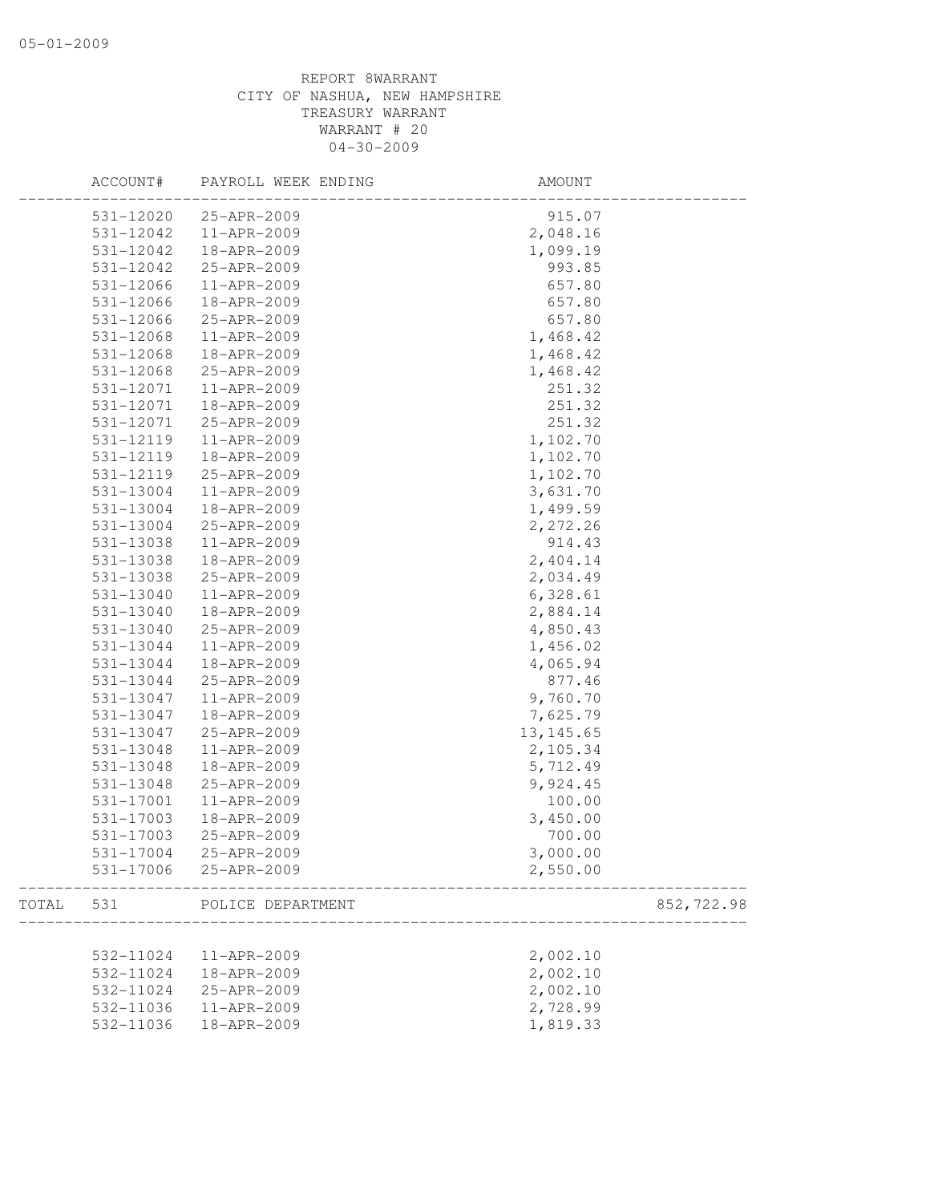05-01-2009

REPORT 8WARRANT
CITY OF NASHUA, NEW HAMPSHIRE
TREASURY WARRANT
WARRANT # 20
04-30-2009

| | ACCOUNT# | PAYROLL WEEK ENDING | AMOUNT | |
|---|---|---|---|---|
| | 531-12020 | 25-APR-2009 | 915.07 | |
| | 531-12042 | 11-APR-2009 | 2,048.16 | |
| | 531-12042 | 18-APR-2009 | 1,099.19 | |
| | 531-12042 | 25-APR-2009 | 993.85 | |
| | 531-12066 | 11-APR-2009 | 657.80 | |
| | 531-12066 | 18-APR-2009 | 657.80 | |
| | 531-12066 | 25-APR-2009 | 657.80 | |
| | 531-12068 | 11-APR-2009 | 1,468.42 | |
| | 531-12068 | 18-APR-2009 | 1,468.42 | |
| | 531-12068 | 25-APR-2009 | 1,468.42 | |
| | 531-12071 | 11-APR-2009 | 251.32 | |
| | 531-12071 | 18-APR-2009 | 251.32 | |
| | 531-12071 | 25-APR-2009 | 251.32 | |
| | 531-12119 | 11-APR-2009 | 1,102.70 | |
| | 531-12119 | 18-APR-2009 | 1,102.70 | |
| | 531-12119 | 25-APR-2009 | 1,102.70 | |
| | 531-13004 | 11-APR-2009 | 3,631.70 | |
| | 531-13004 | 18-APR-2009 | 1,499.59 | |
| | 531-13004 | 25-APR-2009 | 2,272.26 | |
| | 531-13038 | 11-APR-2009 | 914.43 | |
| | 531-13038 | 18-APR-2009 | 2,404.14 | |
| | 531-13038 | 25-APR-2009 | 2,034.49 | |
| | 531-13040 | 11-APR-2009 | 6,328.61 | |
| | 531-13040 | 18-APR-2009 | 2,884.14 | |
| | 531-13040 | 25-APR-2009 | 4,850.43 | |
| | 531-13044 | 11-APR-2009 | 1,456.02 | |
| | 531-13044 | 18-APR-2009 | 4,065.94 | |
| | 531-13044 | 25-APR-2009 | 877.46 | |
| | 531-13047 | 11-APR-2009 | 9,760.70 | |
| | 531-13047 | 18-APR-2009 | 7,625.79 | |
| | 531-13047 | 25-APR-2009 | 13,145.65 | |
| | 531-13048 | 11-APR-2009 | 2,105.34 | |
| | 531-13048 | 18-APR-2009 | 5,712.49 | |
| | 531-13048 | 25-APR-2009 | 9,924.45 | |
| | 531-17001 | 11-APR-2009 | 100.00 | |
| | 531-17003 | 18-APR-2009 | 3,450.00 | |
| | 531-17003 | 25-APR-2009 | 700.00 | |
| | 531-17004 | 25-APR-2009 | 3,000.00 | |
| | 531-17006 | 25-APR-2009 | 2,550.00 | |
| TOTAL | 531 | POLICE DEPARTMENT | | 852,722.98 |
| | 532-11024 | 11-APR-2009 | 2,002.10 | |
| | 532-11024 | 18-APR-2009 | 2,002.10 | |
| | 532-11024 | 25-APR-2009 | 2,002.10 | |
| | 532-11036 | 11-APR-2009 | 2,728.99 | |
| | 532-11036 | 18-APR-2009 | 1,819.33 | |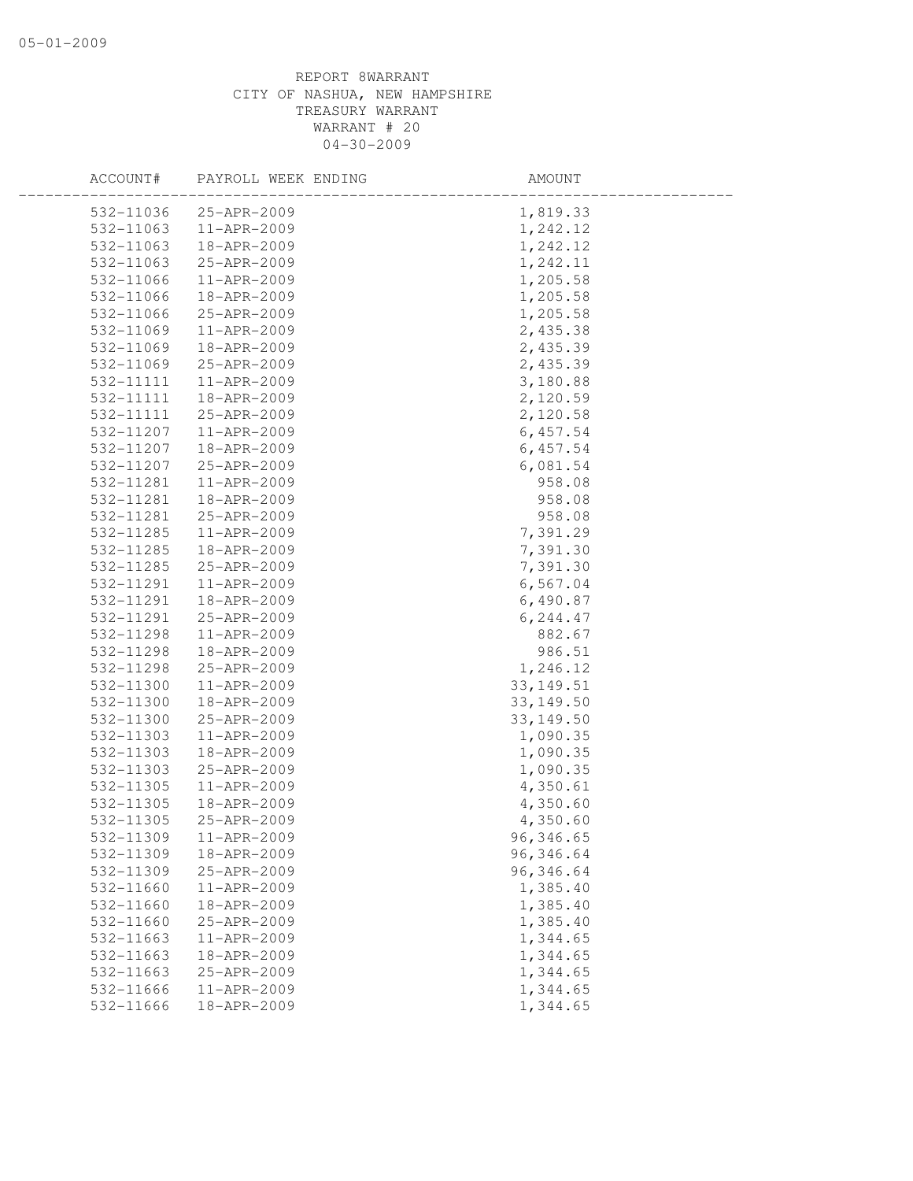REPORT 8WARRANT
CITY OF NASHUA, NEW HAMPSHIRE
TREASURY WARRANT
WARRANT # 20
04-30-2009

| ACCOUNT# | PAYROLL WEEK ENDING | AMOUNT |
|---|---|---|
| 532-11036 | 25-APR-2009 | 1,819.33 |
| 532-11063 | 11-APR-2009 | 1,242.12 |
| 532-11063 | 18-APR-2009 | 1,242.12 |
| 532-11063 | 25-APR-2009 | 1,242.11 |
| 532-11066 | 11-APR-2009 | 1,205.58 |
| 532-11066 | 18-APR-2009 | 1,205.58 |
| 532-11066 | 25-APR-2009 | 1,205.58 |
| 532-11069 | 11-APR-2009 | 2,435.38 |
| 532-11069 | 18-APR-2009 | 2,435.39 |
| 532-11069 | 25-APR-2009 | 2,435.39 |
| 532-11111 | 11-APR-2009 | 3,180.88 |
| 532-11111 | 18-APR-2009 | 2,120.59 |
| 532-11111 | 25-APR-2009 | 2,120.58 |
| 532-11207 | 11-APR-2009 | 6,457.54 |
| 532-11207 | 18-APR-2009 | 6,457.54 |
| 532-11207 | 25-APR-2009 | 6,081.54 |
| 532-11281 | 11-APR-2009 | 958.08 |
| 532-11281 | 18-APR-2009 | 958.08 |
| 532-11281 | 25-APR-2009 | 958.08 |
| 532-11285 | 11-APR-2009 | 7,391.29 |
| 532-11285 | 18-APR-2009 | 7,391.30 |
| 532-11285 | 25-APR-2009 | 7,391.30 |
| 532-11291 | 11-APR-2009 | 6,567.04 |
| 532-11291 | 18-APR-2009 | 6,490.87 |
| 532-11291 | 25-APR-2009 | 6,244.47 |
| 532-11298 | 11-APR-2009 | 882.67 |
| 532-11298 | 18-APR-2009 | 986.51 |
| 532-11298 | 25-APR-2009 | 1,246.12 |
| 532-11300 | 11-APR-2009 | 33,149.51 |
| 532-11300 | 18-APR-2009 | 33,149.50 |
| 532-11300 | 25-APR-2009 | 33,149.50 |
| 532-11303 | 11-APR-2009 | 1,090.35 |
| 532-11303 | 18-APR-2009 | 1,090.35 |
| 532-11303 | 25-APR-2009 | 1,090.35 |
| 532-11305 | 11-APR-2009 | 4,350.61 |
| 532-11305 | 18-APR-2009 | 4,350.60 |
| 532-11305 | 25-APR-2009 | 4,350.60 |
| 532-11309 | 11-APR-2009 | 96,346.65 |
| 532-11309 | 18-APR-2009 | 96,346.64 |
| 532-11309 | 25-APR-2009 | 96,346.64 |
| 532-11660 | 11-APR-2009 | 1,385.40 |
| 532-11660 | 18-APR-2009 | 1,385.40 |
| 532-11660 | 25-APR-2009 | 1,385.40 |
| 532-11663 | 11-APR-2009 | 1,344.65 |
| 532-11663 | 18-APR-2009 | 1,344.65 |
| 532-11663 | 25-APR-2009 | 1,344.65 |
| 532-11666 | 11-APR-2009 | 1,344.65 |
| 532-11666 | 18-APR-2009 | 1,344.65 |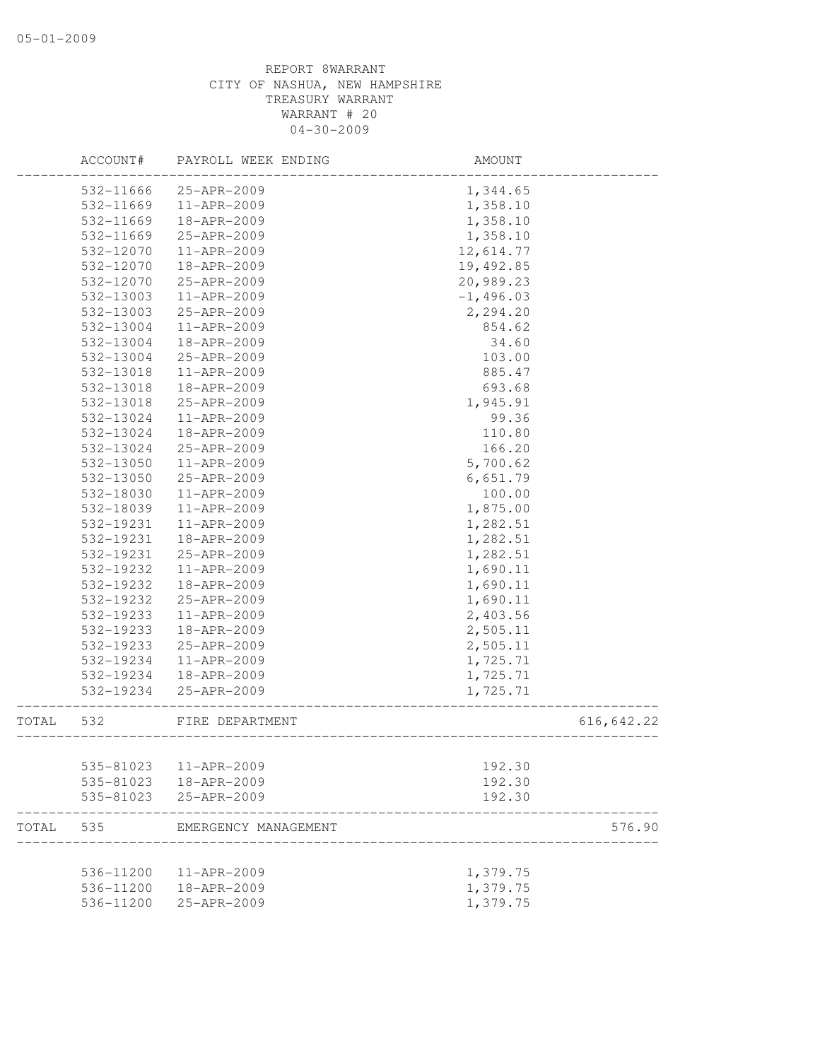05-01-2009

REPORT 8WARRANT
CITY OF NASHUA, NEW HAMPSHIRE
TREASURY WARRANT
WARRANT # 20
04-30-2009

| | ACCOUNT# | PAYROLL WEEK ENDING | AMOUNT | |
|---|---|---|---|---|
| | 532-11666 | 25-APR-2009 | 1,344.65 | |
| | 532-11669 | 11-APR-2009 | 1,358.10 | |
| | 532-11669 | 18-APR-2009 | 1,358.10 | |
| | 532-11669 | 25-APR-2009 | 1,358.10 | |
| | 532-12070 | 11-APR-2009 | 12,614.77 | |
| | 532-12070 | 18-APR-2009 | 19,492.85 | |
| | 532-12070 | 25-APR-2009 | 20,989.23 | |
| | 532-13003 | 11-APR-2009 | -1,496.03 | |
| | 532-13003 | 25-APR-2009 | 2,294.20 | |
| | 532-13004 | 11-APR-2009 | 854.62 | |
| | 532-13004 | 18-APR-2009 | 34.60 | |
| | 532-13004 | 25-APR-2009 | 103.00 | |
| | 532-13018 | 11-APR-2009 | 885.47 | |
| | 532-13018 | 18-APR-2009 | 693.68 | |
| | 532-13018 | 25-APR-2009 | 1,945.91 | |
| | 532-13024 | 11-APR-2009 | 99.36 | |
| | 532-13024 | 18-APR-2009 | 110.80 | |
| | 532-13024 | 25-APR-2009 | 166.20 | |
| | 532-13050 | 11-APR-2009 | 5,700.62 | |
| | 532-13050 | 25-APR-2009 | 6,651.79 | |
| | 532-18030 | 11-APR-2009 | 100.00 | |
| | 532-18039 | 11-APR-2009 | 1,875.00 | |
| | 532-19231 | 11-APR-2009 | 1,282.51 | |
| | 532-19231 | 18-APR-2009 | 1,282.51 | |
| | 532-19231 | 25-APR-2009 | 1,282.51 | |
| | 532-19232 | 11-APR-2009 | 1,690.11 | |
| | 532-19232 | 18-APR-2009 | 1,690.11 | |
| | 532-19232 | 25-APR-2009 | 1,690.11 | |
| | 532-19233 | 11-APR-2009 | 2,403.56 | |
| | 532-19233 | 18-APR-2009 | 2,505.11 | |
| | 532-19233 | 25-APR-2009 | 2,505.11 | |
| | 532-19234 | 11-APR-2009 | 1,725.71 | |
| | 532-19234 | 18-APR-2009 | 1,725.71 | |
| | 532-19234 | 25-APR-2009 | 1,725.71 | |
| TOTAL | 532 | FIRE DEPARTMENT | | 616,642.22 |
| | 535-81023 | 11-APR-2009 | 192.30 | |
| | 535-81023 | 18-APR-2009 | 192.30 | |
| | 535-81023 | 25-APR-2009 | 192.30 | |
| TOTAL | 535 | EMERGENCY MANAGEMENT | | 576.90 |
| | 536-11200 | 11-APR-2009 | 1,379.75 | |
| | 536-11200 | 18-APR-2009 | 1,379.75 | |
| | 536-11200 | 25-APR-2009 | 1,379.75 | |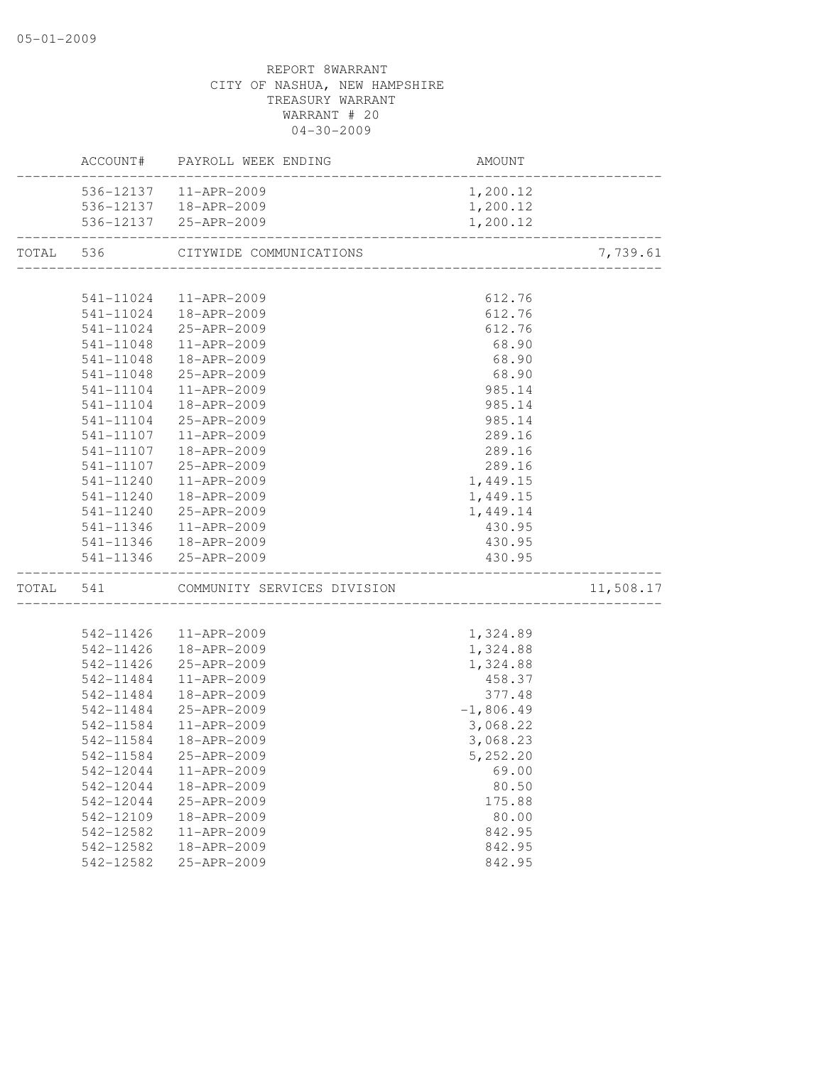05-01-2009

REPORT 8WARRANT
CITY OF NASHUA, NEW HAMPSHIRE
TREASURY WARRANT
WARRANT # 20
04-30-2009

| | ACCOUNT# | PAYROLL WEEK ENDING | AMOUNT | |
|---|---|---|---|---|
| | 536-12137 | 11-APR-2009 | 1,200.12 | |
| | 536-12137 | 18-APR-2009 | 1,200.12 | |
| | 536-12137 | 25-APR-2009 | 1,200.12 | |
| TOTAL | 536 | CITYWIDE COMMUNICATIONS | | 7,739.61 |
| | 541-11024 | 11-APR-2009 | 612.76 | |
| | 541-11024 | 18-APR-2009 | 612.76 | |
| | 541-11024 | 25-APR-2009 | 612.76 | |
| | 541-11048 | 11-APR-2009 | 68.90 | |
| | 541-11048 | 18-APR-2009 | 68.90 | |
| | 541-11048 | 25-APR-2009 | 68.90 | |
| | 541-11104 | 11-APR-2009 | 985.14 | |
| | 541-11104 | 18-APR-2009 | 985.14 | |
| | 541-11104 | 25-APR-2009 | 985.14 | |
| | 541-11107 | 11-APR-2009 | 289.16 | |
| | 541-11107 | 18-APR-2009 | 289.16 | |
| | 541-11107 | 25-APR-2009 | 289.16 | |
| | 541-11240 | 11-APR-2009 | 1,449.15 | |
| | 541-11240 | 18-APR-2009 | 1,449.15 | |
| | 541-11240 | 25-APR-2009 | 1,449.14 | |
| | 541-11346 | 11-APR-2009 | 430.95 | |
| | 541-11346 | 18-APR-2009 | 430.95 | |
| | 541-11346 | 25-APR-2009 | 430.95 | |
| TOTAL | 541 | COMMUNITY SERVICES DIVISION | | 11,508.17 |
| | 542-11426 | 11-APR-2009 | 1,324.89 | |
| | 542-11426 | 18-APR-2009 | 1,324.88 | |
| | 542-11426 | 25-APR-2009 | 1,324.88 | |
| | 542-11484 | 11-APR-2009 | 458.37 | |
| | 542-11484 | 18-APR-2009 | 377.48 | |
| | 542-11484 | 25-APR-2009 | -1,806.49 | |
| | 542-11584 | 11-APR-2009 | 3,068.22 | |
| | 542-11584 | 18-APR-2009 | 3,068.23 | |
| | 542-11584 | 25-APR-2009 | 5,252.20 | |
| | 542-12044 | 11-APR-2009 | 69.00 | |
| | 542-12044 | 18-APR-2009 | 80.50 | |
| | 542-12044 | 25-APR-2009 | 175.88 | |
| | 542-12109 | 18-APR-2009 | 80.00 | |
| | 542-12582 | 11-APR-2009 | 842.95 | |
| | 542-12582 | 18-APR-2009 | 842.95 | |
| | 542-12582 | 25-APR-2009 | 842.95 | |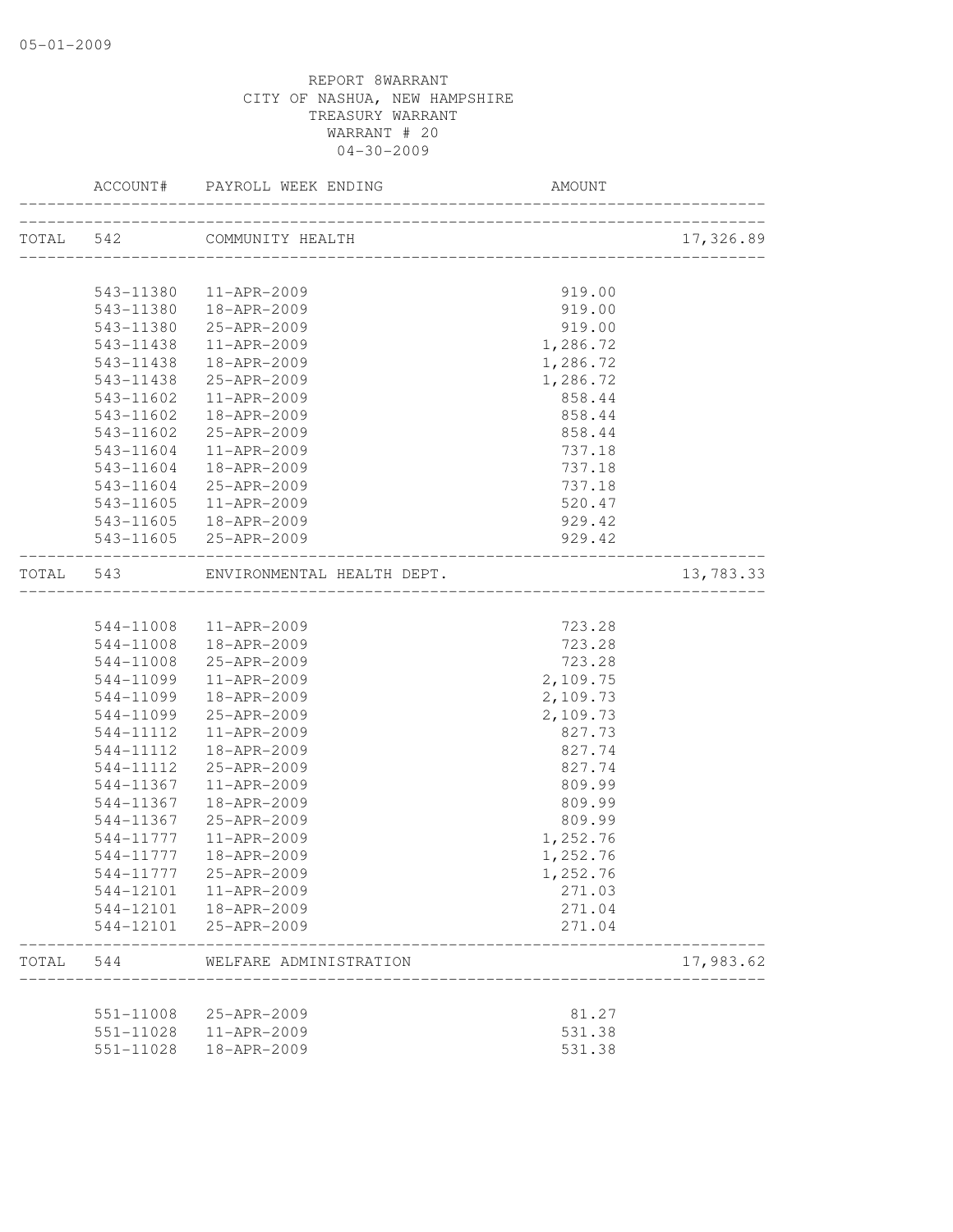05-01-2009

REPORT 8WARRANT
CITY OF NASHUA, NEW HAMPSHIRE
TREASURY WARRANT
WARRANT # 20
04-30-2009

| | ACCOUNT# | PAYROLL WEEK ENDING | AMOUNT | |
|---|---|---|---|---|
| TOTAL | 542 | COMMUNITY HEALTH | | 17,326.89 |
| | 543-11380 | 11-APR-2009 | 919.00 | |
| | 543-11380 | 18-APR-2009 | 919.00 | |
| | 543-11380 | 25-APR-2009 | 919.00 | |
| | 543-11438 | 11-APR-2009 | 1,286.72 | |
| | 543-11438 | 18-APR-2009 | 1,286.72 | |
| | 543-11438 | 25-APR-2009 | 1,286.72 | |
| | 543-11602 | 11-APR-2009 | 858.44 | |
| | 543-11602 | 18-APR-2009 | 858.44 | |
| | 543-11602 | 25-APR-2009 | 858.44 | |
| | 543-11604 | 11-APR-2009 | 737.18 | |
| | 543-11604 | 18-APR-2009 | 737.18 | |
| | 543-11604 | 25-APR-2009 | 737.18 | |
| | 543-11605 | 11-APR-2009 | 520.47 | |
| | 543-11605 | 18-APR-2009 | 929.42 | |
| | 543-11605 | 25-APR-2009 | 929.42 | |
| TOTAL | 543 | ENVIRONMENTAL HEALTH DEPT. | | 13,783.33 |
| | 544-11008 | 11-APR-2009 | 723.28 | |
| | 544-11008 | 18-APR-2009 | 723.28 | |
| | 544-11008 | 25-APR-2009 | 723.28 | |
| | 544-11099 | 11-APR-2009 | 2,109.75 | |
| | 544-11099 | 18-APR-2009 | 2,109.73 | |
| | 544-11099 | 25-APR-2009 | 2,109.73 | |
| | 544-11112 | 11-APR-2009 | 827.73 | |
| | 544-11112 | 18-APR-2009 | 827.74 | |
| | 544-11112 | 25-APR-2009 | 827.74 | |
| | 544-11367 | 11-APR-2009 | 809.99 | |
| | 544-11367 | 18-APR-2009 | 809.99 | |
| | 544-11367 | 25-APR-2009 | 809.99 | |
| | 544-11777 | 11-APR-2009 | 1,252.76 | |
| | 544-11777 | 18-APR-2009 | 1,252.76 | |
| | 544-11777 | 25-APR-2009 | 1,252.76 | |
| | 544-12101 | 11-APR-2009 | 271.03 | |
| | 544-12101 | 18-APR-2009 | 271.04 | |
| | 544-12101 | 25-APR-2009 | 271.04 | |
| TOTAL | 544 | WELFARE ADMINISTRATION | | 17,983.62 |
| | 551-11008 | 25-APR-2009 | 81.27 | |
| | 551-11028 | 11-APR-2009 | 531.38 | |
| | 551-11028 | 18-APR-2009 | 531.38 | |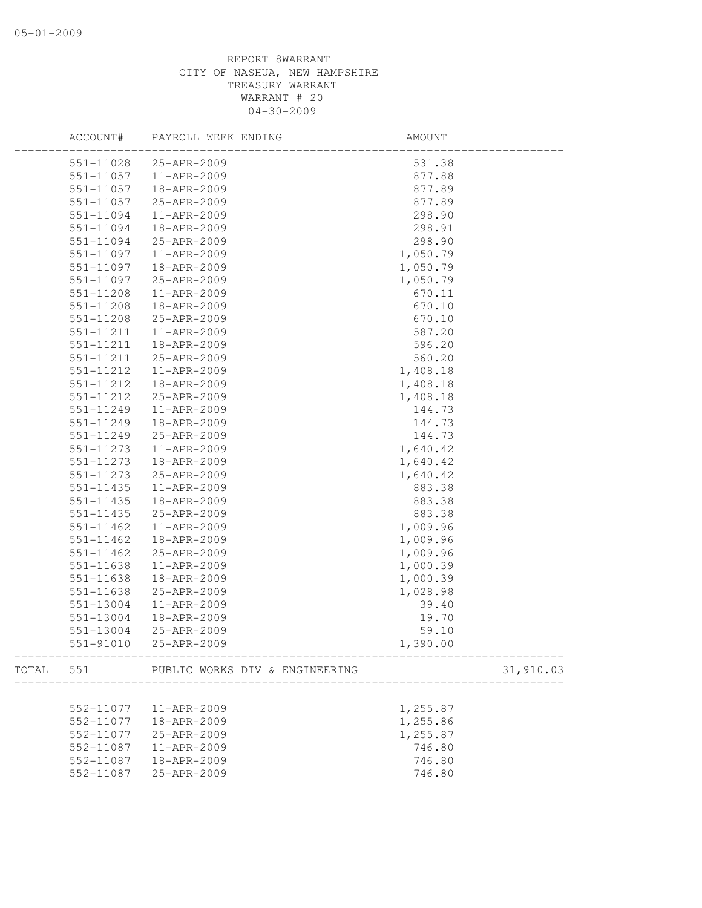REPORT 8WARRANT
CITY OF NASHUA, NEW HAMPSHIRE
TREASURY WARRANT
WARRANT # 20
04-30-2009

| ACCOUNT# | PAYROLL WEEK ENDING | AMOUNT | |
|---|---|---|---|
| 551-11028 | 25-APR-2009 | 531.38 | |
| 551-11057 | 11-APR-2009 | 877.88 | |
| 551-11057 | 18-APR-2009 | 877.89 | |
| 551-11057 | 25-APR-2009 | 877.89 | |
| 551-11094 | 11-APR-2009 | 298.90 | |
| 551-11094 | 18-APR-2009 | 298.91 | |
| 551-11094 | 25-APR-2009 | 298.90 | |
| 551-11097 | 11-APR-2009 | 1,050.79 | |
| 551-11097 | 18-APR-2009 | 1,050.79 | |
| 551-11097 | 25-APR-2009 | 1,050.79 | |
| 551-11208 | 11-APR-2009 | 670.11 | |
| 551-11208 | 18-APR-2009 | 670.10 | |
| 551-11208 | 25-APR-2009 | 670.10 | |
| 551-11211 | 11-APR-2009 | 587.20 | |
| 551-11211 | 18-APR-2009 | 596.20 | |
| 551-11211 | 25-APR-2009 | 560.20 | |
| 551-11212 | 11-APR-2009 | 1,408.18 | |
| 551-11212 | 18-APR-2009 | 1,408.18 | |
| 551-11212 | 25-APR-2009 | 1,408.18 | |
| 551-11249 | 11-APR-2009 | 144.73 | |
| 551-11249 | 18-APR-2009 | 144.73 | |
| 551-11249 | 25-APR-2009 | 144.73 | |
| 551-11273 | 11-APR-2009 | 1,640.42 | |
| 551-11273 | 18-APR-2009 | 1,640.42 | |
| 551-11273 | 25-APR-2009 | 1,640.42 | |
| 551-11435 | 11-APR-2009 | 883.38 | |
| 551-11435 | 18-APR-2009 | 883.38 | |
| 551-11435 | 25-APR-2009 | 883.38 | |
| 551-11462 | 11-APR-2009 | 1,009.96 | |
| 551-11462 | 18-APR-2009 | 1,009.96 | |
| 551-11462 | 25-APR-2009 | 1,009.96 | |
| 551-11638 | 11-APR-2009 | 1,000.39 | |
| 551-11638 | 18-APR-2009 | 1,000.39 | |
| 551-11638 | 25-APR-2009 | 1,028.98 | |
| 551-13004 | 11-APR-2009 | 39.40 | |
| 551-13004 | 18-APR-2009 | 19.70 | |
| 551-13004 | 25-APR-2009 | 59.10 | |
| 551-91010 | 25-APR-2009 | 1,390.00 | |
| TOTAL 551 | PUBLIC WORKS DIV & ENGINEERING | | 31,910.03 |
| 552-11077 | 11-APR-2009 | 1,255.87 | |
| 552-11077 | 18-APR-2009 | 1,255.86 | |
| 552-11077 | 25-APR-2009 | 1,255.87 | |
| 552-11087 | 11-APR-2009 | 746.80 | |
| 552-11087 | 18-APR-2009 | 746.80 | |
| 552-11087 | 25-APR-2009 | 746.80 | |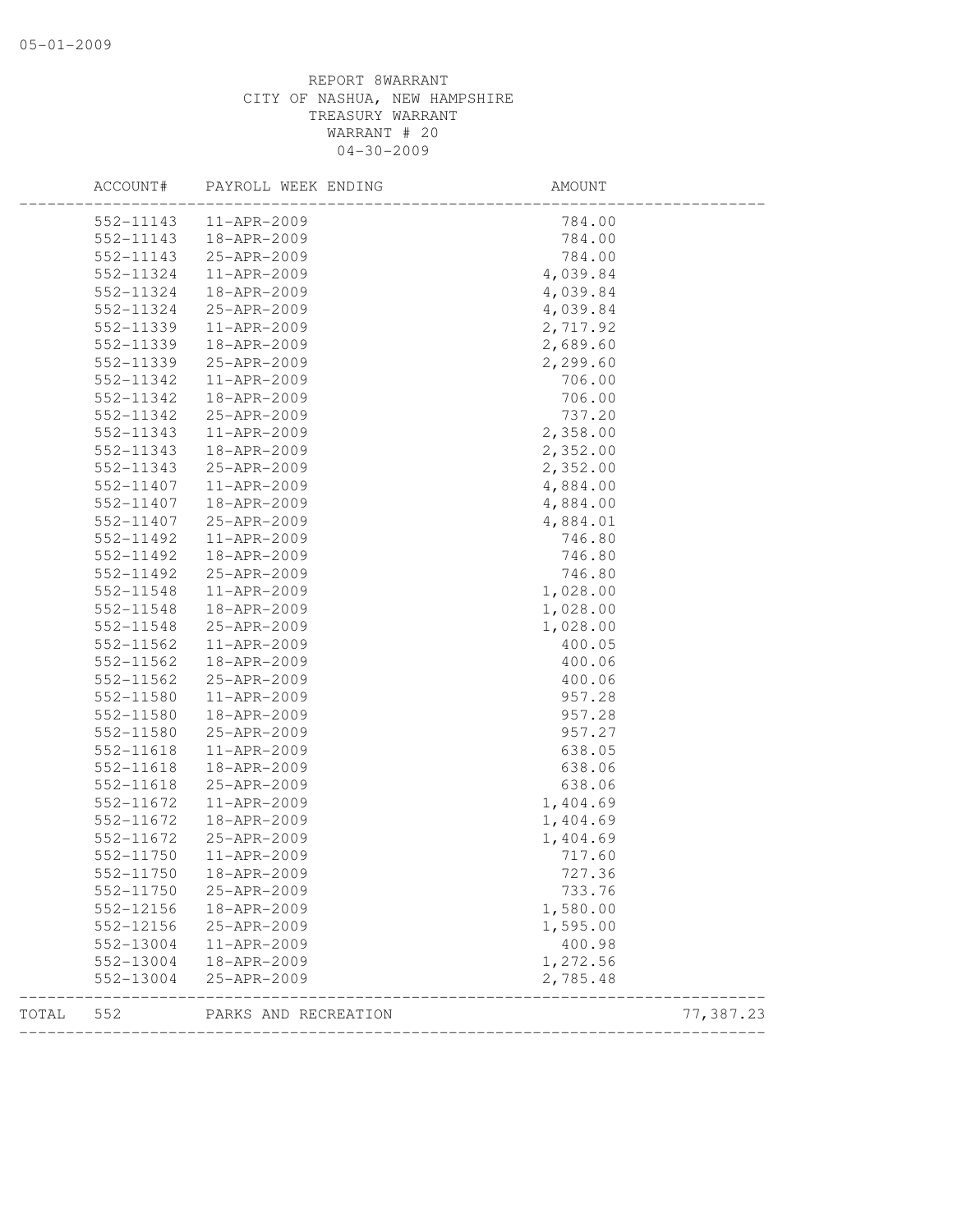REPORT 8WARRANT
CITY OF NASHUA, NEW HAMPSHIRE
TREASURY WARRANT
WARRANT # 20
04-30-2009

| | ACCOUNT# | PAYROLL WEEK ENDING | AMOUNT | |
|---|---|---|---|---|
| | 552-11143 | 11-APR-2009 | 784.00 | |
| | 552-11143 | 18-APR-2009 | 784.00 | |
| | 552-11143 | 25-APR-2009 | 784.00 | |
| | 552-11324 | 11-APR-2009 | 4,039.84 | |
| | 552-11324 | 18-APR-2009 | 4,039.84 | |
| | 552-11324 | 25-APR-2009 | 4,039.84 | |
| | 552-11339 | 11-APR-2009 | 2,717.92 | |
| | 552-11339 | 18-APR-2009 | 2,689.60 | |
| | 552-11339 | 25-APR-2009 | 2,299.60 | |
| | 552-11342 | 11-APR-2009 | 706.00 | |
| | 552-11342 | 18-APR-2009 | 706.00 | |
| | 552-11342 | 25-APR-2009 | 737.20 | |
| | 552-11343 | 11-APR-2009 | 2,358.00 | |
| | 552-11343 | 18-APR-2009 | 2,352.00 | |
| | 552-11343 | 25-APR-2009 | 2,352.00 | |
| | 552-11407 | 11-APR-2009 | 4,884.00 | |
| | 552-11407 | 18-APR-2009 | 4,884.00 | |
| | 552-11407 | 25-APR-2009 | 4,884.01 | |
| | 552-11492 | 11-APR-2009 | 746.80 | |
| | 552-11492 | 18-APR-2009 | 746.80 | |
| | 552-11492 | 25-APR-2009 | 746.80 | |
| | 552-11548 | 11-APR-2009 | 1,028.00 | |
| | 552-11548 | 18-APR-2009 | 1,028.00 | |
| | 552-11548 | 25-APR-2009 | 1,028.00 | |
| | 552-11562 | 11-APR-2009 | 400.05 | |
| | 552-11562 | 18-APR-2009 | 400.06 | |
| | 552-11562 | 25-APR-2009 | 400.06 | |
| | 552-11580 | 11-APR-2009 | 957.28 | |
| | 552-11580 | 18-APR-2009 | 957.28 | |
| | 552-11580 | 25-APR-2009 | 957.27 | |
| | 552-11618 | 11-APR-2009 | 638.05 | |
| | 552-11618 | 18-APR-2009 | 638.06 | |
| | 552-11618 | 25-APR-2009 | 638.06 | |
| | 552-11672 | 11-APR-2009 | 1,404.69 | |
| | 552-11672 | 18-APR-2009 | 1,404.69 | |
| | 552-11672 | 25-APR-2009 | 1,404.69 | |
| | 552-11750 | 11-APR-2009 | 717.60 | |
| | 552-11750 | 18-APR-2009 | 727.36 | |
| | 552-11750 | 25-APR-2009 | 733.76 | |
| | 552-12156 | 18-APR-2009 | 1,580.00 | |
| | 552-12156 | 25-APR-2009 | 1,595.00 | |
| | 552-13004 | 11-APR-2009 | 400.98 | |
| | 552-13004 | 18-APR-2009 | 1,272.56 | |
| | 552-13004 | 25-APR-2009 | 2,785.48 | |
| TOTAL | 552 | PARKS AND RECREATION | | 77,387.23 |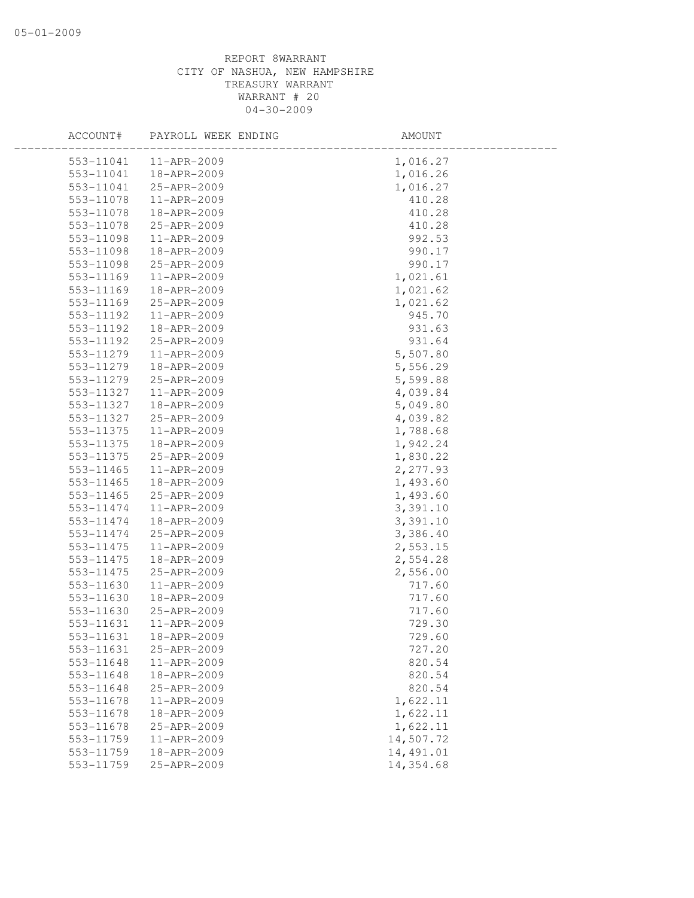REPORT 8WARRANT
CITY OF NASHUA, NEW HAMPSHIRE
TREASURY WARRANT
WARRANT # 20
04-30-2009

| ACCOUNT# | PAYROLL WEEK ENDING | AMOUNT |
|---|---|---|
| 553-11041 | 11-APR-2009 | 1,016.27 |
| 553-11041 | 18-APR-2009 | 1,016.26 |
| 553-11041 | 25-APR-2009 | 1,016.27 |
| 553-11078 | 11-APR-2009 | 410.28 |
| 553-11078 | 18-APR-2009 | 410.28 |
| 553-11078 | 25-APR-2009 | 410.28 |
| 553-11098 | 11-APR-2009 | 992.53 |
| 553-11098 | 18-APR-2009 | 990.17 |
| 553-11098 | 25-APR-2009 | 990.17 |
| 553-11169 | 11-APR-2009 | 1,021.61 |
| 553-11169 | 18-APR-2009 | 1,021.62 |
| 553-11169 | 25-APR-2009 | 1,021.62 |
| 553-11192 | 11-APR-2009 | 945.70 |
| 553-11192 | 18-APR-2009 | 931.63 |
| 553-11192 | 25-APR-2009 | 931.64 |
| 553-11279 | 11-APR-2009 | 5,507.80 |
| 553-11279 | 18-APR-2009 | 5,556.29 |
| 553-11279 | 25-APR-2009 | 5,599.88 |
| 553-11327 | 11-APR-2009 | 4,039.84 |
| 553-11327 | 18-APR-2009 | 5,049.80 |
| 553-11327 | 25-APR-2009 | 4,039.82 |
| 553-11375 | 11-APR-2009 | 1,788.68 |
| 553-11375 | 18-APR-2009 | 1,942.24 |
| 553-11375 | 25-APR-2009 | 1,830.22 |
| 553-11465 | 11-APR-2009 | 2,277.93 |
| 553-11465 | 18-APR-2009 | 1,493.60 |
| 553-11465 | 25-APR-2009 | 1,493.60 |
| 553-11474 | 11-APR-2009 | 3,391.10 |
| 553-11474 | 18-APR-2009 | 3,391.10 |
| 553-11474 | 25-APR-2009 | 3,386.40 |
| 553-11475 | 11-APR-2009 | 2,553.15 |
| 553-11475 | 18-APR-2009 | 2,554.28 |
| 553-11475 | 25-APR-2009 | 2,556.00 |
| 553-11630 | 11-APR-2009 | 717.60 |
| 553-11630 | 18-APR-2009 | 717.60 |
| 553-11630 | 25-APR-2009 | 717.60 |
| 553-11631 | 11-APR-2009 | 729.30 |
| 553-11631 | 18-APR-2009 | 729.60 |
| 553-11631 | 25-APR-2009 | 727.20 |
| 553-11648 | 11-APR-2009 | 820.54 |
| 553-11648 | 18-APR-2009 | 820.54 |
| 553-11648 | 25-APR-2009 | 820.54 |
| 553-11678 | 11-APR-2009 | 1,622.11 |
| 553-11678 | 18-APR-2009 | 1,622.11 |
| 553-11678 | 25-APR-2009 | 1,622.11 |
| 553-11759 | 11-APR-2009 | 14,507.72 |
| 553-11759 | 18-APR-2009 | 14,491.01 |
| 553-11759 | 25-APR-2009 | 14,354.68 |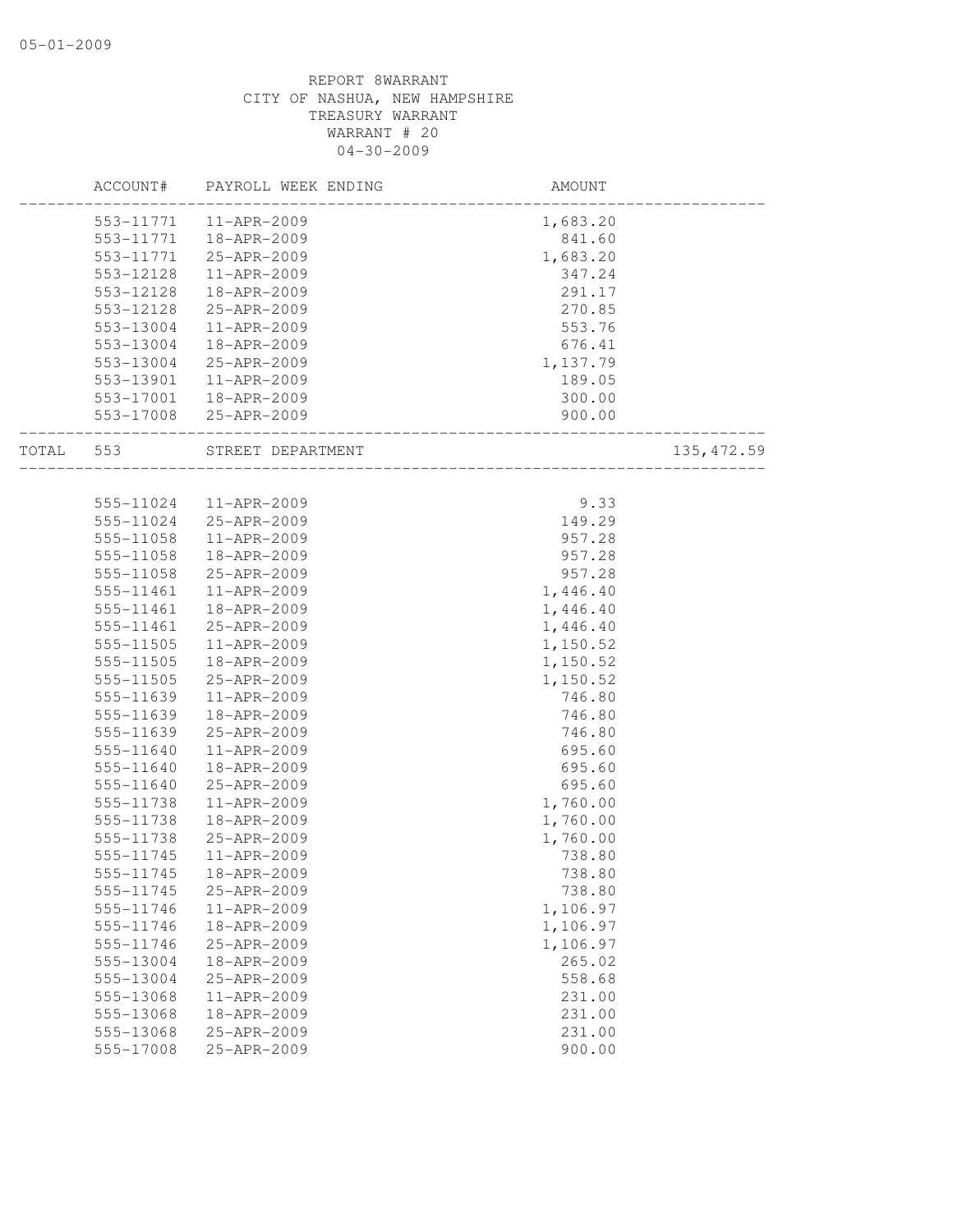REPORT 8WARRANT
CITY OF NASHUA, NEW HAMPSHIRE
TREASURY WARRANT
WARRANT # 20
04-30-2009

| ACCOUNT# | PAYROLL WEEK ENDING | AMOUNT | |
|---|---|---|---|
| 553-11771 | 11-APR-2009 | 1,683.20 | |
| 553-11771 | 18-APR-2009 | 841.60 | |
| 553-11771 | 25-APR-2009 | 1,683.20 | |
| 553-12128 | 11-APR-2009 | 347.24 | |
| 553-12128 | 18-APR-2009 | 291.17 | |
| 553-12128 | 25-APR-2009 | 270.85 | |
| 553-13004 | 11-APR-2009 | 553.76 | |
| 553-13004 | 18-APR-2009 | 676.41 | |
| 553-13004 | 25-APR-2009 | 1,137.79 | |
| 553-13901 | 11-APR-2009 | 189.05 | |
| 553-17001 | 18-APR-2009 | 300.00 | |
| 553-17008 | 25-APR-2009 | 900.00 | |
| TOTAL 553 | STREET DEPARTMENT | | 135,472.59 |
| 555-11024 | 11-APR-2009 | 9.33 | |
| 555-11024 | 25-APR-2009 | 149.29 | |
| 555-11058 | 11-APR-2009 | 957.28 | |
| 555-11058 | 18-APR-2009 | 957.28 | |
| 555-11058 | 25-APR-2009 | 957.28 | |
| 555-11461 | 11-APR-2009 | 1,446.40 | |
| 555-11461 | 18-APR-2009 | 1,446.40 | |
| 555-11461 | 25-APR-2009 | 1,446.40 | |
| 555-11505 | 11-APR-2009 | 1,150.52 | |
| 555-11505 | 18-APR-2009 | 1,150.52 | |
| 555-11505 | 25-APR-2009 | 1,150.52 | |
| 555-11639 | 11-APR-2009 | 746.80 | |
| 555-11639 | 18-APR-2009 | 746.80 | |
| 555-11639 | 25-APR-2009 | 746.80 | |
| 555-11640 | 11-APR-2009 | 695.60 | |
| 555-11640 | 18-APR-2009 | 695.60 | |
| 555-11640 | 25-APR-2009 | 695.60 | |
| 555-11738 | 11-APR-2009 | 1,760.00 | |
| 555-11738 | 18-APR-2009 | 1,760.00 | |
| 555-11738 | 25-APR-2009 | 1,760.00 | |
| 555-11745 | 11-APR-2009 | 738.80 | |
| 555-11745 | 18-APR-2009 | 738.80 | |
| 555-11745 | 25-APR-2009 | 738.80 | |
| 555-11746 | 11-APR-2009 | 1,106.97 | |
| 555-11746 | 18-APR-2009 | 1,106.97 | |
| 555-11746 | 25-APR-2009 | 1,106.97 | |
| 555-13004 | 18-APR-2009 | 265.02 | |
| 555-13004 | 25-APR-2009 | 558.68 | |
| 555-13068 | 11-APR-2009 | 231.00 | |
| 555-13068 | 18-APR-2009 | 231.00 | |
| 555-13068 | 25-APR-2009 | 231.00 | |
| 555-17008 | 25-APR-2009 | 900.00 | |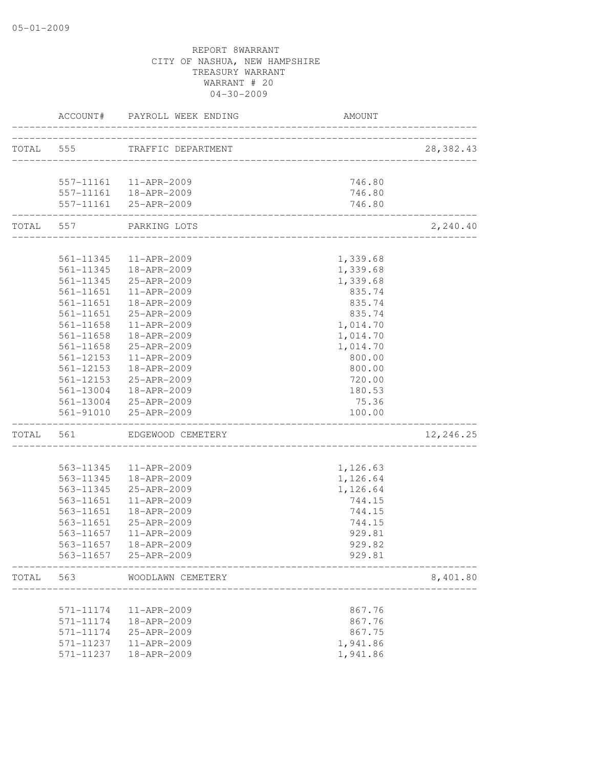REPORT 8WARRANT
CITY OF NASHUA, NEW HAMPSHIRE
TREASURY WARRANT
WARRANT # 20
04-30-2009

| | ACCOUNT# | PAYROLL WEEK ENDING | AMOUNT | |
|---|---|---|---|---|
| TOTAL | 555 | TRAFFIC DEPARTMENT | | 28,382.43 |
| | 557-11161 | 11-APR-2009 | 746.80 | |
| | 557-11161 | 18-APR-2009 | 746.80 | |
| | 557-11161 | 25-APR-2009 | 746.80 | |
| TOTAL | 557 | PARKING LOTS | | 2,240.40 |
| | 561-11345 | 11-APR-2009 | 1,339.68 | |
| | 561-11345 | 18-APR-2009 | 1,339.68 | |
| | 561-11345 | 25-APR-2009 | 1,339.68 | |
| | 561-11651 | 11-APR-2009 | 835.74 | |
| | 561-11651 | 18-APR-2009 | 835.74 | |
| | 561-11651 | 25-APR-2009 | 835.74 | |
| | 561-11658 | 11-APR-2009 | 1,014.70 | |
| | 561-11658 | 18-APR-2009 | 1,014.70 | |
| | 561-11658 | 25-APR-2009 | 1,014.70 | |
| | 561-12153 | 11-APR-2009 | 800.00 | |
| | 561-12153 | 18-APR-2009 | 800.00 | |
| | 561-12153 | 25-APR-2009 | 720.00 | |
| | 561-13004 | 18-APR-2009 | 180.53 | |
| | 561-13004 | 25-APR-2009 | 75.36 | |
| | 561-91010 | 25-APR-2009 | 100.00 | |
| TOTAL | 561 | EDGEWOOD CEMETERY | | 12,246.25 |
| | 563-11345 | 11-APR-2009 | 1,126.63 | |
| | 563-11345 | 18-APR-2009 | 1,126.64 | |
| | 563-11345 | 25-APR-2009 | 1,126.64 | |
| | 563-11651 | 11-APR-2009 | 744.15 | |
| | 563-11651 | 18-APR-2009 | 744.15 | |
| | 563-11651 | 25-APR-2009 | 744.15 | |
| | 563-11657 | 11-APR-2009 | 929.81 | |
| | 563-11657 | 18-APR-2009 | 929.82 | |
| | 563-11657 | 25-APR-2009 | 929.81 | |
| TOTAL | 563 | WOODLAWN CEMETERY | | 8,401.80 |
| | 571-11174 | 11-APR-2009 | 867.76 | |
| | 571-11174 | 18-APR-2009 | 867.76 | |
| | 571-11174 | 25-APR-2009 | 867.75 | |
| | 571-11237 | 11-APR-2009 | 1,941.86 | |
| | 571-11237 | 18-APR-2009 | 1,941.86 | |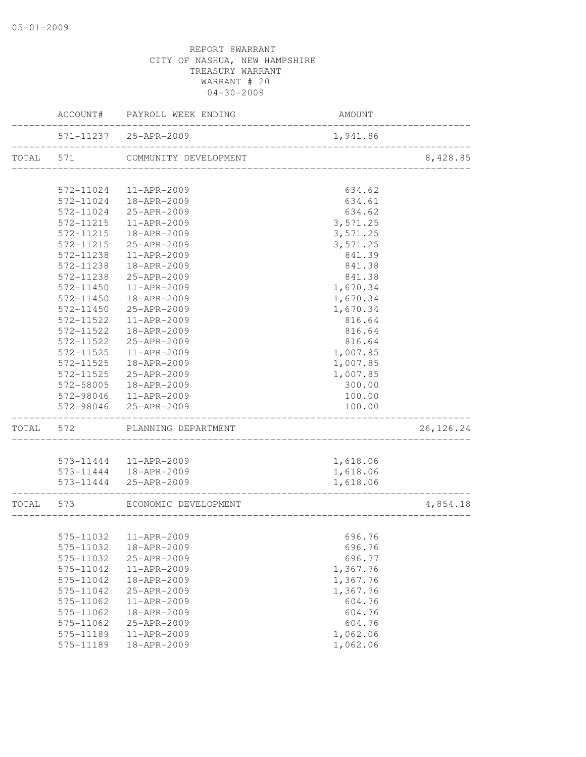REPORT 8WARRANT
CITY OF NASHUA, NEW HAMPSHIRE
TREASURY WARRANT
WARRANT # 20
04-30-2009

| | ACCOUNT# | PAYROLL WEEK ENDING | AMOUNT | |
|---|---|---|---|---|
| | 571-11237 | 25-APR-2009 | 1,941.86 | |
| TOTAL | 571 | COMMUNITY DEVELOPMENT | | 8,428.85 |
| | 572-11024 | 11-APR-2009 | 634.62 | |
| | 572-11024 | 18-APR-2009 | 634.61 | |
| | 572-11024 | 25-APR-2009 | 634.62 | |
| | 572-11215 | 11-APR-2009 | 3,571.25 | |
| | 572-11215 | 18-APR-2009 | 3,571.25 | |
| | 572-11215 | 25-APR-2009 | 3,571.25 | |
| | 572-11238 | 11-APR-2009 | 841.39 | |
| | 572-11238 | 18-APR-2009 | 841.38 | |
| | 572-11238 | 25-APR-2009 | 841.38 | |
| | 572-11450 | 11-APR-2009 | 1,670.34 | |
| | 572-11450 | 18-APR-2009 | 1,670.34 | |
| | 572-11450 | 25-APR-2009 | 1,670.34 | |
| | 572-11522 | 11-APR-2009 | 816.64 | |
| | 572-11522 | 18-APR-2009 | 816.64 | |
| | 572-11522 | 25-APR-2009 | 816.64 | |
| | 572-11525 | 11-APR-2009 | 1,007.85 | |
| | 572-11525 | 18-APR-2009 | 1,007.85 | |
| | 572-11525 | 25-APR-2009 | 1,007.85 | |
| | 572-58005 | 18-APR-2009 | 300.00 | |
| | 572-98046 | 11-APR-2009 | 100.00 | |
| | 572-98046 | 25-APR-2009 | 100.00 | |
| TOTAL | 572 | PLANNING DEPARTMENT | | 26,126.24 |
| | 573-11444 | 11-APR-2009 | 1,618.06 | |
| | 573-11444 | 18-APR-2009 | 1,618.06 | |
| | 573-11444 | 25-APR-2009 | 1,618.06 | |
| TOTAL | 573 | ECONOMIC DEVELOPMENT | | 4,854.18 |
| | 575-11032 | 11-APR-2009 | 696.76 | |
| | 575-11032 | 18-APR-2009 | 696.76 | |
| | 575-11032 | 25-APR-2009 | 696.77 | |
| | 575-11042 | 11-APR-2009 | 1,367.76 | |
| | 575-11042 | 18-APR-2009 | 1,367.76 | |
| | 575-11042 | 25-APR-2009 | 1,367.76 | |
| | 575-11062 | 11-APR-2009 | 604.76 | |
| | 575-11062 | 18-APR-2009 | 604.76 | |
| | 575-11062 | 25-APR-2009 | 604.76 | |
| | 575-11189 | 11-APR-2009 | 1,062.06 | |
| | 575-11189 | 18-APR-2009 | 1,062.06 | |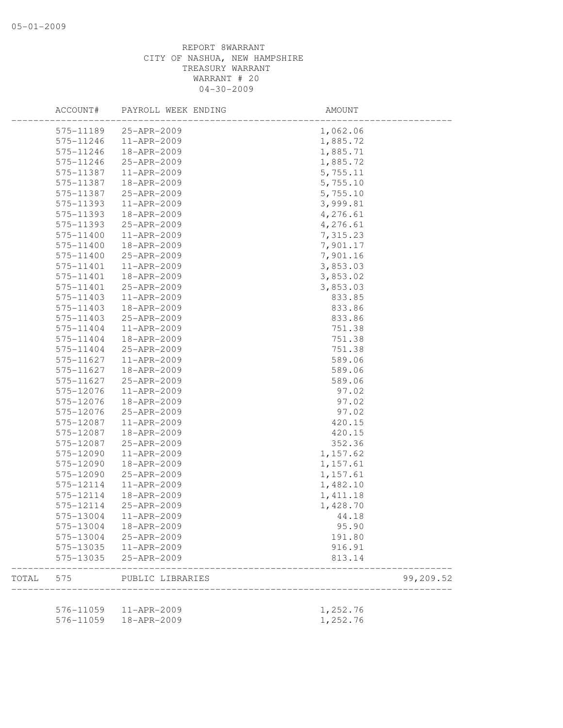REPORT 8WARRANT
CITY OF NASHUA, NEW HAMPSHIRE
TREASURY WARRANT
WARRANT # 20
04-30-2009

| | ACCOUNT# | PAYROLL WEEK ENDING | AMOUNT | |
|---|---|---|---|---|
| | 575-11189 | 25-APR-2009 | 1,062.06 | |
| | 575-11246 | 11-APR-2009 | 1,885.72 | |
| | 575-11246 | 18-APR-2009 | 1,885.71 | |
| | 575-11246 | 25-APR-2009 | 1,885.72 | |
| | 575-11387 | 11-APR-2009 | 5,755.11 | |
| | 575-11387 | 18-APR-2009 | 5,755.10 | |
| | 575-11387 | 25-APR-2009 | 5,755.10 | |
| | 575-11393 | 11-APR-2009 | 3,999.81 | |
| | 575-11393 | 18-APR-2009 | 4,276.61 | |
| | 575-11393 | 25-APR-2009 | 4,276.61 | |
| | 575-11400 | 11-APR-2009 | 7,315.23 | |
| | 575-11400 | 18-APR-2009 | 7,901.17 | |
| | 575-11400 | 25-APR-2009 | 7,901.16 | |
| | 575-11401 | 11-APR-2009 | 3,853.03 | |
| | 575-11401 | 18-APR-2009 | 3,853.02 | |
| | 575-11401 | 25-APR-2009 | 3,853.03 | |
| | 575-11403 | 11-APR-2009 | 833.85 | |
| | 575-11403 | 18-APR-2009 | 833.86 | |
| | 575-11403 | 25-APR-2009 | 833.86 | |
| | 575-11404 | 11-APR-2009 | 751.38 | |
| | 575-11404 | 18-APR-2009 | 751.38 | |
| | 575-11404 | 25-APR-2009 | 751.38 | |
| | 575-11627 | 11-APR-2009 | 589.06 | |
| | 575-11627 | 18-APR-2009 | 589.06 | |
| | 575-11627 | 25-APR-2009 | 589.06 | |
| | 575-12076 | 11-APR-2009 | 97.02 | |
| | 575-12076 | 18-APR-2009 | 97.02 | |
| | 575-12076 | 25-APR-2009 | 97.02 | |
| | 575-12087 | 11-APR-2009 | 420.15 | |
| | 575-12087 | 18-APR-2009 | 420.15 | |
| | 575-12087 | 25-APR-2009 | 352.36 | |
| | 575-12090 | 11-APR-2009 | 1,157.62 | |
| | 575-12090 | 18-APR-2009 | 1,157.61 | |
| | 575-12090 | 25-APR-2009 | 1,157.61 | |
| | 575-12114 | 11-APR-2009 | 1,482.10 | |
| | 575-12114 | 18-APR-2009 | 1,411.18 | |
| | 575-12114 | 25-APR-2009 | 1,428.70 | |
| | 575-13004 | 11-APR-2009 | 44.18 | |
| | 575-13004 | 18-APR-2009 | 95.90 | |
| | 575-13004 | 25-APR-2009 | 191.80 | |
| | 575-13035 | 11-APR-2009 | 916.91 | |
| | 575-13035 | 25-APR-2009 | 813.14 | |
| TOTAL | 575 | PUBLIC LIBRARIES | | 99,209.52 |
| | 576-11059 | 11-APR-2009 | 1,252.76 | |
| | 576-11059 | 18-APR-2009 | 1,252.76 | |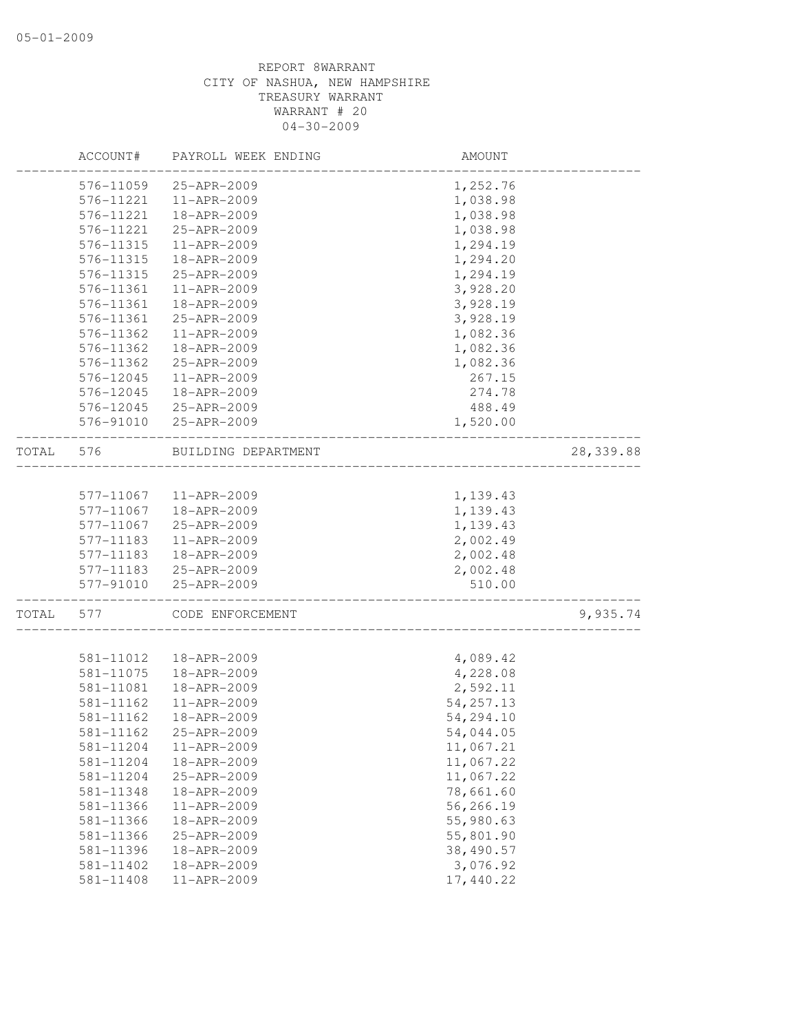05-01-2009

REPORT 8WARRANT
CITY OF NASHUA, NEW HAMPSHIRE
TREASURY WARRANT
WARRANT # 20
04-30-2009

| | ACCOUNT# | PAYROLL WEEK ENDING | AMOUNT | |
|---|---|---|---|---|
| | 576-11059 | 25-APR-2009 | 1,252.76 | |
| | 576-11221 | 11-APR-2009 | 1,038.98 | |
| | 576-11221 | 18-APR-2009 | 1,038.98 | |
| | 576-11221 | 25-APR-2009 | 1,038.98 | |
| | 576-11315 | 11-APR-2009 | 1,294.19 | |
| | 576-11315 | 18-APR-2009 | 1,294.20 | |
| | 576-11315 | 25-APR-2009 | 1,294.19 | |
| | 576-11361 | 11-APR-2009 | 3,928.20 | |
| | 576-11361 | 18-APR-2009 | 3,928.19 | |
| | 576-11361 | 25-APR-2009 | 3,928.19 | |
| | 576-11362 | 11-APR-2009 | 1,082.36 | |
| | 576-11362 | 18-APR-2009 | 1,082.36 | |
| | 576-11362 | 25-APR-2009 | 1,082.36 | |
| | 576-12045 | 11-APR-2009 | 267.15 | |
| | 576-12045 | 18-APR-2009 | 274.78 | |
| | 576-12045 | 25-APR-2009 | 488.49 | |
| | 576-91010 | 25-APR-2009 | 1,520.00 | |
| TOTAL | 576 | BUILDING DEPARTMENT | | 28,339.88 |
| | 577-11067 | 11-APR-2009 | 1,139.43 | |
| | 577-11067 | 18-APR-2009 | 1,139.43 | |
| | 577-11067 | 25-APR-2009 | 1,139.43 | |
| | 577-11183 | 11-APR-2009 | 2,002.49 | |
| | 577-11183 | 18-APR-2009 | 2,002.48 | |
| | 577-11183 | 25-APR-2009 | 2,002.48 | |
| | 577-91010 | 25-APR-2009 | 510.00 | |
| TOTAL | 577 | CODE ENFORCEMENT | | 9,935.74 |
| | 581-11012 | 18-APR-2009 | 4,089.42 | |
| | 581-11075 | 18-APR-2009 | 4,228.08 | |
| | 581-11081 | 18-APR-2009 | 2,592.11 | |
| | 581-11162 | 11-APR-2009 | 54,257.13 | |
| | 581-11162 | 18-APR-2009 | 54,294.10 | |
| | 581-11162 | 25-APR-2009 | 54,044.05 | |
| | 581-11204 | 11-APR-2009 | 11,067.21 | |
| | 581-11204 | 18-APR-2009 | 11,067.22 | |
| | 581-11204 | 25-APR-2009 | 11,067.22 | |
| | 581-11348 | 18-APR-2009 | 78,661.60 | |
| | 581-11366 | 11-APR-2009 | 56,266.19 | |
| | 581-11366 | 18-APR-2009 | 55,980.63 | |
| | 581-11366 | 25-APR-2009 | 55,801.90 | |
| | 581-11396 | 18-APR-2009 | 38,490.57 | |
| | 581-11402 | 18-APR-2009 | 3,076.92 | |
| | 581-11408 | 11-APR-2009 | 17,440.22 | |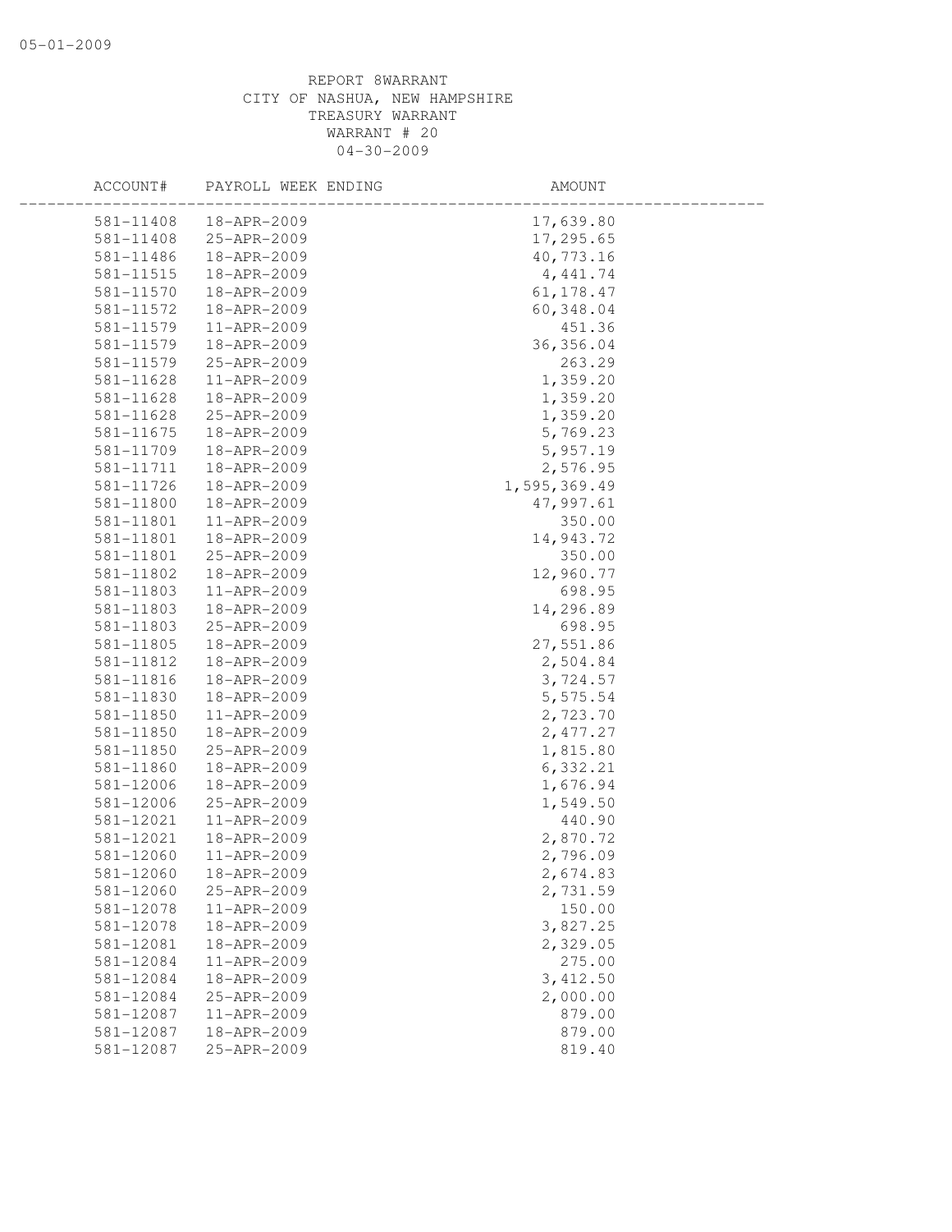REPORT 8WARRANT
CITY OF NASHUA, NEW HAMPSHIRE
TREASURY WARRANT
WARRANT # 20
04-30-2009

| ACCOUNT# | PAYROLL WEEK ENDING | AMOUNT |
|---|---|---|
| 581-11408 | 18-APR-2009 | 17,639.80 |
| 581-11408 | 25-APR-2009 | 17,295.65 |
| 581-11486 | 18-APR-2009 | 40,773.16 |
| 581-11515 | 18-APR-2009 | 4,441.74 |
| 581-11570 | 18-APR-2009 | 61,178.47 |
| 581-11572 | 18-APR-2009 | 60,348.04 |
| 581-11579 | 11-APR-2009 | 451.36 |
| 581-11579 | 18-APR-2009 | 36,356.04 |
| 581-11579 | 25-APR-2009 | 263.29 |
| 581-11628 | 11-APR-2009 | 1,359.20 |
| 581-11628 | 18-APR-2009 | 1,359.20 |
| 581-11628 | 25-APR-2009 | 1,359.20 |
| 581-11675 | 18-APR-2009 | 5,769.23 |
| 581-11709 | 18-APR-2009 | 5,957.19 |
| 581-11711 | 18-APR-2009 | 2,576.95 |
| 581-11726 | 18-APR-2009 | 1,595,369.49 |
| 581-11800 | 18-APR-2009 | 47,997.61 |
| 581-11801 | 11-APR-2009 | 350.00 |
| 581-11801 | 18-APR-2009 | 14,943.72 |
| 581-11801 | 25-APR-2009 | 350.00 |
| 581-11802 | 18-APR-2009 | 12,960.77 |
| 581-11803 | 11-APR-2009 | 698.95 |
| 581-11803 | 18-APR-2009 | 14,296.89 |
| 581-11803 | 25-APR-2009 | 698.95 |
| 581-11805 | 18-APR-2009 | 27,551.86 |
| 581-11812 | 18-APR-2009 | 2,504.84 |
| 581-11816 | 18-APR-2009 | 3,724.57 |
| 581-11830 | 18-APR-2009 | 5,575.54 |
| 581-11850 | 11-APR-2009 | 2,723.70 |
| 581-11850 | 18-APR-2009 | 2,477.27 |
| 581-11850 | 25-APR-2009 | 1,815.80 |
| 581-11860 | 18-APR-2009 | 6,332.21 |
| 581-12006 | 18-APR-2009 | 1,676.94 |
| 581-12006 | 25-APR-2009 | 1,549.50 |
| 581-12021 | 11-APR-2009 | 440.90 |
| 581-12021 | 18-APR-2009 | 2,870.72 |
| 581-12060 | 11-APR-2009 | 2,796.09 |
| 581-12060 | 18-APR-2009 | 2,674.83 |
| 581-12060 | 25-APR-2009 | 2,731.59 |
| 581-12078 | 11-APR-2009 | 150.00 |
| 581-12078 | 18-APR-2009 | 3,827.25 |
| 581-12081 | 18-APR-2009 | 2,329.05 |
| 581-12084 | 11-APR-2009 | 275.00 |
| 581-12084 | 18-APR-2009 | 3,412.50 |
| 581-12084 | 25-APR-2009 | 2,000.00 |
| 581-12087 | 11-APR-2009 | 879.00 |
| 581-12087 | 18-APR-2009 | 879.00 |
| 581-12087 | 25-APR-2009 | 819.40 |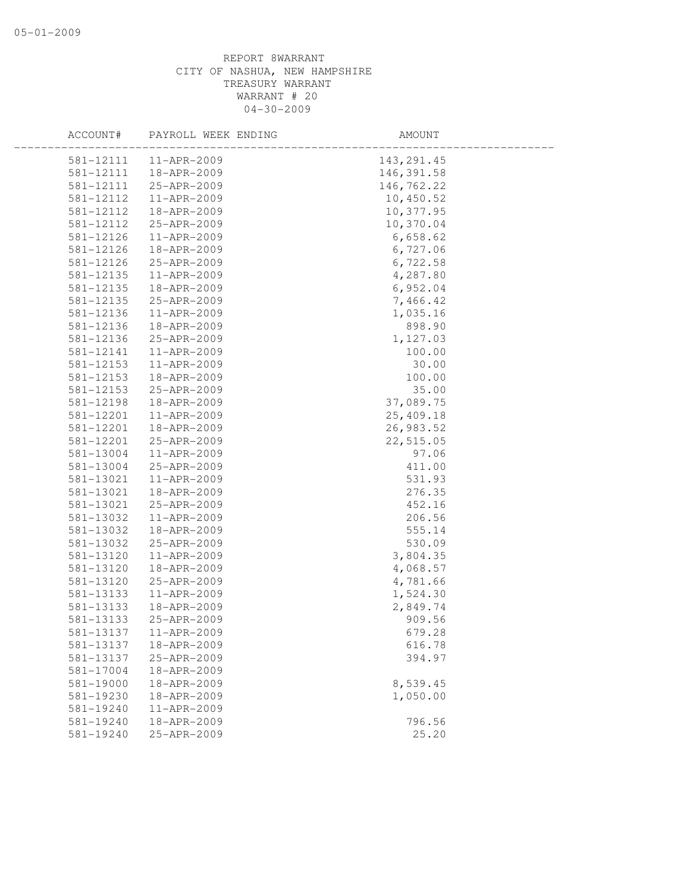05-01-2009

REPORT 8WARRANT
CITY OF NASHUA, NEW HAMPSHIRE
TREASURY WARRANT
WARRANT # 20
04-30-2009

| ACCOUNT# | PAYROLL WEEK ENDING | AMOUNT |
|---|---|---|
| 581-12111 | 11-APR-2009 | 143,291.45 |
| 581-12111 | 18-APR-2009 | 146,391.58 |
| 581-12111 | 25-APR-2009 | 146,762.22 |
| 581-12112 | 11-APR-2009 | 10,450.52 |
| 581-12112 | 18-APR-2009 | 10,377.95 |
| 581-12112 | 25-APR-2009 | 10,370.04 |
| 581-12126 | 11-APR-2009 | 6,658.62 |
| 581-12126 | 18-APR-2009 | 6,727.06 |
| 581-12126 | 25-APR-2009 | 6,722.58 |
| 581-12135 | 11-APR-2009 | 4,287.80 |
| 581-12135 | 18-APR-2009 | 6,952.04 |
| 581-12135 | 25-APR-2009 | 7,466.42 |
| 581-12136 | 11-APR-2009 | 1,035.16 |
| 581-12136 | 18-APR-2009 | 898.90 |
| 581-12136 | 25-APR-2009 | 1,127.03 |
| 581-12141 | 11-APR-2009 | 100.00 |
| 581-12153 | 11-APR-2009 | 30.00 |
| 581-12153 | 18-APR-2009 | 100.00 |
| 581-12153 | 25-APR-2009 | 35.00 |
| 581-12198 | 18-APR-2009 | 37,089.75 |
| 581-12201 | 11-APR-2009 | 25,409.18 |
| 581-12201 | 18-APR-2009 | 26,983.52 |
| 581-12201 | 25-APR-2009 | 22,515.05 |
| 581-13004 | 11-APR-2009 | 97.06 |
| 581-13004 | 25-APR-2009 | 411.00 |
| 581-13021 | 11-APR-2009 | 531.93 |
| 581-13021 | 18-APR-2009 | 276.35 |
| 581-13021 | 25-APR-2009 | 452.16 |
| 581-13032 | 11-APR-2009 | 206.56 |
| 581-13032 | 18-APR-2009 | 555.14 |
| 581-13032 | 25-APR-2009 | 530.09 |
| 581-13120 | 11-APR-2009 | 3,804.35 |
| 581-13120 | 18-APR-2009 | 4,068.57 |
| 581-13120 | 25-APR-2009 | 4,781.66 |
| 581-13133 | 11-APR-2009 | 1,524.30 |
| 581-13133 | 18-APR-2009 | 2,849.74 |
| 581-13133 | 25-APR-2009 | 909.56 |
| 581-13137 | 11-APR-2009 | 679.28 |
| 581-13137 | 18-APR-2009 | 616.78 |
| 581-13137 | 25-APR-2009 | 394.97 |
| 581-17004 | 18-APR-2009 | |
| 581-19000 | 18-APR-2009 | 8,539.45 |
| 581-19230 | 18-APR-2009 | 1,050.00 |
| 581-19240 | 11-APR-2009 | |
| 581-19240 | 18-APR-2009 | 796.56 |
| 581-19240 | 25-APR-2009 | 25.20 |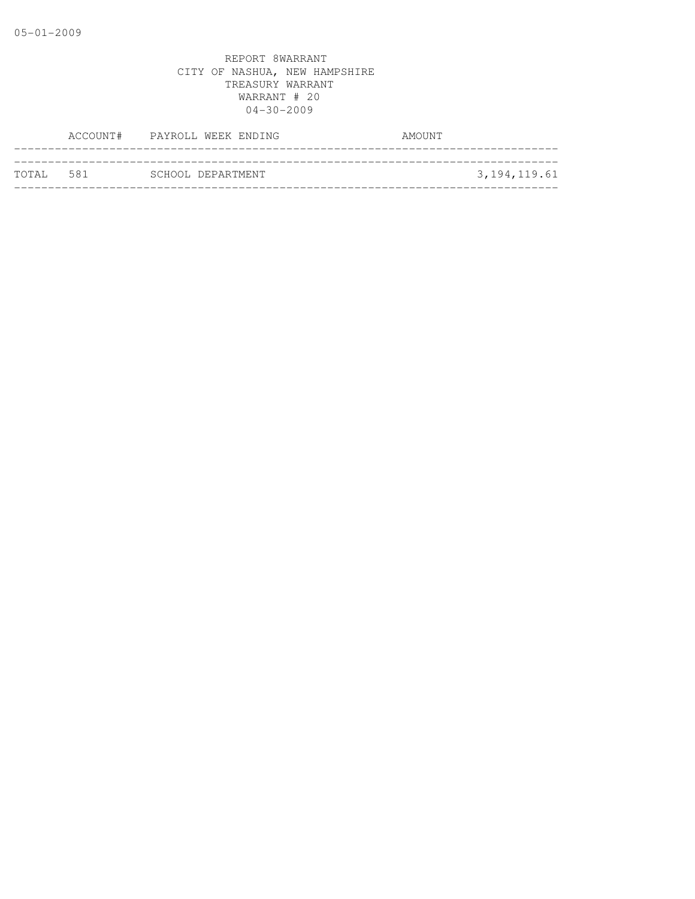05-01-2009

REPORT 8WARRANT
CITY OF NASHUA, NEW HAMPSHIRE
TREASURY WARRANT
WARRANT # 20
04-30-2009

| | ACCOUNT# | PAYROLL WEEK ENDING | AMOUNT |
|---|---|---|---|
| TOTAL | 581 | SCHOOL DEPARTMENT | 3,194,119.61 |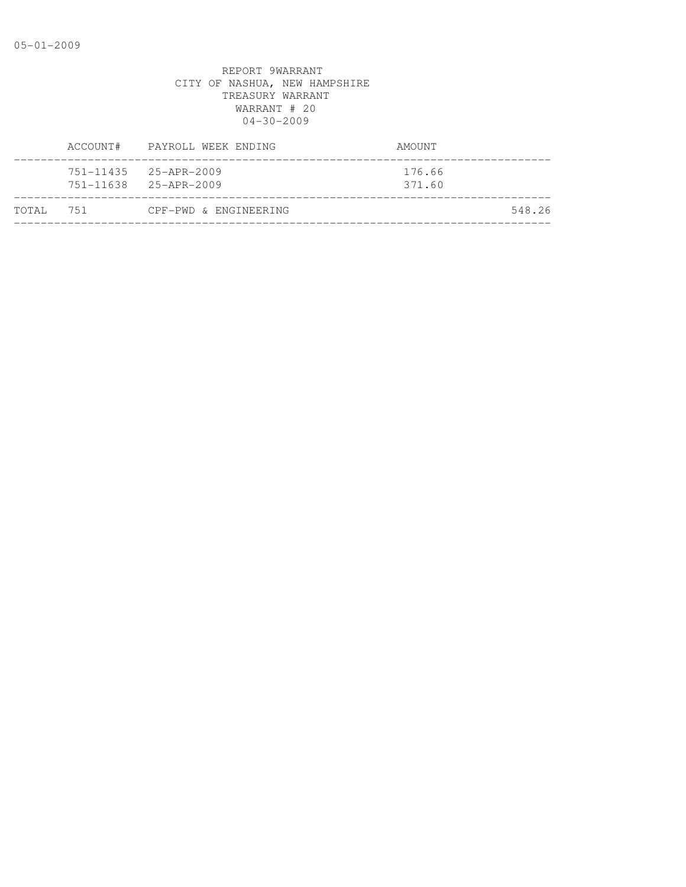05-01-2009

REPORT 9WARRANT
CITY OF NASHUA, NEW HAMPSHIRE
TREASURY WARRANT
WARRANT # 20
04-30-2009

| | ACCOUNT# | PAYROLL WEEK ENDING | AMOUNT | |
|---|---|---|---|---|
| | 751-11435 | 25-APR-2009 | 176.66 | |
| | 751-11638 | 25-APR-2009 | 371.60 | |
| TOTAL | 751 | CPF-PWD & ENGINEERING | | 548.26 |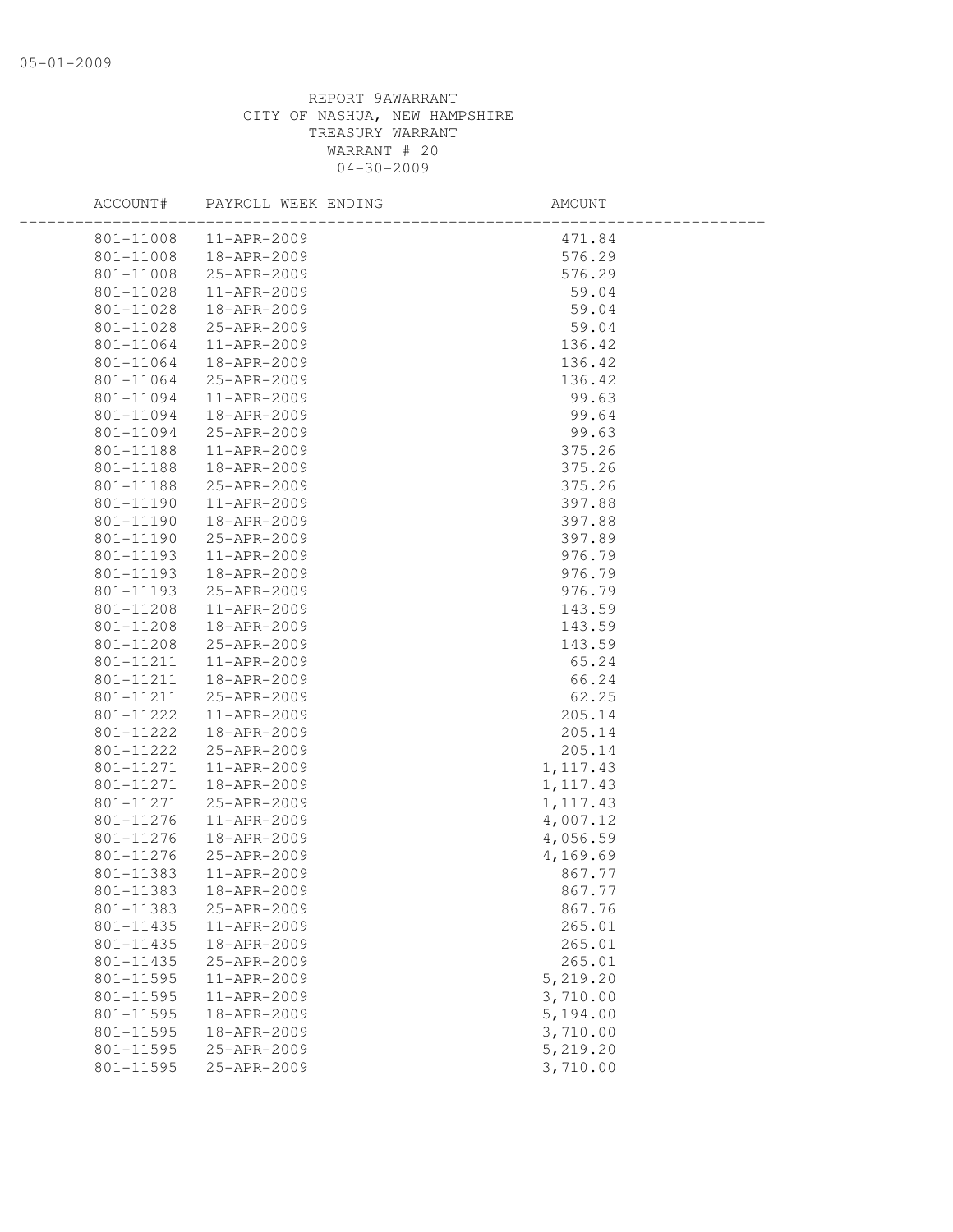REPORT 9AWARRANT
CITY OF NASHUA, NEW HAMPSHIRE
TREASURY WARRANT
WARRANT # 20
04-30-2009

| ACCOUNT# | PAYROLL WEEK ENDING | AMOUNT |
|---|---|---|
| 801-11008 | 11-APR-2009 | 471.84 |
| 801-11008 | 18-APR-2009 | 576.29 |
| 801-11008 | 25-APR-2009 | 576.29 |
| 801-11028 | 11-APR-2009 | 59.04 |
| 801-11028 | 18-APR-2009 | 59.04 |
| 801-11028 | 25-APR-2009 | 59.04 |
| 801-11064 | 11-APR-2009 | 136.42 |
| 801-11064 | 18-APR-2009 | 136.42 |
| 801-11064 | 25-APR-2009 | 136.42 |
| 801-11094 | 11-APR-2009 | 99.63 |
| 801-11094 | 18-APR-2009 | 99.64 |
| 801-11094 | 25-APR-2009 | 99.63 |
| 801-11188 | 11-APR-2009 | 375.26 |
| 801-11188 | 18-APR-2009 | 375.26 |
| 801-11188 | 25-APR-2009 | 375.26 |
| 801-11190 | 11-APR-2009 | 397.88 |
| 801-11190 | 18-APR-2009 | 397.88 |
| 801-11190 | 25-APR-2009 | 397.89 |
| 801-11193 | 11-APR-2009 | 976.79 |
| 801-11193 | 18-APR-2009 | 976.79 |
| 801-11193 | 25-APR-2009 | 976.79 |
| 801-11208 | 11-APR-2009 | 143.59 |
| 801-11208 | 18-APR-2009 | 143.59 |
| 801-11208 | 25-APR-2009 | 143.59 |
| 801-11211 | 11-APR-2009 | 65.24 |
| 801-11211 | 18-APR-2009 | 66.24 |
| 801-11211 | 25-APR-2009 | 62.25 |
| 801-11222 | 11-APR-2009 | 205.14 |
| 801-11222 | 18-APR-2009 | 205.14 |
| 801-11222 | 25-APR-2009 | 205.14 |
| 801-11271 | 11-APR-2009 | 1,117.43 |
| 801-11271 | 18-APR-2009 | 1,117.43 |
| 801-11271 | 25-APR-2009 | 1,117.43 |
| 801-11276 | 11-APR-2009 | 4,007.12 |
| 801-11276 | 18-APR-2009 | 4,056.59 |
| 801-11276 | 25-APR-2009 | 4,169.69 |
| 801-11383 | 11-APR-2009 | 867.77 |
| 801-11383 | 18-APR-2009 | 867.77 |
| 801-11383 | 25-APR-2009 | 867.76 |
| 801-11435 | 11-APR-2009 | 265.01 |
| 801-11435 | 18-APR-2009 | 265.01 |
| 801-11435 | 25-APR-2009 | 265.01 |
| 801-11595 | 11-APR-2009 | 5,219.20 |
| 801-11595 | 11-APR-2009 | 3,710.00 |
| 801-11595 | 18-APR-2009 | 5,194.00 |
| 801-11595 | 18-APR-2009 | 3,710.00 |
| 801-11595 | 25-APR-2009 | 5,219.20 |
| 801-11595 | 25-APR-2009 | 3,710.00 |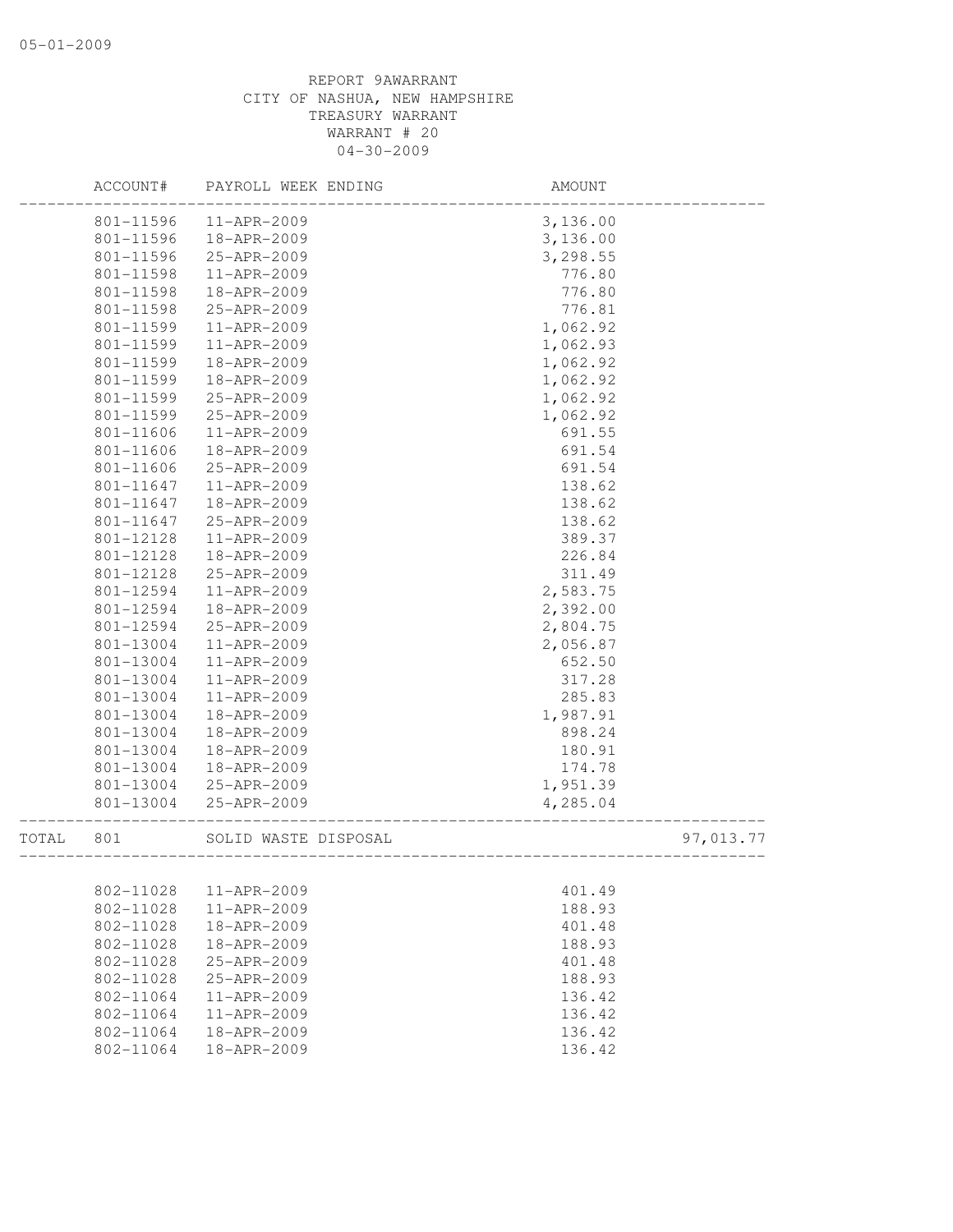REPORT 9AWARRANT
CITY OF NASHUA, NEW HAMPSHIRE
TREASURY WARRANT
WARRANT # 20
04-30-2009

| | ACCOUNT# | PAYROLL WEEK ENDING | AMOUNT | |
|---|---|---|---|---|
| | 801-11596 | 11-APR-2009 | 3,136.00 | |
| | 801-11596 | 18-APR-2009 | 3,136.00 | |
| | 801-11596 | 25-APR-2009 | 3,298.55 | |
| | 801-11598 | 11-APR-2009 | 776.80 | |
| | 801-11598 | 18-APR-2009 | 776.80 | |
| | 801-11598 | 25-APR-2009 | 776.81 | |
| | 801-11599 | 11-APR-2009 | 1,062.92 | |
| | 801-11599 | 11-APR-2009 | 1,062.93 | |
| | 801-11599 | 18-APR-2009 | 1,062.92 | |
| | 801-11599 | 18-APR-2009 | 1,062.92 | |
| | 801-11599 | 25-APR-2009 | 1,062.92 | |
| | 801-11599 | 25-APR-2009 | 1,062.92 | |
| | 801-11606 | 11-APR-2009 | 691.55 | |
| | 801-11606 | 18-APR-2009 | 691.54 | |
| | 801-11606 | 25-APR-2009 | 691.54 | |
| | 801-11647 | 11-APR-2009 | 138.62 | |
| | 801-11647 | 18-APR-2009 | 138.62 | |
| | 801-11647 | 25-APR-2009 | 138.62 | |
| | 801-12128 | 11-APR-2009 | 389.37 | |
| | 801-12128 | 18-APR-2009 | 226.84 | |
| | 801-12128 | 25-APR-2009 | 311.49 | |
| | 801-12594 | 11-APR-2009 | 2,583.75 | |
| | 801-12594 | 18-APR-2009 | 2,392.00 | |
| | 801-12594 | 25-APR-2009 | 2,804.75 | |
| | 801-13004 | 11-APR-2009 | 2,056.87 | |
| | 801-13004 | 11-APR-2009 | 652.50 | |
| | 801-13004 | 11-APR-2009 | 317.28 | |
| | 801-13004 | 11-APR-2009 | 285.83 | |
| | 801-13004 | 18-APR-2009 | 1,987.91 | |
| | 801-13004 | 18-APR-2009 | 898.24 | |
| | 801-13004 | 18-APR-2009 | 180.91 | |
| | 801-13004 | 18-APR-2009 | 174.78 | |
| | 801-13004 | 25-APR-2009 | 1,951.39 | |
| | 801-13004 | 25-APR-2009 | 4,285.04 | |
| TOTAL | 801 | SOLID WASTE DISPOSAL | | 97,013.77 |
| | 802-11028 | 11-APR-2009 | 401.49 | |
| | 802-11028 | 11-APR-2009 | 188.93 | |
| | 802-11028 | 18-APR-2009 | 401.48 | |
| | 802-11028 | 18-APR-2009 | 188.93 | |
| | 802-11028 | 25-APR-2009 | 401.48 | |
| | 802-11028 | 25-APR-2009 | 188.93 | |
| | 802-11064 | 11-APR-2009 | 136.42 | |
| | 802-11064 | 11-APR-2009 | 136.42 | |
| | 802-11064 | 18-APR-2009 | 136.42 | |
| | 802-11064 | 18-APR-2009 | 136.42 | |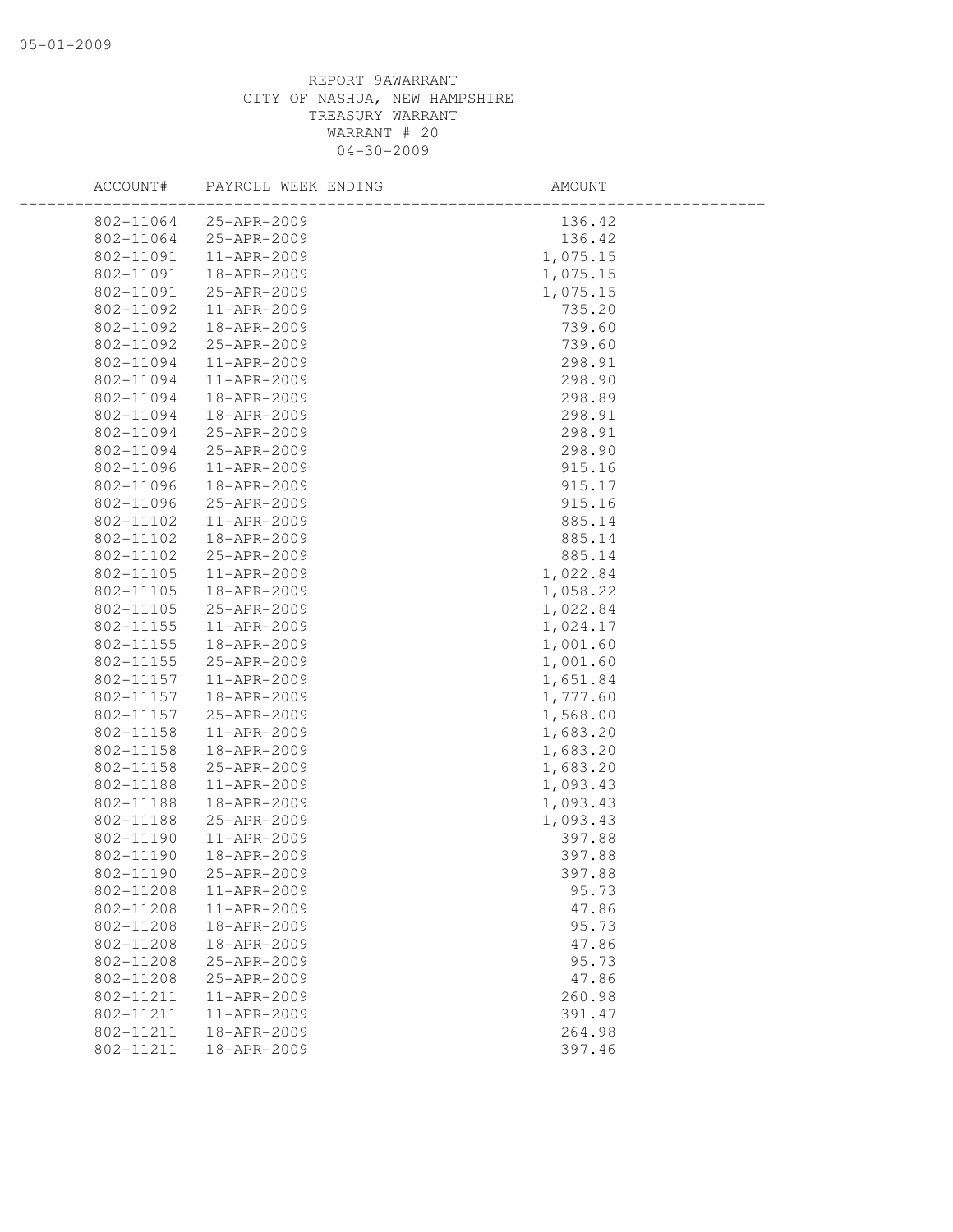REPORT 9AWARRANT
CITY OF NASHUA, NEW HAMPSHIRE
TREASURY WARRANT
WARRANT # 20
04-30-2009

| ACCOUNT# | PAYROLL WEEK ENDING | AMOUNT |
|---|---|---|
| 802-11064 | 25-APR-2009 | 136.42 |
| 802-11064 | 25-APR-2009 | 136.42 |
| 802-11091 | 11-APR-2009 | 1,075.15 |
| 802-11091 | 18-APR-2009 | 1,075.15 |
| 802-11091 | 25-APR-2009 | 1,075.15 |
| 802-11092 | 11-APR-2009 | 735.20 |
| 802-11092 | 18-APR-2009 | 739.60 |
| 802-11092 | 25-APR-2009 | 739.60 |
| 802-11094 | 11-APR-2009 | 298.91 |
| 802-11094 | 11-APR-2009 | 298.90 |
| 802-11094 | 18-APR-2009 | 298.89 |
| 802-11094 | 18-APR-2009 | 298.91 |
| 802-11094 | 25-APR-2009 | 298.91 |
| 802-11094 | 25-APR-2009 | 298.90 |
| 802-11096 | 11-APR-2009 | 915.16 |
| 802-11096 | 18-APR-2009 | 915.17 |
| 802-11096 | 25-APR-2009 | 915.16 |
| 802-11102 | 11-APR-2009 | 885.14 |
| 802-11102 | 18-APR-2009 | 885.14 |
| 802-11102 | 25-APR-2009 | 885.14 |
| 802-11105 | 11-APR-2009 | 1,022.84 |
| 802-11105 | 18-APR-2009 | 1,058.22 |
| 802-11105 | 25-APR-2009 | 1,022.84 |
| 802-11155 | 11-APR-2009 | 1,024.17 |
| 802-11155 | 18-APR-2009 | 1,001.60 |
| 802-11155 | 25-APR-2009 | 1,001.60 |
| 802-11157 | 11-APR-2009 | 1,651.84 |
| 802-11157 | 18-APR-2009 | 1,777.60 |
| 802-11157 | 25-APR-2009 | 1,568.00 |
| 802-11158 | 11-APR-2009 | 1,683.20 |
| 802-11158 | 18-APR-2009 | 1,683.20 |
| 802-11158 | 25-APR-2009 | 1,683.20 |
| 802-11188 | 11-APR-2009 | 1,093.43 |
| 802-11188 | 18-APR-2009 | 1,093.43 |
| 802-11188 | 25-APR-2009 | 1,093.43 |
| 802-11190 | 11-APR-2009 | 397.88 |
| 802-11190 | 18-APR-2009 | 397.88 |
| 802-11190 | 25-APR-2009 | 397.88 |
| 802-11208 | 11-APR-2009 | 95.73 |
| 802-11208 | 11-APR-2009 | 47.86 |
| 802-11208 | 18-APR-2009 | 95.73 |
| 802-11208 | 18-APR-2009 | 47.86 |
| 802-11208 | 25-APR-2009 | 95.73 |
| 802-11208 | 25-APR-2009 | 47.86 |
| 802-11211 | 11-APR-2009 | 260.98 |
| 802-11211 | 11-APR-2009 | 391.47 |
| 802-11211 | 18-APR-2009 | 264.98 |
| 802-11211 | 18-APR-2009 | 397.46 |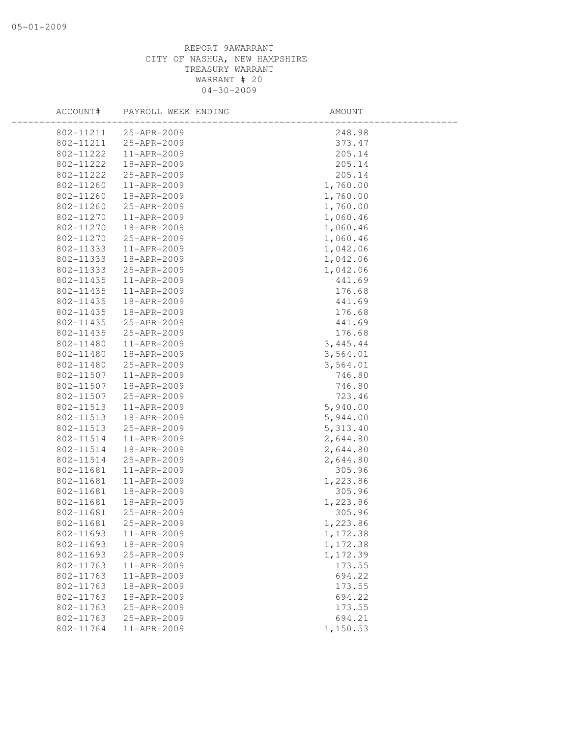REPORT 9AWARRANT
CITY OF NASHUA, NEW HAMPSHIRE
TREASURY WARRANT
WARRANT # 20
04-30-2009

| ACCOUNT# | PAYROLL WEEK ENDING | AMOUNT |
|---|---|---|
| 802-11211 | 25-APR-2009 | 248.98 |
| 802-11211 | 25-APR-2009 | 373.47 |
| 802-11222 | 11-APR-2009 | 205.14 |
| 802-11222 | 18-APR-2009 | 205.14 |
| 802-11222 | 25-APR-2009 | 205.14 |
| 802-11260 | 11-APR-2009 | 1,760.00 |
| 802-11260 | 18-APR-2009 | 1,760.00 |
| 802-11260 | 25-APR-2009 | 1,760.00 |
| 802-11270 | 11-APR-2009 | 1,060.46 |
| 802-11270 | 18-APR-2009 | 1,060.46 |
| 802-11270 | 25-APR-2009 | 1,060.46 |
| 802-11333 | 11-APR-2009 | 1,042.06 |
| 802-11333 | 18-APR-2009 | 1,042.06 |
| 802-11333 | 25-APR-2009 | 1,042.06 |
| 802-11435 | 11-APR-2009 | 441.69 |
| 802-11435 | 11-APR-2009 | 176.68 |
| 802-11435 | 18-APR-2009 | 441.69 |
| 802-11435 | 18-APR-2009 | 176.68 |
| 802-11435 | 25-APR-2009 | 441.69 |
| 802-11435 | 25-APR-2009 | 176.68 |
| 802-11480 | 11-APR-2009 | 3,445.44 |
| 802-11480 | 18-APR-2009 | 3,564.01 |
| 802-11480 | 25-APR-2009 | 3,564.01 |
| 802-11507 | 11-APR-2009 | 746.80 |
| 802-11507 | 18-APR-2009 | 746.80 |
| 802-11507 | 25-APR-2009 | 723.46 |
| 802-11513 | 11-APR-2009 | 5,940.00 |
| 802-11513 | 18-APR-2009 | 5,944.00 |
| 802-11513 | 25-APR-2009 | 5,313.40 |
| 802-11514 | 11-APR-2009 | 2,644.80 |
| 802-11514 | 18-APR-2009 | 2,644.80 |
| 802-11514 | 25-APR-2009 | 2,644.80 |
| 802-11681 | 11-APR-2009 | 305.96 |
| 802-11681 | 11-APR-2009 | 1,223.86 |
| 802-11681 | 18-APR-2009 | 305.96 |
| 802-11681 | 18-APR-2009 | 1,223.86 |
| 802-11681 | 25-APR-2009 | 305.96 |
| 802-11681 | 25-APR-2009 | 1,223.86 |
| 802-11693 | 11-APR-2009 | 1,172.38 |
| 802-11693 | 18-APR-2009 | 1,172.38 |
| 802-11693 | 25-APR-2009 | 1,172.39 |
| 802-11763 | 11-APR-2009 | 173.55 |
| 802-11763 | 11-APR-2009 | 694.22 |
| 802-11763 | 18-APR-2009 | 173.55 |
| 802-11763 | 18-APR-2009 | 694.22 |
| 802-11763 | 25-APR-2009 | 173.55 |
| 802-11763 | 25-APR-2009 | 694.21 |
| 802-11764 | 11-APR-2009 | 1,150.53 |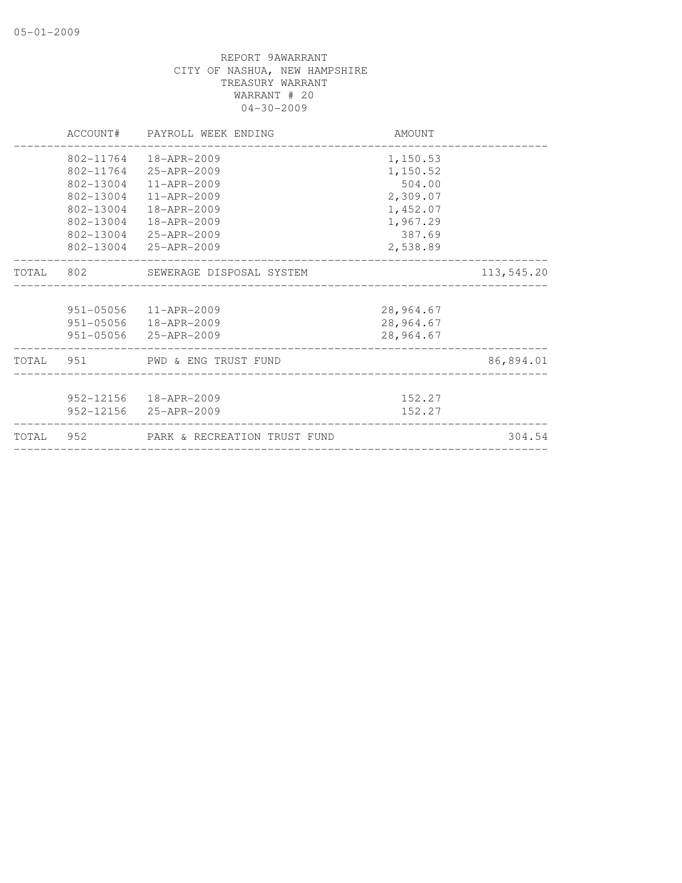REPORT 9AWARRANT
CITY OF NASHUA, NEW HAMPSHIRE
TREASURY WARRANT
WARRANT # 20
04-30-2009

| | ACCOUNT# | PAYROLL WEEK ENDING | AMOUNT | |
|---|---|---|---|---|
| | 802-11764 | 18-APR-2009 | 1,150.53 | |
| | 802-11764 | 25-APR-2009 | 1,150.52 | |
| | 802-13004 | 11-APR-2009 | 504.00 | |
| | 802-13004 | 11-APR-2009 | 2,309.07 | |
| | 802-13004 | 18-APR-2009 | 1,452.07 | |
| | 802-13004 | 18-APR-2009 | 1,967.29 | |
| | 802-13004 | 25-APR-2009 | 387.69 | |
| | 802-13004 | 25-APR-2009 | 2,538.89 | |
| TOTAL | 802 | SEWERAGE DISPOSAL SYSTEM | | 113,545.20 |
| | 951-05056 | 11-APR-2009 | 28,964.67 | |
| | 951-05056 | 18-APR-2009 | 28,964.67 | |
| | 951-05056 | 25-APR-2009 | 28,964.67 | |
| TOTAL | 951 | PWD & ENG TRUST FUND | | 86,894.01 |
| | 952-12156 | 18-APR-2009 | 152.27 | |
| | 952-12156 | 25-APR-2009 | 152.27 | |
| TOTAL | 952 | PARK & RECREATION TRUST FUND | | 304.54 |